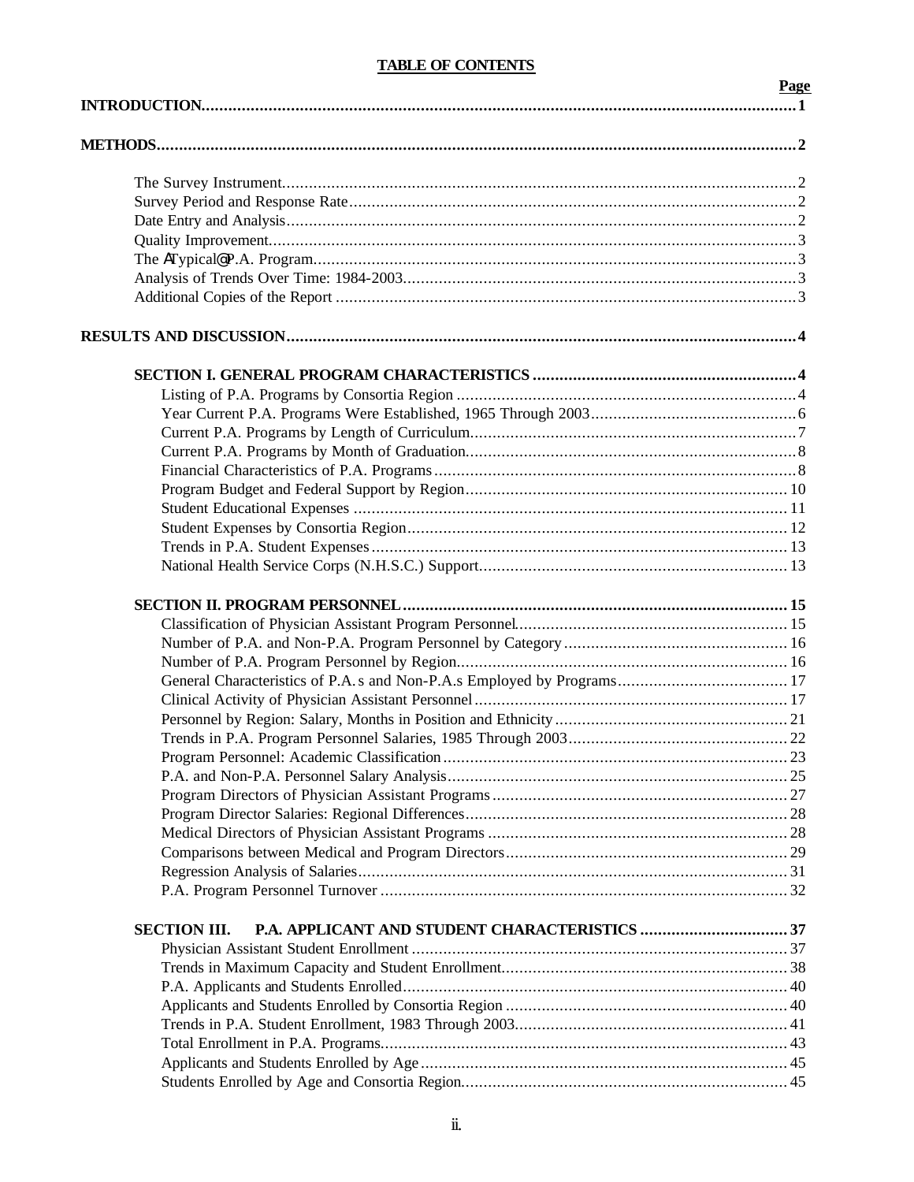# TABLE OF CONTENTS

| | Page |
|---|---|
| **INTRODUCTION** | **1** |
| **METHODS** | **2** |
| The Survey Instrument | 2 |
| Survey Period and Response Rate | 2 |
| Date Entry and Analysis | 2 |
| Quality Improvement | 3 |
| The ATypical@ P.A. Program | 3 |
| Analysis of Trends Over Time: 1984-2003 | 3 |
| Additional Copies of the Report | 3 |
| **RESULTS AND DISCUSSION** | **4** |
| **SECTION I. GENERAL PROGRAM CHARACTERISTICS** | **4** |
| Listing of P.A. Programs by Consortia Region | 4 |
| Year Current P.A. Programs Were Established, 1965 Through 2003 | 6 |
| Current P.A. Programs by Length of Curriculum | 7 |
| Current P.A. Programs by Month of Graduation | 8 |
| Financial Characteristics of P.A. Programs | 8 |
| Program Budget and Federal Support by Region | 10 |
| Student Educational Expenses | 11 |
| Student Expenses by Consortia Region | 12 |
| Trends in P.A. Student Expenses | 13 |
| National Health Service Corps (N.H.S.C.) Support | 13 |
| **SECTION II. PROGRAM PERSONNEL** | **15** |
| Classification of Physician Assistant Program Personnel | 15 |
| Number of P.A. and Non-P.A. Program Personnel by Category | 16 |
| Number of P.A. Program Personnel by Region | 16 |
| General Characteristics of P.A.s and Non-P.A.s Employed by Programs | 17 |
| Clinical Activity of Physician Assistant Personnel | 17 |
| Personnel by Region: Salary, Months in Position and Ethnicity | 21 |
| Trends in P.A. Program Personnel Salaries, 1985 Through 2003 | 22 |
| Program Personnel: Academic Classification | 23 |
| P.A. and Non-P.A. Personnel Salary Analysis | 25 |
| Program Directors of Physician Assistant Programs | 27 |
| Program Director Salaries: Regional Differences | 28 |
| Medical Directors of Physician Assistant Programs | 28 |
| Comparisons between Medical and Program Directors | 29 |
| Regression Analysis of Salaries | 31 |
| P.A. Program Personnel Turnover | 32 |
| **SECTION III. P.A. APPLICANT AND STUDENT CHARACTERISTICS** | **37** |
| Physician Assistant Student Enrollment | 37 |
| Trends in Maximum Capacity and Student Enrollment | 38 |
| P.A. Applicants and Students Enrolled | 40 |
| Applicants and Students Enrolled by Consortia Region | 40 |
| Trends in P.A. Student Enrollment, 1983 Through 2003 | 41 |
| Total Enrollment in P.A. Programs | 43 |
| Applicants and Students Enrolled by Age | 45 |
| Students Enrolled by Age and Consortia Region | 45 |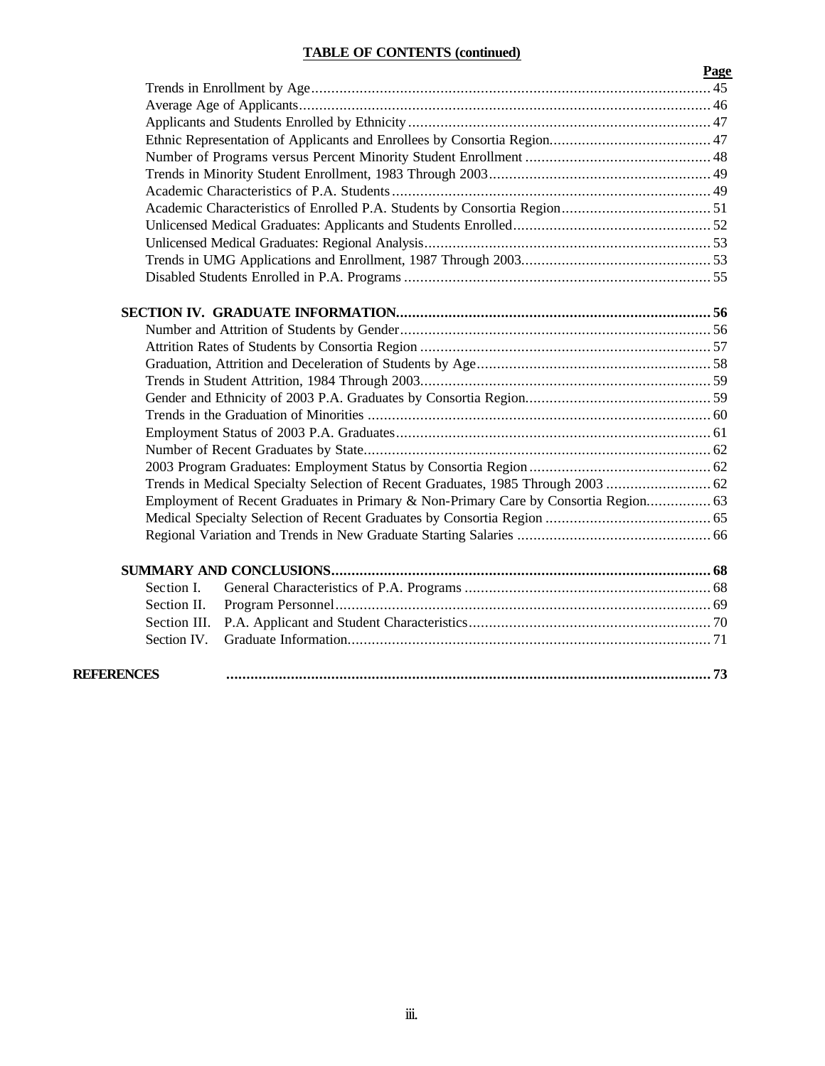**TABLE OF CONTENTS (continued)**

| | Page |
|---|---|
| Trends in Enrollment by Age | 45 |
| Average Age of Applicants | 46 |
| Applicants and Students Enrolled by Ethnicity | 47 |
| Ethnic Representation of Applicants and Enrollees by Consortia Region | 47 |
| Number of Programs versus Percent Minority Student Enrollment | 48 |
| Trends in Minority Student Enrollment, 1983 Through 2003 | 49 |
| Academic Characteristics of P.A. Students | 49 |
| Academic Characteristics of Enrolled P.A. Students by Consortia Region | 51 |
| Unlicensed Medical Graduates: Applicants and Students Enrolled | 52 |
| Unlicensed Medical Graduates: Regional Analysis | 53 |
| Trends in UMG Applications and Enrollment, 1987 Through 2003 | 53 |
| Disabled Students Enrolled in P.A. Programs | 55 |
| **SECTION IV. GRADUATE INFORMATION** | **56** |
| Number and Attrition of Students by Gender | 56 |
| Attrition Rates of Students by Consortia Region | 57 |
| Graduation, Attrition and Deceleration of Students by Age | 58 |
| Trends in Student Attrition, 1984 Through 2003 | 59 |
| Gender and Ethnicity of 2003 P.A. Graduates by Consortia Region | 59 |
| Trends in the Graduation of Minorities | 60 |
| Employment Status of 2003 P.A. Graduates | 61 |
| Number of Recent Graduates by State | 62 |
| 2003 Program Graduates: Employment Status by Consortia Region | 62 |
| Trends in Medical Specialty Selection of Recent Graduates, 1985 Through 2003 | 62 |
| Employment of Recent Graduates in Primary & Non-Primary Care by Consortia Region | 63 |
| Medical Specialty Selection of Recent Graduates by Consortia Region | 65 |
| Regional Variation and Trends in New Graduate Starting Salaries | 66 |
| **SUMMARY AND CONCLUSIONS** | **68** |
| Section I. General Characteristics of P.A. Programs | 68 |
| Section II. Program Personnel | 69 |
| Section III. P.A. Applicant and Student Characteristics | 70 |
| Section IV. Graduate Information | 71 |
| **REFERENCES** | **73** |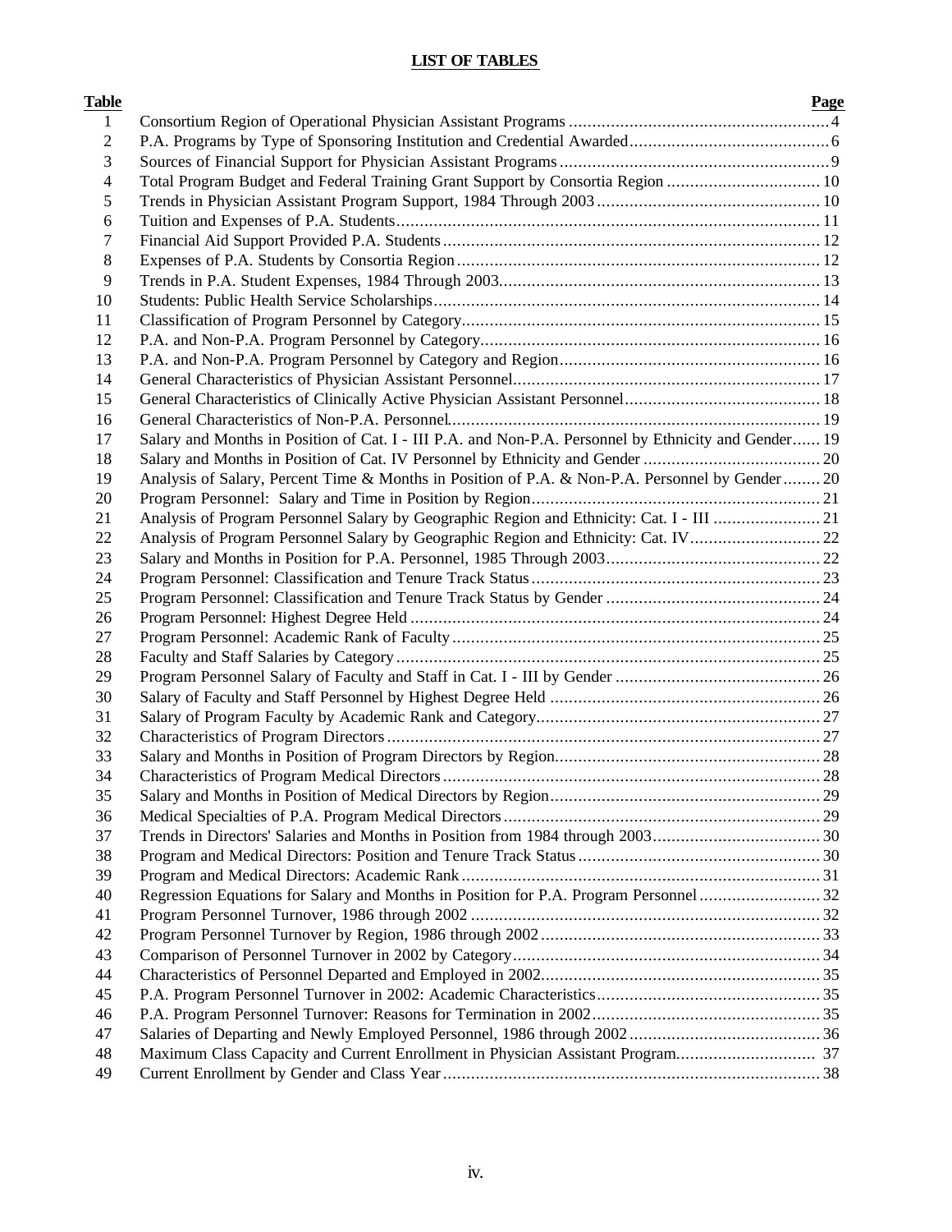# LIST OF TABLES

| Table | | Page |
|---|---|---|
| 1 | Consortium Region of Operational Physician Assistant Programs | 4 |
| 2 | P.A. Programs by Type of Sponsoring Institution and Credential Awarded | 6 |
| 3 | Sources of Financial Support for Physician Assistant Programs | 9 |
| 4 | Total Program Budget and Federal Training Grant Support by Consortia Region | 10 |
| 5 | Trends in Physician Assistant Program Support, 1984 Through 2003 | 10 |
| 6 | Tuition and Expenses of P.A. Students | 11 |
| 7 | Financial Aid Support Provided P.A. Students | 12 |
| 8 | Expenses of P.A. Students by Consortia Region | 12 |
| 9 | Trends in P.A. Student Expenses, 1984 Through 2003 | 13 |
| 10 | Students: Public Health Service Scholarships | 14 |
| 11 | Classification of Program Personnel by Category | 15 |
| 12 | P.A. and Non-P.A. Program Personnel by Category | 16 |
| 13 | P.A. and Non-P.A. Program Personnel by Category and Region | 16 |
| 14 | General Characteristics of Physician Assistant Personnel | 17 |
| 15 | General Characteristics of Clinically Active Physician Assistant Personnel | 18 |
| 16 | General Characteristics of Non-P.A. Personnel | 19 |
| 17 | Salary and Months in Position of Cat. I - III P.A. and Non-P.A. Personnel by Ethnicity and Gender | 19 |
| 18 | Salary and Months in Position of Cat. IV Personnel by Ethnicity and Gender | 20 |
| 19 | Analysis of Salary, Percent Time & Months in Position of P.A. & Non-P.A. Personnel by Gender | 20 |
| 20 | Program Personnel: Salary and Time in Position by Region | 21 |
| 21 | Analysis of Program Personnel Salary by Geographic Region and Ethnicity: Cat. I - III | 21 |
| 22 | Analysis of Program Personnel Salary by Geographic Region and Ethnicity: Cat. IV | 22 |
| 23 | Salary and Months in Position for P.A. Personnel, 1985 Through 2003 | 22 |
| 24 | Program Personnel: Classification and Tenure Track Status | 23 |
| 25 | Program Personnel: Classification and Tenure Track Status by Gender | 24 |
| 26 | Program Personnel: Highest Degree Held | 24 |
| 27 | Program Personnel: Academic Rank of Faculty | 25 |
| 28 | Faculty and Staff Salaries by Category | 25 |
| 29 | Program Personnel Salary of Faculty and Staff in Cat. I - III by Gender | 26 |
| 30 | Salary of Faculty and Staff Personnel by Highest Degree Held | 26 |
| 31 | Salary of Program Faculty by Academic Rank and Category | 27 |
| 32 | Characteristics of Program Directors | 27 |
| 33 | Salary and Months in Position of Program Directors by Region | 28 |
| 34 | Characteristics of Program Medical Directors | 28 |
| 35 | Salary and Months in Position of Medical Directors by Region | 29 |
| 36 | Medical Specialties of P.A. Program Medical Directors | 29 |
| 37 | Trends in Directors' Salaries and Months in Position from 1984 through 2003 | 30 |
| 38 | Program and Medical Directors: Position and Tenure Track Status | 30 |
| 39 | Program and Medical Directors: Academic Rank | 31 |
| 40 | Regression Equations for Salary and Months in Position for P.A. Program Personnel | 32 |
| 41 | Program Personnel Turnover, 1986 through 2002 | 32 |
| 42 | Program Personnel Turnover by Region, 1986 through 2002 | 33 |
| 43 | Comparison of Personnel Turnover in 2002 by Category | 34 |
| 44 | Characteristics of Personnel Departed and Employed in 2002 | 35 |
| 45 | P.A. Program Personnel Turnover in 2002: Academic Characteristics | 35 |
| 46 | P.A. Program Personnel Turnover: Reasons for Termination in 2002 | 35 |
| 47 | Salaries of Departing and Newly Employed Personnel, 1986 through 2002 | 36 |
| 48 | Maximum Class Capacity and Current Enrollment in Physician Assistant Program | 37 |
| 49 | Current Enrollment by Gender and Class Year | 38 |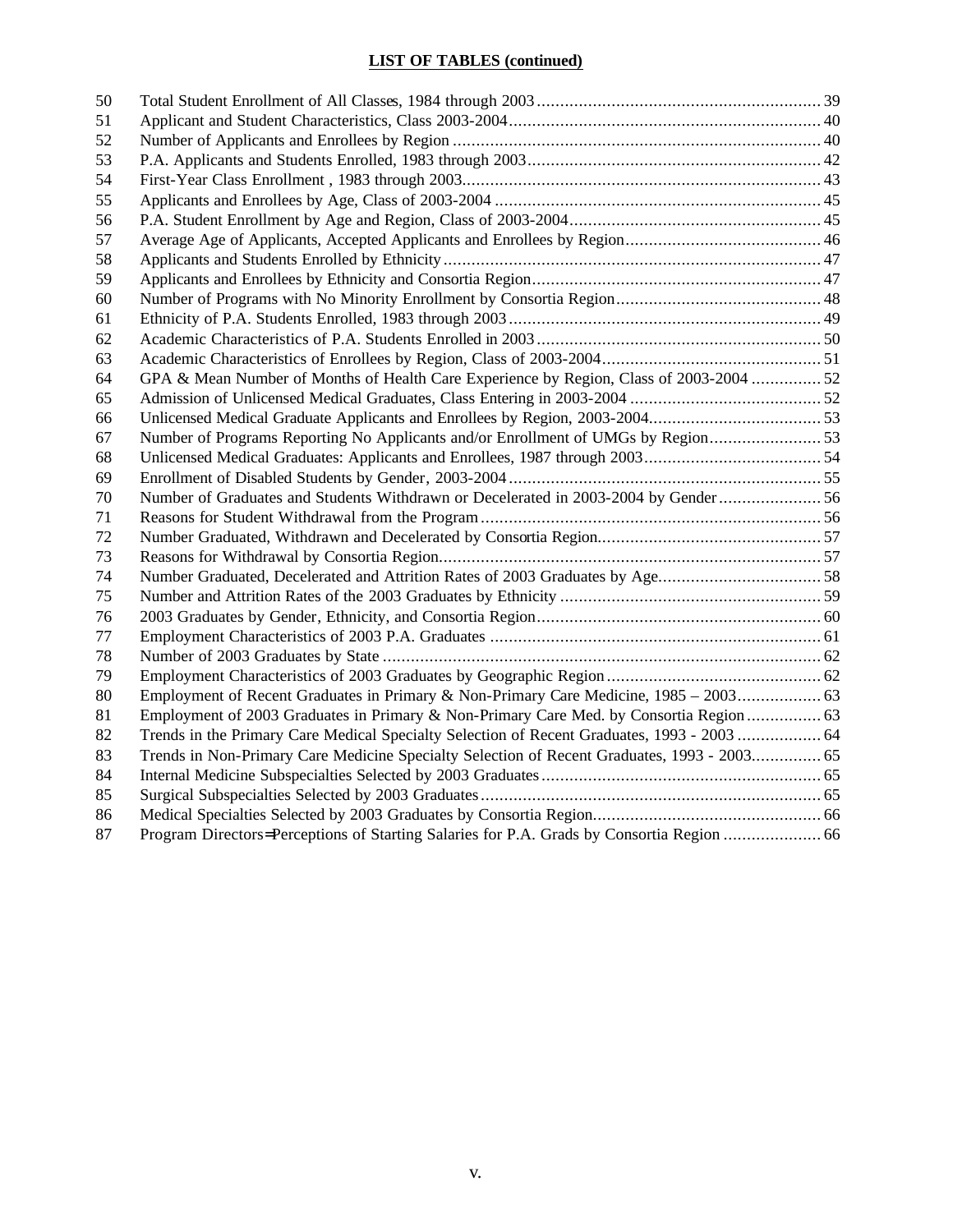## LIST OF TABLES (continued)

| | | |
|---|---|---|
| 50 | Total Student Enrollment of All Classes, 1984 through 2003 | 39 |
| 51 | Applicant and Student Characteristics, Class 2003-2004 | 40 |
| 52 | Number of Applicants and Enrollees by Region | 40 |
| 53 | P.A. Applicants and Students Enrolled, 1983 through 2003 | 42 |
| 54 | First-Year Class Enrollment , 1983 through 2003 | 43 |
| 55 | Applicants and Enrollees by Age, Class of 2003-2004 | 45 |
| 56 | P.A. Student Enrollment by Age and Region, Class of 2003-2004 | 45 |
| 57 | Average Age of Applicants, Accepted Applicants and Enrollees by Region | 46 |
| 58 | Applicants and Students Enrolled by Ethnicity | 47 |
| 59 | Applicants and Enrollees by Ethnicity and Consortia Region | 47 |
| 60 | Number of Programs with No Minority Enrollment by Consortia Region | 48 |
| 61 | Ethnicity of P.A. Students Enrolled, 1983 through 2003 | 49 |
| 62 | Academic Characteristics of P.A. Students Enrolled in 2003 | 50 |
| 63 | Academic Characteristics of Enrollees by Region, Class of 2003-2004 | 51 |
| 64 | GPA & Mean Number of Months of Health Care Experience by Region, Class of 2003-2004 | 52 |
| 65 | Admission of Unlicensed Medical Graduates, Class Entering in 2003-2004 | 52 |
| 66 | Unlicensed Medical Graduate Applicants and Enrollees by Region, 2003-2004 | 53 |
| 67 | Number of Programs Reporting No Applicants and/or Enrollment of UMGs by Region | 53 |
| 68 | Unlicensed Medical Graduates: Applicants and Enrollees, 1987 through 2003 | 54 |
| 69 | Enrollment of Disabled Students by Gender, 2003-2004 | 55 |
| 70 | Number of Graduates and Students Withdrawn or Decelerated in 2003-2004 by Gender | 56 |
| 71 | Reasons for Student Withdrawal from the Program | 56 |
| 72 | Number Graduated, Withdrawn and Decelerated by Consortia Region | 57 |
| 73 | Reasons for Withdrawal by Consortia Region | 57 |
| 74 | Number Graduated, Decelerated and Attrition Rates of 2003 Graduates by Age | 58 |
| 75 | Number and Attrition Rates of the 2003 Graduates by Ethnicity | 59 |
| 76 | 2003 Graduates by Gender, Ethnicity, and Consortia Region | 60 |
| 77 | Employment Characteristics of 2003 P.A. Graduates | 61 |
| 78 | Number of 2003 Graduates by State | 62 |
| 79 | Employment Characteristics of 2003 Graduates by Geographic Region | 62 |
| 80 | Employment of Recent Graduates in Primary & Non-Primary Care Medicine, 1985 – 2003 | 63 |
| 81 | Employment of 2003 Graduates in Primary & Non-Primary Care Med. by Consortia Region | 63 |
| 82 | Trends in the Primary Care Medical Specialty Selection of Recent Graduates, 1993 - 2003 | 64 |
| 83 | Trends in Non-Primary Care Medicine Specialty Selection of Recent Graduates, 1993 - 2003 | 65 |
| 84 | Internal Medicine Subspecialties Selected by 2003 Graduates | 65 |
| 85 | Surgical Subspecialties Selected by 2003 Graduates | 65 |
| 86 | Medical Specialties Selected by 2003 Graduates by Consortia Region | 66 |
| 87 | Program Directors=Perceptions of Starting Salaries for P.A. Grads by Consortia Region | 66 |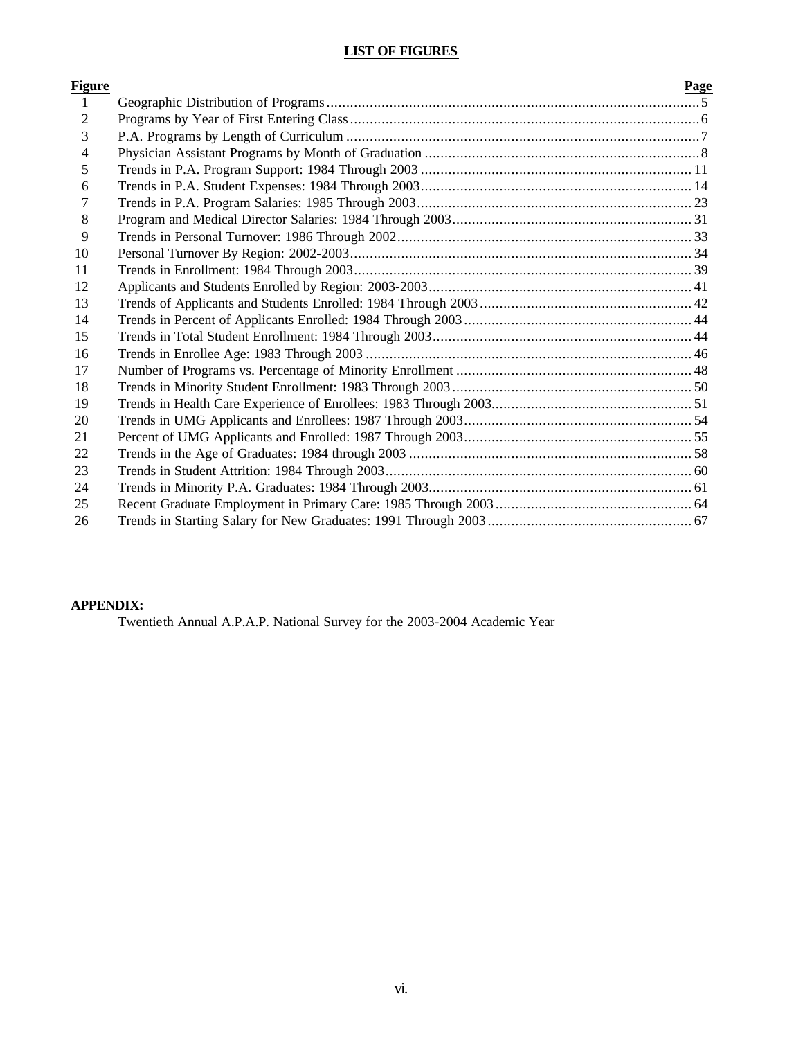# LIST OF FIGURES

| Figure | | Page |
|---|---|---|
| 1 | Geographic Distribution of Programs | 5 |
| 2 | Programs by Year of First Entering Class | 6 |
| 3 | P.A. Programs by Length of Curriculum | 7 |
| 4 | Physician Assistant Programs by Month of Graduation | 8 |
| 5 | Trends in P.A. Program Support: 1984 Through 2003 | 11 |
| 6 | Trends in P.A. Student Expenses: 1984 Through 2003 | 14 |
| 7 | Trends in P.A. Program Salaries: 1985 Through 2003 | 23 |
| 8 | Program and Medical Director Salaries: 1984 Through 2003 | 31 |
| 9 | Trends in Personal Turnover: 1986 Through 2002 | 33 |
| 10 | Personal Turnover By Region: 2002-2003 | 34 |
| 11 | Trends in Enrollment: 1984 Through 2003 | 39 |
| 12 | Applicants and Students Enrolled by Region: 2003-2003 | 41 |
| 13 | Trends of Applicants and Students Enrolled: 1984 Through 2003 | 42 |
| 14 | Trends in Percent of Applicants Enrolled: 1984 Through 2003 | 44 |
| 15 | Trends in Total Student Enrollment: 1984 Through 2003 | 44 |
| 16 | Trends in Enrollee Age: 1983 Through 2003 | 46 |
| 17 | Number of Programs vs. Percentage of Minority Enrollment | 48 |
| 18 | Trends in Minority Student Enrollment: 1983 Through 2003 | 50 |
| 19 | Trends in Health Care Experience of Enrollees: 1983 Through 2003 | 51 |
| 20 | Trends in UMG Applicants and Enrollees: 1987 Through 2003 | 54 |
| 21 | Percent of UMG Applicants and Enrolled: 1987 Through 2003 | 55 |
| 22 | Trends in the Age of Graduates: 1984 through 2003 | 58 |
| 23 | Trends in Student Attrition: 1984 Through 2003 | 60 |
| 24 | Trends in Minority P.A. Graduates: 1984 Through 2003 | 61 |
| 25 | Recent Graduate Employment in Primary Care: 1985 Through 2003 | 64 |
| 26 | Trends in Starting Salary for New Graduates: 1991 Through 2003 | 67 |

**APPENDIX:**

Twentieth Annual A.P.A.P. National Survey for the 2003-2004 Academic Year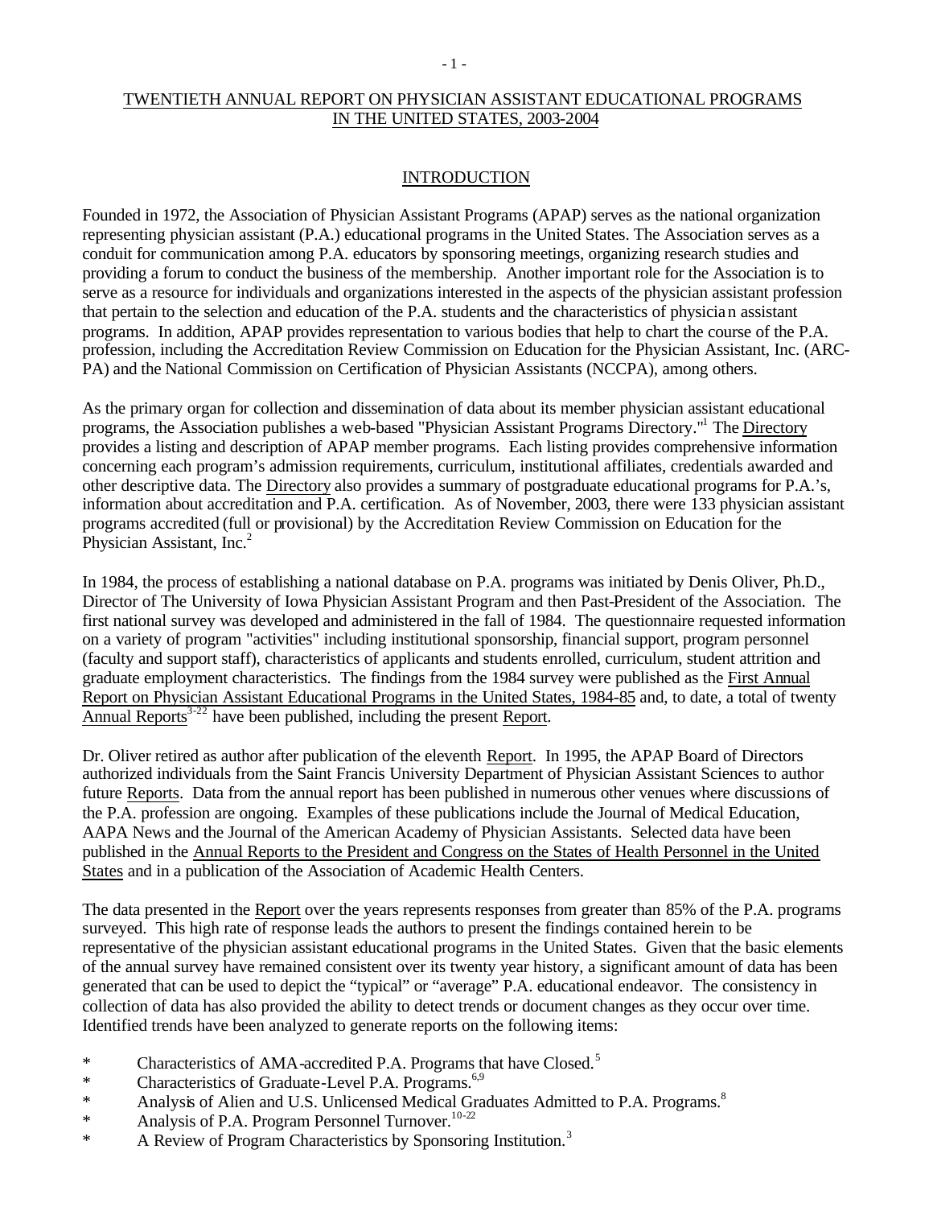## TWENTIETH ANNUAL REPORT ON PHYSICIAN ASSISTANT EDUCATIONAL PROGRAMS IN THE UNITED STATES, 2003-2004

### INTRODUCTION

Founded in 1972, the Association of Physician Assistant Programs (APAP) serves as the national organization representing physician assistant (P.A.) educational programs in the United States. The Association serves as a conduit for communication among P.A. educators by sponsoring meetings, organizing research studies and providing a forum to conduct the business of the membership. Another important role for the Association is to serve as a resource for individuals and organizations interested in the aspects of the physician assistant profession that pertain to the selection and education of the P.A. students and the characteristics of physician assistant programs. In addition, APAP provides representation to various bodies that help to chart the course of the P.A. profession, including the Accreditation Review Commission on Education for the Physician Assistant, Inc. (ARC-PA) and the National Commission on Certification of Physician Assistants (NCCPA), among others.

As the primary organ for collection and dissemination of data about its member physician assistant educational programs, the Association publishes a web-based "Physician Assistant Programs Directory."[1] The Directory provides a listing and description of APAP member programs. Each listing provides comprehensive information concerning each program's admission requirements, curriculum, institutional affiliates, credentials awarded and other descriptive data. The Directory also provides a summary of postgraduate educational programs for P.A.'s, information about accreditation and P.A. certification. As of November, 2003, there were 133 physician assistant programs accredited (full or provisional) by the Accreditation Review Commission on Education for the Physician Assistant, Inc.[2]

In 1984, the process of establishing a national database on P.A. programs was initiated by Denis Oliver, Ph.D., Director of The University of Iowa Physician Assistant Program and then Past-President of the Association. The first national survey was developed and administered in the fall of 1984. The questionnaire requested information on a variety of program "activities" including institutional sponsorship, financial support, program personnel (faculty and support staff), characteristics of applicants and students enrolled, curriculum, student attrition and graduate employment characteristics. The findings from the 1984 survey were published as the First Annual Report on Physician Assistant Educational Programs in the United States, 1984-85 and, to date, a total of twenty Annual Reports[3-22] have been published, including the present Report.

Dr. Oliver retired as author after publication of the eleventh Report. In 1995, the APAP Board of Directors authorized individuals from the Saint Francis University Department of Physician Assistant Sciences to author future Reports. Data from the annual report has been published in numerous other venues where discussions of the P.A. profession are ongoing. Examples of these publications include the Journal of Medical Education, AAPA News and the Journal of the American Academy of Physician Assistants. Selected data have been published in the Annual Reports to the President and Congress on the States of Health Personnel in the United States and in a publication of the Association of Academic Health Centers.

The data presented in the Report over the years represents responses from greater than 85% of the P.A. programs surveyed. This high rate of response leads the authors to present the findings contained herein to be representative of the physician assistant educational programs in the United States. Given that the basic elements of the annual survey have remained consistent over its twenty year history, a significant amount of data has been generated that can be used to depict the "typical" or "average" P.A. educational endeavor. The consistency in collection of data has also provided the ability to detect trends or document changes as they occur over time. Identified trends have been analyzed to generate reports on the following items:

* Characteristics of AMA-accredited P.A. Programs that have Closed.[5]
* Characteristics of Graduate-Level P.A. Programs.[6,9]
* Analysis of Alien and U.S. Unlicensed Medical Graduates Admitted to P.A. Programs.[8]
* Analysis of P.A. Program Personnel Turnover.[10-22]
* A Review of Program Characteristics by Sponsoring Institution.[3]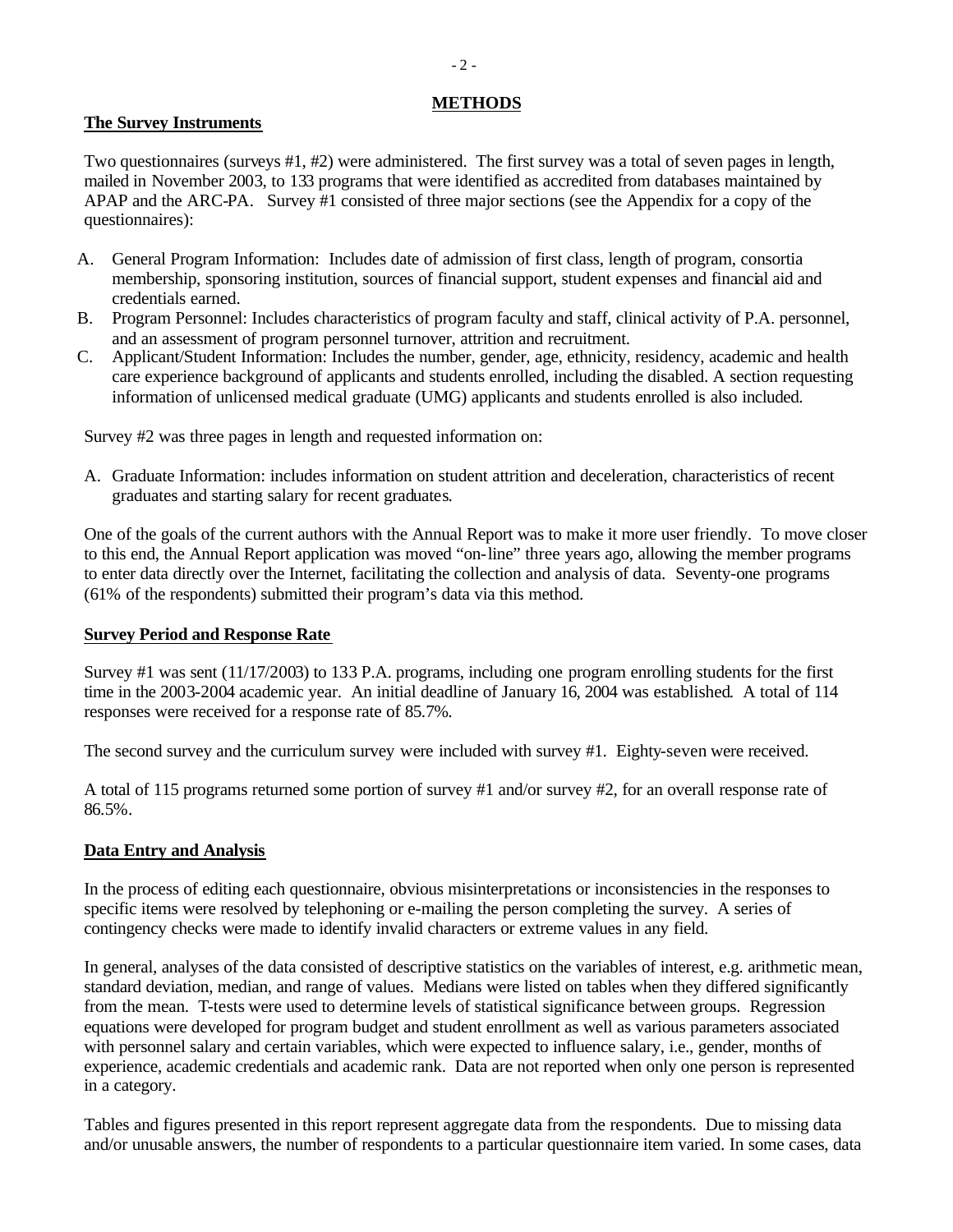# METHODS

## The Survey Instruments

Two questionnaires (surveys #1, #2) were administered. The first survey was a total of seven pages in length, mailed in November 2003, to 133 programs that were identified as accredited from databases maintained by APAP and the ARC-PA. Survey #1 consisted of three major sections (see the Appendix for a copy of the questionnaires):

A. General Program Information: Includes date of admission of first class, length of program, consortia membership, sponsoring institution, sources of financial support, student expenses and financial aid and credentials earned.
B. Program Personnel: Includes characteristics of program faculty and staff, clinical activity of P.A. personnel, and an assessment of program personnel turnover, attrition and recruitment.
C. Applicant/Student Information: Includes the number, gender, age, ethnicity, residency, academic and health care experience background of applicants and students enrolled, including the disabled. A section requesting information of unlicensed medical graduate (UMG) applicants and students enrolled is also included.

Survey #2 was three pages in length and requested information on:

A. Graduate Information: includes information on student attrition and deceleration, characteristics of recent graduates and starting salary for recent graduates.

One of the goals of the current authors with the Annual Report was to make it more user friendly. To move closer to this end, the Annual Report application was moved "on-line" three years ago, allowing the member programs to enter data directly over the Internet, facilitating the collection and analysis of data. Seventy-one programs (61% of the respondents) submitted their program's data via this method.

## Survey Period and Response Rate

Survey #1 was sent (11/17/2003) to 133 P.A. programs, including one program enrolling students for the first time in the 2003-2004 academic year. An initial deadline of January 16, 2004 was established. A total of 114 responses were received for a response rate of 85.7%.

The second survey and the curriculum survey were included with survey #1. Eighty-seven were received.

A total of 115 programs returned some portion of survey #1 and/or survey #2, for an overall response rate of 86.5%.

## Data Entry and Analysis

In the process of editing each questionnaire, obvious misinterpretations or inconsistencies in the responses to specific items were resolved by telephoning or e-mailing the person completing the survey. A series of contingency checks were made to identify invalid characters or extreme values in any field.

In general, analyses of the data consisted of descriptive statistics on the variables of interest, e.g. arithmetic mean, standard deviation, median, and range of values. Medians were listed on tables when they differed significantly from the mean. T-tests were used to determine levels of statistical significance between groups. Regression equations were developed for program budget and student enrollment as well as various parameters associated with personnel salary and certain variables, which were expected to influence salary, i.e., gender, months of experience, academic credentials and academic rank. Data are not reported when only one person is represented in a category.

Tables and figures presented in this report represent aggregate data from the respondents. Due to missing data and/or unusable answers, the number of respondents to a particular questionnaire item varied. In some cases, data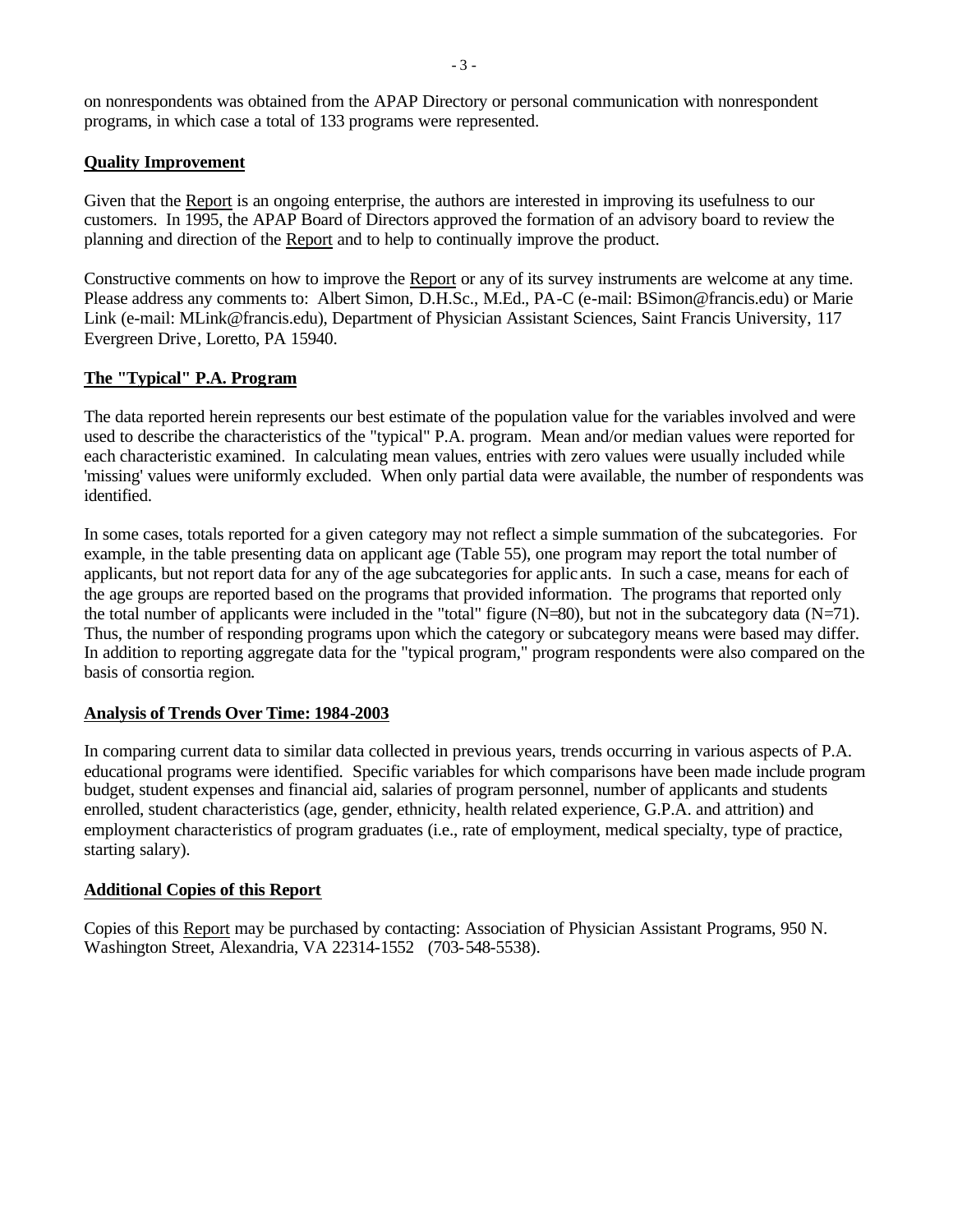on nonrespondents was obtained from the APAP Directory or personal communication with nonrespondent programs, in which case a total of 133 programs were represented.

## Quality Improvement

Given that the Report is an ongoing enterprise, the authors are interested in improving its usefulness to our customers. In 1995, the APAP Board of Directors approved the formation of an advisory board to review the planning and direction of the Report and to help to continually improve the product.

Constructive comments on how to improve the Report or any of its survey instruments are welcome at any time. Please address any comments to: Albert Simon, D.H.Sc., M.Ed., PA-C (e-mail: BSimon@francis.edu) or Marie Link (e-mail: MLink@francis.edu), Department of Physician Assistant Sciences, Saint Francis University, 117 Evergreen Drive, Loretto, PA 15940.

## The "Typical" P.A. Program

The data reported herein represents our best estimate of the population value for the variables involved and were used to describe the characteristics of the "typical" P.A. program. Mean and/or median values were reported for each characteristic examined. In calculating mean values, entries with zero values were usually included while 'missing' values were uniformly excluded. When only partial data were available, the number of respondents was identified.

In some cases, totals reported for a given category may not reflect a simple summation of the subcategories. For example, in the table presenting data on applicant age (Table 55), one program may report the total number of applicants, but not report data for any of the age subcategories for applicants. In such a case, means for each of the age groups are reported based on the programs that provided information. The programs that reported only the total number of applicants were included in the "total" figure (N=80), but not in the subcategory data (N=71). Thus, the number of responding programs upon which the category or subcategory means were based may differ. In addition to reporting aggregate data for the "typical program," program respondents were also compared on the basis of consortia region.

## Analysis of Trends Over Time: 1984-2003

In comparing current data to similar data collected in previous years, trends occurring in various aspects of P.A. educational programs were identified. Specific variables for which comparisons have been made include program budget, student expenses and financial aid, salaries of program personnel, number of applicants and students enrolled, student characteristics (age, gender, ethnicity, health related experience, G.P.A. and attrition) and employment characteristics of program graduates (i.e., rate of employment, medical specialty, type of practice, starting salary).

## Additional Copies of this Report

Copies of this Report may be purchased by contacting: Association of Physician Assistant Programs, 950 N. Washington Street, Alexandria, VA 22314-1552 (703-548-5538).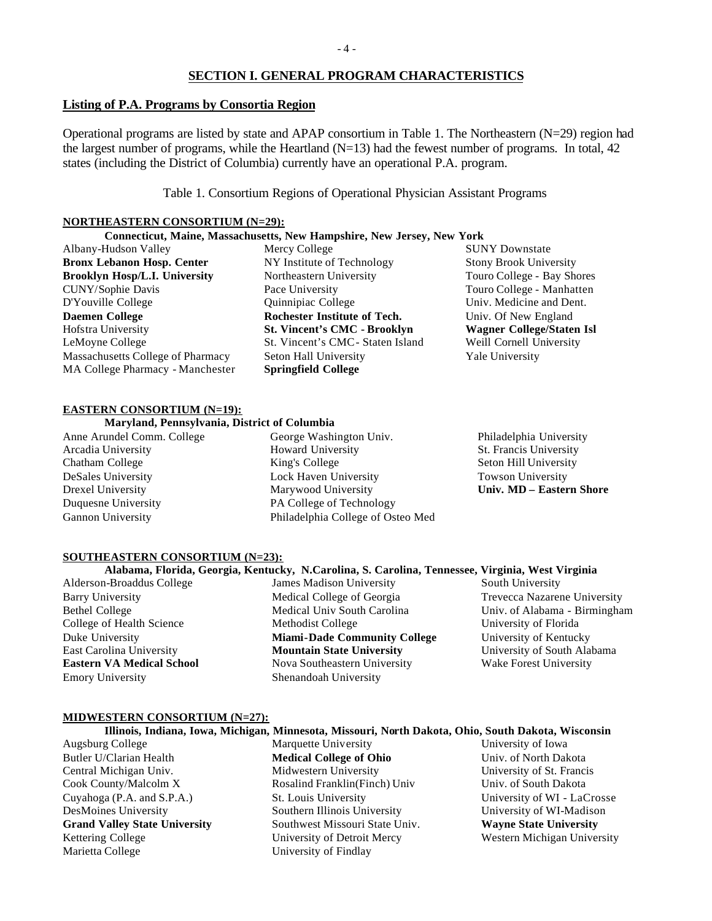## SECTION I. GENERAL PROGRAM CHARACTERISTICS

### Listing of P.A. Programs by Consortia Region

Operational programs are listed by state and APAP consortium in Table 1. The Northeastern (N=29) region had the largest number of programs, while the Heartland (N=13) had the fewest number of programs. In total, 42 states (including the District of Columbia) currently have an operational P.A. program.

Table 1. Consortium Regions of Operational Physician Assistant Programs

**NORTHEASTERN CONSORTIUM (N=29):**

**Connecticut, Maine, Massachusetts, New Hampshire, New Jersey, New York**

| | | |
|---|---|---|
| Albany-Hudson Valley | Mercy College | SUNY Downstate |
| **Bronx Lebanon Hosp. Center** | NY Institute of Technology | Stony Brook University |
| **Brooklyn Hosp/L.I. University** | Northeastern University | Touro College - Bay Shores |
| CUNY/Sophie Davis | Pace University | Touro College - Manhatten |
| D'Youville College | Quinnipiac College | Univ. Medicine and Dent. |
| **Daemen College** | **Rochester Institute of Tech.** | Univ. Of New England |
| Hofstra University | **St. Vincent's CMC - Brooklyn** | **Wagner College/Staten Isl** |
| LeMoyne College | St. Vincent's CMC- Staten Island | Weill Cornell University |
| Massachusetts College of Pharmacy | Seton Hall University | Yale University |
| MA College Pharmacy - Manchester | **Springfield College** | |

**EASTERN CONSORTIUM (N=19):**

**Maryland, Pennsylvania, District of Columbia**

| | | |
|---|---|---|
| Anne Arundel Comm. College | George Washington Univ. | Philadelphia University |
| Arcadia University | Howard University | St. Francis University |
| Chatham College | King's College | Seton Hill University |
| DeSales University | Lock Haven University | Towson University |
| Drexel University | Marywood University | **Univ. MD – Eastern Shore** |
| Duquesne University | PA College of Technology | |
| Gannon University | Philadelphia College of Osteo Med | |

**SOUTHEASTERN CONSORTIUM (N=23):**

**Alabama, Florida, Georgia, Kentucky, N.Carolina, S. Carolina, Tennessee, Virginia, West Virginia**

| | | |
|---|---|---|
| Alderson-Broaddus College | James Madison University | South University |
| Barry University | Medical College of Georgia | Trevecca Nazarene University |
| Bethel College | Medical Univ South Carolina | Univ. of Alabama - Birmingham |
| College of Health Science | Methodist College | University of Florida |
| Duke University | **Miami-Dade Community College** | University of Kentucky |
| East Carolina University | **Mountain State University** | University of South Alabama |
| **Eastern VA Medical School** | Nova Southeastern University | Wake Forest University |
| Emory University | Shenandoah University | |

**MIDWESTERN CONSORTIUM (N=27):**

**Illinois, Indiana, Iowa, Michigan, Minnesota, Missouri, North Dakota, Ohio, South Dakota, Wisconsin**

| | | |
|---|---|---|
| Augsburg College | Marquette University | University of Iowa |
| Butler U/Clarian Health | **Medical College of Ohio** | Univ. of North Dakota |
| Central Michigan Univ. | Midwestern University | University of St. Francis |
| Cook County/Malcolm X | Rosalind Franklin(Finch) Univ | Univ. of South Dakota |
| Cuyahoga (P.A. and S.P.A.) | St. Louis University | University of WI - LaCrosse |
| DesMoines University | Southern Illinois University | University of WI-Madison |
| **Grand Valley State University** | Southwest Missouri State Univ. | **Wayne State University** |
| Kettering College | University of Detroit Mercy | Western Michigan University |
| Marietta College | University of Findlay | |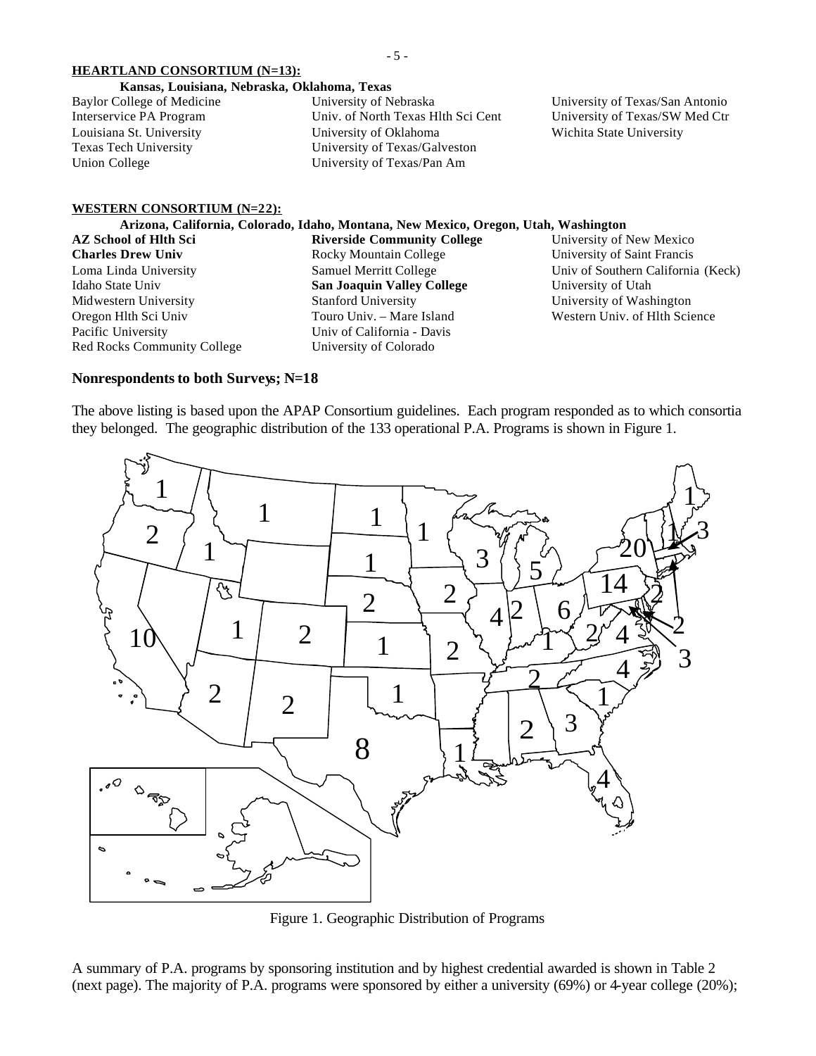**HEARTLAND CONSORTIUM (N=13):**

**Kansas, Louisiana, Nebraska, Oklahoma, Texas**

Baylor College of Medicine
Interservice PA Program
Louisiana St. University
Texas Tech University
Union College
University of Nebraska
Univ. of North Texas Hlth Sci Cent
University of Oklahoma
University of Texas/Galveston
University of Texas/Pan Am
University of Texas/San Antonio
University of Texas/SW Med Ctr
Wichita State University

**WESTERN CONSORTIUM (N=22):**

**Arizona, California, Colorado, Idaho, Montana, New Mexico, Oregon, Utah, Washington**

**AZ School of Hlth Sci**
**Charles Drew Univ**
Loma Linda University
Idaho State Univ
Midwestern University
Oregon Hlth Sci Univ
Pacific University
Red Rocks Community College
**Riverside Community College**
Rocky Mountain College
Samuel Merritt College
**San Joaquin Valley College**
Stanford University
Touro Univ. – Mare Island
Univ of California - Davis
University of Colorado
University of New Mexico
University of Saint Francis
Univ of Southern California (Keck)
University of Utah
University of Washington
Western Univ. of Hlth Science

**Nonrespondents to both Surveys; N=18**

The above listing is based upon the APAP Consortium guidelines. Each program responded as to which consortia they belonged. The geographic distribution of the 133 operational P.A. Programs is shown in Figure 1.

Figure 1. Geographic Distribution of Programs

A summary of P.A. programs by sponsoring institution and by highest credential awarded is shown in Table 2 (next page). The majority of P.A. programs were sponsored by either a university (69%) or 4-year college (20%);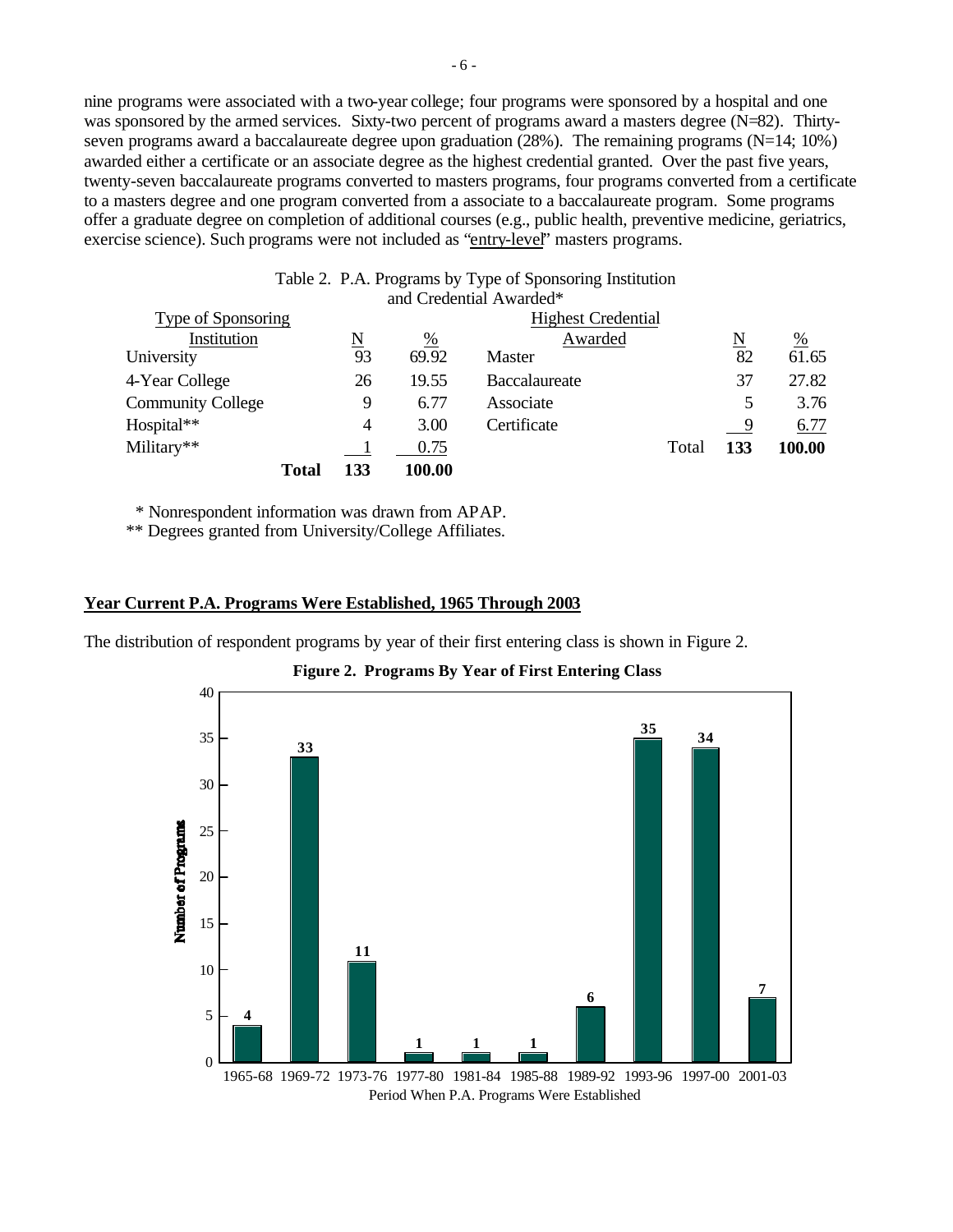nine programs were associated with a two-year college; four programs were sponsored by a hospital and one was sponsored by the armed services. Sixty-two percent of programs award a masters degree (N=82). Thirty-seven programs award a baccalaureate degree upon graduation (28%). The remaining programs (N=14; 10%) awarded either a certificate or an associate degree as the highest credential granted. Over the past five years, twenty-seven baccalaureate programs converted to masters programs, four programs converted from a certificate to a masters degree and one program converted from a associate to a baccalaureate program. Some programs offer a graduate degree on completion of additional courses (e.g., public health, preventive medicine, geriatrics, exercise science). Such programs were not included as "entry-level" masters programs.

Table 2. P.A. Programs by Type of Sponsoring Institution and Credential Awarded*

| Type of Sponsoring Institution | N | % | Highest Credential Awarded | N | % |
|---|---|---|---|---|---|
| University | 93 | 69.92 | Master | 82 | 61.65 |
| 4-Year College | 26 | 19.55 | Baccalaureate | 37 | 27.82 |
| Community College | 9 | 6.77 | Associate | 5 | 3.76 |
| Hospital** | 4 | 3.00 | Certificate | 9 | 6.77 |
| Military** | 1 | 0.75 | **Total** | **133** | **100.00** |
| **Total** | **133** | **100.00** | | | |

\* Nonrespondent information was drawn from APAP.

\*\* Degrees granted from University/College Affiliates.

## Year Current P.A. Programs Were Established, 1965 Through 2003

The distribution of respondent programs by year of their first entering class is shown in Figure 2.

**Figure 2. Programs By Year of First Entering Class**

| Period When P.A. Programs Were Established | Number of Programs |
|---|---|
| 1965-68 | 4 |
| 1969-72 | 33 |
| 1973-76 | 11 |
| 1977-80 | 1 |
| 1981-84 | 1 |
| 1985-88 | 1 |
| 1989-92 | 6 |
| 1993-96 | 35 |
| 1997-00 | 34 |
| 2001-03 | 7 |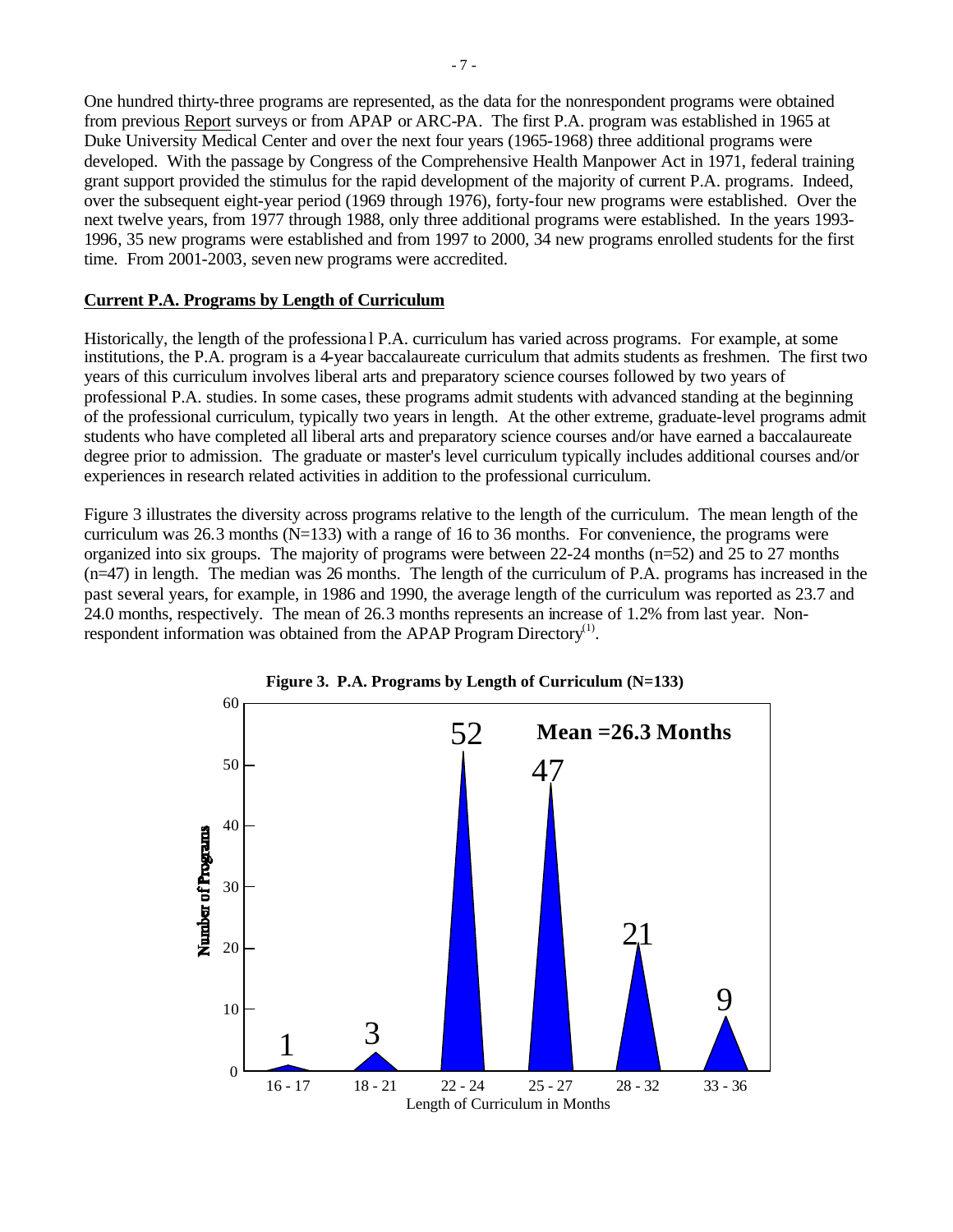One hundred thirty-three programs are represented, as the data for the nonrespondent programs were obtained from previous Report surveys or from APAP or ARC-PA. The first P.A. program was established in 1965 at Duke University Medical Center and over the next four years (1965-1968) three additional programs were developed. With the passage by Congress of the Comprehensive Health Manpower Act in 1971, federal training grant support provided the stimulus for the rapid development of the majority of current P.A. programs. Indeed, over the subsequent eight-year period (1969 through 1976), forty-four new programs were established. Over the next twelve years, from 1977 through 1988, only three additional programs were established. In the years 1993-1996, 35 new programs were established and from 1997 to 2000, 34 new programs enrolled students for the first time. From 2001-2003, seven new programs were accredited.

## Current P.A. Programs by Length of Curriculum

Historically, the length of the professional P.A. curriculum has varied across programs. For example, at some institutions, the P.A. program is a 4-year baccalaureate curriculum that admits students as freshmen. The first two years of this curriculum involves liberal arts and preparatory science courses followed by two years of professional P.A. studies. In some cases, these programs admit students with advanced standing at the beginning of the professional curriculum, typically two years in length. At the other extreme, graduate-level programs admit students who have completed all liberal arts and preparatory science courses and/or have earned a baccalaureate degree prior to admission. The graduate or master's level curriculum typically includes additional courses and/or experiences in research related activities in addition to the professional curriculum.

Figure 3 illustrates the diversity across programs relative to the length of the curriculum. The mean length of the curriculum was 26.3 months (N=133) with a range of 16 to 36 months. For convenience, the programs were organized into six groups. The majority of programs were between 22-24 months (n=52) and 25 to 27 months (n=47) in length. The median was 26 months. The length of the curriculum of P.A. programs has increased in the past several years, for example, in 1986 and 1990, the average length of the curriculum was reported as 23.7 and 24.0 months, respectively. The mean of 26.3 months represents an increase of 1.2% from last year. Non-respondent information was obtained from the APAP Program Directory[1].

**Figure 3. P.A. Programs by Length of Curriculum (N=133)**

| Length of Curriculum in Months | Number of Programs |
|---|---|
| 16 - 17 | 1 |
| 18 - 21 | 3 |
| 22 - 24 | 52 |
| 25 - 27 | 47 |
| 28 - 32 | 21 |
| 33 - 36 | 9 |

**Mean =26.3 Months**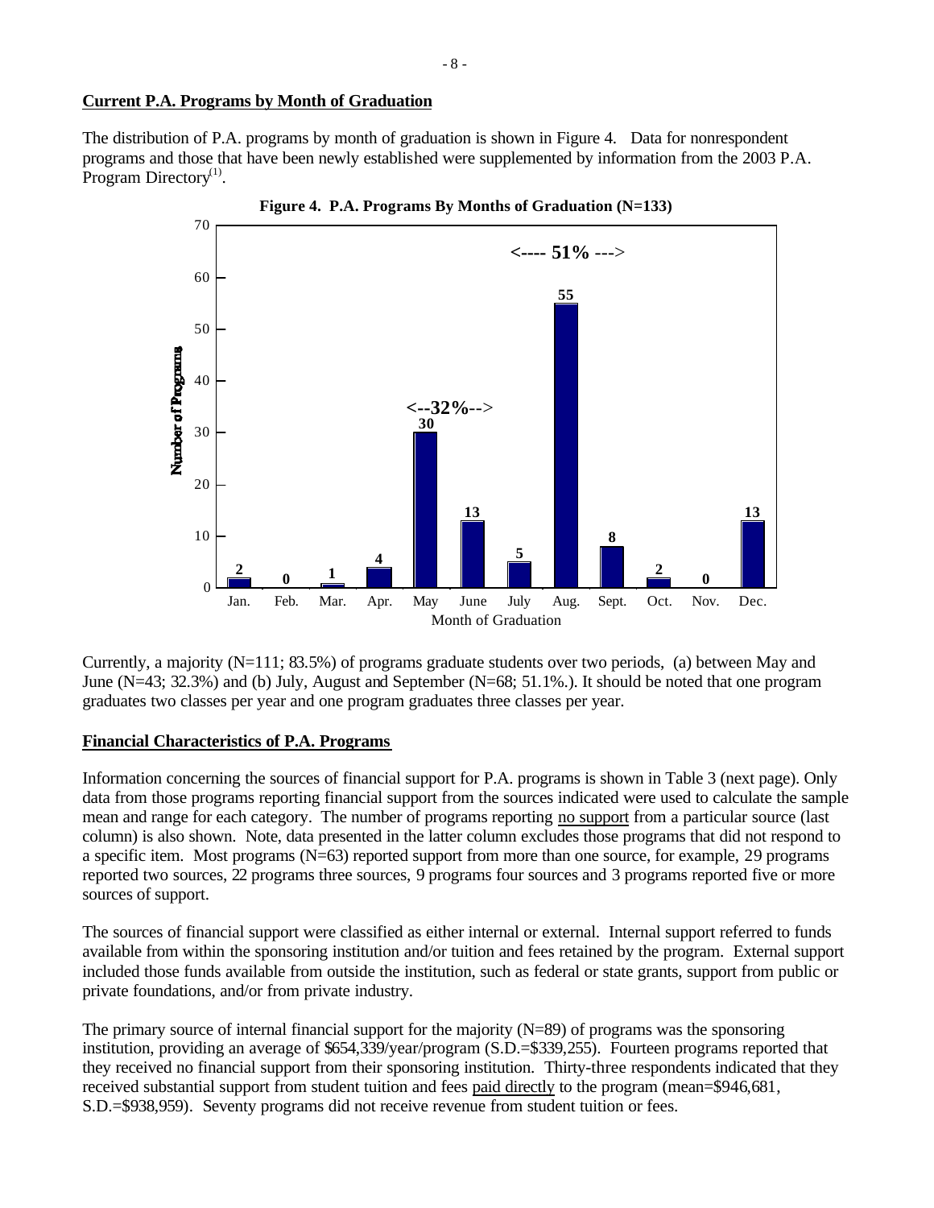## Current P.A. Programs by Month of Graduation

The distribution of P.A. programs by month of graduation is shown in Figure 4. Data for nonrespondent programs and those that have been newly established were supplemented by information from the 2003 P.A. Program Directory[(1)].

**Figure 4. P.A. Programs By Months of Graduation (N=133)**

| Month of Graduation | Number of Programs |
|---|---|
| Jan. | 2 |
| Feb. | 0 |
| Mar. | 1 |
| Apr. | 4 |
| May | 30 |
| June | 13 |
| July | 5 |
| Aug. | 55 |
| Sept. | 8 |
| Oct. | 2 |
| Nov. | 0 |
| Dec. | 13 |

<--32%--> (May–June)

<---- 51% ---> (July–September)

Currently, a majority (N=111; 83.5%) of programs graduate students over two periods, (a) between May and June (N=43; 32.3%) and (b) July, August and September (N=68; 51.1%.). It should be noted that one program graduates two classes per year and one program graduates three classes per year.

## Financial Characteristics of P.A. Programs

Information concerning the sources of financial support for P.A. programs is shown in Table 3 (next page). Only data from those programs reporting financial support from the sources indicated were used to calculate the sample mean and range for each category. The number of programs reporting no support from a particular source (last column) is also shown. Note, data presented in the latter column excludes those programs that did not respond to a specific item. Most programs (N=63) reported support from more than one source, for example, 29 programs reported two sources, 22 programs three sources, 9 programs four sources and 3 programs reported five or more sources of support.

The sources of financial support were classified as either internal or external. Internal support referred to funds available from within the sponsoring institution and/or tuition and fees retained by the program. External support included those funds available from outside the institution, such as federal or state grants, support from public or private foundations, and/or from private industry.

The primary source of internal financial support for the majority (N=89) of programs was the sponsoring institution, providing an average of $654,339/year/program (S.D.=$339,255). Fourteen programs reported that they received no financial support from their sponsoring institution. Thirty-three respondents indicated that they received substantial support from student tuition and fees paid directly to the program (mean=$946,681, S.D.=$938,959). Seventy programs did not receive revenue from student tuition or fees.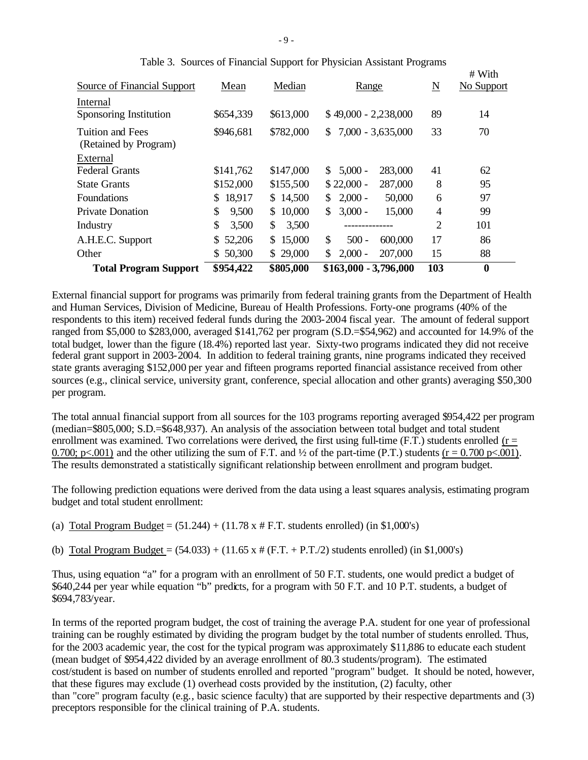Table 3. Sources of Financial Support for Physician Assistant Programs

| Source of Financial Support | Mean | Median | Range | N | # With No Support |
|---|---|---|---|---|---|
| **Internal** | | | | | |
| Sponsoring Institution | \$654,339 | \$613,000 | \$ 49,000 - 2,238,000 | 89 | 14 |
| Tuition and Fees (Retained by Program) | \$946,681 | \$782,000 | \$ 7,000 - 3,635,000 | 33 | 70 |
| **External** | | | | | |
| Federal Grants | \$141,762 | \$147,000 | \$ 5,000 - 283,000 | 41 | 62 |
| State Grants | \$152,000 | \$155,500 | \$ 22,000 - 287,000 | 8 | 95 |
| Foundations | \$ 18,917 | \$ 14,500 | \$ 2,000 - 50,000 | 6 | 97 |
| Private Donation | \$ 9,500 | \$ 10,000 | \$ 3,000 - 15,000 | 4 | 99 |
| Industry | \$ 3,500 | \$ 3,500 | -------------- | 2 | 101 |
| A.H.E.C. Support | \$ 52,206 | \$ 15,000 | \$ 500 - 600,000 | 17 | 86 |
| Other | \$ 50,300 | \$ 29,000 | \$ 2,000 - 207,000 | 15 | 88 |
| **Total Program Support** | **\$954,422** | **\$805,000** | **\$163,000 - 3,796,000** | **103** | **0** |

External financial support for programs was primarily from federal training grants from the Department of Health and Human Services, Division of Medicine, Bureau of Health Professions. Forty-one programs (40% of the respondents to this item) received federal funds during the 2003-2004 fiscal year. The amount of federal support ranged from \$5,000 to \$283,000, averaged \$141,762 per program (S.D.=\$54,962) and accounted for 14.9% of the total budget, lower than the figure (18.4%) reported last year. Sixty-two programs indicated they did not receive federal grant support in 2003-2004. In addition to federal training grants, nine programs indicated they received state grants averaging \$152,000 per year and fifteen programs reported financial assistance received from other sources (e.g., clinical service, university grant, conference, special allocation and other grants) averaging \$50,300 per program.

The total annual financial support from all sources for the 103 programs reporting averaged \$954,422 per program (median=\$805,000; S.D.=\$648,937). An analysis of the association between total budget and total student enrollment was examined. Two correlations were derived, the first using full-time (F.T.) students enrolled ($r = 0.700$; $p<.001$) and the other utilizing the sum of F.T. and ½ of the part-time (P.T.) students ($r = 0.700$ $p<.001$). The results demonstrated a statistically significant relationship between enrollment and program budget.

The following prediction equations were derived from the data using a least squares analysis, estimating program budget and total student enrollment:

(a) Total Program Budget = (51.244) + (11.78 x # F.T. students enrolled) (in \$1,000's)

(b) Total Program Budget = (54.033) + (11.65 x # (F.T. + P.T./2) students enrolled) (in \$1,000's)

Thus, using equation "a" for a program with an enrollment of 50 F.T. students, one would predict a budget of \$640,244 per year while equation "b" predicts, for a program with 50 F.T. and 10 P.T. students, a budget of \$694,783/year.

In terms of the reported program budget, the cost of training the average P.A. student for one year of professional training can be roughly estimated by dividing the program budget by the total number of students enrolled. Thus, for the 2003 academic year, the cost for the typical program was approximately \$11,886 to educate each student (mean budget of \$954,422 divided by an average enrollment of 80.3 students/program). The estimated cost/student is based on number of students enrolled and reported "program" budget. It should be noted, however, that these figures may exclude (1) overhead costs provided by the institution, (2) faculty, other than "core" program faculty (e.g., basic science faculty) that are supported by their respective departments and (3) preceptors responsible for the clinical training of P.A. students.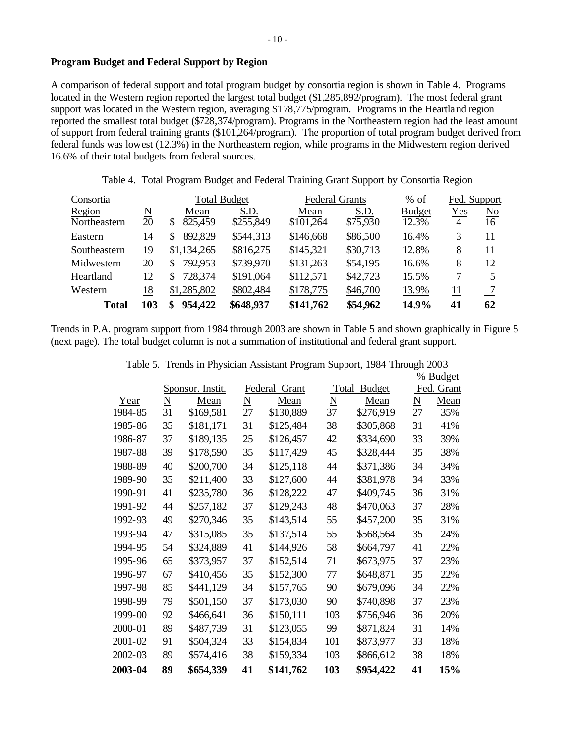## Program Budget and Federal Support by Region

A comparison of federal support and total program budget by consortia region is shown in Table 4. Programs located in the Western region reported the largest total budget ($1,285,892/program). The most federal grant support was located in the Western region, averaging $178,775/program. Programs in the Heartland region reported the smallest total budget ($728,374/program). Programs in the Northeastern region had the least amount of support from federal training grants ($101,264/program). The proportion of total program budget derived from federal funds was lowest (12.3%) in the Northeastern region, while programs in the Midwestern region derived 16.6% of their total budgets from federal sources.

Table 4. Total Program Budget and Federal Training Grant Support by Consortia Region

| Consortia | | Total Budget | | Federal Grants | | % of | Fed. Support | |
|---|---|---|---|---|---|---|---|---|
| Region | N | Mean | S.D. | Mean | S.D. | Budget | Yes | No |
| Northeastern | 20 | $ 825,459 | $255,849 | $101,264 | $75,930 | 12.3% | 4 | 16 |
| Eastern | 14 | $ 892,829 | $544,313 | $146,668 | $86,500 | 16.4% | 3 | 11 |
| Southeastern | 19 | $1,134,265 | $816,275 | $145,321 | $30,713 | 12.8% | 8 | 11 |
| Midwestern | 20 | $ 792,953 | $739,970 | $131,263 | $54,195 | 16.6% | 8 | 12 |
| Heartland | 12 | $ 728,374 | $191,064 | $112,571 | $42,723 | 15.5% | 7 | 5 |
| Western | 18 | $1,285,802 | $802,484 | $178,775 | $46,700 | 13.9% | 11 | 7 |
| **Total** | **103** | **$ 954,422** | **$648,937** | **$141,762** | **$54,962** | **14.9%** | **41** | **62** |

Trends in P.A. program support from 1984 through 2003 are shown in Table 5 and shown graphically in Figure 5 (next page). The total budget column is not a summation of institutional and federal grant support.

Table 5. Trends in Physician Assistant Program Support, 1984 Through 2003

| | Sponsor. Instit. | | Federal Grant | | Total Budget | | % Budget Fed. Grant | |
|---|---|---|---|---|---|---|---|---|
| Year | N | Mean | N | Mean | N | Mean | N | Mean |
| 1984-85 | 31 | $169,581 | 27 | $130,889 | 37 | $276,919 | 27 | 35% |
| 1985-86 | 35 | $181,171 | 31 | $125,484 | 38 | $305,868 | 31 | 41% |
| 1986-87 | 37 | $189,135 | 25 | $126,457 | 42 | $334,690 | 33 | 39% |
| 1987-88 | 39 | $178,590 | 35 | $117,429 | 45 | $328,444 | 35 | 38% |
| 1988-89 | 40 | $200,700 | 34 | $125,118 | 44 | $371,386 | 34 | 34% |
| 1989-90 | 35 | $211,400 | 33 | $127,600 | 44 | $381,978 | 34 | 33% |
| 1990-91 | 41 | $235,780 | 36 | $128,222 | 47 | $409,745 | 36 | 31% |
| 1991-92 | 44 | $257,182 | 37 | $129,243 | 48 | $470,063 | 37 | 28% |
| 1992-93 | 49 | $270,346 | 35 | $143,514 | 55 | $457,200 | 35 | 31% |
| 1993-94 | 47 | $315,085 | 35 | $137,514 | 55 | $568,564 | 35 | 24% |
| 1994-95 | 54 | $324,889 | 41 | $144,926 | 58 | $664,797 | 41 | 22% |
| 1995-96 | 65 | $373,957 | 37 | $152,514 | 71 | $673,975 | 37 | 23% |
| 1996-97 | 67 | $410,456 | 35 | $152,300 | 77 | $648,871 | 35 | 22% |
| 1997-98 | 85 | $441,129 | 34 | $157,765 | 90 | $679,096 | 34 | 22% |
| 1998-99 | 79 | $501,150 | 37 | $173,030 | 90 | $740,898 | 37 | 23% |
| 1999-00 | 92 | $466,641 | 36 | $150,111 | 103 | $756,946 | 36 | 20% |
| 2000-01 | 89 | $487,739 | 31 | $123,055 | 99 | $871,824 | 31 | 14% |
| 2001-02 | 91 | $504,324 | 33 | $154,834 | 101 | $873,977 | 33 | 18% |
| 2002-03 | 89 | $574,416 | 38 | $159,334 | 103 | $866,612 | 38 | 18% |
| **2003-04** | **89** | **$654,339** | **41** | **$141,762** | **103** | **$954,422** | **41** | **15%** |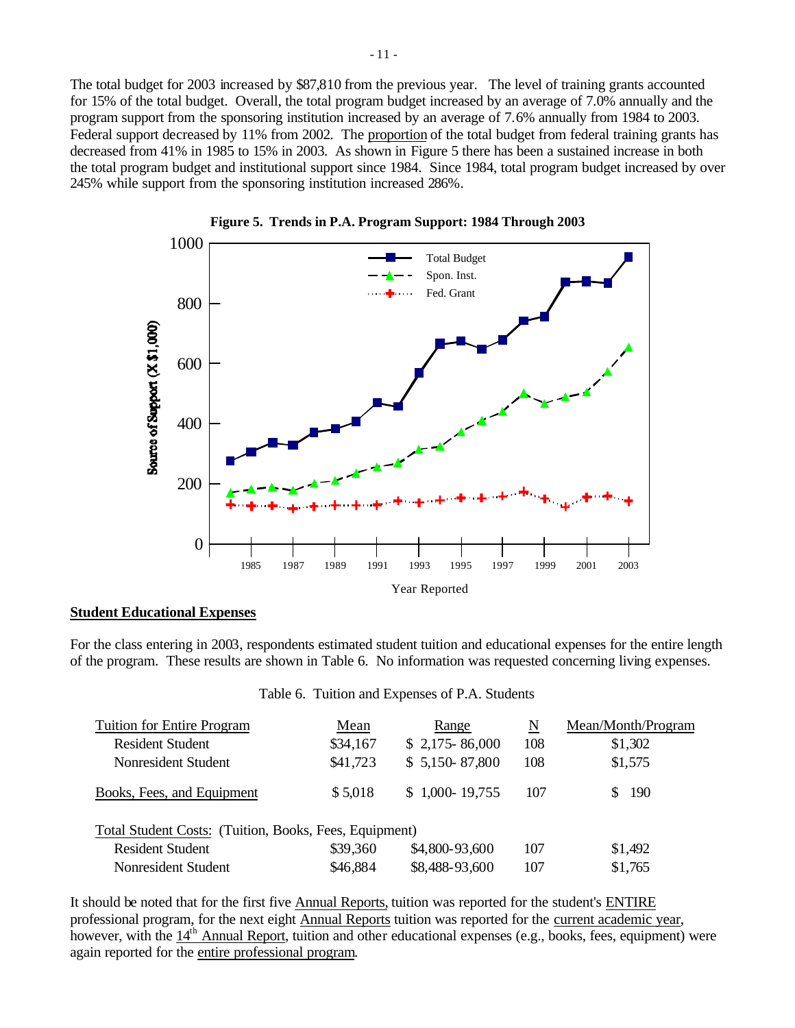The total budget for 2003 increased by $87,810 from the previous year. The level of training grants accounted for 15% of the total budget. Overall, the total program budget increased by an average of 7.0% annually and the program support from the sponsoring institution increased by an average of 7.6% annually from 1984 to 2003. Federal support decreased by 11% from 2002. The proportion of the total budget from federal training grants has decreased from 41% in 1985 to 15% in 2003. As shown in Figure 5 there has been a sustained increase in both the total program budget and institutional support since 1984. Since 1984, total program budget increased by over 245% while support from the sponsoring institution increased 286%.

**Figure 5. Trends in P.A. Program Support: 1984 Through 2003**

## Student Educational Expenses

For the class entering in 2003, respondents estimated student tuition and educational expenses for the entire length of the program. These results are shown in Table 6. No information was requested concerning living expenses.

Table 6. Tuition and Expenses of P.A. Students

| Tuition for Entire Program | Mean | Range | N | Mean/Month/Program |
|---|---|---|---|---|
| Resident Student | $34,167 | $ 2,175- 86,000 | 108 | $1,302 |
| Nonresident Student | $41,723 | $ 5,150- 87,800 | 108 | $1,575 |
| Books, Fees, and Equipment | $ 5,018 | $ 1,000- 19,755 | 107 | $ 190 |
| Total Student Costs: (Tuition, Books, Fees, Equipment) | | | | |
| Resident Student | $39,360 | $4,800-93,600 | 107 | $1,492 |
| Nonresident Student | $46,884 | $8,488-93,600 | 107 | $1,765 |

It should be noted that for the first five Annual Reports, tuition was reported for the student's ENTIRE professional program, for the next eight Annual Reports tuition was reported for the current academic year, however, with the 14th Annual Report, tuition and other educational expenses (e.g., books, fees, equipment) were again reported for the entire professional program.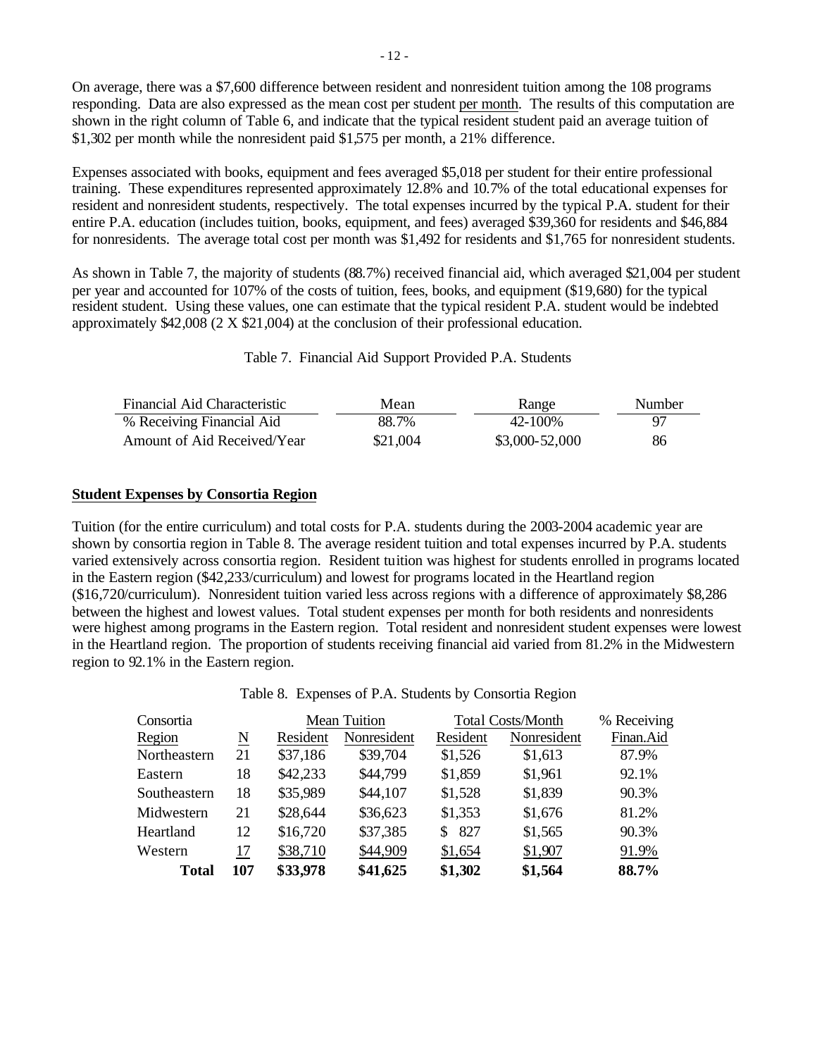On average, there was a $7,600 difference between resident and nonresident tuition among the 108 programs responding. Data are also expressed as the mean cost per student per month. The results of this computation are shown in the right column of Table 6, and indicate that the typical resident student paid an average tuition of $1,302 per month while the nonresident paid $1,575 per month, a 21% difference.

Expenses associated with books, equipment and fees averaged $5,018 per student for their entire professional training. These expenditures represented approximately 12.8% and 10.7% of the total educational expenses for resident and nonresident students, respectively. The total expenses incurred by the typical P.A. student for their entire P.A. education (includes tuition, books, equipment, and fees) averaged $39,360 for residents and $46,884 for nonresidents. The average total cost per month was $1,492 for residents and $1,765 for nonresident students.

As shown in Table 7, the majority of students (88.7%) received financial aid, which averaged $21,004 per student per year and accounted for 107% of the costs of tuition, fees, books, and equipment ($19,680) for the typical resident student. Using these values, one can estimate that the typical resident P.A. student would be indebted approximately $42,008 (2 X $21,004) at the conclusion of their professional education.

Table 7. Financial Aid Support Provided P.A. Students

| Financial Aid Characteristic | Mean | Range | Number |
|---|---|---|---|
| % Receiving Financial Aid | 88.7% | 42-100% | 97 |
| Amount of Aid Received/Year | $21,004 | $3,000-52,000 | 86 |

**Student Expenses by Consortia Region**

Tuition (for the entire curriculum) and total costs for P.A. students during the 2003-2004 academic year are shown by consortia region in Table 8. The average resident tuition and total expenses incurred by P.A. students varied extensively across consortia region. Resident tuition was highest for students enrolled in programs located in the Eastern region ($42,233/curriculum) and lowest for programs located in the Heartland region ($16,720/curriculum). Nonresident tuition varied less across regions with a difference of approximately $8,286 between the highest and lowest values. Total student expenses per month for both residents and nonresidents were highest among programs in the Eastern region. Total resident and nonresident student expenses were lowest in the Heartland region. The proportion of students receiving financial aid varied from 81.2% in the Midwestern region to 92.1% in the Eastern region.

Table 8. Expenses of P.A. Students by Consortia Region

| Consortia Region | N | Mean Tuition Resident | Mean Tuition Nonresident | Total Costs/Month Resident | Total Costs/Month Nonresident | % Receiving Finan.Aid |
|---|---|---|---|---|---|---|
| Northeastern | 21 | $37,186 | $39,704 | $1,526 | $1,613 | 87.9% |
| Eastern | 18 | $42,233 | $44,799 | $1,859 | $1,961 | 92.1% |
| Southeastern | 18 | $35,989 | $44,107 | $1,528 | $1,839 | 90.3% |
| Midwestern | 21 | $28,644 | $36,623 | $1,353 | $1,676 | 81.2% |
| Heartland | 12 | $16,720 | $37,385 | $ 827 | $1,565 | 90.3% |
| Western | 17 | $38,710 | $44,909 | $1,654 | $1,907 | 91.9% |
| **Total** | **107** | **$33,978** | **$41,625** | **$1,302** | **$1,564** | **88.7%** |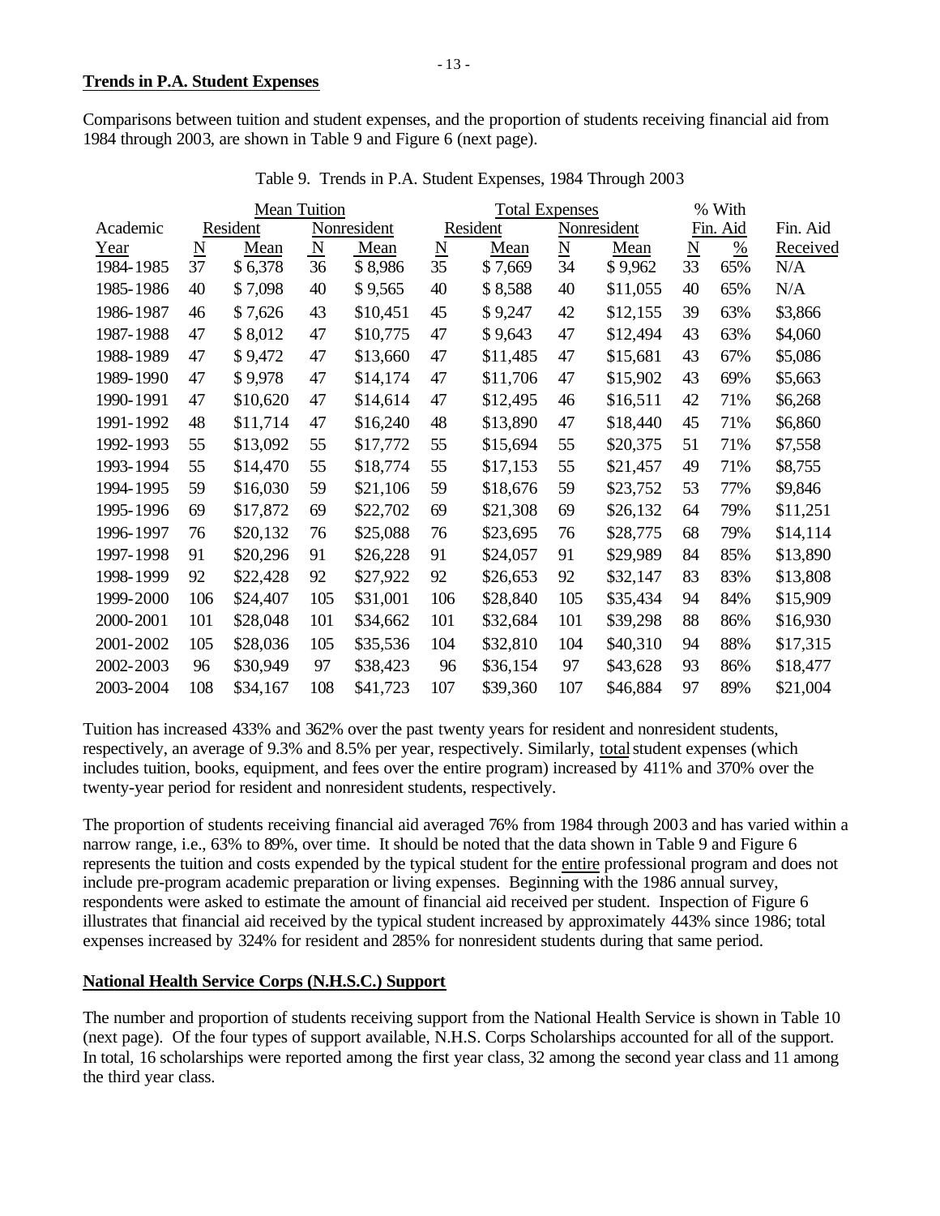**Trends in P.A. Student Expenses**

Comparisons between tuition and student expenses, and the proportion of students receiving financial aid from 1984 through 2003, are shown in Table 9 and Figure 6 (next page).

Table 9. Trends in P.A. Student Expenses, 1984 Through 2003

| | Mean Tuition | | | | Total Expenses | | | | % With | | |
|---|---|---|---|---|---|---|---|---|---|---|---|
| Academic | Resident | | Nonresident | | Resident | | Nonresident | | Fin. Aid | | Fin. Aid |
| Year | N | Mean | N | Mean | N | Mean | N | Mean | N | % | Received |
| 1984-1985 | 37 | $ 6,378 | 36 | $ 8,986 | 35 | $ 7,669 | 34 | $ 9,962 | 33 | 65% | N/A |
| 1985-1986 | 40 | $ 7,098 | 40 | $ 9,565 | 40 | $ 8,588 | 40 | $11,055 | 40 | 65% | N/A |
| 1986-1987 | 46 | $ 7,626 | 43 | $10,451 | 45 | $ 9,247 | 42 | $12,155 | 39 | 63% | $3,866 |
| 1987-1988 | 47 | $ 8,012 | 47 | $10,775 | 47 | $ 9,643 | 47 | $12,494 | 43 | 63% | $4,060 |
| 1988-1989 | 47 | $ 9,472 | 47 | $13,660 | 47 | $11,485 | 47 | $15,681 | 43 | 67% | $5,086 |
| 1989-1990 | 47 | $ 9,978 | 47 | $14,174 | 47 | $11,706 | 47 | $15,902 | 43 | 69% | $5,663 |
| 1990-1991 | 47 | $10,620 | 47 | $14,614 | 47 | $12,495 | 46 | $16,511 | 42 | 71% | $6,268 |
| 1991-1992 | 48 | $11,714 | 47 | $16,240 | 48 | $13,890 | 47 | $18,440 | 45 | 71% | $6,860 |
| 1992-1993 | 55 | $13,092 | 55 | $17,772 | 55 | $15,694 | 55 | $20,375 | 51 | 71% | $7,558 |
| 1993-1994 | 55 | $14,470 | 55 | $18,774 | 55 | $17,153 | 55 | $21,457 | 49 | 71% | $8,755 |
| 1994-1995 | 59 | $16,030 | 59 | $21,106 | 59 | $18,676 | 59 | $23,752 | 53 | 77% | $9,846 |
| 1995-1996 | 69 | $17,872 | 69 | $22,702 | 69 | $21,308 | 69 | $26,132 | 64 | 79% | $11,251 |
| 1996-1997 | 76 | $20,132 | 76 | $25,088 | 76 | $23,695 | 76 | $28,775 | 68 | 79% | $14,114 |
| 1997-1998 | 91 | $20,296 | 91 | $26,228 | 91 | $24,057 | 91 | $29,989 | 84 | 85% | $13,890 |
| 1998-1999 | 92 | $22,428 | 92 | $27,922 | 92 | $26,653 | 92 | $32,147 | 83 | 83% | $13,808 |
| 1999-2000 | 106 | $24,407 | 105 | $31,001 | 106 | $28,840 | 105 | $35,434 | 94 | 84% | $15,909 |
| 2000-2001 | 101 | $28,048 | 101 | $34,662 | 101 | $32,684 | 101 | $39,298 | 88 | 86% | $16,930 |
| 2001-2002 | 105 | $28,036 | 105 | $35,536 | 104 | $32,810 | 104 | $40,310 | 94 | 88% | $17,315 |
| 2002-2003 | 96 | $30,949 | 97 | $38,423 | 96 | $36,154 | 97 | $43,628 | 93 | 86% | $18,477 |
| 2003-2004 | 108 | $34,167 | 108 | $41,723 | 107 | $39,360 | 107 | $46,884 | 97 | 89% | $21,004 |

Tuition has increased 433% and 362% over the past twenty years for resident and nonresident students, respectively, an average of 9.3% and 8.5% per year, respectively. Similarly, total student expenses (which includes tuition, books, equipment, and fees over the entire program) increased by 411% and 370% over the twenty-year period for resident and nonresident students, respectively.

The proportion of students receiving financial aid averaged 76% from 1984 through 2003 and has varied within a narrow range, i.e., 63% to 89%, over time. It should be noted that the data shown in Table 9 and Figure 6 represents the tuition and costs expended by the typical student for the entire professional program and does not include pre-program academic preparation or living expenses. Beginning with the 1986 annual survey, respondents were asked to estimate the amount of financial aid received per student. Inspection of Figure 6 illustrates that financial aid received by the typical student increased by approximately 443% since 1986; total expenses increased by 324% for resident and 285% for nonresident students during that same period.

**National Health Service Corps (N.H.S.C.) Support**

The number and proportion of students receiving support from the National Health Service is shown in Table 10 (next page). Of the four types of support available, N.H.S. Corps Scholarships accounted for all of the support. In total, 16 scholarships were reported among the first year class, 32 among the second year class and 11 among the third year class.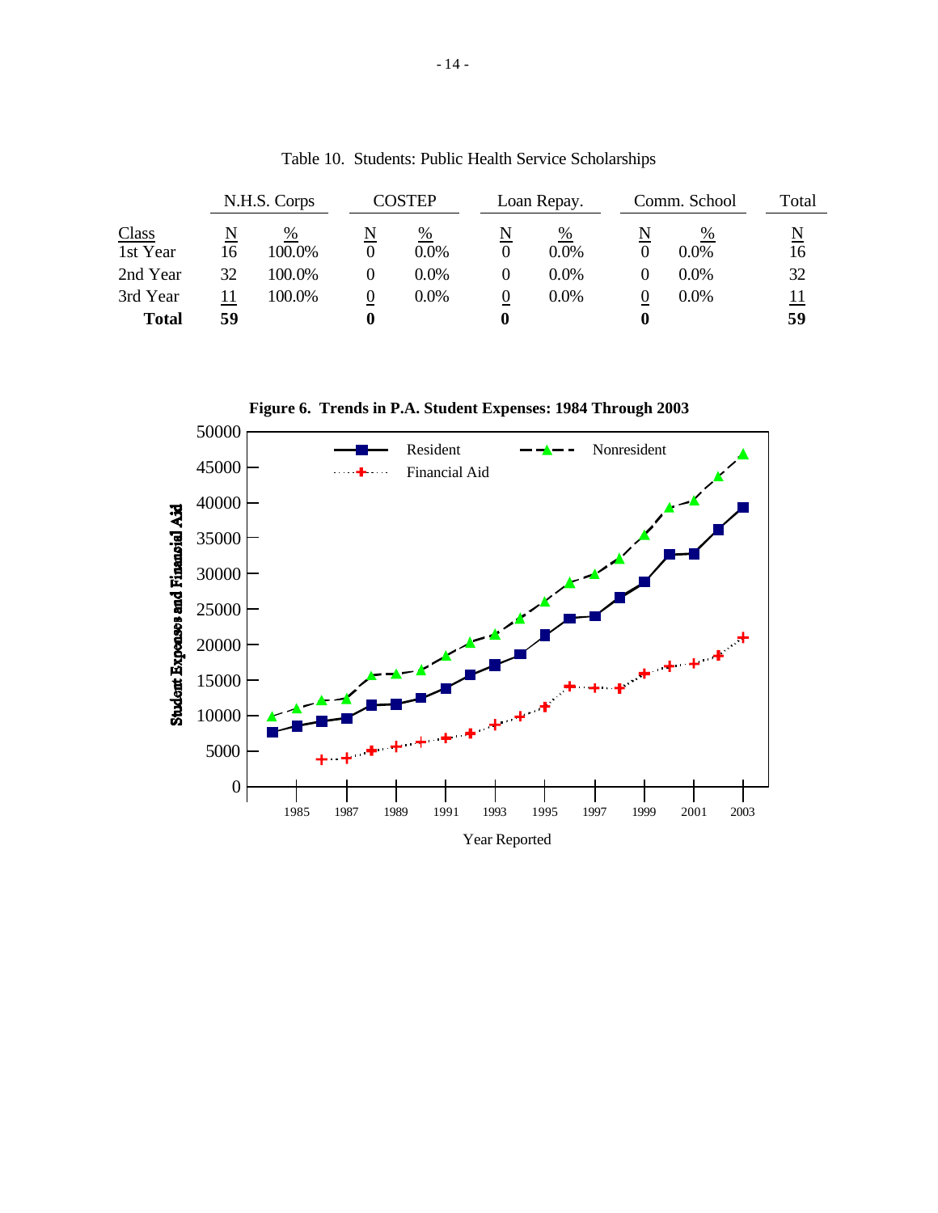Table 10. Students: Public Health Service Scholarships

| Class | N.H.S. Corps N | N.H.S. Corps % | COSTEP N | COSTEP % | Loan Repay. N | Loan Repay. % | Comm. School N | Comm. School % | Total N |
|---|---|---|---|---|---|---|---|---|---|
| 1st Year | 16 | 100.0% | 0 | 0.0% | 0 | 0.0% | 0 | 0.0% | 16 |
| 2nd Year | 32 | 100.0% | 0 | 0.0% | 0 | 0.0% | 0 | 0.0% | 32 |
| 3rd Year | 11 | 100.0% | 0 | 0.0% | 0 | 0.0% | 0 | 0.0% | 11 |
| **Total** | **59** | | **0** | | **0** | | **0** | | **59** |

**Figure 6. Trends in P.A. Student Expenses: 1984 Through 2003**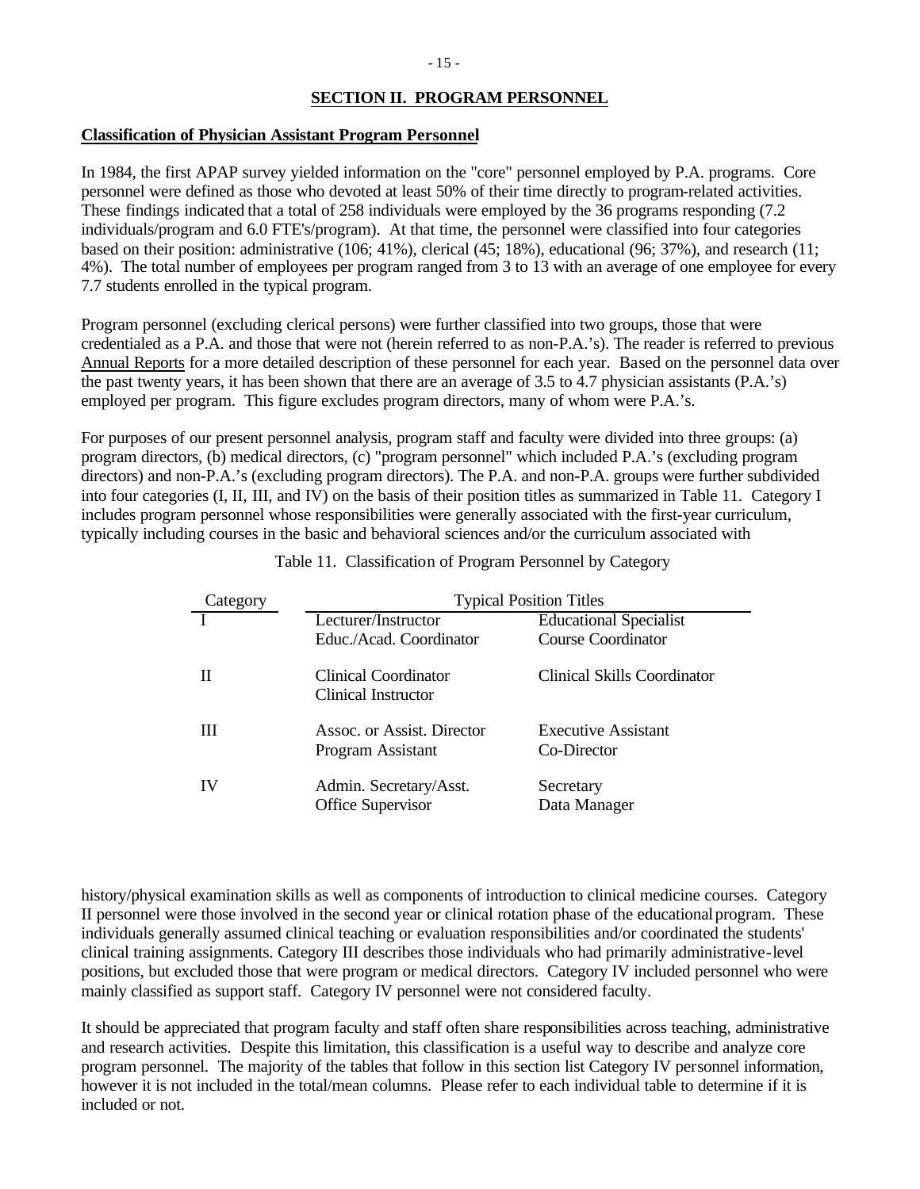## SECTION II. PROGRAM PERSONNEL

### Classification of Physician Assistant Program Personnel

In 1984, the first APAP survey yielded information on the "core" personnel employed by P.A. programs. Core personnel were defined as those who devoted at least 50% of their time directly to program-related activities. These findings indicated that a total of 258 individuals were employed by the 36 programs responding (7.2 individuals/program and 6.0 FTE's/program). At that time, the personnel were classified into four categories based on their position: administrative (106; 41%), clerical (45; 18%), educational (96; 37%), and research (11; 4%). The total number of employees per program ranged from 3 to 13 with an average of one employee for every 7.7 students enrolled in the typical program.

Program personnel (excluding clerical persons) were further classified into two groups, those that were credentialed as a P.A. and those that were not (herein referred to as non-P.A.'s). The reader is referred to previous Annual Reports for a more detailed description of these personnel for each year. Based on the personnel data over the past twenty years, it has been shown that there are an average of 3.5 to 4.7 physician assistants (P.A.'s) employed per program. This figure excludes program directors, many of whom were P.A.'s.

For purposes of our present personnel analysis, program staff and faculty were divided into three groups: (a) program directors, (b) medical directors, (c) "program personnel" which included P.A.'s (excluding program directors) and non-P.A.'s (excluding program directors). The P.A. and non-P.A. groups were further subdivided into four categories (I, II, III, and IV) on the basis of their position titles as summarized in Table 11. Category I includes program personnel whose responsibilities were generally associated with the first-year curriculum, typically including courses in the basic and behavioral sciences and/or the curriculum associated with history/physical examination skills as well as components of introduction to clinical medicine courses. Category II personnel were those involved in the second year or clinical rotation phase of the educational program. These individuals generally assumed clinical teaching or evaluation responsibilities and/or coordinated the students' clinical training assignments. Category III describes those individuals who had primarily administrative-level positions, but excluded those that were program or medical directors. Category IV included personnel who were mainly classified as support staff. Category IV personnel were not considered faculty.

Table 11. Classification of Program Personnel by Category

| Category | Typical Position Titles | |
|---|---|---|
| I | Lecturer/Instructor<br>Educ./Acad. Coordinator | Educational Specialist<br>Course Coordinator |
| II | Clinical Coordinator<br>Clinical Instructor | Clinical Skills Coordinator |
| III | Assoc. or Assist. Director<br>Program Assistant | Executive Assistant<br>Co-Director |
| IV | Admin. Secretary/Asst.<br>Office Supervisor | Secretary<br>Data Manager |

It should be appreciated that program faculty and staff often share responsibilities across teaching, administrative and research activities. Despite this limitation, this classification is a useful way to describe and analyze core program personnel. The majority of the tables that follow in this section list Category IV personnel information, however it is not included in the total/mean columns. Please refer to each individual table to determine if it is included or not.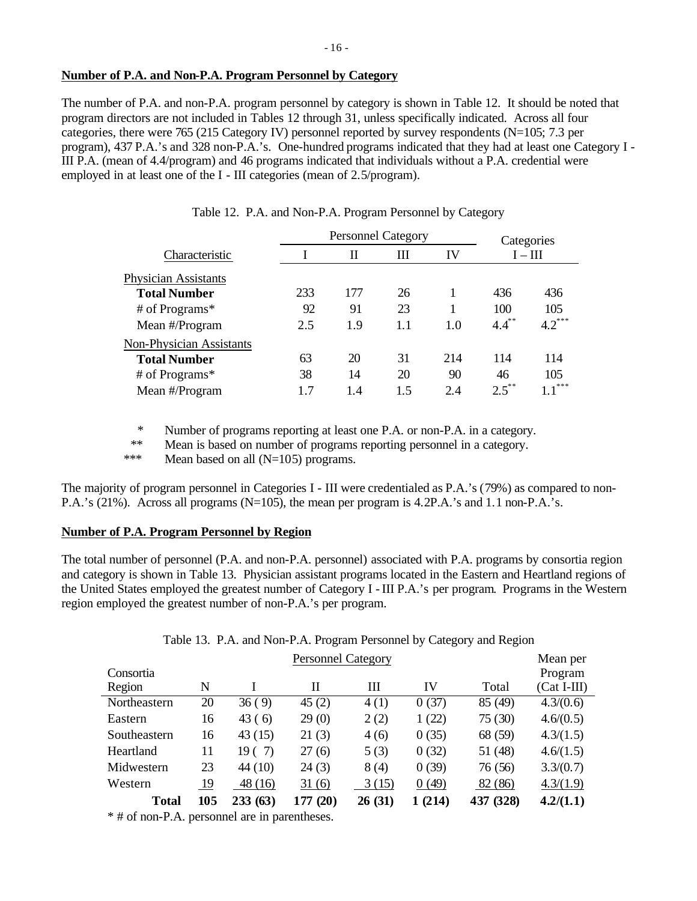**Number of P.A. and Non-P.A. Program Personnel by Category**

The number of P.A. and non-P.A. program personnel by category is shown in Table 12. It should be noted that program directors are not included in Tables 12 through 31, unless specifically indicated. Across all four categories, there were 765 (215 Category IV) personnel reported by survey respondents (N=105; 7.3 per program), 437 P.A.'s and 328 non-P.A.'s. One-hundred programs indicated that they had at least one Category I - III P.A. (mean of 4.4/program) and 46 programs indicated that individuals without a P.A. credential were employed in at least one of the I - III categories (mean of 2.5/program).

Table 12. P.A. and Non-P.A. Program Personnel by Category

| Characteristic | Personnel Category I | II | III | IV | Categories I – III | |
|---|---|---|---|---|---|---|
| **Physician Assistants** | | | | | | |
| **Total Number** | 233 | 177 | 26 | 1 | 436 | 436 |
| # of Programs* | 92 | 91 | 23 | 1 | 100 | 105 |
| Mean #/Program | 2.5 | 1.9 | 1.1 | 1.0 | 4.4** | 4.2*** |
| **Non-Physician Assistants** | | | | | | |
| **Total Number** | 63 | 20 | 31 | 214 | 114 | 114 |
| # of Programs* | 38 | 14 | 20 | 90 | 46 | 105 |
| Mean #/Program | 1.7 | 1.4 | 1.5 | 2.4 | 2.5** | 1.1*** |

\* Number of programs reporting at least one P.A. or non-P.A. in a category.
** Mean is based on number of programs reporting personnel in a category.
*** Mean based on all (N=105) programs.

The majority of program personnel in Categories I - III were credentialed as P.A.'s (79%) as compared to non-P.A.'s (21%). Across all programs (N=105), the mean per program is 4.2P.A.'s and 1.1 non-P.A.'s.

**Number of P.A. Program Personnel by Region**

The total number of personnel (P.A. and non-P.A. personnel) associated with P.A. programs by consortia region and category is shown in Table 13. Physician assistant programs located in the Eastern and Heartland regions of the United States employed the greatest number of Category I - III P.A.'s per program. Programs in the Western region employed the greatest number of non-P.A.'s per program.

Table 13. P.A. and Non-P.A. Program Personnel by Category and Region

| Consortia Region | N | Personnel Category I | II | III | IV | Total | Mean per Program (Cat I-III) |
|---|---|---|---|---|---|---|---|
| Northeastern | 20 | 36 ( 9) | 45 (2) | 4 (1) | 0 (37) | 85 (49) | 4.3/(0.6) |
| Eastern | 16 | 43 ( 6) | 29 (0) | 2 (2) | 1 (22) | 75 (30) | 4.6/(0.5) |
| Southeastern | 16 | 43 (15) | 21 (3) | 4 (6) | 0 (35) | 68 (59) | 4.3/(1.5) |
| Heartland | 11 | 19 ( 7) | 27 (6) | 5 (3) | 0 (32) | 51 (48) | 4.6/(1.5) |
| Midwestern | 23 | 44 (10) | 24 (3) | 8 (4) | 0 (39) | 76 (56) | 3.3/(0.7) |
| Western | 19 | 48 (16) | 31 (6) | 3 (15) | 0 (49) | 82 (86) | 4.3/(1.9) |
| **Total** | **105** | **233 (63)** | **177 (20)** | **26 (31)** | **1 (214)** | **437 (328)** | **4.2/(1.1)** |

\* # of non-P.A. personnel are in parentheses.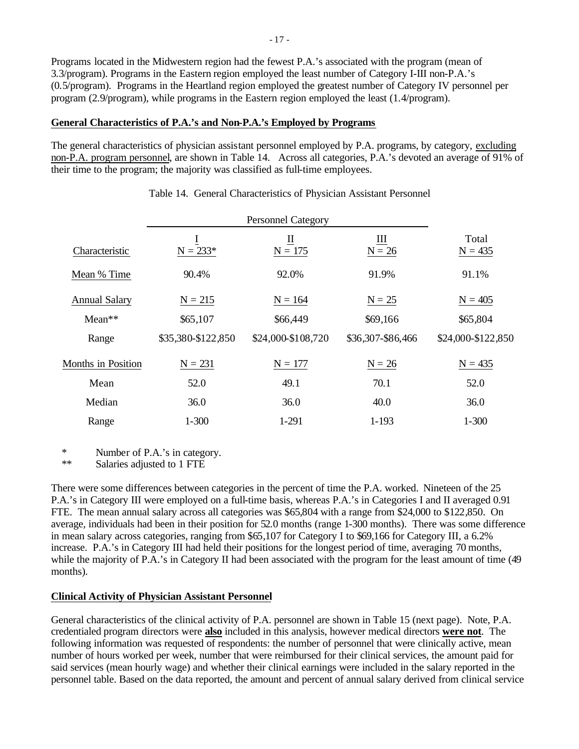Programs located in the Midwestern region had the fewest P.A.'s associated with the program (mean of 3.3/program). Programs in the Eastern region employed the least number of Category I-III non-P.A.'s (0.5/program). Programs in the Heartland region employed the greatest number of Category IV personnel per program (2.9/program), while programs in the Eastern region employed the least (1.4/program).

## General Characteristics of P.A.'s and Non-P.A.'s Employed by Programs

The general characteristics of physician assistant personnel employed by P.A. programs, by category, excluding non-P.A. program personnel, are shown in Table 14. Across all categories, P.A.'s devoted an average of 91% of their time to the program; the majority was classified as full-time employees.

Table 14. General Characteristics of Physician Assistant Personnel

| | Personnel Category | | | |
|---|---|---|---|---|
| Characteristic | I<br>N = 233* | II<br>N = 175 | III<br>N = 26 | Total<br>N = 435 |
| Mean % Time | 90.4% | 92.0% | 91.9% | 91.1% |
| Annual Salary | N = 215 | N = 164 | N = 25 | N = 405 |
| Mean** | $65,107 | $66,449 | $69,166 | $65,804 |
| Range | $35,380-$122,850 | $24,000-$108,720 | $36,307-$86,466 | $24,000-$122,850 |
| Months in Position | N = 231 | N = 177 | N = 26 | N = 435 |
| Mean | 52.0 | 49.1 | 70.1 | 52.0 |
| Median | 36.0 | 36.0 | 40.0 | 36.0 |
| Range | 1-300 | 1-291 | 1-193 | 1-300 |

\* Number of P.A.'s in category.

** Salaries adjusted to 1 FTE

There were some differences between categories in the percent of time the P.A. worked. Nineteen of the 25 P.A.'s in Category III were employed on a full-time basis, whereas P.A.'s in Categories I and II averaged 0.91 FTE. The mean annual salary across all categories was $65,804 with a range from $24,000 to $122,850. On average, individuals had been in their position for 52.0 months (range 1-300 months). There was some difference in mean salary across categories, ranging from $65,107 for Category I to $69,166 for Category III, a 6.2% increase. P.A.'s in Category III had held their positions for the longest period of time, averaging 70 months, while the majority of P.A.'s in Category II had been associated with the program for the least amount of time (49 months).

## Clinical Activity of Physician Assistant Personnel

General characteristics of the clinical activity of P.A. personnel are shown in Table 15 (next page). Note, P.A. credentialed program directors were **also** included in this analysis, however medical directors **were not**. The following information was requested of respondents: the number of personnel that were clinically active, mean number of hours worked per week, number that were reimbursed for their clinical services, the amount paid for said services (mean hourly wage) and whether their clinical earnings were included in the salary reported in the personnel table. Based on the data reported, the amount and percent of annual salary derived from clinical service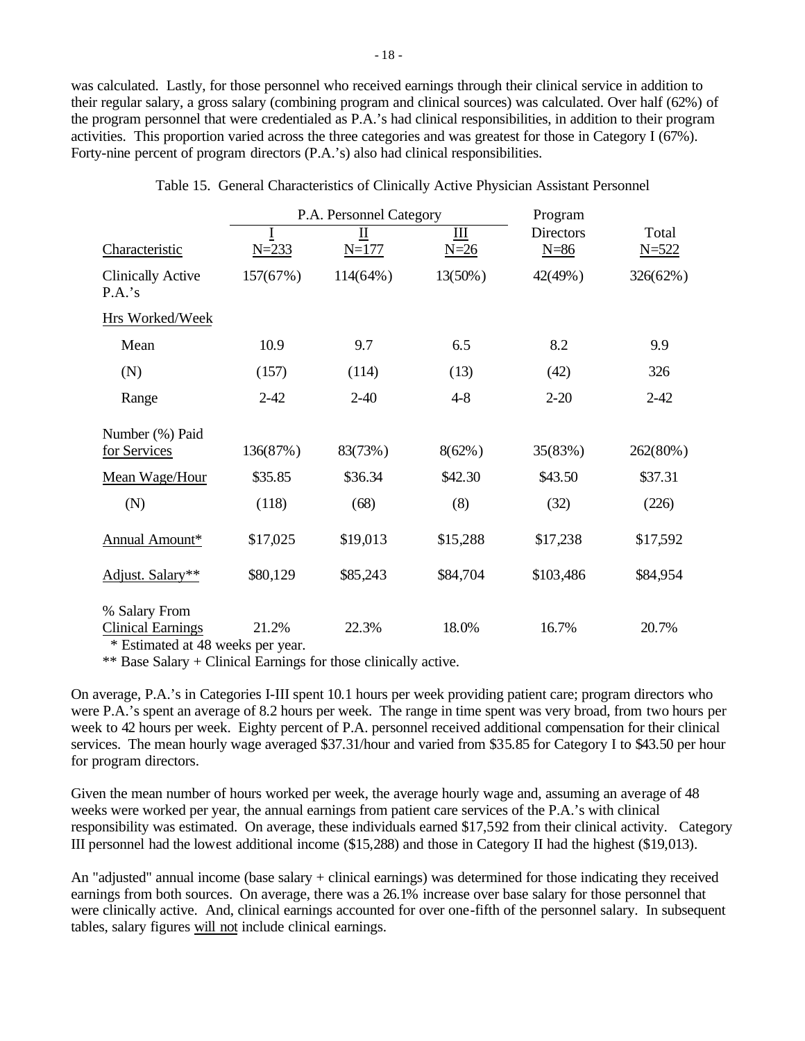was calculated. Lastly, for those personnel who received earnings through their clinical service in addition to their regular salary, a gross salary (combining program and clinical sources) was calculated. Over half (62%) of the program personnel that were credentialed as P.A.'s had clinical responsibilities, in addition to their program activities. This proportion varied across the three categories and was greatest for those in Category I (67%). Forty-nine percent of program directors (P.A.'s) also had clinical responsibilities.

Table 15. General Characteristics of Clinically Active Physician Assistant Personnel

| | P.A. Personnel Category | | | Program | |
|---|---|---|---|---|---|
| Characteristic | I N=233 | II N=177 | III N=26 | Directors N=86 | Total N=522 |
| Clinically Active P.A.'s | 157(67%) | 114(64%) | 13(50%) | 42(49%) | 326(62%) |
| Hrs Worked/Week | | | | | |
| Mean | 10.9 | 9.7 | 6.5 | 8.2 | 9.9 |
| (N) | (157) | (114) | (13) | (42) | 326 |
| Range | 2-42 | 2-40 | 4-8 | 2-20 | 2-42 |
| Number (%) Paid for Services | 136(87%) | 83(73%) | 8(62%) | 35(83%) | 262(80%) |
| Mean Wage/Hour | $35.85 | $36.34 | $42.30 | $43.50 | $37.31 |
| (N) | (118) | (68) | (8) | (32) | (226) |
| Annual Amount* | $17,025 | $19,013 | $15,288 | $17,238 | $17,592 |
| Adjust. Salary** | $80,129 | $85,243 | $84,704 | $103,486 | $84,954 |
| % Salary From Clinical Earnings | 21.2% | 22.3% | 18.0% | 16.7% | 20.7% |

\* Estimated at 48 weeks per year.

** Base Salary + Clinical Earnings for those clinically active.

On average, P.A.'s in Categories I-III spent 10.1 hours per week providing patient care; program directors who were P.A.'s spent an average of 8.2 hours per week. The range in time spent was very broad, from two hours per week to 42 hours per week. Eighty percent of P.A. personnel received additional compensation for their clinical services. The mean hourly wage averaged $37.31/hour and varied from $35.85 for Category I to $43.50 per hour for program directors.

Given the mean number of hours worked per week, the average hourly wage and, assuming an average of 48 weeks were worked per year, the annual earnings from patient care services of the P.A.'s with clinical responsibility was estimated. On average, these individuals earned $17,592 from their clinical activity. Category III personnel had the lowest additional income ($15,288) and those in Category II had the highest ($19,013).

An "adjusted" annual income (base salary + clinical earnings) was determined for those indicating they received earnings from both sources. On average, there was a 26.1% increase over base salary for those personnel that were clinically active. And, clinical earnings accounted for over one-fifth of the personnel salary. In subsequent tables, salary figures <u>will not</u> include clinical earnings.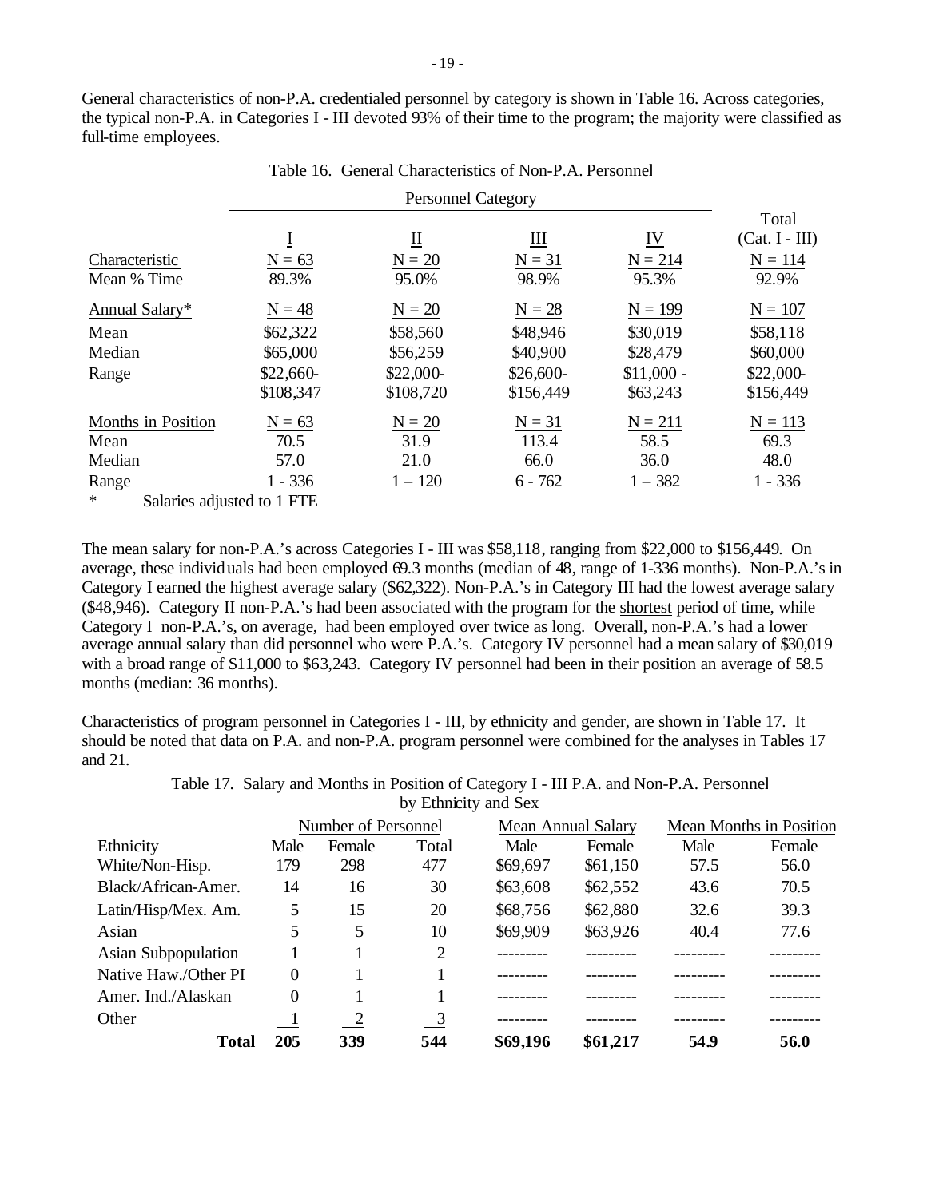General characteristics of non-P.A. credentialed personnel by category is shown in Table 16. Across categories, the typical non-P.A. in Categories I - III devoted 93% of their time to the program; the majority were classified as full-time employees.

Table 16. General Characteristics of Non-P.A. Personnel

| | Personnel Category | | | | |
|---|---|---|---|---|---|
| | I | II | III | IV | Total (Cat. I - III) |
| Characteristic | N = 63 | N = 20 | N = 31 | N = 214 | N = 114 |
| Mean % Time | 89.3% | 95.0% | 98.9% | 95.3% | 92.9% |
| Annual Salary* | N = 48 | N = 20 | N = 28 | N = 199 | N = 107 |
| Mean | $62,322 | $58,560 | $48,946 | $30,019 | $58,118 |
| Median | $65,000 | $56,259 | $40,900 | $28,479 | $60,000 |
| Range | $22,660-$108,347 | $22,000-$108,720 | $26,600-$156,449 | $11,000 - $63,243 | $22,000-$156,449 |
| Months in Position | N = 63 | N = 20 | N = 31 | N = 211 | N = 113 |
| Mean | 70.5 | 31.9 | 113.4 | 58.5 | 69.3 |
| Median | 57.0 | 21.0 | 66.0 | 36.0 | 48.0 |
| Range | 1 - 336 | 1 – 120 | 6 - 762 | 1 – 382 | 1 - 336 |

\* Salaries adjusted to 1 FTE

The mean salary for non-P.A.'s across Categories I - III was $58,118, ranging from $22,000 to $156,449. On average, these individuals had been employed 69.3 months (median of 48, range of 1-336 months). Non-P.A.'s in Category I earned the highest average salary ($62,322). Non-P.A.'s in Category III had the lowest average salary ($48,946). Category II non-P.A.'s had been associated with the program for the shortest period of time, while Category I non-P.A.'s, on average, had been employed over twice as long. Overall, non-P.A.'s had a lower average annual salary than did personnel who were P.A.'s. Category IV personnel had a mean salary of $30,019 with a broad range of $11,000 to $63,243. Category IV personnel had been in their position an average of 58.5 months (median: 36 months).

Characteristics of program personnel in Categories I - III, by ethnicity and gender, are shown in Table 17. It should be noted that data on P.A. and non-P.A. program personnel were combined for the analyses in Tables 17 and 21.

Table 17. Salary and Months in Position of Category I - III P.A. and Non-P.A. Personnel by Ethnicity and Sex

| | Number of Personnel | | | Mean Annual Salary | | Mean Months in Position | |
|---|---|---|---|---|---|---|---|
| Ethnicity | Male | Female | Total | Male | Female | Male | Female |
| White/Non-Hisp. | 179 | 298 | 477 | $69,697 | $61,150 | 57.5 | 56.0 |
| Black/African-Amer. | 14 | 16 | 30 | $63,608 | $62,552 | 43.6 | 70.5 |
| Latin/Hisp/Mex. Am. | 5 | 15 | 20 | $68,756 | $62,880 | 32.6 | 39.3 |
| Asian | 5 | 5 | 10 | $69,909 | $63,926 | 40.4 | 77.6 |
| Asian Subpopulation | 1 | 1 | 2 | --------- | --------- | --------- | --------- |
| Native Haw./Other PI | 0 | 1 | 1 | --------- | --------- | --------- | --------- |
| Amer. Ind./Alaskan | 0 | 1 | 1 | --------- | --------- | --------- | --------- |
| Other | 1 | 2 | 3 | --------- | --------- | --------- | --------- |
| **Total** | **205** | **339** | **544** | **$69,196** | **$61,217** | **54.9** | **56.0** |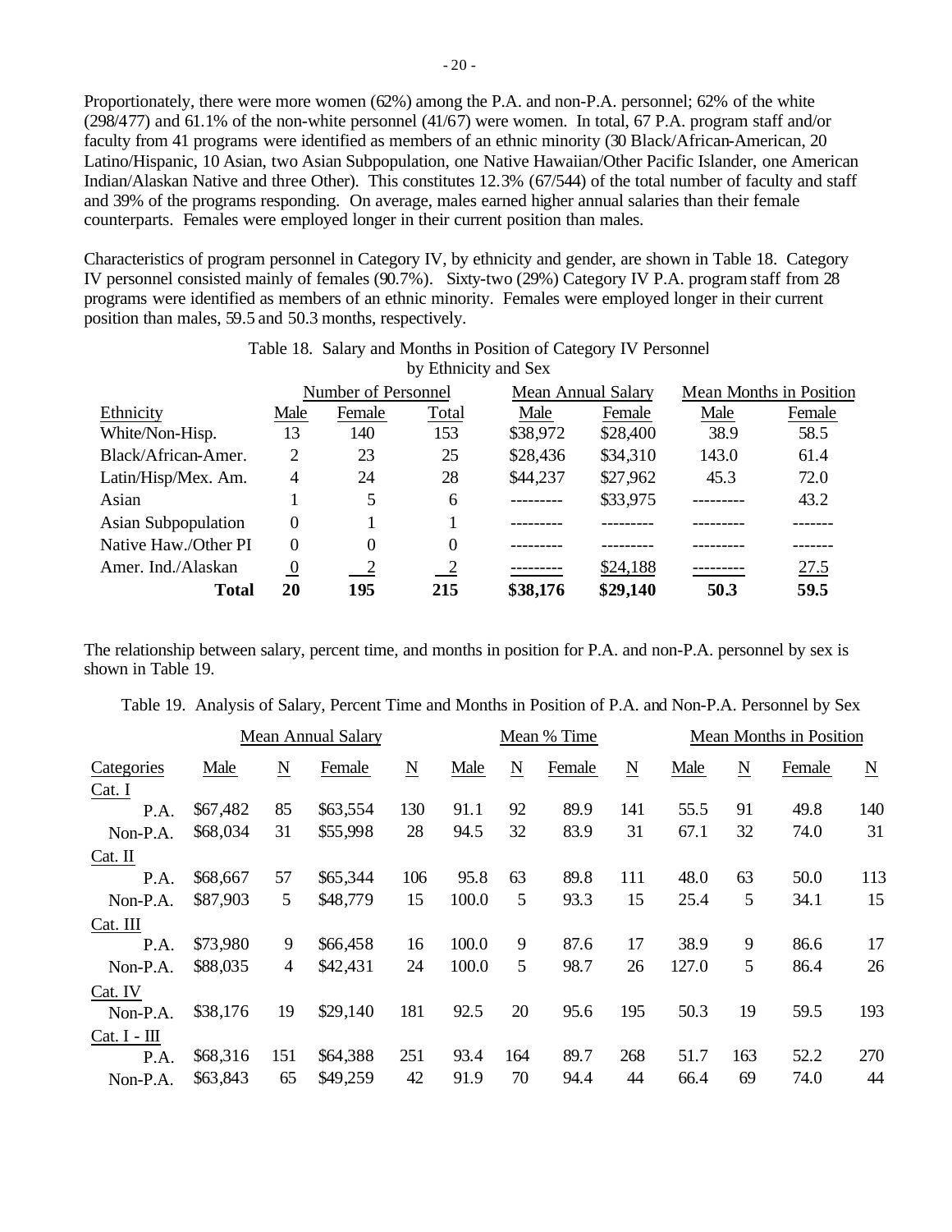Proportionately, there were more women (62%) among the P.A. and non-P.A. personnel; 62% of the white (298/477) and 61.1% of the non-white personnel (41/67) were women. In total, 67 P.A. program staff and/or faculty from 41 programs were identified as members of an ethnic minority (30 Black/African-American, 20 Latino/Hispanic, 10 Asian, two Asian Subpopulation, one Native Hawaiian/Other Pacific Islander, one American Indian/Alaskan Native and three Other). This constitutes 12.3% (67/544) of the total number of faculty and staff and 39% of the programs responding. On average, males earned higher annual salaries than their female counterparts. Females were employed longer in their current position than males.

Characteristics of program personnel in Category IV, by ethnicity and gender, are shown in Table 18. Category IV personnel consisted mainly of females (90.7%). Sixty-two (29%) Category IV P.A. program staff from 28 programs were identified as members of an ethnic minority. Females were employed longer in their current position than males, 59.5 and 50.3 months, respectively.

Table 18. Salary and Months in Position of Category IV Personnel by Ethnicity and Sex

| | Number of Personnel | | | Mean Annual Salary | | Mean Months in Position | |
|---|---|---|---|---|---|---|---|
| Ethnicity | Male | Female | Total | Male | Female | Male | Female |
| White/Non-Hisp. | 13 | 140 | 153 | $38,972 | $28,400 | 38.9 | 58.5 |
| Black/African-Amer. | 2 | 23 | 25 | $28,436 | $34,310 | 143.0 | 61.4 |
| Latin/Hisp/Mex. Am. | 4 | 24 | 28 | $44,237 | $27,962 | 45.3 | 72.0 |
| Asian | 1 | 5 | 6 | --------- | $33,975 | --------- | 43.2 |
| Asian Subpopulation | 0 | 1 | 1 | --------- | --------- | --------- | ------- |
| Native Haw./Other PI | 0 | 0 | 0 | --------- | --------- | --------- | ------- |
| Amer. Ind./Alaskan | 0 | 2 | 2 | --------- | $24,188 | --------- | 27.5 |
| **Total** | **20** | **195** | **215** | **$38,176** | **$29,140** | **50.3** | **59.5** |

The relationship between salary, percent time, and months in position for P.A. and non-P.A. personnel by sex is shown in Table 19.

Table 19. Analysis of Salary, Percent Time and Months in Position of P.A. and Non-P.A. Personnel by Sex

| | Mean Annual Salary | | | | Mean % Time | | | | Mean Months in Position | | | |
|---|---|---|---|---|---|---|---|---|---|---|---|---|
| Categories | Male | N | Female | N | Male | N | Female | N | Male | N | Female | N |
| Cat. I | | | | | | | | | | | | |
| P.A. | $67,482 | 85 | $63,554 | 130 | 91.1 | 92 | 89.9 | 141 | 55.5 | 91 | 49.8 | 140 |
| Non-P.A. | $68,034 | 31 | $55,998 | 28 | 94.5 | 32 | 83.9 | 31 | 67.1 | 32 | 74.0 | 31 |
| Cat. II | | | | | | | | | | | | |
| P.A. | $68,667 | 57 | $65,344 | 106 | 95.8 | 63 | 89.8 | 111 | 48.0 | 63 | 50.0 | 113 |
| Non-P.A. | $87,903 | 5 | $48,779 | 15 | 100.0 | 5 | 93.3 | 15 | 25.4 | 5 | 34.1 | 15 |
| Cat. III | | | | | | | | | | | | |
| P.A. | $73,980 | 9 | $66,458 | 16 | 100.0 | 9 | 87.6 | 17 | 38.9 | 9 | 86.6 | 17 |
| Non-P.A. | $88,035 | 4 | $42,431 | 24 | 100.0 | 5 | 98.7 | 26 | 127.0 | 5 | 86.4 | 26 |
| Cat. IV | | | | | | | | | | | | |
| Non-P.A. | $38,176 | 19 | $29,140 | 181 | 92.5 | 20 | 95.6 | 195 | 50.3 | 19 | 59.5 | 193 |
| Cat. I - III | | | | | | | | | | | | |
| P.A. | $68,316 | 151 | $64,388 | 251 | 93.4 | 164 | 89.7 | 268 | 51.7 | 163 | 52.2 | 270 |
| Non-P.A. | $63,843 | 65 | $49,259 | 42 | 91.9 | 70 | 94.4 | 44 | 66.4 | 69 | 74.0 | 44 |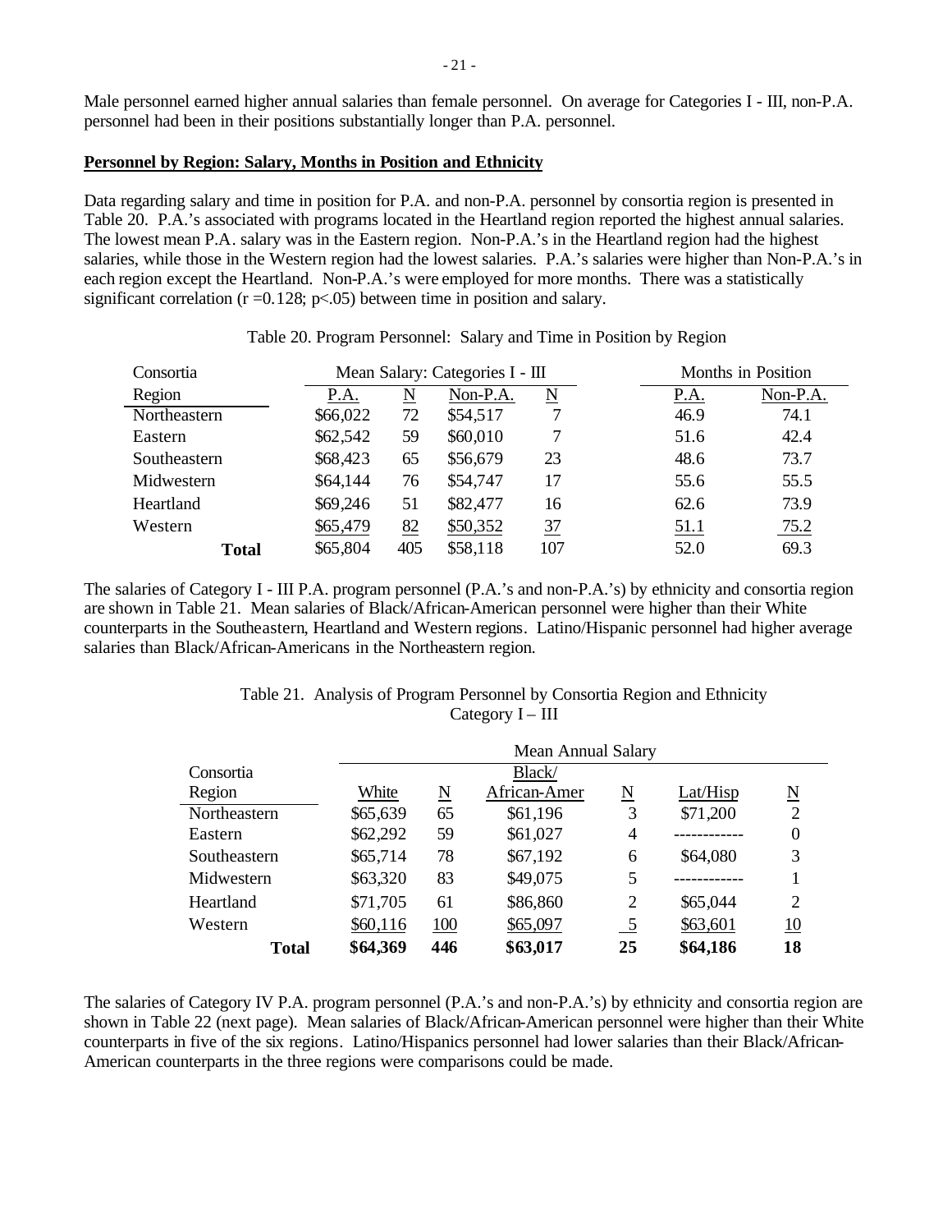Male personnel earned higher annual salaries than female personnel. On average for Categories I - III, non-P.A. personnel had been in their positions substantially longer than P.A. personnel.

**Personnel by Region: Salary, Months in Position and Ethnicity**

Data regarding salary and time in position for P.A. and non-P.A. personnel by consortia region is presented in Table 20. P.A.'s associated with programs located in the Heartland region reported the highest annual salaries. The lowest mean P.A. salary was in the Eastern region. Non-P.A.'s in the Heartland region had the highest salaries, while those in the Western region had the lowest salaries. P.A.'s salaries were higher than Non-P.A.'s in each region except the Heartland. Non-P.A.'s were employed for more months. There was a statistically significant correlation ($r = 0.128$; $p < .05$) between time in position and salary.

Table 20. Program Personnel: Salary and Time in Position by Region

| Consortia | Mean Salary: Categories I - III | | | | Months in Position | |
|---|---|---|---|---|---|---|
| Region | P.A. | N | Non-P.A. | N | P.A. | Non-P.A. |
| Northeastern | $66,022 | 72 | $54,517 | 7 | 46.9 | 74.1 |
| Eastern | $62,542 | 59 | $60,010 | 7 | 51.6 | 42.4 |
| Southeastern | $68,423 | 65 | $56,679 | 23 | 48.6 | 73.7 |
| Midwestern | $64,144 | 76 | $54,747 | 17 | 55.6 | 55.5 |
| Heartland | $69,246 | 51 | $82,477 | 16 | 62.6 | 73.9 |
| Western | $65,479 | 82 | $50,352 | 37 | 51.1 | 75.2 |
| **Total** | $65,804 | 405 | $58,118 | 107 | 52.0 | 69.3 |

The salaries of Category I - III P.A. program personnel (P.A.'s and non-P.A.'s) by ethnicity and consortia region are shown in Table 21. Mean salaries of Black/African-American personnel were higher than their White counterparts in the Southeastern, Heartland and Western regions. Latino/Hispanic personnel had higher average salaries than Black/African-Americans in the Northeastern region.

Table 21. Analysis of Program Personnel by Consortia Region and Ethnicity
Category I – III

| Consortia | Mean Annual Salary | | | | | |
|---|---|---|---|---|---|---|
| Region | White | N | Black/ African-Amer | N | Lat/Hisp | N |
| Northeastern | $65,639 | 65 | $61,196 | 3 | $71,200 | 2 |
| Eastern | $62,292 | 59 | $61,027 | 4 | ------------ | 0 |
| Southeastern | $65,714 | 78 | $67,192 | 6 | $64,080 | 3 |
| Midwestern | $63,320 | 83 | $49,075 | 5 | ------------ | 1 |
| Heartland | $71,705 | 61 | $86,860 | 2 | $65,044 | 2 |
| Western | $60,116 | 100 | $65,097 | 5 | $63,601 | 10 |
| **Total** | **$64,369** | **446** | **$63,017** | **25** | **$64,186** | **18** |

The salaries of Category IV P.A. program personnel (P.A.'s and non-P.A.'s) by ethnicity and consortia region are shown in Table 22 (next page). Mean salaries of Black/African-American personnel were higher than their White counterparts in five of the six regions. Latino/Hispanics personnel had lower salaries than their Black/African-American counterparts in the three regions were comparisons could be made.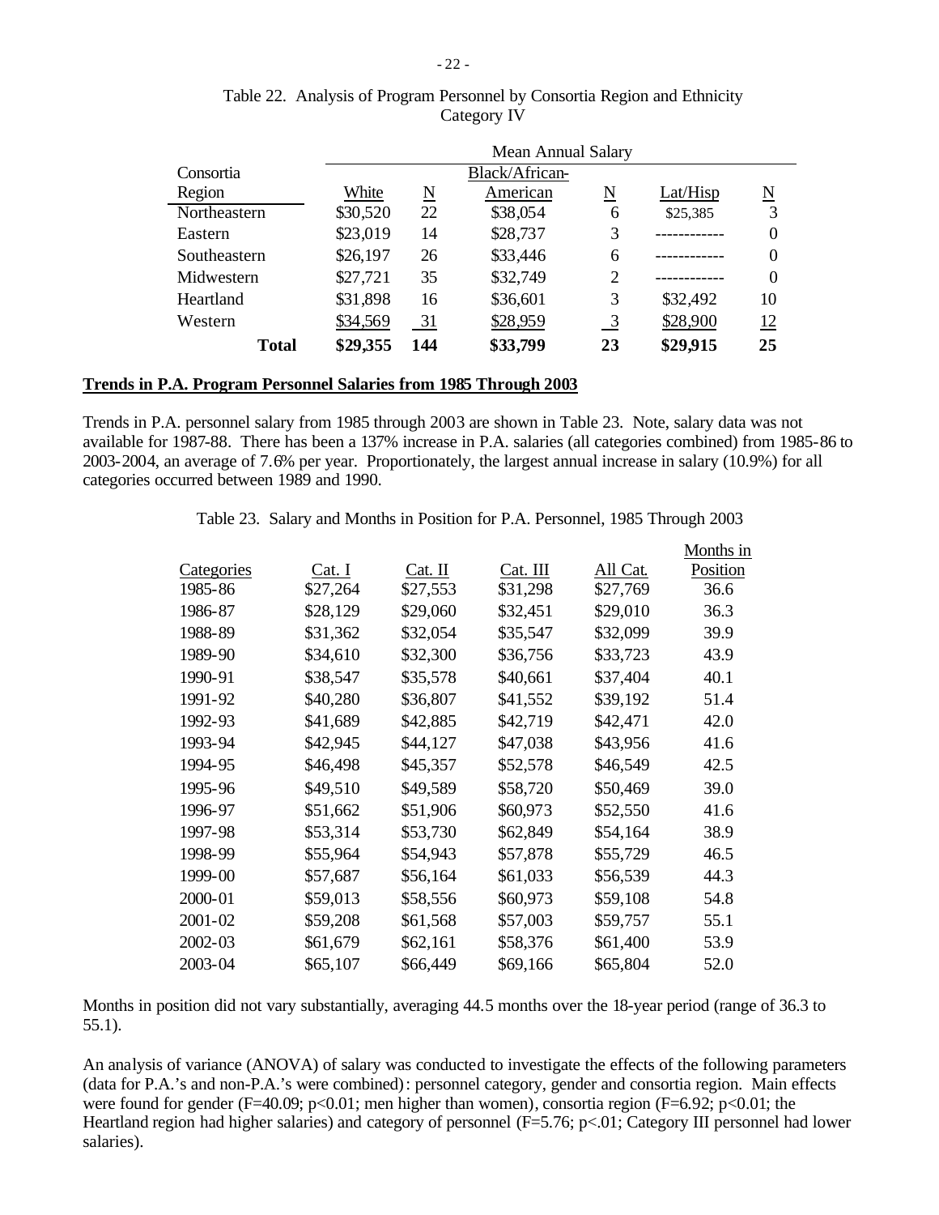Table 22. Analysis of Program Personnel by Consortia Region and Ethnicity Category IV

| Consortia Region | Mean Annual Salary | | | | | |
|---|---|---|---|---|---|---|
| | White | N | Black/African-American | N | Lat/Hisp | N |
| Northeastern | $30,520 | 22 | $38,054 | 6 | $25,385 | 3 |
| Eastern | $23,019 | 14 | $28,737 | 3 | ------------ | 0 |
| Southeastern | $26,197 | 26 | $33,446 | 6 | ------------ | 0 |
| Midwestern | $27,721 | 35 | $32,749 | 2 | ------------ | 0 |
| Heartland | $31,898 | 16 | $36,601 | 3 | $32,492 | 10 |
| Western | $34,569 | 31 | $28,959 | 3 | $28,900 | 12 |
| **Total** | **$29,355** | **144** | **$33,799** | **23** | **$29,915** | **25** |

**Trends in P.A. Program Personnel Salaries from 1985 Through 2003**

Trends in P.A. personnel salary from 1985 through 2003 are shown in Table 23. Note, salary data was not available for 1987-88. There has been a 137% increase in P.A. salaries (all categories combined) from 1985-86 to 2003-2004, an average of 7.6% per year. Proportionately, the largest annual increase in salary (10.9%) for all categories occurred between 1989 and 1990.

Table 23. Salary and Months in Position for P.A. Personnel, 1985 Through 2003

| Categories | Cat. I | Cat. II | Cat. III | All Cat. | Months in Position |
|---|---|---|---|---|---|
| 1985-86 | $27,264 | $27,553 | $31,298 | $27,769 | 36.6 |
| 1986-87 | $28,129 | $29,060 | $32,451 | $29,010 | 36.3 |
| 1988-89 | $31,362 | $32,054 | $35,547 | $32,099 | 39.9 |
| 1989-90 | $34,610 | $32,300 | $36,756 | $33,723 | 43.9 |
| 1990-91 | $38,547 | $35,578 | $40,661 | $37,404 | 40.1 |
| 1991-92 | $40,280 | $36,807 | $41,552 | $39,192 | 51.4 |
| 1992-93 | $41,689 | $42,885 | $42,719 | $42,471 | 42.0 |
| 1993-94 | $42,945 | $44,127 | $47,038 | $43,956 | 41.6 |
| 1994-95 | $46,498 | $45,357 | $52,578 | $46,549 | 42.5 |
| 1995-96 | $49,510 | $49,589 | $58,720 | $50,469 | 39.0 |
| 1996-97 | $51,662 | $51,906 | $60,973 | $52,550 | 41.6 |
| 1997-98 | $53,314 | $53,730 | $62,849 | $54,164 | 38.9 |
| 1998-99 | $55,964 | $54,943 | $57,878 | $55,729 | 46.5 |
| 1999-00 | $57,687 | $56,164 | $61,033 | $56,539 | 44.3 |
| 2000-01 | $59,013 | $58,556 | $60,973 | $59,108 | 54.8 |
| 2001-02 | $59,208 | $61,568 | $57,003 | $59,757 | 55.1 |
| 2002-03 | $61,679 | $62,161 | $58,376 | $61,400 | 53.9 |
| 2003-04 | $65,107 | $66,449 | $69,166 | $65,804 | 52.0 |

Months in position did not vary substantially, averaging 44.5 months over the 18-year period (range of 36.3 to 55.1).

An analysis of variance (ANOVA) of salary was conducted to investigate the effects of the following parameters (data for P.A.'s and non-P.A.'s were combined): personnel category, gender and consortia region. Main effects were found for gender ($F=40.09$; $p<0.01$; men higher than women), consortia region ($F=6.92$; $p<0.01$; the Heartland region had higher salaries) and category of personnel ($F=5.76$; $p<.01$; Category III personnel had lower salaries).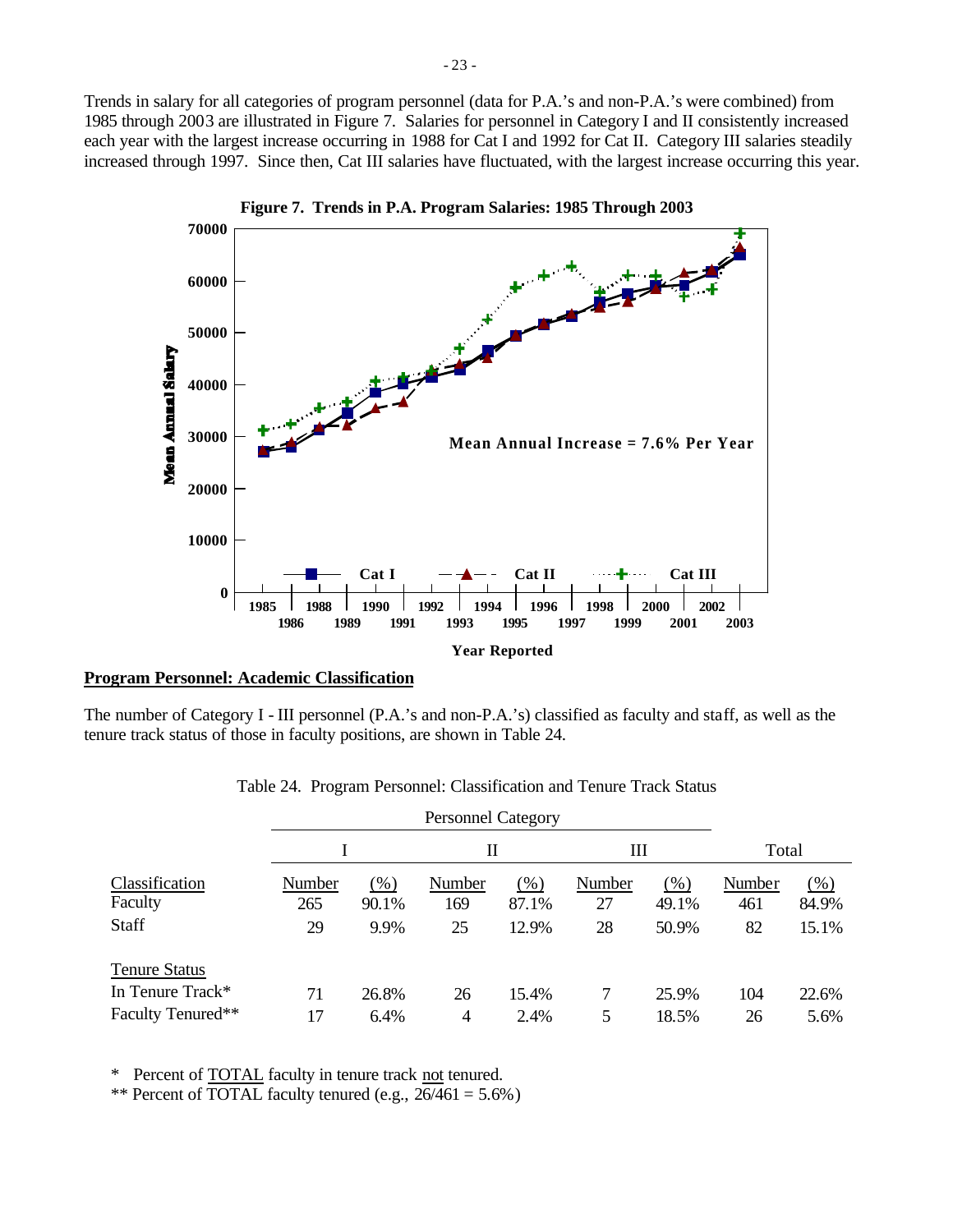Trends in salary for all categories of program personnel (data for P.A.'s and non-P.A.'s were combined) from 1985 through 2003 are illustrated in Figure 7. Salaries for personnel in Category I and II consistently increased each year with the largest increase occurring in 1988 for Cat I and 1992 for Cat II. Category III salaries steadily increased through 1997. Since then, Cat III salaries have fluctuated, with the largest increase occurring this year.

**Figure 7. Trends in P.A. Program Salaries: 1985 Through 2003**

## Program Personnel: Academic Classification

The number of Category I - III personnel (P.A.'s and non-P.A.'s) classified as faculty and staff, as well as the tenure track status of those in faculty positions, are shown in Table 24.

Table 24. Program Personnel: Classification and Tenure Track Status

| | Personnel Category | | | | | | | |
|---|---|---|---|---|---|---|---|---|
| | I | | II | | III | | Total | |
| Classification | Number | (%) | Number | (%) | Number | (%) | Number | (%) |
| Faculty | 265 | 90.1% | 169 | 87.1% | 27 | 49.1% | 461 | 84.9% |
| Staff | 29 | 9.9% | 25 | 12.9% | 28 | 50.9% | 82 | 15.1% |
| Tenure Status | | | | | | | | |
| In Tenure Track* | 71 | 26.8% | 26 | 15.4% | 7 | 25.9% | 104 | 22.6% |
| Faculty Tenured** | 17 | 6.4% | 4 | 2.4% | 5 | 18.5% | 26 | 5.6% |

\* Percent of TOTAL faculty in tenure track not tenured.

** Percent of TOTAL faculty tenured (e.g., 26/461 = 5.6%)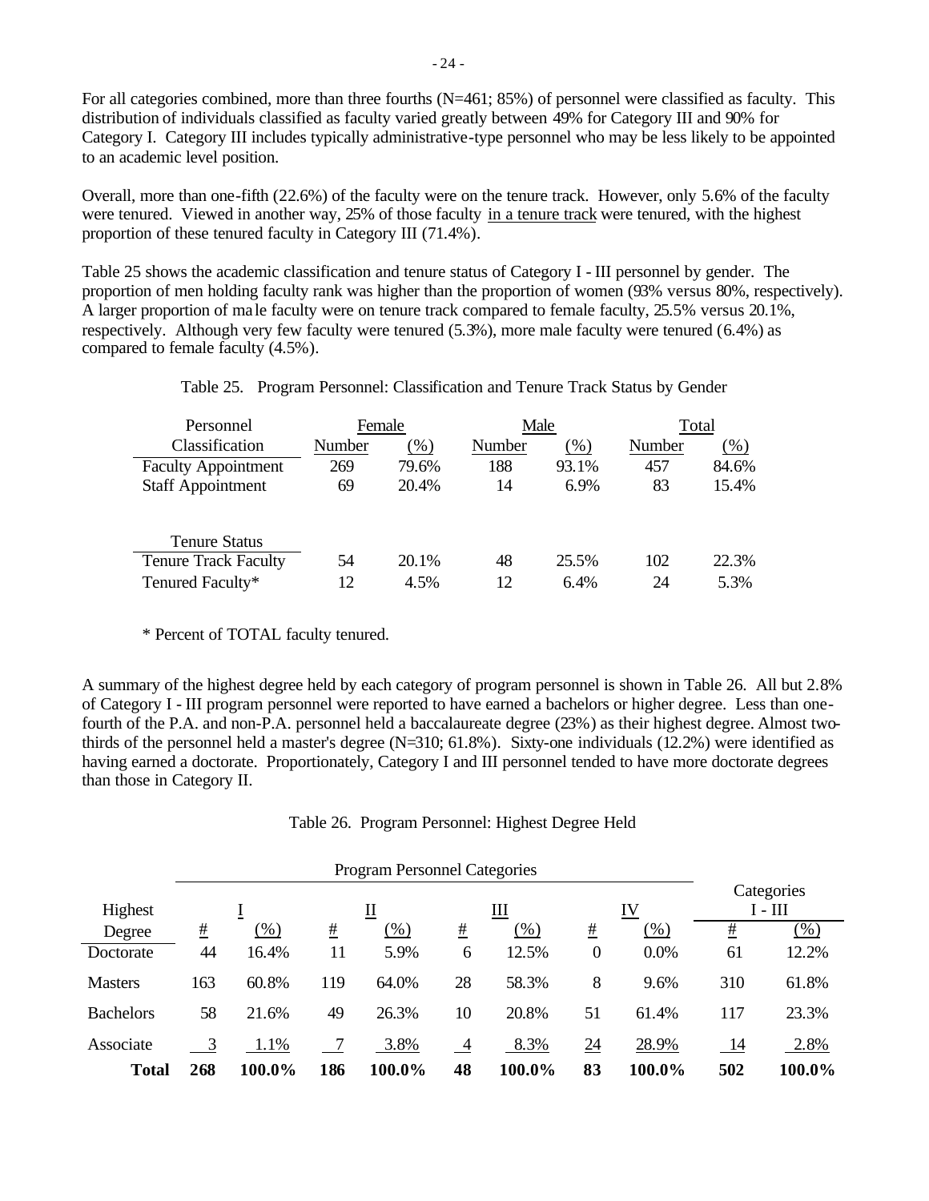For all categories combined, more than three fourths (N=461; 85%) of personnel were classified as faculty. This distribution of individuals classified as faculty varied greatly between 49% for Category III and 90% for Category I. Category III includes typically administrative-type personnel who may be less likely to be appointed to an academic level position.

Overall, more than one-fifth (22.6%) of the faculty were on the tenure track. However, only 5.6% of the faculty were tenured. Viewed in another way, 25% of those faculty in a tenure track were tenured, with the highest proportion of these tenured faculty in Category III (71.4%).

Table 25 shows the academic classification and tenure status of Category I - III personnel by gender. The proportion of men holding faculty rank was higher than the proportion of women (93% versus 80%, respectively). A larger proportion of male faculty were on tenure track compared to female faculty, 25.5% versus 20.1%, respectively. Although very few faculty were tenured (5.3%), more male faculty were tenured (6.4%) as compared to female faculty (4.5%).

Table 25. Program Personnel: Classification and Tenure Track Status by Gender

| Personnel | Female | | Male | | Total | |
|---|---|---|---|---|---|---|
| Classification | Number | (%) | Number | (%) | Number | (%) |
| Faculty Appointment | 269 | 79.6% | 188 | 93.1% | 457 | 84.6% |
| Staff Appointment | 69 | 20.4% | 14 | 6.9% | 83 | 15.4% |
| **Tenure Status** | | | | | | |
| Tenure Track Faculty | 54 | 20.1% | 48 | 25.5% | 102 | 22.3% |
| Tenured Faculty* | 12 | 4.5% | 12 | 6.4% | 24 | 5.3% |

\* Percent of TOTAL faculty tenured.

A summary of the highest degree held by each category of program personnel is shown in Table 26. All but 2.8% of Category I - III program personnel were reported to have earned a bachelors or higher degree. Less than one-fourth of the P.A. and non-P.A. personnel held a baccalaureate degree (23%) as their highest degree. Almost two-thirds of the personnel held a master's degree (N=310; 61.8%). Sixty-one individuals (12.2%) were identified as having earned a doctorate. Proportionately, Category I and III personnel tended to have more doctorate degrees than those in Category II.

Table 26. Program Personnel: Highest Degree Held

| | Program Personnel Categories | | | | | | | | Categories | |
|---|---|---|---|---|---|---|---|---|---|---|
| Highest | I | | II | | III | | IV | | I - III | |
| Degree | # | (%) | # | (%) | # | (%) | # | (%) | # | (%) |
| Doctorate | 44 | 16.4% | 11 | 5.9% | 6 | 12.5% | 0 | 0.0% | 61 | 12.2% |
| Masters | 163 | 60.8% | 119 | 64.0% | 28 | 58.3% | 8 | 9.6% | 310 | 61.8% |
| Bachelors | 58 | 21.6% | 49 | 26.3% | 10 | 20.8% | 51 | 61.4% | 117 | 23.3% |
| Associate | 3 | 1.1% | 7 | 3.8% | 4 | 8.3% | 24 | 28.9% | 14 | 2.8% |
| **Total** | **268** | **100.0%** | **186** | **100.0%** | **48** | **100.0%** | **83** | **100.0%** | **502** | **100.0%** |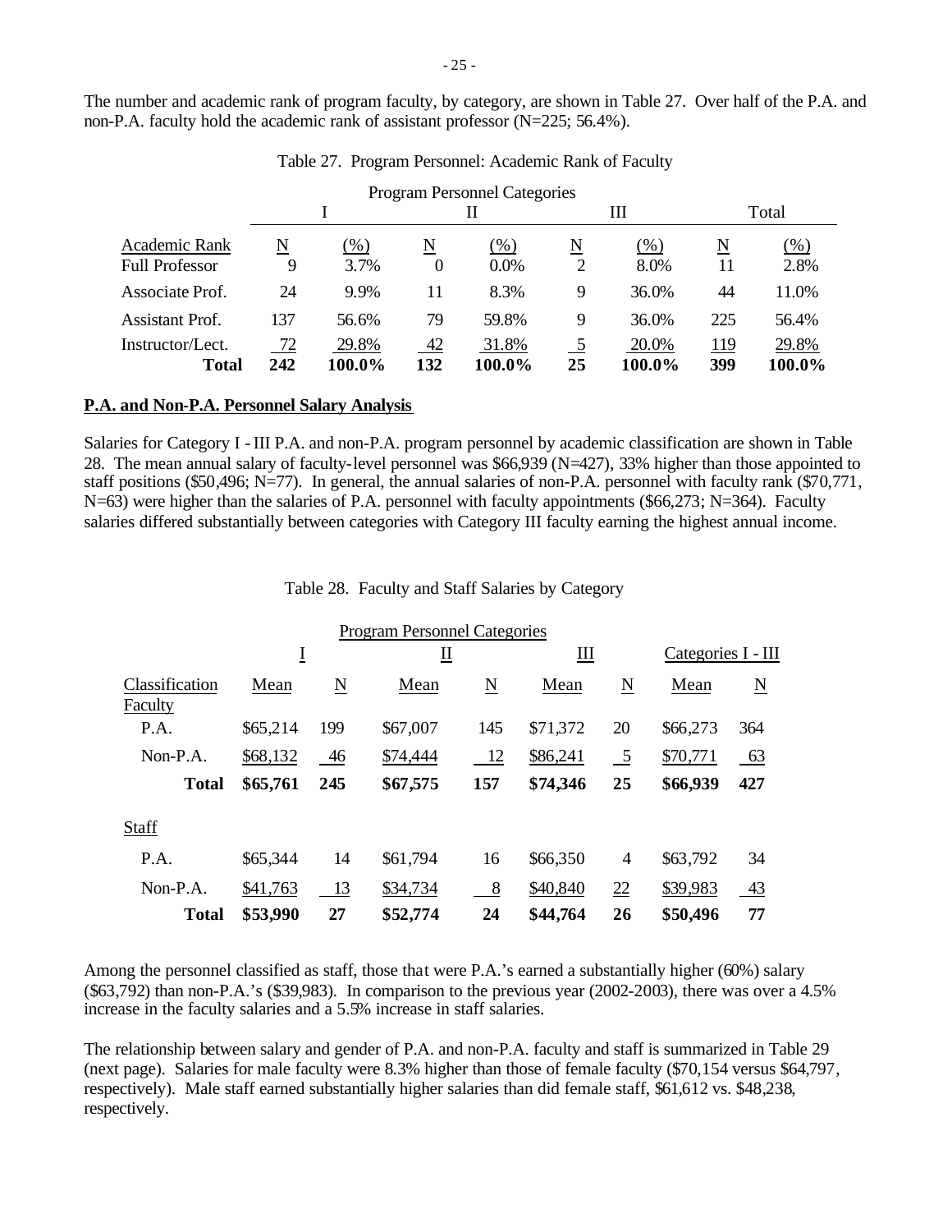The number and academic rank of program faculty, by category, are shown in Table 27. Over half of the P.A. and non-P.A. faculty hold the academic rank of assistant professor (N=225; 56.4%).

Table 27. Program Personnel: Academic Rank of Faculty

| | Program Personnel Categories | | | | | | | |
|---|---|---|---|---|---|---|---|---|
| | I | | II | | III | | Total | |
| Academic Rank | N | (%) | N | (%) | N | (%) | N | (%) |
| Full Professor | 9 | 3.7% | 0 | 0.0% | 2 | 8.0% | 11 | 2.8% |
| Associate Prof. | 24 | 9.9% | 11 | 8.3% | 9 | 36.0% | 44 | 11.0% |
| Assistant Prof. | 137 | 56.6% | 79 | 59.8% | 9 | 36.0% | 225 | 56.4% |
| Instructor/Lect. | 72 | 29.8% | 42 | 31.8% | 5 | 20.0% | 119 | 29.8% |
| **Total** | **242** | **100.0%** | **132** | **100.0%** | **25** | **100.0%** | **399** | **100.0%** |

**P.A. and Non-P.A. Personnel Salary Analysis**

Salaries for Category I - III P.A. and non-P.A. program personnel by academic classification are shown in Table 28. The mean annual salary of faculty-level personnel was $66,939 (N=427), 33% higher than those appointed to staff positions ($50,496; N=77). In general, the annual salaries of non-P.A. personnel with faculty rank ($70,771, N=63) were higher than the salaries of P.A. personnel with faculty appointments ($66,273; N=364). Faculty salaries differed substantially between categories with Category III faculty earning the highest annual income.

Table 28. Faculty and Staff Salaries by Category

| | Program Personnel Categories | | | | | | | |
|---|---|---|---|---|---|---|---|---|
| | I | | II | | III | | Categories I - III | |
| Classification | Mean | N | Mean | N | Mean | N | Mean | N |
| Faculty | | | | | | | | |
| P.A. | $65,214 | 199 | $67,007 | 145 | $71,372 | 20 | $66,273 | 364 |
| Non-P.A. | $68,132 | 46 | $74,444 | 12 | $86,241 | 5 | $70,771 | 63 |
| **Total** | **$65,761** | **245** | **$67,575** | **157** | **$74,346** | **25** | **$66,939** | **427** |
| Staff | | | | | | | | |
| P.A. | $65,344 | 14 | $61,794 | 16 | $66,350 | 4 | $63,792 | 34 |
| Non-P.A. | $41,763 | 13 | $34,734 | 8 | $40,840 | 22 | $39,983 | 43 |
| **Total** | **$53,990** | **27** | **$52,774** | **24** | **$44,764** | **26** | **$50,496** | **77** |

Among the personnel classified as staff, those that were P.A.'s earned a substantially higher (60%) salary ($63,792) than non-P.A.'s ($39,983). In comparison to the previous year (2002-2003), there was over a 4.5% increase in the faculty salaries and a 5.5% increase in staff salaries.

The relationship between salary and gender of P.A. and non-P.A. faculty and staff is summarized in Table 29 (next page). Salaries for male faculty were 8.3% higher than those of female faculty ($70,154 versus $64,797, respectively). Male staff earned substantially higher salaries than did female staff, $61,612 vs. $48,238, respectively.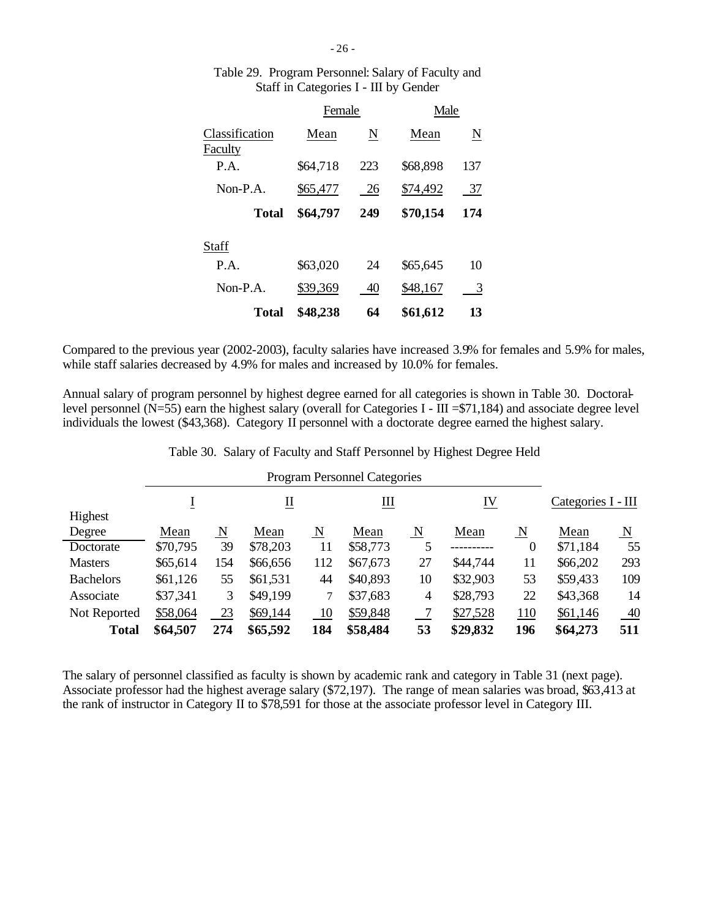Table 29. Program Personnel: Salary of Faculty and Staff in Categories I - III by Gender

| | Female | | Male | |
|---|---|---|---|---|
| Classification | Mean | N | Mean | N |
| Faculty | | | | |
| P.A. | $64,718 | 223 | $68,898 | 137 |
| Non-P.A. | $65,477 | 26 | $74,492 | 37 |
| **Total** | **$64,797** | **249** | **$70,154** | **174** |
| Staff | | | | |
| P.A. | $63,020 | 24 | $65,645 | 10 |
| Non-P.A. | $39,369 | 40 | $48,167 | 3 |
| **Total** | **$48,238** | **64** | **$61,612** | **13** |

Compared to the previous year (2002-2003), faculty salaries have increased 3.9% for females and 5.9% for males, while staff salaries decreased by 4.9% for males and increased by 10.0% for females.

Annual salary of program personnel by highest degree earned for all categories is shown in Table 30. Doctoral-level personnel (N=55) earn the highest salary (overall for Categories I - III =$71,184) and associate degree level individuals the lowest ($43,368). Category II personnel with a doctorate degree earned the highest salary.

Table 30. Salary of Faculty and Staff Personnel by Highest Degree Held

| | Program Personnel Categories | | | | | | | | | |
|---|---|---|---|---|---|---|---|---|---|---|
| | I | | II | | III | | IV | | Categories I - III | |
| Highest Degree | Mean | N | Mean | N | Mean | N | Mean | N | Mean | N |
| Doctorate | $70,795 | 39 | $78,203 | 11 | $58,773 | 5 | ---------- | 0 | $71,184 | 55 |
| Masters | $65,614 | 154 | $66,656 | 112 | $67,673 | 27 | $44,744 | 11 | $66,202 | 293 |
| Bachelors | $61,126 | 55 | $61,531 | 44 | $40,893 | 10 | $32,903 | 53 | $59,433 | 109 |
| Associate | $37,341 | 3 | $49,199 | 7 | $37,683 | 4 | $28,793 | 22 | $43,368 | 14 |
| Not Reported | $58,064 | 23 | $69,144 | 10 | $59,848 | 7 | $27,528 | 110 | $61,146 | 40 |
| **Total** | **$64,507** | **274** | **$65,592** | **184** | **$58,484** | **53** | **$29,832** | **196** | **$64,273** | **511** |

The salary of personnel classified as faculty is shown by academic rank and category in Table 31 (next page). Associate professor had the highest average salary ($72,197). The range of mean salaries was broad, $63,413 at the rank of instructor in Category II to $78,591 for those at the associate professor level in Category III.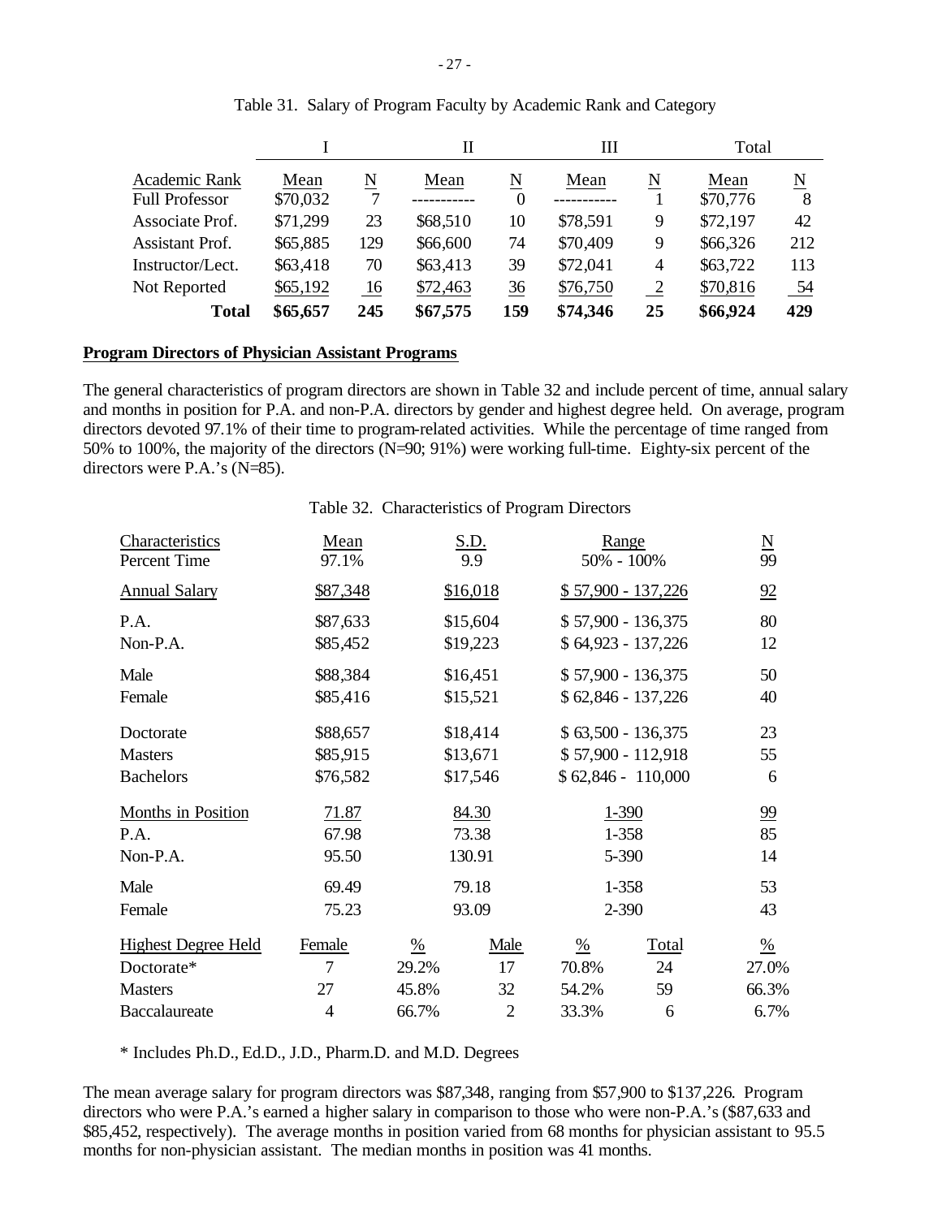Table 31. Salary of Program Faculty by Academic Rank and Category

| | I | | II | | III | | Total | |
|---|---|---|---|---|---|---|---|---|
| Academic Rank | Mean | N | Mean | N | Mean | N | Mean | N |
| Full Professor | $70,032 | 7 | ----------- | 0 | ----------- | 1 | $70,776 | 8 |
| Associate Prof. | $71,299 | 23 | $68,510 | 10 | $78,591 | 9 | $72,197 | 42 |
| Assistant Prof. | $65,885 | 129 | $66,600 | 74 | $70,409 | 9 | $66,326 | 212 |
| Instructor/Lect. | $63,418 | 70 | $63,413 | 39 | $72,041 | 4 | $63,722 | 113 |
| Not Reported | $65,192 | 16 | $72,463 | 36 | $76,750 | 2 | $70,816 | 54 |
| **Total** | **$65,657** | **245** | **$67,575** | **159** | **$74,346** | **25** | **$66,924** | **429** |

## Program Directors of Physician Assistant Programs

The general characteristics of program directors are shown in Table 32 and include percent of time, annual salary and months in position for P.A. and non-P.A. directors by gender and highest degree held. On average, program directors devoted 97.1% of their time to program-related activities. While the percentage of time ranged from 50% to 100%, the majority of the directors (N=90; 91%) were working full-time. Eighty-six percent of the directors were P.A.'s (N=85).

Table 32. Characteristics of Program Directors

| Characteristics | Mean | S.D. | Range | N |
|---|---|---|---|---|
| Percent Time | 97.1% | 9.9 | 50% - 100% | 99 |
| Annual Salary | $87,348 | $16,018 | $ 57,900 - 137,226 | 92 |
| P.A. | $87,633 | $15,604 | $ 57,900 - 136,375 | 80 |
| Non-P.A. | $85,452 | $19,223 | $ 64,923 - 137,226 | 12 |
| Male | $88,384 | $16,451 | $ 57,900 - 136,375 | 50 |
| Female | $85,416 | $15,521 | $ 62,846 - 137,226 | 40 |
| Doctorate | $88,657 | $18,414 | $ 63,500 - 136,375 | 23 |
| Masters | $85,915 | $13,671 | $ 57,900 - 112,918 | 55 |
| Bachelors | $76,582 | $17,546 | $ 62,846 - 110,000 | 6 |
| Months in Position | 71.87 | 84.30 | 1-390 | 99 |
| P.A. | 67.98 | 73.38 | 1-358 | 85 |
| Non-P.A. | 95.50 | 130.91 | 5-390 | 14 |
| Male | 69.49 | 79.18 | 1-358 | 53 |
| Female | 75.23 | 93.09 | 2-390 | 43 |

| Highest Degree Held | Female | % | Male | % | Total | % |
|---|---|---|---|---|---|---|
| Doctorate* | 7 | 29.2% | 17 | 70.8% | 24 | 27.0% |
| Masters | 27 | 45.8% | 32 | 54.2% | 59 | 66.3% |
| Baccalaureate | 4 | 66.7% | 2 | 33.3% | 6 | 6.7% |

\* Includes Ph.D., Ed.D., J.D., Pharm.D. and M.D. Degrees

The mean average salary for program directors was $87,348, ranging from $57,900 to $137,226. Program directors who were P.A.'s earned a higher salary in comparison to those who were non-P.A.'s ($87,633 and $85,452, respectively). The average months in position varied from 68 months for physician assistant to 95.5 months for non-physician assistant. The median months in position was 41 months.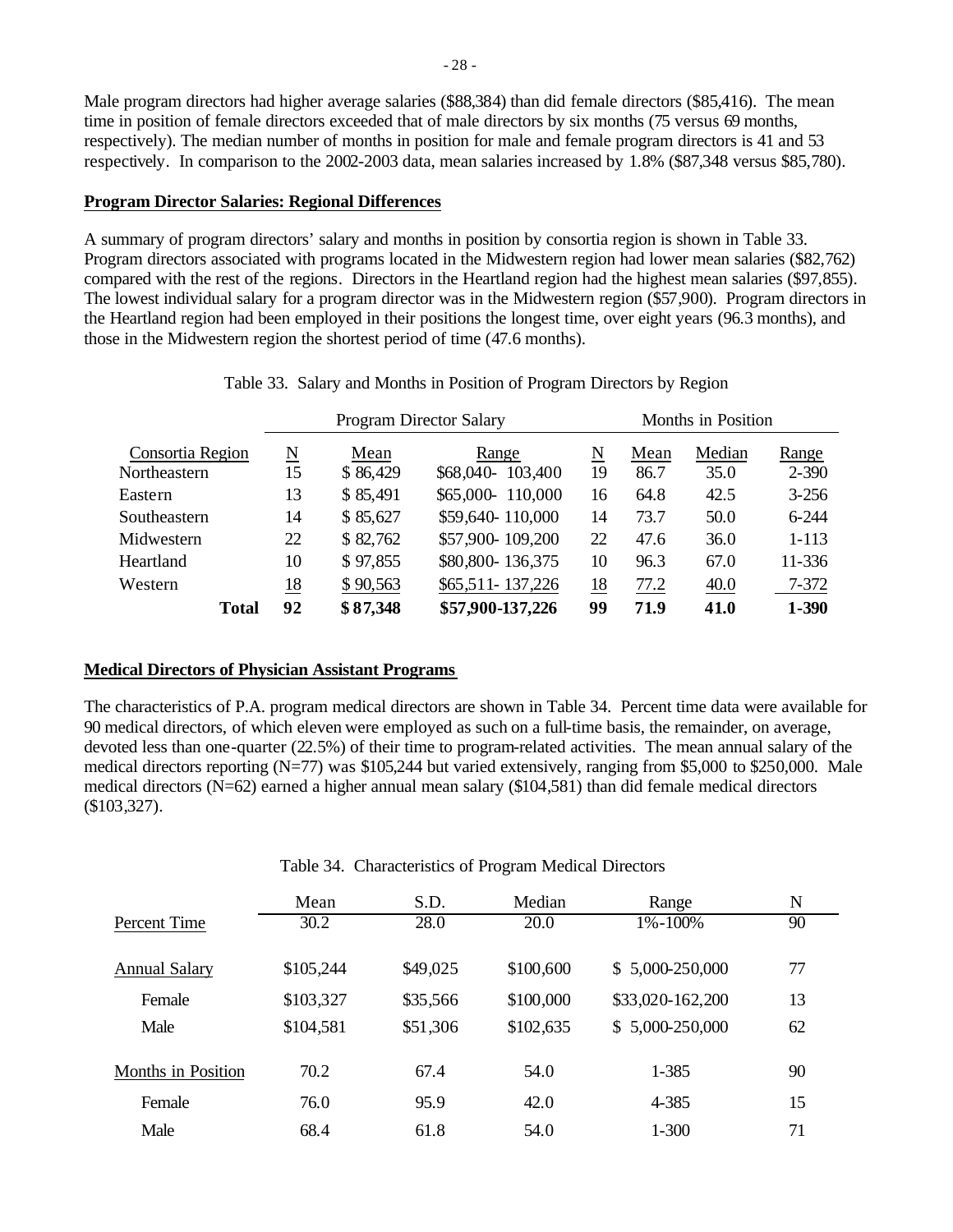Male program directors had higher average salaries ($88,384) than did female directors ($85,416). The mean time in position of female directors exceeded that of male directors by six months (75 versus 69 months, respectively). The median number of months in position for male and female program directors is 41 and 53 respectively. In comparison to the 2002-2003 data, mean salaries increased by 1.8% ($87,348 versus $85,780).

## Program Director Salaries: Regional Differences

A summary of program directors' salary and months in position by consortia region is shown in Table 33. Program directors associated with programs located in the Midwestern region had lower mean salaries ($82,762) compared with the rest of the regions. Directors in the Heartland region had the highest mean salaries ($97,855). The lowest individual salary for a program director was in the Midwestern region ($57,900). Program directors in the Heartland region had been employed in their positions the longest time, over eight years (96.3 months), and those in the Midwestern region the shortest period of time (47.6 months).

Table 33. Salary and Months in Position of Program Directors by Region

| | Program Director Salary | | | Months in Position | | | |
|---|---|---|---|---|---|---|---|
| Consortia Region | N | Mean | Range | N | Mean | Median | Range |
| Northeastern | 15 | $ 86,429 | $68,040- 103,400 | 19 | 86.7 | 35.0 | 2-390 |
| Eastern | 13 | $ 85,491 | $65,000- 110,000 | 16 | 64.8 | 42.5 | 3-256 |
| Southeastern | 14 | $ 85,627 | $59,640- 110,000 | 14 | 73.7 | 50.0 | 6-244 |
| Midwestern | 22 | $ 82,762 | $57,900- 109,200 | 22 | 47.6 | 36.0 | 1-113 |
| Heartland | 10 | $ 97,855 | $80,800- 136,375 | 10 | 96.3 | 67.0 | 11-336 |
| Western | 18 | $ 90,563 | $65,511- 137,226 | 18 | 77.2 | 40.0 | 7-372 |
| **Total** | **92** | **$ 87,348** | **$57,900-137,226** | **99** | **71.9** | **41.0** | **1-390** |

## Medical Directors of Physician Assistant Programs

The characteristics of P.A. program medical directors are shown in Table 34. Percent time data were available for 90 medical directors, of which eleven were employed as such on a full-time basis, the remainder, on average, devoted less than one-quarter (22.5%) of their time to program-related activities. The mean annual salary of the medical directors reporting (N=77) was $105,244 but varied extensively, ranging from $5,000 to $250,000. Male medical directors (N=62) earned a higher annual mean salary ($104,581) than did female medical directors ($103,327).

Table 34. Characteristics of Program Medical Directors

| | Mean | S.D. | Median | Range | N |
|---|---|---|---|---|---|
| Percent Time | 30.2 | 28.0 | 20.0 | 1%-100% | 90 |
| Annual Salary | $105,244 | $49,025 | $100,600 | $ 5,000-250,000 | 77 |
| Female | $103,327 | $35,566 | $100,000 | $33,020-162,200 | 13 |
| Male | $104,581 | $51,306 | $102,635 | $ 5,000-250,000 | 62 |
| Months in Position | 70.2 | 67.4 | 54.0 | 1-385 | 90 |
| Female | 76.0 | 95.9 | 42.0 | 4-385 | 15 |
| Male | 68.4 | 61.8 | 54.0 | 1-300 | 71 |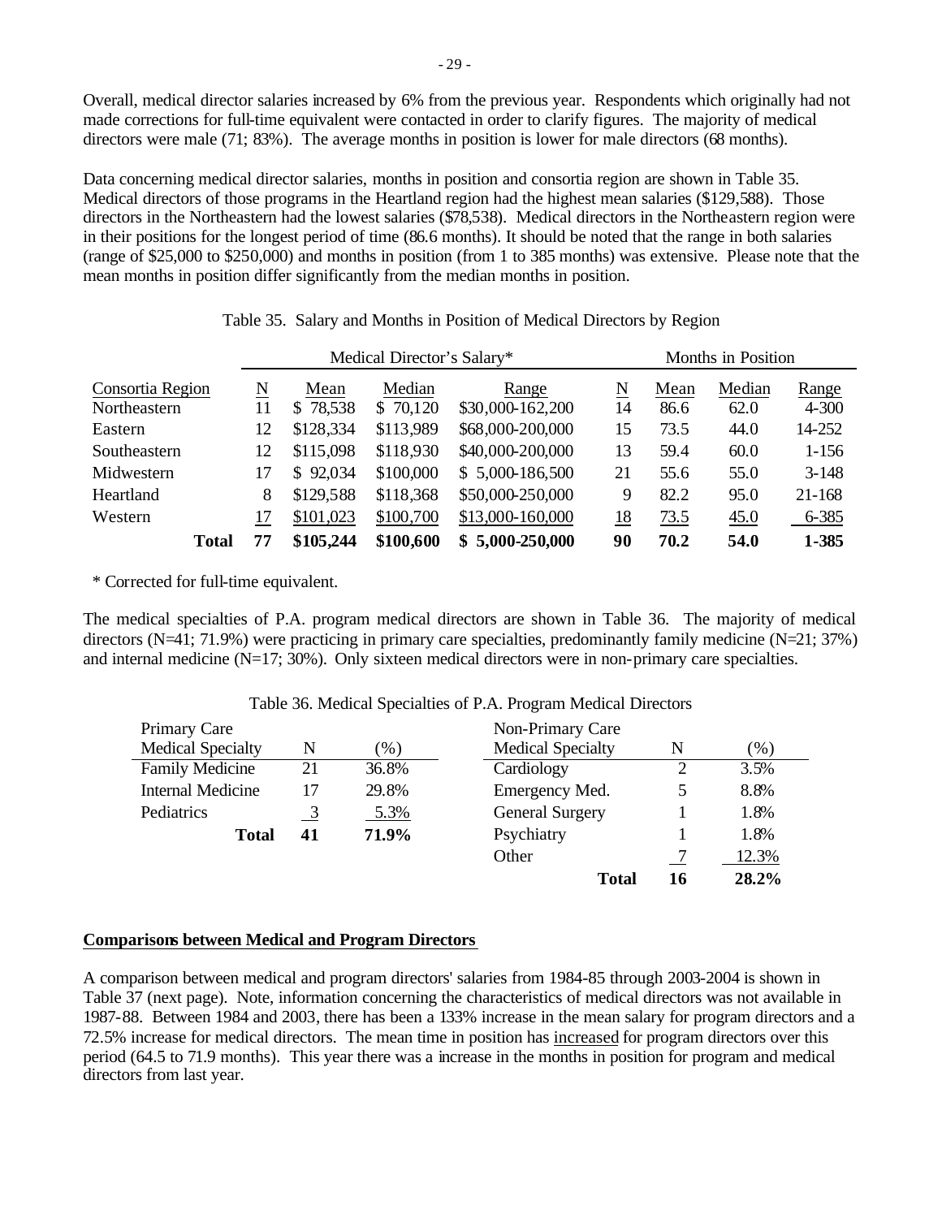Overall, medical director salaries increased by 6% from the previous year. Respondents which originally had not made corrections for full-time equivalent were contacted in order to clarify figures. The majority of medical directors were male (71; 83%). The average months in position is lower for male directors (68 months).

Data concerning medical director salaries, months in position and consortia region are shown in Table 35. Medical directors of those programs in the Heartland region had the highest mean salaries ($129,588). Those directors in the Northeastern had the lowest salaries ($78,538). Medical directors in the Northeastern region were in their positions for the longest period of time (86.6 months). It should be noted that the range in both salaries (range of $25,000 to $250,000) and months in position (from 1 to 385 months) was extensive. Please note that the mean months in position differ significantly from the median months in position.

Table 35. Salary and Months in Position of Medical Directors by Region

| | Medical Director's Salary* | | | | Months in Position | | | |
|---|---|---|---|---|---|---|---|---|
| Consortia Region | N | Mean | Median | Range | N | Mean | Median | Range |
| Northeastern | 11 | $ 78,538 | $ 70,120 | $30,000-162,200 | 14 | 86.6 | 62.0 | 4-300 |
| Eastern | 12 | $128,334 | $113,989 | $68,000-200,000 | 15 | 73.5 | 44.0 | 14-252 |
| Southeastern | 12 | $115,098 | $118,930 | $40,000-200,000 | 13 | 59.4 | 60.0 | 1-156 |
| Midwestern | 17 | $ 92,034 | $100,000 | $ 5,000-186,500 | 21 | 55.6 | 55.0 | 3-148 |
| Heartland | 8 | $129,588 | $118,368 | $50,000-250,000 | 9 | 82.2 | 95.0 | 21-168 |
| Western | 17 | $101,023 | $100,700 | $13,000-160,000 | 18 | 73.5 | 45.0 | 6-385 |
| **Total** | **77** | **$105,244** | **$100,600** | **$ 5,000-250,000** | **90** | **70.2** | **54.0** | **1-385** |

* Corrected for full-time equivalent.

The medical specialties of P.A. program medical directors are shown in Table 36. The majority of medical directors (N=41; 71.9%) were practicing in primary care specialties, predominantly family medicine (N=21; 37%) and internal medicine (N=17; 30%). Only sixteen medical directors were in non-primary care specialties.

Table 36. Medical Specialties of P.A. Program Medical Directors

| Primary Care Medical Specialty | N | (%) | Non-Primary Care Medical Specialty | N | (%) |
|---|---|---|---|---|---|
| Family Medicine | 21 | 36.8% | Cardiology | 2 | 3.5% |
| Internal Medicine | 17 | 29.8% | Emergency Med. | 5 | 8.8% |
| Pediatrics | 3 | 5.3% | General Surgery | 1 | 1.8% |
| **Total** | **41** | **71.9%** | Psychiatry | 1 | 1.8% |
| | | | Other | 7 | 12.3% |
| | | | **Total** | **16** | **28.2%** |

## Comparisons between Medical and Program Directors

A comparison between medical and program directors' salaries from 1984-85 through 2003-2004 is shown in Table 37 (next page). Note, information concerning the characteristics of medical directors was not available in 1987-88. Between 1984 and 2003, there has been a 133% increase in the mean salary for program directors and a 72.5% increase for medical directors. The mean time in position has increased for program directors over this period (64.5 to 71.9 months). This year there was a increase in the months in position for program and medical directors from last year.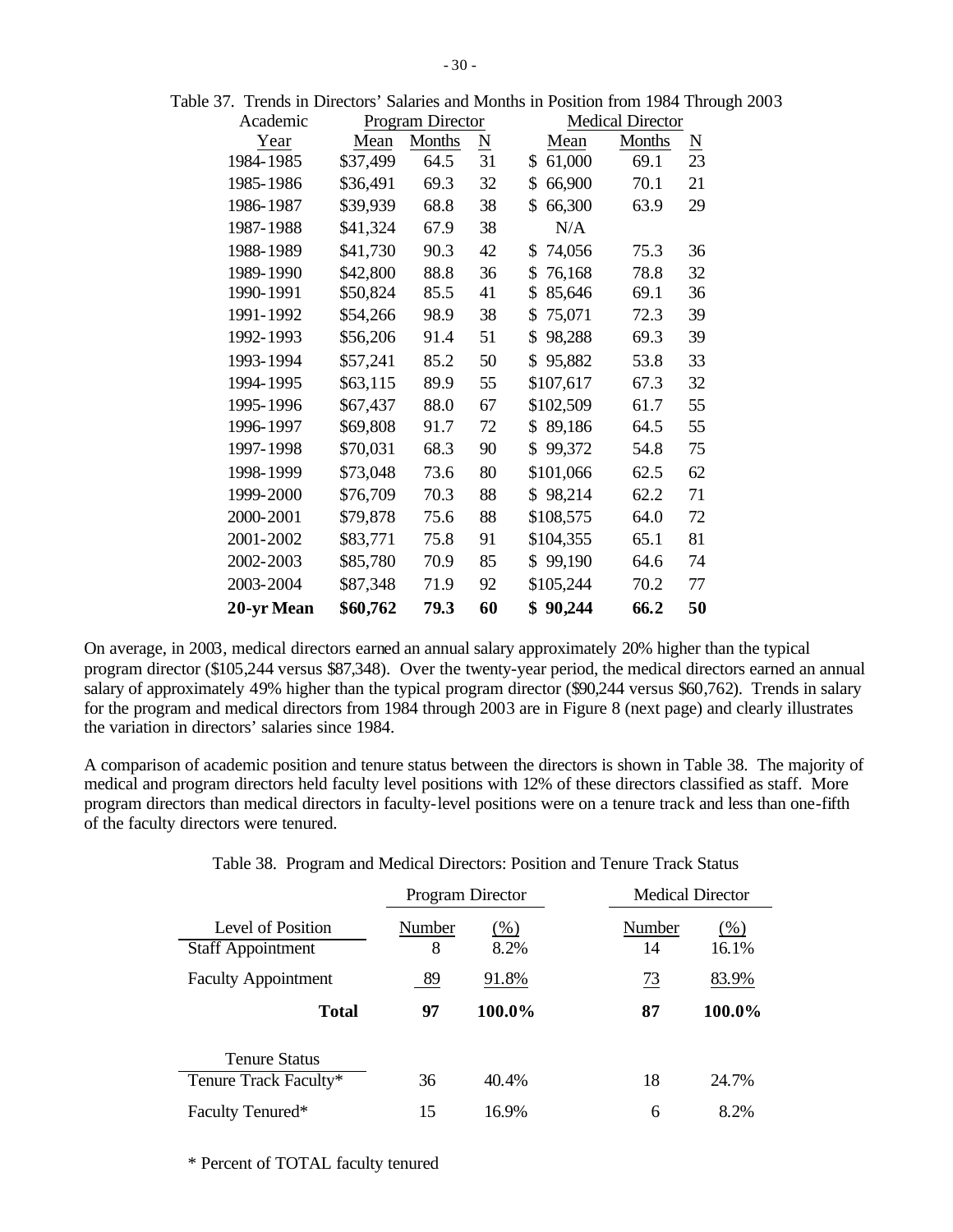Table 37. Trends in Directors' Salaries and Months in Position from 1984 Through 2003

| Academic | Program Director | | | Medical Director | | |
|---|---|---|---|---|---|---|
| Year | Mean | Months | N | Mean | Months | N |
| 1984-1985 | $37,499 | 64.5 | 31 | $ 61,000 | 69.1 | 23 |
| 1985-1986 | $36,491 | 69.3 | 32 | $ 66,900 | 70.1 | 21 |
| 1986-1987 | $39,939 | 68.8 | 38 | $ 66,300 | 63.9 | 29 |
| 1987-1988 | $41,324 | 67.9 | 38 | N/A | | |
| 1988-1989 | $41,730 | 90.3 | 42 | $ 74,056 | 75.3 | 36 |
| 1989-1990 | $42,800 | 88.8 | 36 | $ 76,168 | 78.8 | 32 |
| 1990-1991 | $50,824 | 85.5 | 41 | $ 85,646 | 69.1 | 36 |
| 1991-1992 | $54,266 | 98.9 | 38 | $ 75,071 | 72.3 | 39 |
| 1992-1993 | $56,206 | 91.4 | 51 | $ 98,288 | 69.3 | 39 |
| 1993-1994 | $57,241 | 85.2 | 50 | $ 95,882 | 53.8 | 33 |
| 1994-1995 | $63,115 | 89.9 | 55 | $107,617 | 67.3 | 32 |
| 1995-1996 | $67,437 | 88.0 | 67 | $102,509 | 61.7 | 55 |
| 1996-1997 | $69,808 | 91.7 | 72 | $ 89,186 | 64.5 | 55 |
| 1997-1998 | $70,031 | 68.3 | 90 | $ 99,372 | 54.8 | 75 |
| 1998-1999 | $73,048 | 73.6 | 80 | $101,066 | 62.5 | 62 |
| 1999-2000 | $76,709 | 70.3 | 88 | $ 98,214 | 62.2 | 71 |
| 2000-2001 | $79,878 | 75.6 | 88 | $108,575 | 64.0 | 72 |
| 2001-2002 | $83,771 | 75.8 | 91 | $104,355 | 65.1 | 81 |
| 2002-2003 | $85,780 | 70.9 | 85 | $ 99,190 | 64.6 | 74 |
| 2003-2004 | $87,348 | 71.9 | 92 | $105,244 | 70.2 | 77 |
| **20-yr Mean** | **$60,762** | **79.3** | **60** | **$ 90,244** | **66.2** | **50** |

On average, in 2003, medical directors earned an annual salary approximately 20% higher than the typical program director ($105,244 versus $87,348). Over the twenty-year period, the medical directors earned an annual salary of approximately 49% higher than the typical program director ($90,244 versus $60,762). Trends in salary for the program and medical directors from 1984 through 2003 are in Figure 8 (next page) and clearly illustrates the variation in directors' salaries since 1984.

A comparison of academic position and tenure status between the directors is shown in Table 38. The majority of medical and program directors held faculty level positions with 12% of these directors classified as staff. More program directors than medical directors in faculty-level positions were on a tenure track and less than one-fifth of the faculty directors were tenured.

Table 38. Program and Medical Directors: Position and Tenure Track Status

| | Program Director | | Medical Director | |
|---|---|---|---|---|
| Level of Position | Number | (%) | Number | (%) |
| Staff Appointment | 8 | 8.2% | 14 | 16.1% |
| Faculty Appointment | 89 | 91.8% | 73 | 83.9% |
| **Total** | **97** | **100.0%** | **87** | **100.0%** |
| Tenure Status | | | | |
| Tenure Track Faculty* | 36 | 40.4% | 18 | 24.7% |
| Faculty Tenured* | 15 | 16.9% | 6 | 8.2% |

\* Percent of TOTAL faculty tenured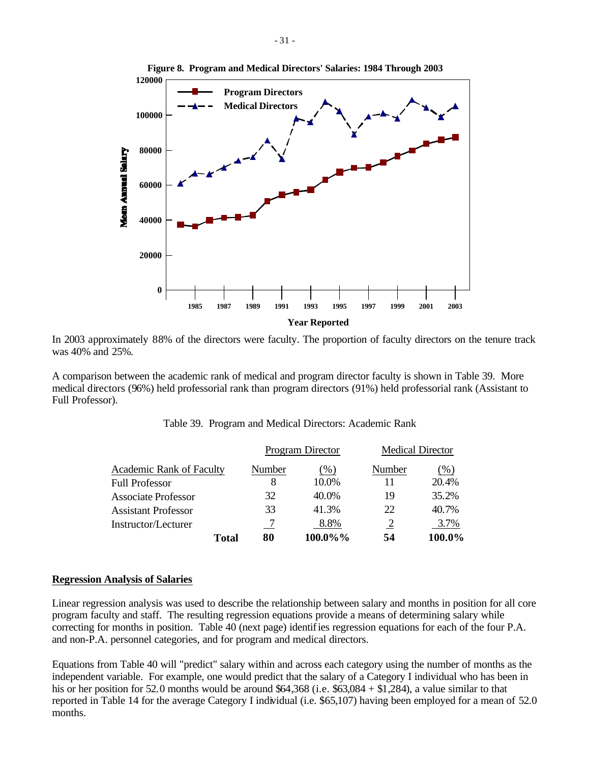**Figure 8. Program and Medical Directors' Salaries: 1984 Through 2003**

In 2003 approximately 88% of the directors were faculty. The proportion of faculty directors on the tenure track was 40% and 25%.

A comparison between the academic rank of medical and program director faculty is shown in Table 39. More medical directors (96%) held professorial rank than program directors (91%) held professorial rank (Assistant to Full Professor).

Table 39. Program and Medical Directors: Academic Rank

| | Program Director | | Medical Director | |
|---|---|---|---|---|
| Academic Rank of Faculty | Number | (%) | Number | (%) |
| Full Professor | 8 | 10.0% | 11 | 20.4% |
| Associate Professor | 32 | 40.0% | 19 | 35.2% |
| Assistant Professor | 33 | 41.3% | 22 | 40.7% |
| Instructor/Lecturer | 7 | 8.8% | 2 | 3.7% |
| **Total** | **80** | **100.0%%** | **54** | **100.0%** |

## Regression Analysis of Salaries

Linear regression analysis was used to describe the relationship between salary and months in position for all core program faculty and staff. The resulting regression equations provide a means of determining salary while correcting for months in position. Table 40 (next page) identifies regression equations for each of the four P.A. and non-P.A. personnel categories, and for program and medical directors.

Equations from Table 40 will "predict" salary within and across each category using the number of months as the independent variable. For example, one would predict that the salary of a Category I individual who has been in his or her position for 52.0 months would be around $64,368 (i.e. $63,084 + $1,284), a value similar to that reported in Table 14 for the average Category I individual (i.e. $65,107) having been employed for a mean of 52.0 months.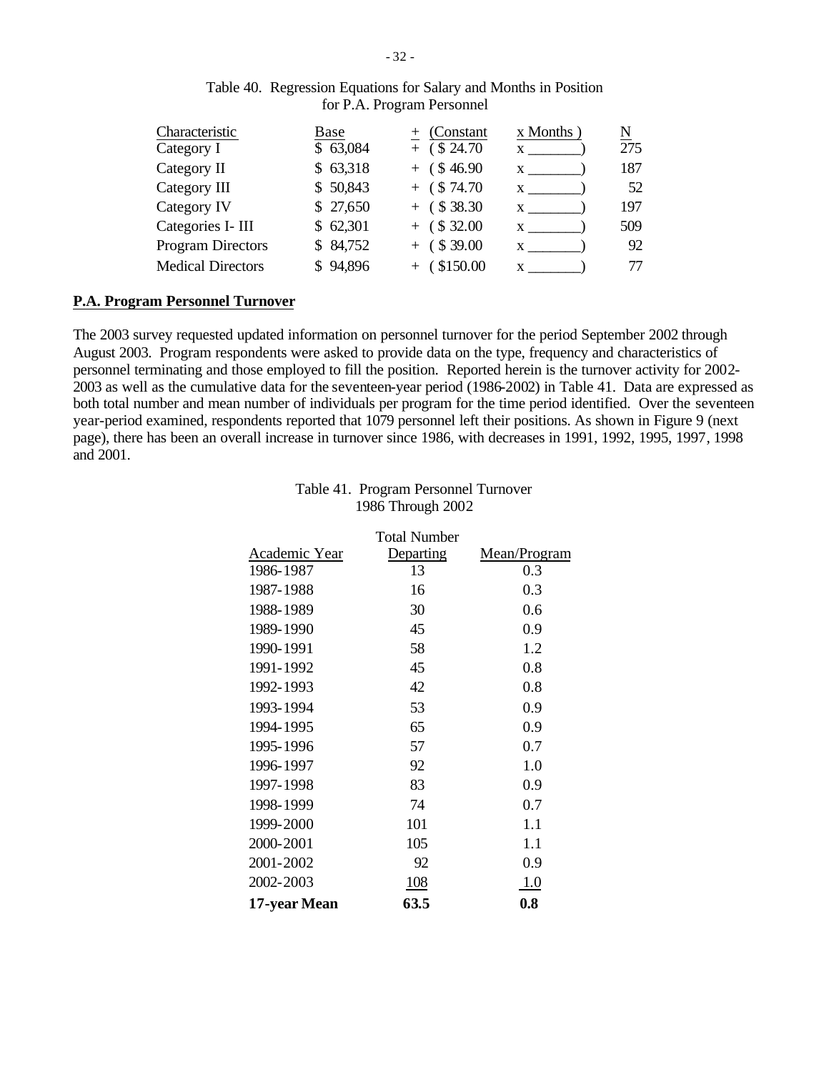Table 40. Regression Equations for Salary and Months in Position for P.A. Program Personnel

| Characteristic | Base | + (Constant | x Months ) | N |
|---|---|---|---|---|
| Category I | $ 63,084 | + ( $ 24.70 | x _______) | 275 |
| Category II | $ 63,318 | + ( $ 46.90 | x _______) | 187 |
| Category III | $ 50,843 | + ( $ 74.70 | x _______) | 52 |
| Category IV | $ 27,650 | + ( $ 38.30 | x _______) | 197 |
| Categories I- III | $ 62,301 | + ( $ 32.00 | x _______) | 509 |
| Program Directors | $ 84,752 | + ( $ 39.00 | x _______) | 92 |
| Medical Directors | $ 94,896 | + ( $150.00 | x _______) | 77 |

**P.A. Program Personnel Turnover**

The 2003 survey requested updated information on personnel turnover for the period September 2002 through August 2003. Program respondents were asked to provide data on the type, frequency and characteristics of personnel terminating and those employed to fill the position. Reported herein is the turnover activity for 2002-2003 as well as the cumulative data for the seventeen-year period (1986-2002) in Table 41. Data are expressed as both total number and mean number of individuals per program for the time period identified. Over the seventeen year-period examined, respondents reported that 1079 personnel left their positions. As shown in Figure 9 (next page), there has been an overall increase in turnover since 1986, with decreases in 1991, 1992, 1995, 1997, 1998 and 2001.

Table 41. Program Personnel Turnover 1986 Through 2002

| Academic Year | Total Number Departing | Mean/Program |
|---|---|---|
| 1986-1987 | 13 | 0.3 |
| 1987-1988 | 16 | 0.3 |
| 1988-1989 | 30 | 0.6 |
| 1989-1990 | 45 | 0.9 |
| 1990-1991 | 58 | 1.2 |
| 1991-1992 | 45 | 0.8 |
| 1992-1993 | 42 | 0.8 |
| 1993-1994 | 53 | 0.9 |
| 1994-1995 | 65 | 0.9 |
| 1995-1996 | 57 | 0.7 |
| 1996-1997 | 92 | 1.0 |
| 1997-1998 | 83 | 0.9 |
| 1998-1999 | 74 | 0.7 |
| 1999-2000 | 101 | 1.1 |
| 2000-2001 | 105 | 1.1 |
| 2001-2002 | 92 | 0.9 |
| 2002-2003 | 108 | 1.0 |
| **17-year Mean** | **63.5** | **0.8** |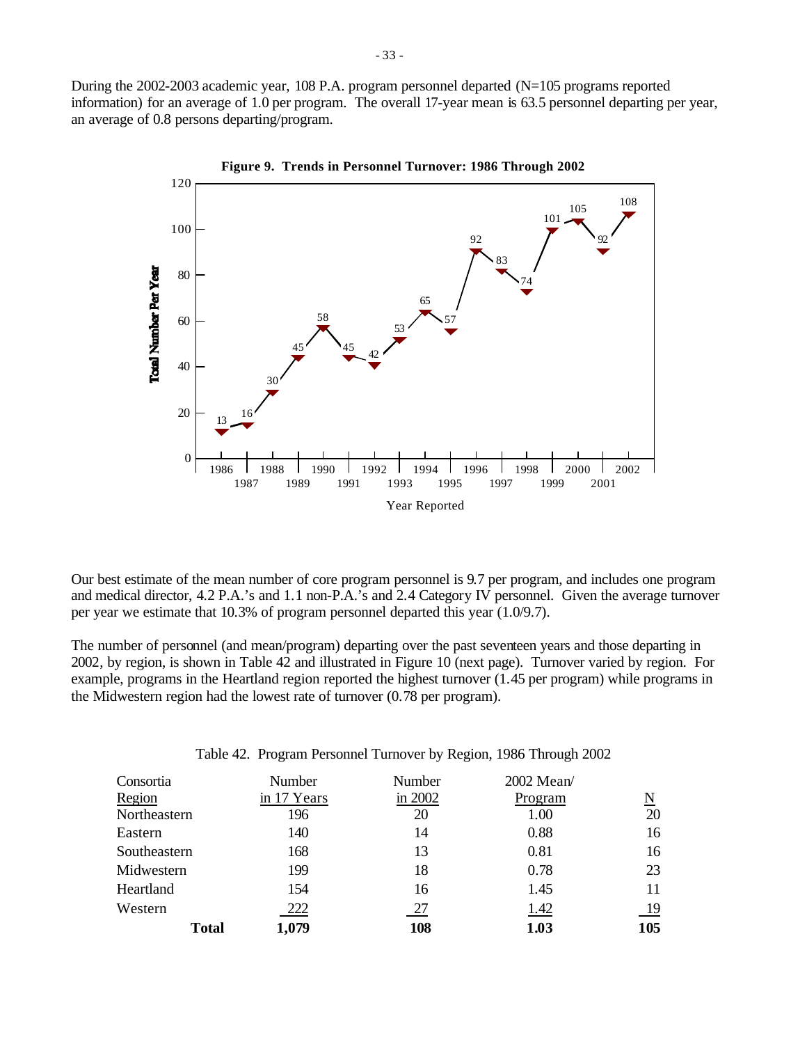During the 2002-2003 academic year, 108 P.A. program personnel departed (N=105 programs reported information) for an average of 1.0 per program. The overall 17-year mean is 63.5 personnel departing per year, an average of 0.8 persons departing/program.

**Figure 9. Trends in Personnel Turnover: 1986 Through 2002**

| Year Reported | Total Number Per Year |
|---|---|
| 1986 | 13 |
| 1987 | 16 |
| 1988 | 30 |
| 1989 | 45 |
| 1990 | 58 |
| 1991 | 45 |
| 1992 | 42 |
| 1993 | 53 |
| 1994 | 65 |
| 1995 | 57 |
| 1996 | 92 |
| 1997 | 83 |
| 1998 | 74 |
| 1999 | 101 |
| 2000 | 105 |
| 2001 | 92 |
| 2002 | 108 |

Our best estimate of the mean number of core program personnel is 9.7 per program, and includes one program and medical director, 4.2 P.A.'s and 1.1 non-P.A.'s and 2.4 Category IV personnel. Given the average turnover per year we estimate that 10.3% of program personnel departed this year (1.0/9.7).

The number of personnel (and mean/program) departing over the past seventeen years and those departing in 2002, by region, is shown in Table 42 and illustrated in Figure 10 (next page). Turnover varied by region. For example, programs in the Heartland region reported the highest turnover (1.45 per program) while programs in the Midwestern region had the lowest rate of turnover (0.78 per program).

Table 42. Program Personnel Turnover by Region, 1986 Through 2002

| Consortia Region | Number in 17 Years | Number in 2002 | 2002 Mean/ Program | N |
|---|---|---|---|---|
| Northeastern | 196 | 20 | 1.00 | 20 |
| Eastern | 140 | 14 | 0.88 | 16 |
| Southeastern | 168 | 13 | 0.81 | 16 |
| Midwestern | 199 | 18 | 0.78 | 23 |
| Heartland | 154 | 16 | 1.45 | 11 |
| Western | 222 | 27 | 1.42 | 19 |
| **Total** | **1,079** | **108** | **1.03** | **105** |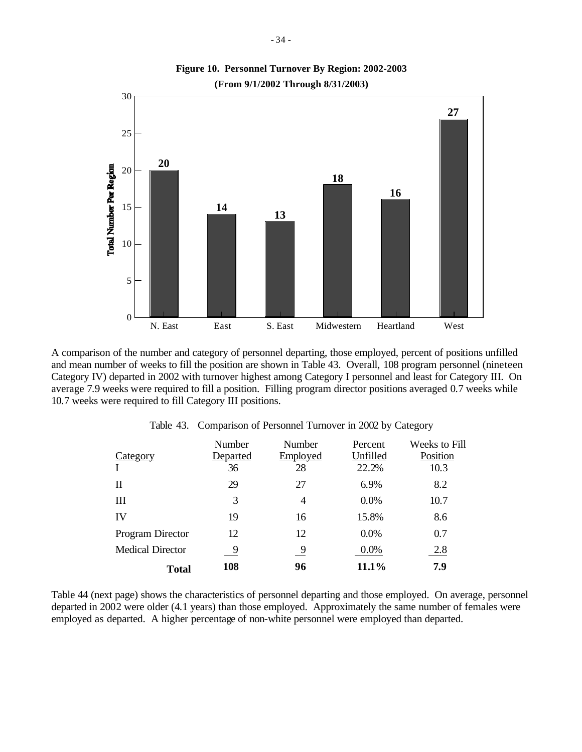**Figure 10. Personnel Turnover By Region: 2002-2003**

**(From 9/1/2002 Through 8/31/2003)**

| Region | Total Number Per Region |
|---|---|
| N. East | 20 |
| East | 14 |
| S. East | 13 |
| Midwestern | 18 |
| Heartland | 16 |
| West | 27 |

A comparison of the number and category of personnel departing, those employed, percent of positions unfilled and mean number of weeks to fill the position are shown in Table 43. Overall, 108 program personnel (nineteen Category IV) departed in 2002 with turnover highest among Category I personnel and least for Category III. On average 7.9 weeks were required to fill a position. Filling program director positions averaged 0.7 weeks while 10.7 weeks were required to fill Category III positions.

Table 43. Comparison of Personnel Turnover in 2002 by Category

| Category | Number Departed | Number Employed | Percent Unfilled | Weeks to Fill Position |
|---|---|---|---|---|
| I | 36 | 28 | 22.2% | 10.3 |
| II | 29 | 27 | 6.9% | 8.2 |
| III | 3 | 4 | 0.0% | 10.7 |
| IV | 19 | 16 | 15.8% | 8.6 |
| Program Director | 12 | 12 | 0.0% | 0.7 |
| Medical Director | 9 | 9 | 0.0% | 2.8 |
| **Total** | **108** | **96** | **11.1%** | **7.9** |

Table 44 (next page) shows the characteristics of personnel departing and those employed. On average, personnel departed in 2002 were older (4.1 years) than those employed. Approximately the same number of females were employed as departed. A higher percentage of non-white personnel were employed than departed.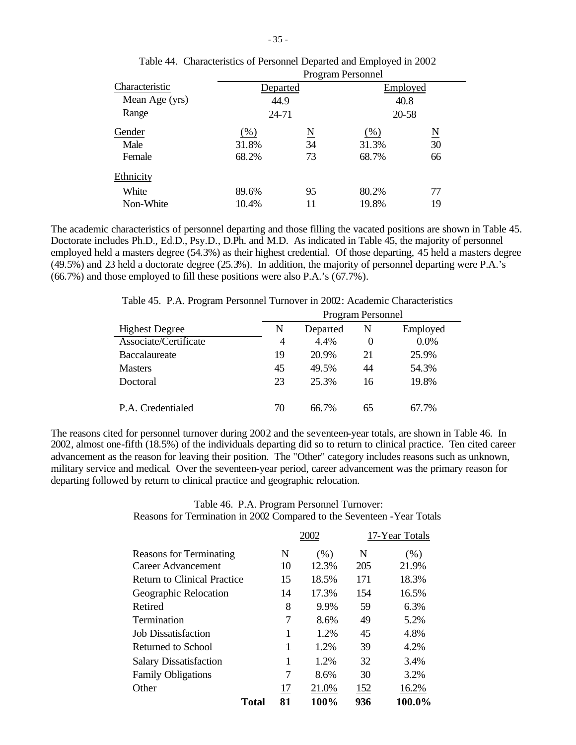Table 44. Characteristics of Personnel Departed and Employed in 2002

| Characteristic | Program Personnel | | | |
|---|---|---|---|---|
| | Departed | | Employed | |
| Mean Age (yrs) | 44.9 | | 40.8 | |
| Range | 24-71 | | 20-58 | |
| Gender | (%) | N | (%) | N |
| Male | 31.8% | 34 | 31.3% | 30 |
| Female | 68.2% | 73 | 68.7% | 66 |
| Ethnicity | | | | |
| White | 89.6% | 95 | 80.2% | 77 |
| Non-White | 10.4% | 11 | 19.8% | 19 |

The academic characteristics of personnel departing and those filling the vacated positions are shown in Table 45. Doctorate includes Ph.D., Ed.D., Psy.D., D.Ph. and M.D. As indicated in Table 45, the majority of personnel employed held a masters degree (54.3%) as their highest credential. Of those departing, 45 held a masters degree (49.5%) and 23 held a doctorate degree (25.3%). In addition, the majority of personnel departing were P.A.'s (66.7%) and those employed to fill these positions were also P.A.'s (67.7%).

Table 45. P.A. Program Personnel Turnover in 2002: Academic Characteristics

| | Program Personnel | | | |
|---|---|---|---|---|
| Highest Degree | N | Departed | N | Employed |
| Associate/Certificate | 4 | 4.4% | 0 | 0.0% |
| Baccalaureate | 19 | 20.9% | 21 | 25.9% |
| Masters | 45 | 49.5% | 44 | 54.3% |
| Doctoral | 23 | 25.3% | 16 | 19.8% |
| P.A. Credentialed | 70 | 66.7% | 65 | 67.7% |

The reasons cited for personnel turnover during 2002 and the seventeen-year totals, are shown in Table 46. In 2002, almost one-fifth (18.5%) of the individuals departing did so to return to clinical practice. Ten cited career advancement as the reason for leaving their position. The "Other" category includes reasons such as unknown, military service and medical. Over the seventeen-year period, career advancement was the primary reason for departing followed by return to clinical practice and geographic relocation.

Table 46. P.A. Program Personnel Turnover:
Reasons for Termination in 2002 Compared to the Seventeen -Year Totals

| | 2002 | | 17-Year Totals | |
|---|---|---|---|---|
| Reasons for Terminating | N | (%) | N | (%) |
| Career Advancement | 10 | 12.3% | 205 | 21.9% |
| Return to Clinical Practice | 15 | 18.5% | 171 | 18.3% |
| Geographic Relocation | 14 | 17.3% | 154 | 16.5% |
| Retired | 8 | 9.9% | 59 | 6.3% |
| Termination | 7 | 8.6% | 49 | 5.2% |
| Job Dissatisfaction | 1 | 1.2% | 45 | 4.8% |
| Returned to School | 1 | 1.2% | 39 | 4.2% |
| Salary Dissatisfaction | 1 | 1.2% | 32 | 3.4% |
| Family Obligations | 7 | 8.6% | 30 | 3.2% |
| Other | 17 | 21.0% | 152 | 16.2% |
| **Total** | **81** | **100%** | **936** | **100.0%** |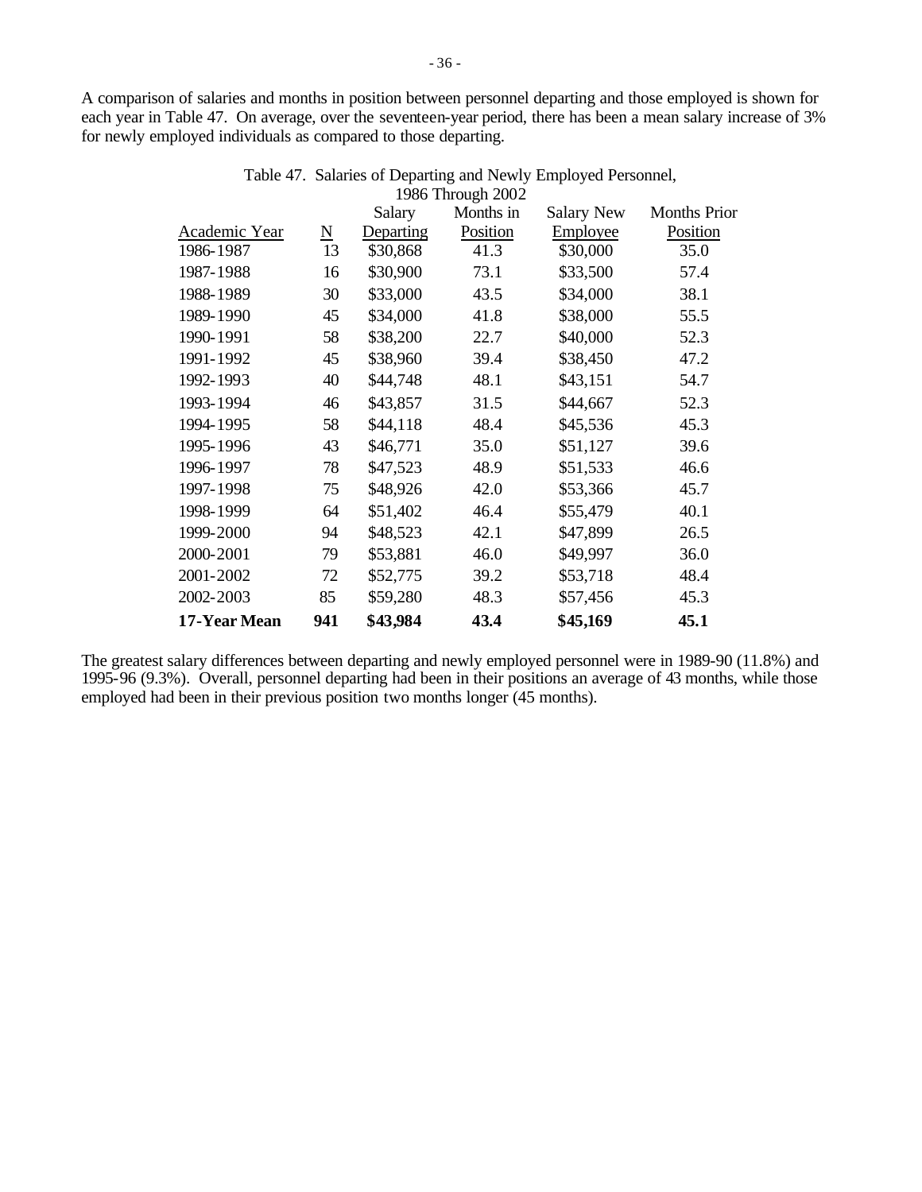A comparison of salaries and months in position between personnel departing and those employed is shown for each year in Table 47. On average, over the seventeen-year period, there has been a mean salary increase of 3% for newly employed individuals as compared to those departing.

Table 47. Salaries of Departing and Newly Employed Personnel, 1986 Through 2002

| Academic Year | N | Salary Departing | Months in Position | Salary New Employee | Months Prior Position |
|---|---|---|---|---|---|
| 1986-1987 | 13 | $30,868 | 41.3 | $30,000 | 35.0 |
| 1987-1988 | 16 | $30,900 | 73.1 | $33,500 | 57.4 |
| 1988-1989 | 30 | $33,000 | 43.5 | $34,000 | 38.1 |
| 1989-1990 | 45 | $34,000 | 41.8 | $38,000 | 55.5 |
| 1990-1991 | 58 | $38,200 | 22.7 | $40,000 | 52.3 |
| 1991-1992 | 45 | $38,960 | 39.4 | $38,450 | 47.2 |
| 1992-1993 | 40 | $44,748 | 48.1 | $43,151 | 54.7 |
| 1993-1994 | 46 | $43,857 | 31.5 | $44,667 | 52.3 |
| 1994-1995 | 58 | $44,118 | 48.4 | $45,536 | 45.3 |
| 1995-1996 | 43 | $46,771 | 35.0 | $51,127 | 39.6 |
| 1996-1997 | 78 | $47,523 | 48.9 | $51,533 | 46.6 |
| 1997-1998 | 75 | $48,926 | 42.0 | $53,366 | 45.7 |
| 1998-1999 | 64 | $51,402 | 46.4 | $55,479 | 40.1 |
| 1999-2000 | 94 | $48,523 | 42.1 | $47,899 | 26.5 |
| 2000-2001 | 79 | $53,881 | 46.0 | $49,997 | 36.0 |
| 2001-2002 | 72 | $52,775 | 39.2 | $53,718 | 48.4 |
| 2002-2003 | 85 | $59,280 | 48.3 | $57,456 | 45.3 |
| **17-Year Mean** | **941** | **$43,984** | **43.4** | **$45,169** | **45.1** |

The greatest salary differences between departing and newly employed personnel were in 1989-90 (11.8%) and 1995-96 (9.3%). Overall, personnel departing had been in their positions an average of 43 months, while those employed had been in their previous position two months longer (45 months).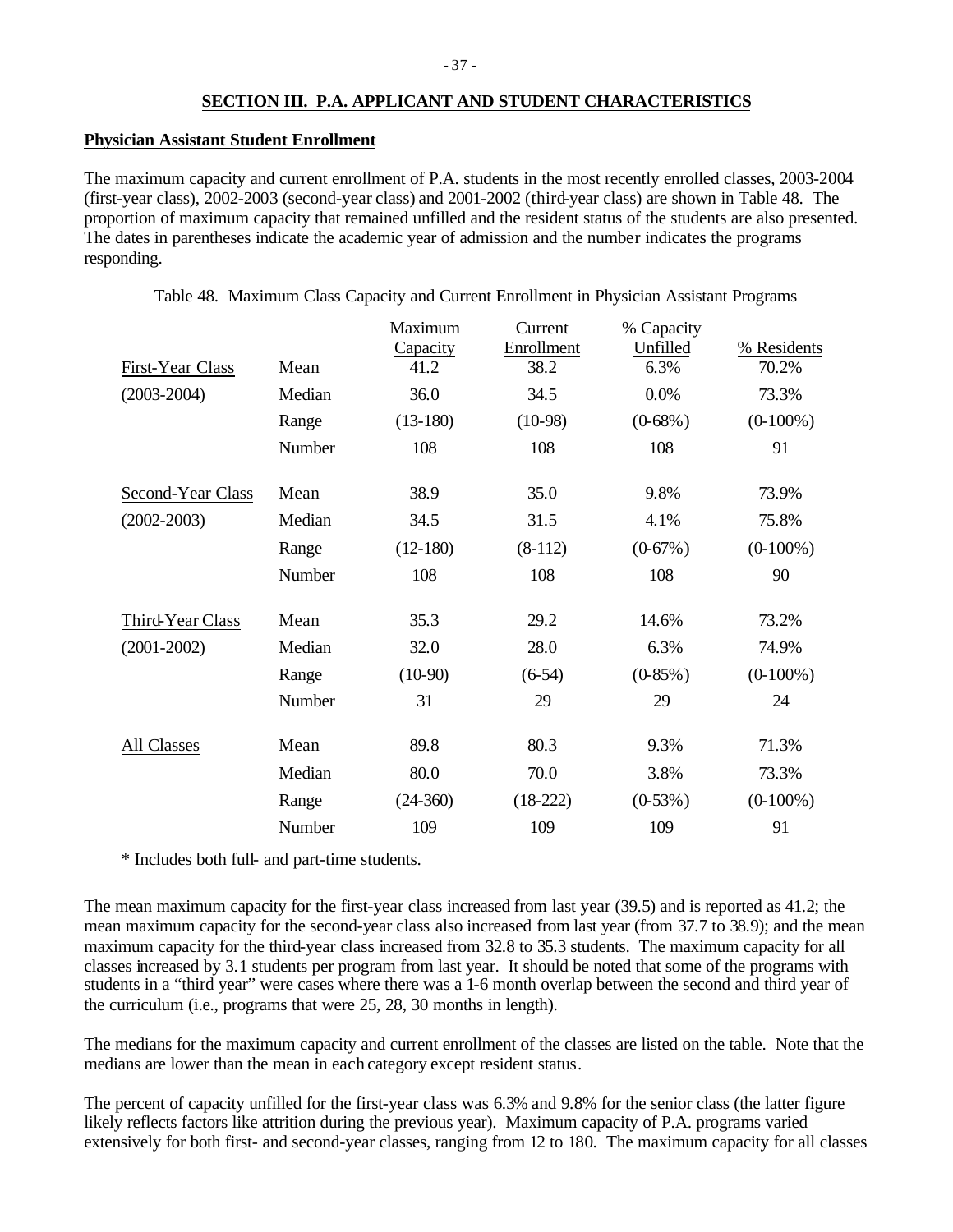## SECTION III. P.A. APPLICANT AND STUDENT CHARACTERISTICS

### Physician Assistant Student Enrollment

The maximum capacity and current enrollment of P.A. students in the most recently enrolled classes, 2003-2004 (first-year class), 2002-2003 (second-year class) and 2001-2002 (third-year class) are shown in Table 48. The proportion of maximum capacity that remained unfilled and the resident status of the students are also presented. The dates in parentheses indicate the academic year of admission and the number indicates the programs responding.

Table 48. Maximum Class Capacity and Current Enrollment in Physician Assistant Programs

| | | Maximum Capacity | Current Enrollment | % Capacity Unfilled | % Residents |
|---|---|---|---|---|---|
| First-Year Class | Mean | 41.2 | 38.2 | 6.3% | 70.2% |
| (2003-2004) | Median | 36.0 | 34.5 | 0.0% | 73.3% |
| | Range | (13-180) | (10-98) | (0-68%) | (0-100%) |
| | Number | 108 | 108 | 108 | 91 |
| Second-Year Class | Mean | 38.9 | 35.0 | 9.8% | 73.9% |
| (2002-2003) | Median | 34.5 | 31.5 | 4.1% | 75.8% |
| | Range | (12-180) | (8-112) | (0-67%) | (0-100%) |
| | Number | 108 | 108 | 108 | 90 |
| Third-Year Class | Mean | 35.3 | 29.2 | 14.6% | 73.2% |
| (2001-2002) | Median | 32.0 | 28.0 | 6.3% | 74.9% |
| | Range | (10-90) | (6-54) | (0-85%) | (0-100%) |
| | Number | 31 | 29 | 29 | 24 |
| All Classes | Mean | 89.8 | 80.3 | 9.3% | 71.3% |
| | Median | 80.0 | 70.0 | 3.8% | 73.3% |
| | Range | (24-360) | (18-222) | (0-53%) | (0-100%) |
| | Number | 109 | 109 | 109 | 91 |

* Includes both full- and part-time students.

The mean maximum capacity for the first-year class increased from last year (39.5) and is reported as 41.2; the mean maximum capacity for the second-year class also increased from last year (from 37.7 to 38.9); and the mean maximum capacity for the third-year class increased from 32.8 to 35.3 students. The maximum capacity for all classes increased by 3.1 students per program from last year. It should be noted that some of the programs with students in a "third year" were cases where there was a 1-6 month overlap between the second and third year of the curriculum (i.e., programs that were 25, 28, 30 months in length).

The medians for the maximum capacity and current enrollment of the classes are listed on the table. Note that the medians are lower than the mean in each category except resident status.

The percent of capacity unfilled for the first-year class was 6.3% and 9.8% for the senior class (the latter figure likely reflects factors like attrition during the previous year). Maximum capacity of P.A. programs varied extensively for both first- and second-year classes, ranging from 12 to 180. The maximum capacity for all classes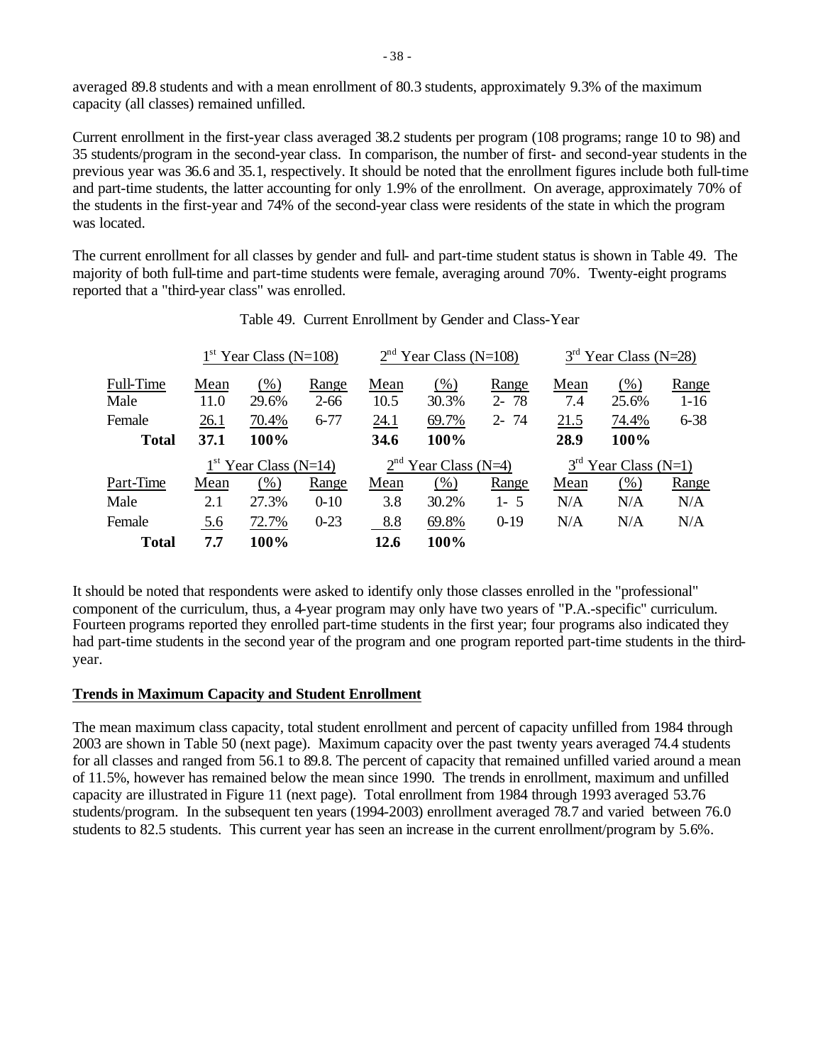averaged 89.8 students and with a mean enrollment of 80.3 students, approximately 9.3% of the maximum capacity (all classes) remained unfilled.

Current enrollment in the first-year class averaged 38.2 students per program (108 programs; range 10 to 98) and 35 students/program in the second-year class. In comparison, the number of first- and second-year students in the previous year was 36.6 and 35.1, respectively. It should be noted that the enrollment figures include both full-time and part-time students, the latter accounting for only 1.9% of the enrollment. On average, approximately 70% of the students in the first-year and 74% of the second-year class were residents of the state in which the program was located.

The current enrollment for all classes by gender and full- and part-time student status is shown in Table 49. The majority of both full-time and part-time students were female, averaging around 70%. Twenty-eight programs reported that a "third-year class" was enrolled.

Table 49. Current Enrollment by Gender and Class-Year

| | 1st Year Class (N=108) | | | 2nd Year Class (N=108) | | | 3rd Year Class (N=28) | | |
|---|---|---|---|---|---|---|---|---|---|
| Full-Time | Mean | (%) | Range | Mean | (%) | Range | Mean | (%) | Range |
| Male | 11.0 | 29.6% | 2-66 | 10.5 | 30.3% | 2- 78 | 7.4 | 25.6% | 1-16 |
| Female | 26.1 | 70.4% | 6-77 | 24.1 | 69.7% | 2- 74 | 21.5 | 74.4% | 6-38 |
| **Total** | **37.1** | **100%** | | **34.6** | **100%** | | **28.9** | **100%** | |
| | 1st Year Class (N=14) | | | 2nd Year Class (N=4) | | | 3rd Year Class (N=1) | | |
| Part-Time | Mean | (%) | Range | Mean | (%) | Range | Mean | (%) | Range |
| Male | 2.1 | 27.3% | 0-10 | 3.8 | 30.2% | 1- 5 | N/A | N/A | N/A |
| Female | 5.6 | 72.7% | 0-23 | 8.8 | 69.8% | 0-19 | N/A | N/A | N/A |
| **Total** | **7.7** | **100%** | | **12.6** | **100%** | | | | |

It should be noted that respondents were asked to identify only those classes enrolled in the "professional" component of the curriculum, thus, a 4-year program may only have two years of "P.A.-specific" curriculum. Fourteen programs reported they enrolled part-time students in the first year; four programs also indicated they had part-time students in the second year of the program and one program reported part-time students in the third-year.

**Trends in Maximum Capacity and Student Enrollment**

The mean maximum class capacity, total student enrollment and percent of capacity unfilled from 1984 through 2003 are shown in Table 50 (next page). Maximum capacity over the past twenty years averaged 74.4 students for all classes and ranged from 56.1 to 89.8. The percent of capacity that remained unfilled varied around a mean of 11.5%, however has remained below the mean since 1990. The trends in enrollment, maximum and unfilled capacity are illustrated in Figure 11 (next page). Total enrollment from 1984 through 1993 averaged 53.76 students/program. In the subsequent ten years (1994-2003) enrollment averaged 78.7 and varied between 76.0 students to 82.5 students. This current year has seen an increase in the current enrollment/program by 5.6%.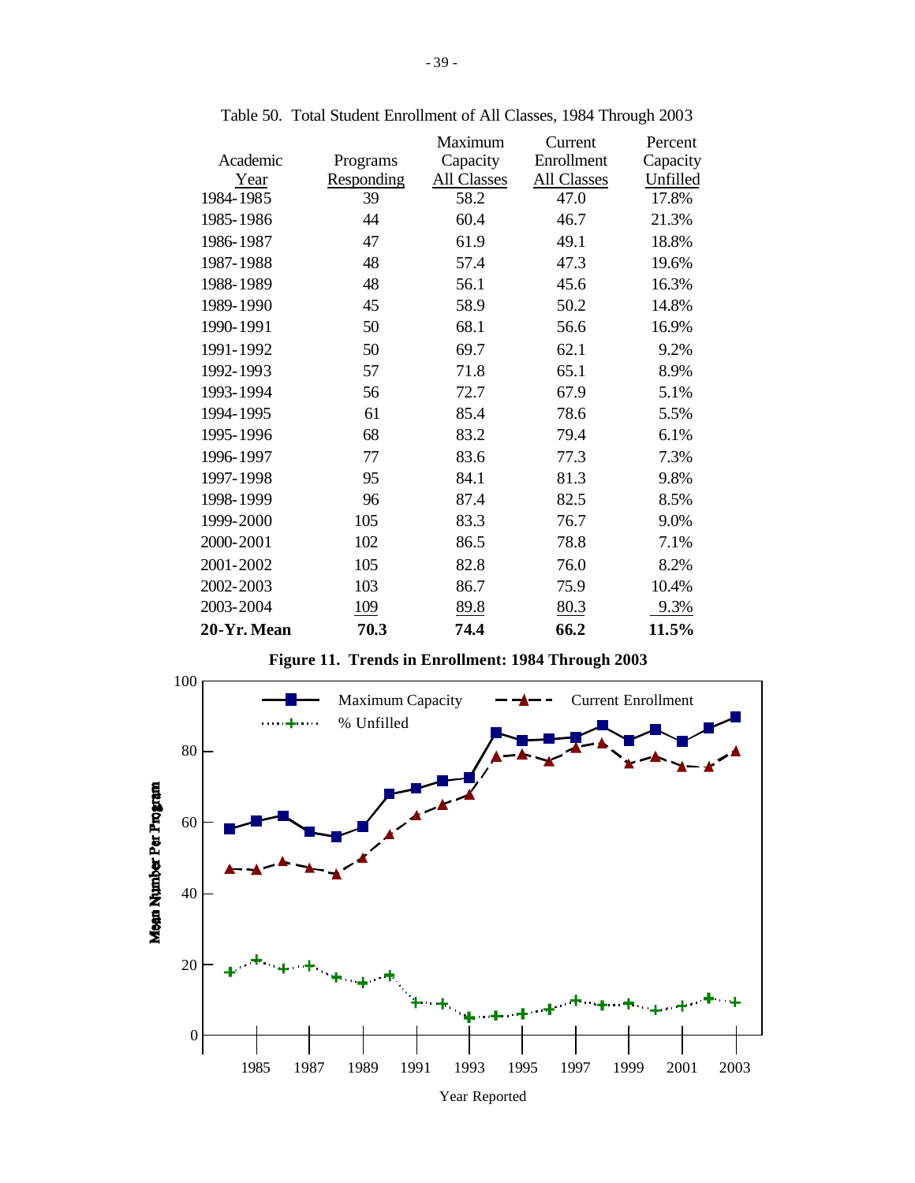Table 50. Total Student Enrollment of All Classes, 1984 Through 2003

| Academic Year | Programs Responding | Maximum Capacity All Classes | Current Enrollment All Classes | Percent Capacity Unfilled |
|---|---|---|---|---|
| 1984-1985 | 39 | 58.2 | 47.0 | 17.8% |
| 1985-1986 | 44 | 60.4 | 46.7 | 21.3% |
| 1986-1987 | 47 | 61.9 | 49.1 | 18.8% |
| 1987-1988 | 48 | 57.4 | 47.3 | 19.6% |
| 1988-1989 | 48 | 56.1 | 45.6 | 16.3% |
| 1989-1990 | 45 | 58.9 | 50.2 | 14.8% |
| 1990-1991 | 50 | 68.1 | 56.6 | 16.9% |
| 1991-1992 | 50 | 69.7 | 62.1 | 9.2% |
| 1992-1993 | 57 | 71.8 | 65.1 | 8.9% |
| 1993-1994 | 56 | 72.7 | 67.9 | 5.1% |
| 1994-1995 | 61 | 85.4 | 78.6 | 5.5% |
| 1995-1996 | 68 | 83.2 | 79.4 | 6.1% |
| 1996-1997 | 77 | 83.6 | 77.3 | 7.3% |
| 1997-1998 | 95 | 84.1 | 81.3 | 9.8% |
| 1998-1999 | 96 | 87.4 | 82.5 | 8.5% |
| 1999-2000 | 105 | 83.3 | 76.7 | 9.0% |
| 2000-2001 | 102 | 86.5 | 78.8 | 7.1% |
| 2001-2002 | 105 | 82.8 | 76.0 | 8.2% |
| 2002-2003 | 103 | 86.7 | 75.9 | 10.4% |
| 2003-2004 | 109 | 89.8 | 80.3 | 9.3% |
| **20-Yr. Mean** | **70.3** | **74.4** | **66.2** | **11.5%** |

**Figure 11. Trends in Enrollment: 1984 Through 2003**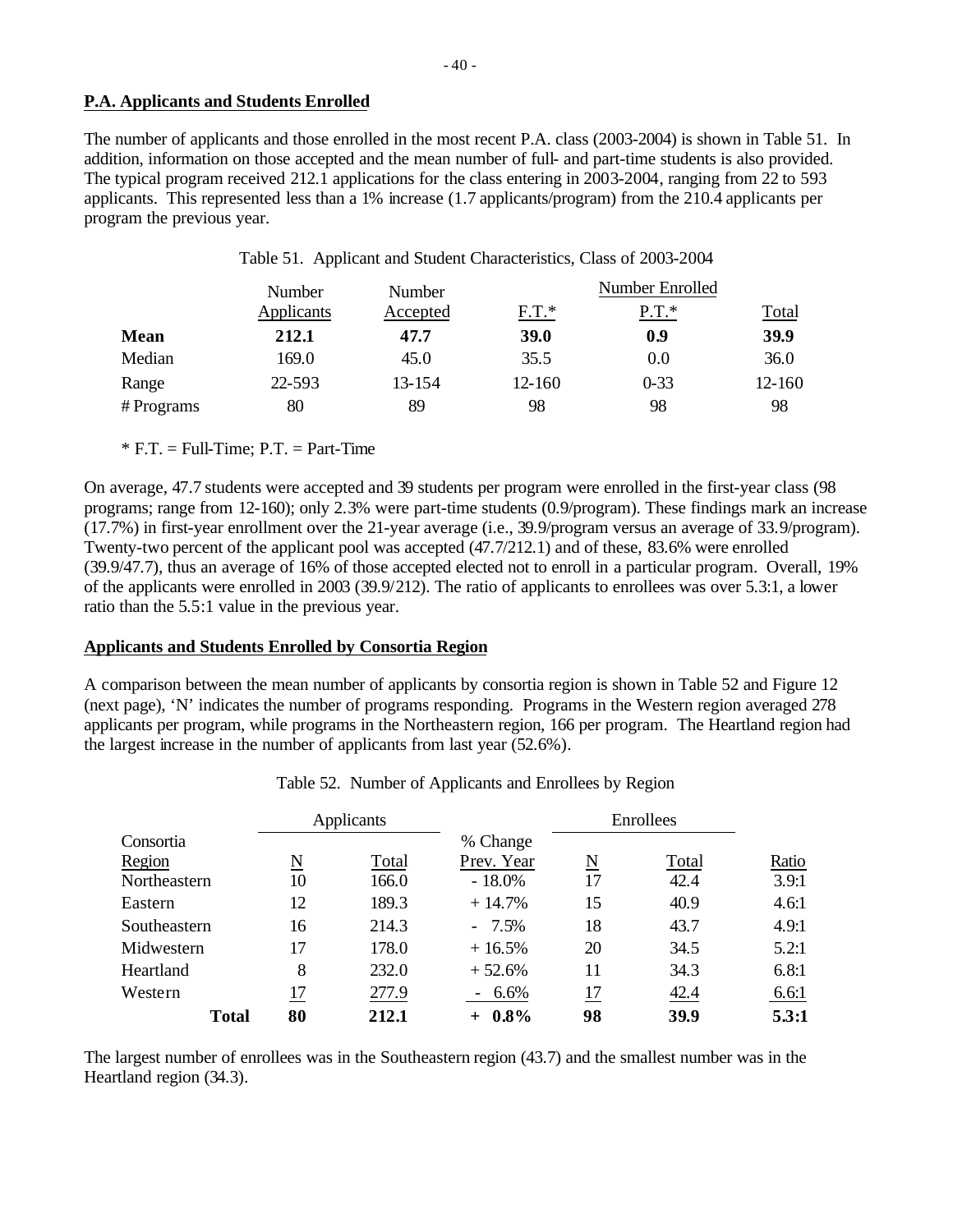## P.A. Applicants and Students Enrolled

The number of applicants and those enrolled in the most recent P.A. class (2003-2004) is shown in Table 51. In addition, information on those accepted and the mean number of full- and part-time students is also provided. The typical program received 212.1 applications for the class entering in 2003-2004, ranging from 22 to 593 applicants. This represented less than a 1% increase (1.7 applicants/program) from the 210.4 applicants per program the previous year.

Table 51. Applicant and Student Characteristics, Class of 2003-2004

| | Number Applicants | Number Accepted | Number Enrolled F.T.* | Number Enrolled P.T.* | Number Enrolled Total |
|---|---|---|---|---|---|
| **Mean** | **212.1** | **47.7** | **39.0** | **0.9** | **39.9** |
| Median | 169.0 | 45.0 | 35.5 | 0.0 | 36.0 |
| Range | 22-593 | 13-154 | 12-160 | 0-33 | 12-160 |
| # Programs | 80 | 89 | 98 | 98 | 98 |

* F.T. = Full-Time; P.T. = Part-Time

On average, 47.7 students were accepted and 39 students per program were enrolled in the first-year class (98 programs; range from 12-160); only 2.3% were part-time students (0.9/program). These findings mark an increase (17.7%) in first-year enrollment over the 21-year average (i.e., 39.9/program versus an average of 33.9/program). Twenty-two percent of the applicant pool was accepted (47.7/212.1) and of these, 83.6% were enrolled (39.9/47.7), thus an average of 16% of those accepted elected not to enroll in a particular program. Overall, 19% of the applicants were enrolled in 2003 (39.9/212). The ratio of applicants to enrollees was over 5.3:1, a lower ratio than the 5.5:1 value in the previous year.

## Applicants and Students Enrolled by Consortia Region

A comparison between the mean number of applicants by consortia region is shown in Table 52 and Figure 12 (next page), 'N' indicates the number of programs responding. Programs in the Western region averaged 278 applicants per program, while programs in the Northeastern region, 166 per program. The Heartland region had the largest increase in the number of applicants from last year (52.6%).

Table 52. Number of Applicants and Enrollees by Region

| Consortia Region | Applicants N | Applicants Total | % Change Prev. Year | Enrollees N | Enrollees Total | Ratio |
|---|---|---|---|---|---|---|
| Northeastern | 10 | 166.0 | - 18.0% | 17 | 42.4 | 3.9:1 |
| Eastern | 12 | 189.3 | + 14.7% | 15 | 40.9 | 4.6:1 |
| Southeastern | 16 | 214.3 | - 7.5% | 18 | 43.7 | 4.9:1 |
| Midwestern | 17 | 178.0 | + 16.5% | 20 | 34.5 | 5.2:1 |
| Heartland | 8 | 232.0 | + 52.6% | 11 | 34.3 | 6.8:1 |
| Western | 17 | 277.9 | - 6.6% | 17 | 42.4 | 6.6:1 |
| **Total** | **80** | **212.1** | **+ 0.8%** | **98** | **39.9** | **5.3:1** |

The largest number of enrollees was in the Southeastern region (43.7) and the smallest number was in the Heartland region (34.3).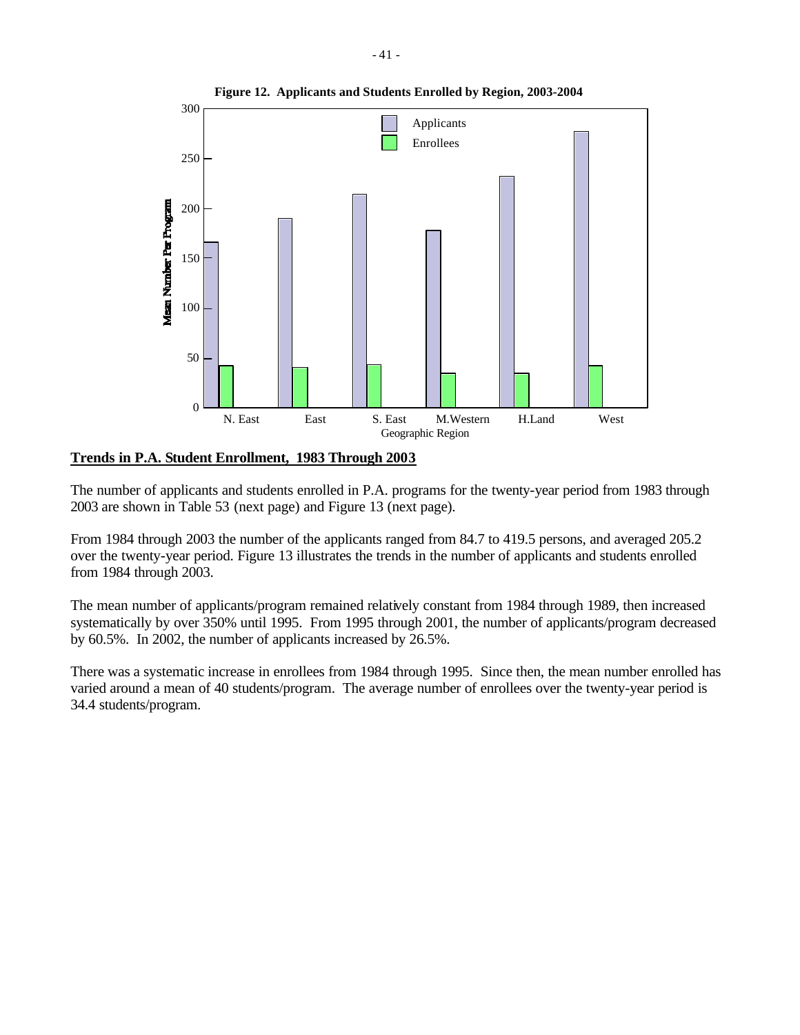**Figure 12. Applicants and Students Enrolled by Region, 2003-2004**

## Trends in P.A. Student Enrollment, 1983 Through 2003

The number of applicants and students enrolled in P.A. programs for the twenty-year period from 1983 through 2003 are shown in Table 53 (next page) and Figure 13 (next page).

From 1984 through 2003 the number of the applicants ranged from 84.7 to 419.5 persons, and averaged 205.2 over the twenty-year period. Figure 13 illustrates the trends in the number of applicants and students enrolled from 1984 through 2003.

The mean number of applicants/program remained relatively constant from 1984 through 1989, then increased systematically by over 350% until 1995. From 1995 through 2001, the number of applicants/program decreased by 60.5%. In 2002, the number of applicants increased by 26.5%.

There was a systematic increase in enrollees from 1984 through 1995. Since then, the mean number enrolled has varied around a mean of 40 students/program. The average number of enrollees over the twenty-year period is 34.4 students/program.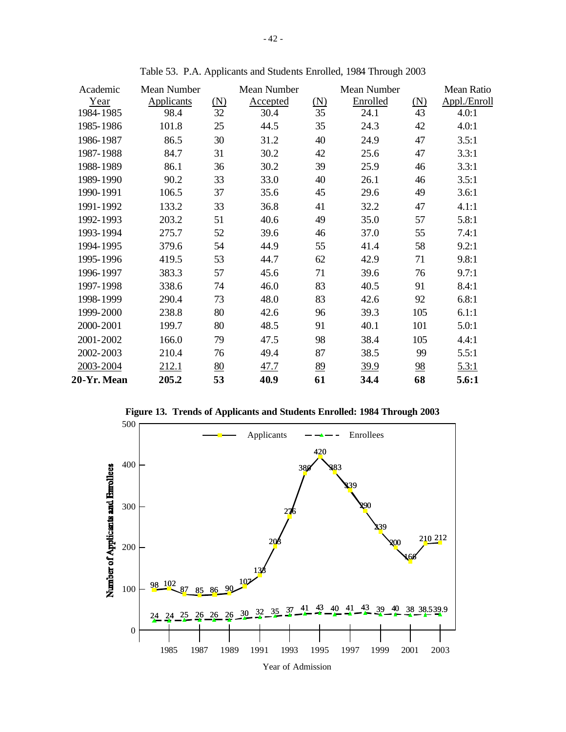Table 53. P.A. Applicants and Students Enrolled, 1984 Through 2003

| Academic Year | Mean Number Applicants | (N) | Mean Number Accepted | (N) | Mean Number Enrolled | (N) | Mean Ratio Appl./Enroll |
|---|---|---|---|---|---|---|---|
| 1984-1985 | 98.4 | 32 | 30.4 | 35 | 24.1 | 43 | 4.0:1 |
| 1985-1986 | 101.8 | 25 | 44.5 | 35 | 24.3 | 42 | 4.0:1 |
| 1986-1987 | 86.5 | 30 | 31.2 | 40 | 24.9 | 47 | 3.5:1 |
| 1987-1988 | 84.7 | 31 | 30.2 | 42 | 25.6 | 47 | 3.3:1 |
| 1988-1989 | 86.1 | 36 | 30.2 | 39 | 25.9 | 46 | 3.3:1 |
| 1989-1990 | 90.2 | 33 | 33.0 | 40 | 26.1 | 46 | 3.5:1 |
| 1990-1991 | 106.5 | 37 | 35.6 | 45 | 29.6 | 49 | 3.6:1 |
| 1991-1992 | 133.2 | 33 | 36.8 | 41 | 32.2 | 47 | 4.1:1 |
| 1992-1993 | 203.2 | 51 | 40.6 | 49 | 35.0 | 57 | 5.8:1 |
| 1993-1994 | 275.7 | 52 | 39.6 | 46 | 37.0 | 55 | 7.4:1 |
| 1994-1995 | 379.6 | 54 | 44.9 | 55 | 41.4 | 58 | 9.2:1 |
| 1995-1996 | 419.5 | 53 | 44.7 | 62 | 42.9 | 71 | 9.8:1 |
| 1996-1997 | 383.3 | 57 | 45.6 | 71 | 39.6 | 76 | 9.7:1 |
| 1997-1998 | 338.6 | 74 | 46.0 | 83 | 40.5 | 91 | 8.4:1 |
| 1998-1999 | 290.4 | 73 | 48.0 | 83 | 42.6 | 92 | 6.8:1 |
| 1999-2000 | 238.8 | 80 | 42.6 | 96 | 39.3 | 105 | 6.1:1 |
| 2000-2001 | 199.7 | 80 | 48.5 | 91 | 40.1 | 101 | 5.0:1 |
| 2001-2002 | 166.0 | 79 | 47.5 | 98 | 38.4 | 105 | 4.4:1 |
| 2002-2003 | 210.4 | 76 | 49.4 | 87 | 38.5 | 99 | 5.5:1 |
| 2003-2004 | 212.1 | 80 | 47.7 | 89 | 39.9 | 98 | 5.3:1 |
| **20-Yr. Mean** | **205.2** | **53** | **40.9** | **61** | **34.4** | **68** | **5.6:1** |

**Figure 13. Trends of Applicants and Students Enrolled: 1984 Through 2003**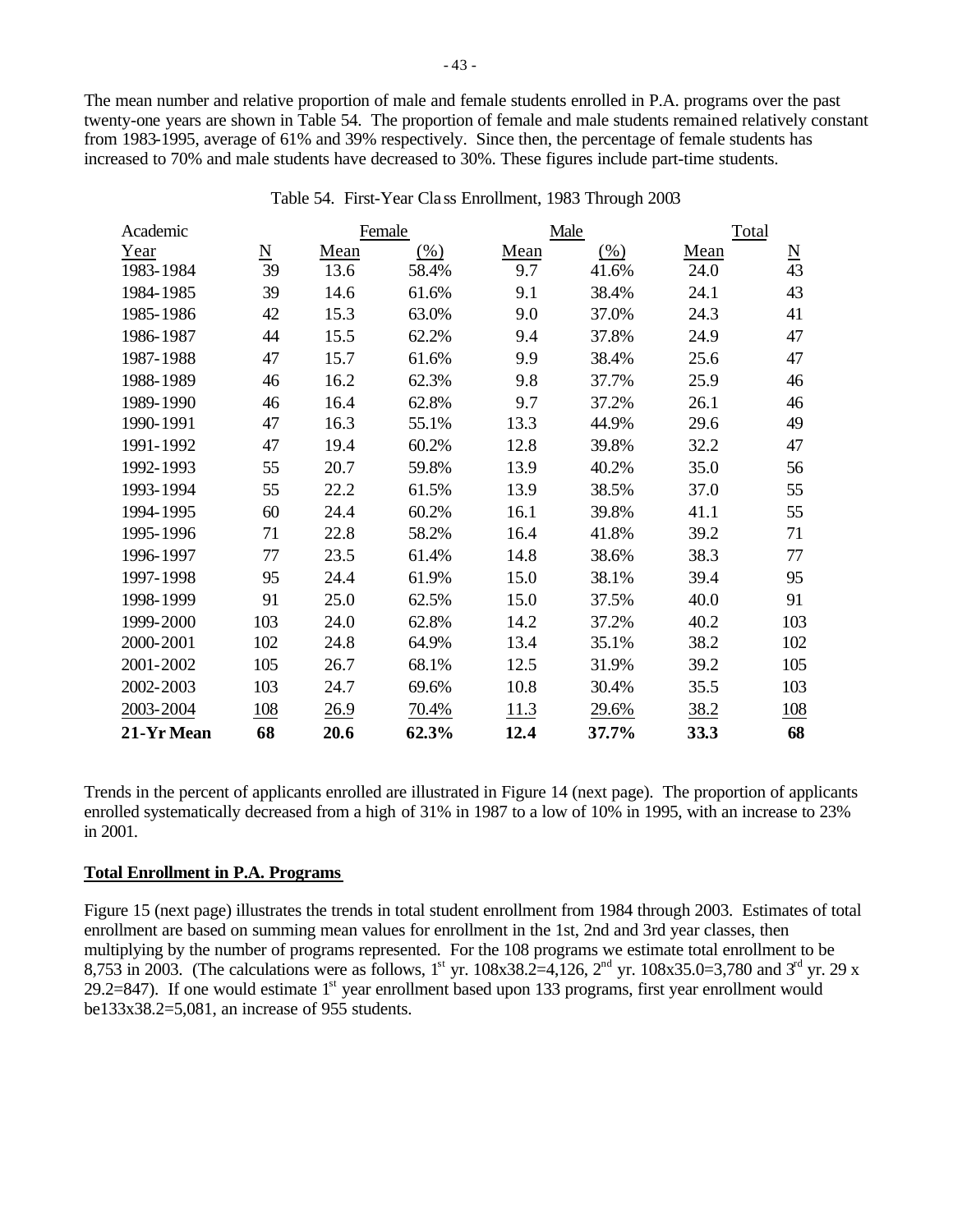The mean number and relative proportion of male and female students enrolled in P.A. programs over the past twenty-one years are shown in Table 54. The proportion of female and male students remained relatively constant from 1983-1995, average of 61% and 39% respectively. Since then, the percentage of female students has increased to 70% and male students have decreased to 30%. These figures include part-time students.

Table 54. First-Year Class Enrollment, 1983 Through 2003

| Academic | | Female | | Male | | Total | |
|---|---|---|---|---|---|---|---|
| Year | N | Mean | (%) | Mean | (%) | Mean | N |
| 1983-1984 | 39 | 13.6 | 58.4% | 9.7 | 41.6% | 24.0 | 43 |
| 1984-1985 | 39 | 14.6 | 61.6% | 9.1 | 38.4% | 24.1 | 43 |
| 1985-1986 | 42 | 15.3 | 63.0% | 9.0 | 37.0% | 24.3 | 41 |
| 1986-1987 | 44 | 15.5 | 62.2% | 9.4 | 37.8% | 24.9 | 47 |
| 1987-1988 | 47 | 15.7 | 61.6% | 9.9 | 38.4% | 25.6 | 47 |
| 1988-1989 | 46 | 16.2 | 62.3% | 9.8 | 37.7% | 25.9 | 46 |
| 1989-1990 | 46 | 16.4 | 62.8% | 9.7 | 37.2% | 26.1 | 46 |
| 1990-1991 | 47 | 16.3 | 55.1% | 13.3 | 44.9% | 29.6 | 49 |
| 1991-1992 | 47 | 19.4 | 60.2% | 12.8 | 39.8% | 32.2 | 47 |
| 1992-1993 | 55 | 20.7 | 59.8% | 13.9 | 40.2% | 35.0 | 56 |
| 1993-1994 | 55 | 22.2 | 61.5% | 13.9 | 38.5% | 37.0 | 55 |
| 1994-1995 | 60 | 24.4 | 60.2% | 16.1 | 39.8% | 41.1 | 55 |
| 1995-1996 | 71 | 22.8 | 58.2% | 16.4 | 41.8% | 39.2 | 71 |
| 1996-1997 | 77 | 23.5 | 61.4% | 14.8 | 38.6% | 38.3 | 77 |
| 1997-1998 | 95 | 24.4 | 61.9% | 15.0 | 38.1% | 39.4 | 95 |
| 1998-1999 | 91 | 25.0 | 62.5% | 15.0 | 37.5% | 40.0 | 91 |
| 1999-2000 | 103 | 24.0 | 62.8% | 14.2 | 37.2% | 40.2 | 103 |
| 2000-2001 | 102 | 24.8 | 64.9% | 13.4 | 35.1% | 38.2 | 102 |
| 2001-2002 | 105 | 26.7 | 68.1% | 12.5 | 31.9% | 39.2 | 105 |
| 2002-2003 | 103 | 24.7 | 69.6% | 10.8 | 30.4% | 35.5 | 103 |
| 2003-2004 | 108 | 26.9 | 70.4% | 11.3 | 29.6% | 38.2 | 108 |
| **21-Yr Mean** | **68** | **20.6** | **62.3%** | **12.4** | **37.7%** | **33.3** | **68** |

Trends in the percent of applicants enrolled are illustrated in Figure 14 (next page). The proportion of applicants enrolled systematically decreased from a high of 31% in 1987 to a low of 10% in 1995, with an increase to 23% in 2001.

## Total Enrollment in P.A. Programs

Figure 15 (next page) illustrates the trends in total student enrollment from 1984 through 2003. Estimates of total enrollment are based on summing mean values for enrollment in the 1st, 2nd and 3rd year classes, then multiplying by the number of programs represented. For the 108 programs we estimate total enrollment to be 8,753 in 2003. (The calculations were as follows, 1st yr. 108x38.2=4,126, 2nd yr. 108x35.0=3,780 and 3rd yr. 29 x 29.2=847). If one would estimate 1st year enrollment based upon 133 programs, first year enrollment would be133x38.2=5,081, an increase of 955 students.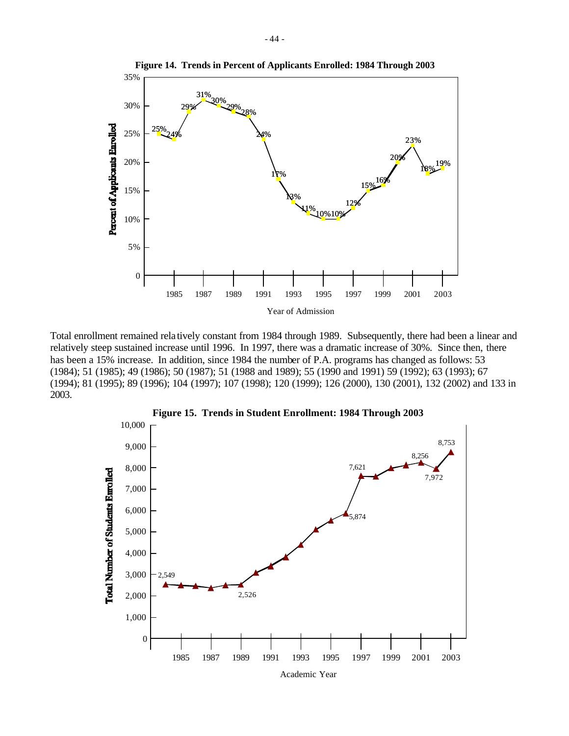**Figure 14. Trends in Percent of Applicants Enrolled: 1984 Through 2003**

Total enrollment remained relatively constant from 1984 through 1989. Subsequently, there had been a linear and relatively steep sustained increase until 1996. In 1997, there was a dramatic increase of 30%. Since then, there has been a 15% increase. In addition, since 1984 the number of P.A. programs has changed as follows: 53 (1984); 51 (1985); 49 (1986); 50 (1987); 51 (1988 and 1989); 55 (1990 and 1991) 59 (1992); 63 (1993); 67 (1994); 81 (1995); 89 (1996); 104 (1997); 107 (1998); 120 (1999); 126 (2000), 130 (2001), 132 (2002) and 133 in 2003.

**Figure 15. Trends in Student Enrollment: 1984 Through 2003**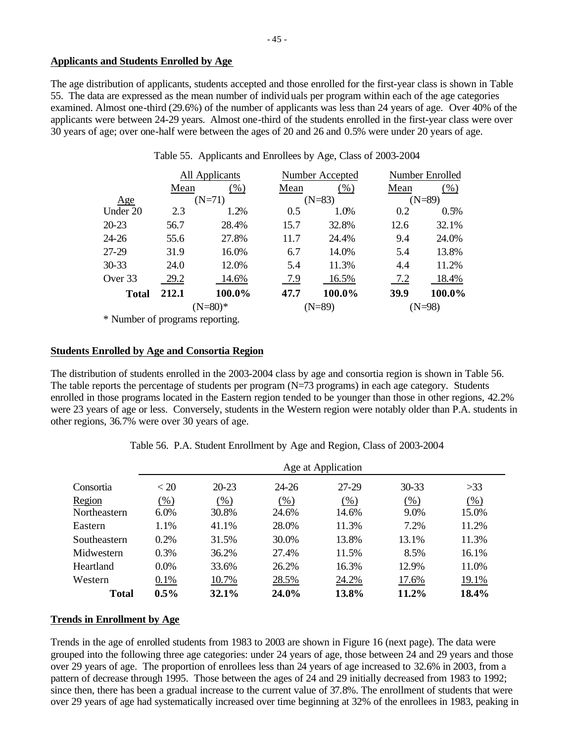## Applicants and Students Enrolled by Age

The age distribution of applicants, students accepted and those enrolled for the first-year class is shown in Table 55. The data are expressed as the mean number of individuals per program within each of the age categories examined. Almost one-third (29.6%) of the number of applicants was less than 24 years of age. Over 40% of the applicants were between 24-29 years. Almost one-third of the students enrolled in the first-year class were over 30 years of age; over one-half were between the ages of 20 and 26 and 0.5% were under 20 years of age.

Table 55. Applicants and Enrollees by Age, Class of 2003-2004

| | All Applicants | | Number Accepted | | Number Enrolled | |
|---|---|---|---|---|---|---|
| | Mean | (%) | Mean | (%) | Mean | (%) |
| Age | (N=71) | | (N=83) | | (N=89) | |
| Under 20 | 2.3 | 1.2% | 0.5 | 1.0% | 0.2 | 0.5% |
| 20-23 | 56.7 | 28.4% | 15.7 | 32.8% | 12.6 | 32.1% |
| 24-26 | 55.6 | 27.8% | 11.7 | 24.4% | 9.4 | 24.0% |
| 27-29 | 31.9 | 16.0% | 6.7 | 14.0% | 5.4 | 13.8% |
| 30-33 | 24.0 | 12.0% | 5.4 | 11.3% | 4.4 | 11.2% |
| Over 33 | 29.2 | 14.6% | 7.9 | 16.5% | 7.2 | 18.4% |
| **Total** | **212.1** | **100.0%** | **47.7** | **100.0%** | **39.9** | **100.0%** |
| | (N=80)* | | (N=89) | | (N=98) | |

* Number of programs reporting.

## Students Enrolled by Age and Consortia Region

The distribution of students enrolled in the 2003-2004 class by age and consortia region is shown in Table 56. The table reports the percentage of students per program (N=73 programs) in each age category. Students enrolled in those programs located in the Eastern region tended to be younger than those in other regions, 42.2% were 23 years of age or less. Conversely, students in the Western region were notably older than P.A. students in other regions, 36.7% were over 30 years of age.

Table 56. P.A. Student Enrollment by Age and Region, Class of 2003-2004

| | Age at Application | | | | | |
|---|---|---|---|---|---|---|
| Consortia | < 20 | 20-23 | 24-26 | 27-29 | 30-33 | >33 |
| Region | (%) | (%) | (%) | (%) | (%) | (%) |
| Northeastern | 6.0% | 30.8% | 24.6% | 14.6% | 9.0% | 15.0% |
| Eastern | 1.1% | 41.1% | 28.0% | 11.3% | 7.2% | 11.2% |
| Southeastern | 0.2% | 31.5% | 30.0% | 13.8% | 13.1% | 11.3% |
| Midwestern | 0.3% | 36.2% | 27.4% | 11.5% | 8.5% | 16.1% |
| Heartland | 0.0% | 33.6% | 26.2% | 16.3% | 12.9% | 11.0% |
| Western | 0.1% | 10.7% | 28.5% | 24.2% | 17.6% | 19.1% |
| **Total** | **0.5%** | **32.1%** | **24.0%** | **13.8%** | **11.2%** | **18.4%** |

## Trends in Enrollment by Age

Trends in the age of enrolled students from 1983 to 2003 are shown in Figure 16 (next page). The data were grouped into the following three age categories: under 24 years of age, those between 24 and 29 years and those over 29 years of age. The proportion of enrollees less than 24 years of age increased to 32.6% in 2003, from a pattern of decrease through 1995. Those between the ages of 24 and 29 initially decreased from 1983 to 1992; since then, there has been a gradual increase to the current value of 37.8%. The enrollment of students that were over 29 years of age had systematically increased over time beginning at 32% of the enrollees in 1983, peaking in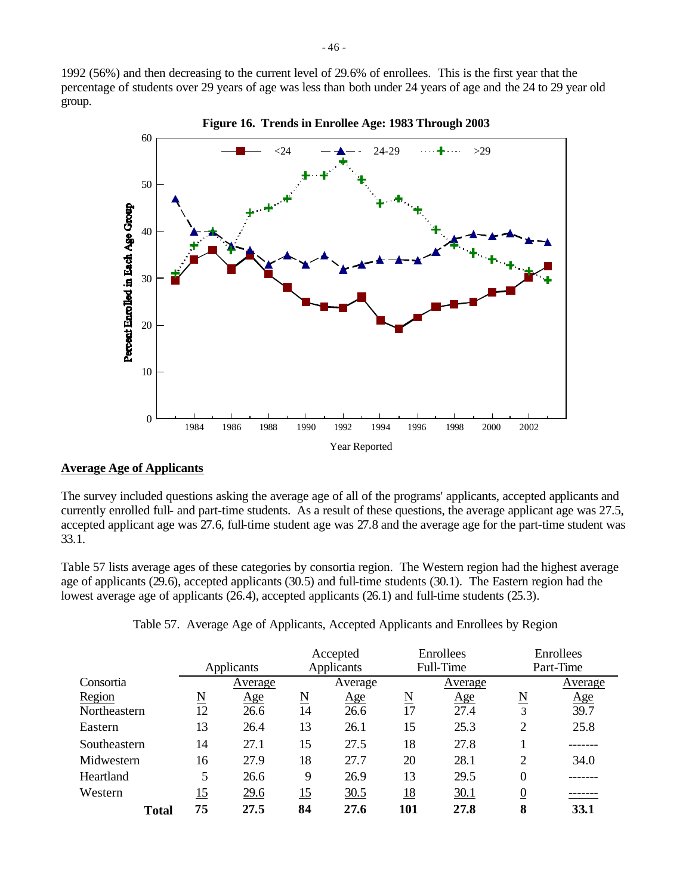1992 (56%) and then decreasing to the current level of 29.6% of enrollees. This is the first year that the percentage of students over 29 years of age was less than both under 24 years of age and the 24 to 29 year old group.

**Figure 16. Trends in Enrollee Age: 1983 Through 2003**

## Average Age of Applicants

The survey included questions asking the average age of all of the programs' applicants, accepted applicants and currently enrolled full- and part-time students. As a result of these questions, the average applicant age was 27.5, accepted applicant age was 27.6, full-time student age was 27.8 and the average age for the part-time student was 33.1.

Table 57 lists average ages of these categories by consortia region. The Western region had the highest average age of applicants (29.6), accepted applicants (30.5) and full-time students (30.1). The Eastern region had the lowest average age of applicants (26.4), accepted applicants (26.1) and full-time students (25.3).

Table 57. Average Age of Applicants, Accepted Applicants and Enrollees by Region

| Consortia | Applicants | | Accepted Applicants | | Enrollees Full-Time | | Enrollees Part-Time | |
|---|---|---|---|---|---|---|---|---|
| Region | N | Average Age | N | Average Age | N | Average Age | N | Average Age |
| Northeastern | 12 | 26.6 | 14 | 26.6 | 17 | 27.4 | 3 | 39.7 |
| Eastern | 13 | 26.4 | 13 | 26.1 | 15 | 25.3 | 2 | 25.8 |
| Southeastern | 14 | 27.1 | 15 | 27.5 | 18 | 27.8 | 1 | ------- |
| Midwestern | 16 | 27.9 | 18 | 27.7 | 20 | 28.1 | 2 | 34.0 |
| Heartland | 5 | 26.6 | 9 | 26.9 | 13 | 29.5 | 0 | ------- |
| Western | 15 | 29.6 | 15 | 30.5 | 18 | 30.1 | 0 | ------- |
| **Total** | **75** | **27.5** | **84** | **27.6** | **101** | **27.8** | **8** | **33.1** |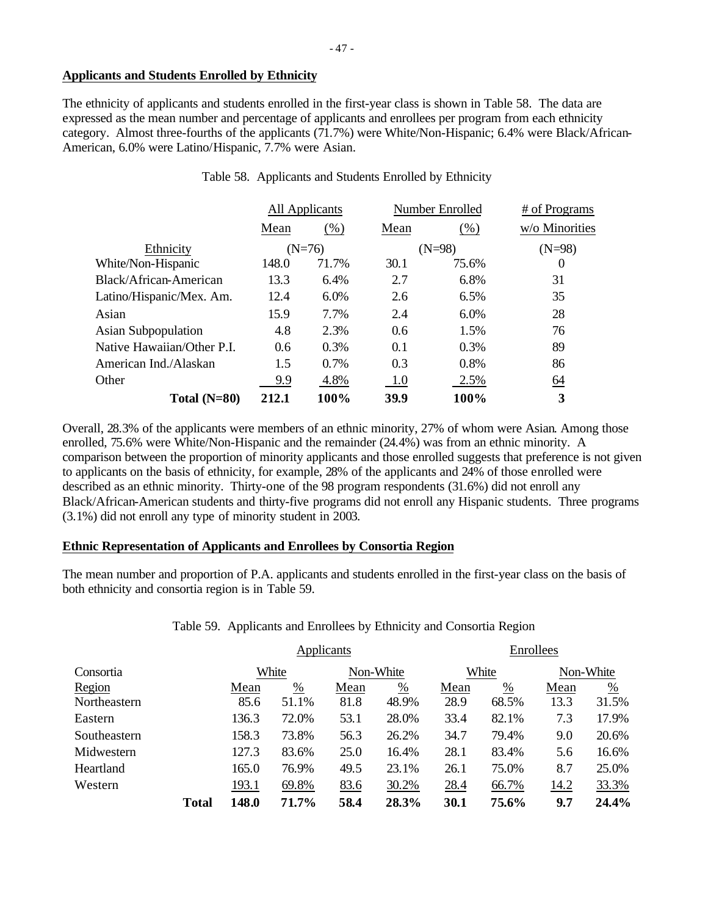**Applicants and Students Enrolled by Ethnicity**

The ethnicity of applicants and students enrolled in the first-year class is shown in Table 58. The data are expressed as the mean number and percentage of applicants and enrollees per program from each ethnicity category. Almost three-fourths of the applicants (71.7%) were White/Non-Hispanic; 6.4% were Black/African-American, 6.0% were Latino/Hispanic, 7.7% were Asian.

Table 58. Applicants and Students Enrolled by Ethnicity

| | All Applicants | | Number Enrolled | | # of Programs |
|---|---|---|---|---|---|
| | Mean | (%) | Mean | (%) | w/o Minorities |
| Ethnicity | (N=76) | | (N=98) | | (N=98) |
| White/Non-Hispanic | 148.0 | 71.7% | 30.1 | 75.6% | 0 |
| Black/African-American | 13.3 | 6.4% | 2.7 | 6.8% | 31 |
| Latino/Hispanic/Mex. Am. | 12.4 | 6.0% | 2.6 | 6.5% | 35 |
| Asian | 15.9 | 7.7% | 2.4 | 6.0% | 28 |
| Asian Subpopulation | 4.8 | 2.3% | 0.6 | 1.5% | 76 |
| Native Hawaiian/Other P.I. | 0.6 | 0.3% | 0.1 | 0.3% | 89 |
| American Ind./Alaskan | 1.5 | 0.7% | 0.3 | 0.8% | 86 |
| Other | 9.9 | 4.8% | 1.0 | 2.5% | 64 |
| **Total (N=80)** | **212.1** | **100%** | **39.9** | **100%** | **3** |

Overall, 28.3% of the applicants were members of an ethnic minority, 27% of whom were Asian. Among those enrolled, 75.6% were White/Non-Hispanic and the remainder (24.4%) was from an ethnic minority. A comparison between the proportion of minority applicants and those enrolled suggests that preference is not given to applicants on the basis of ethnicity, for example, 28% of the applicants and 24% of those enrolled were described as an ethnic minority. Thirty-one of the 98 program respondents (31.6%) did not enroll any Black/African-American students and thirty-five programs did not enroll any Hispanic students. Three programs (3.1%) did not enroll any type of minority student in 2003.

**Ethnic Representation of Applicants and Enrollees by Consortia Region**

The mean number and proportion of P.A. applicants and students enrolled in the first-year class on the basis of both ethnicity and consortia region is in Table 59.

Table 59. Applicants and Enrollees by Ethnicity and Consortia Region

| | Applicants | | | | Enrollees | | | |
|---|---|---|---|---|---|---|---|---|
| Consortia | White | | Non-White | | White | | Non-White | |
| Region | Mean | % | Mean | % | Mean | % | Mean | % |
| Northeastern | 85.6 | 51.1% | 81.8 | 48.9% | 28.9 | 68.5% | 13.3 | 31.5% |
| Eastern | 136.3 | 72.0% | 53.1 | 28.0% | 33.4 | 82.1% | 7.3 | 17.9% |
| Southeastern | 158.3 | 73.8% | 56.3 | 26.2% | 34.7 | 79.4% | 9.0 | 20.6% |
| Midwestern | 127.3 | 83.6% | 25.0 | 16.4% | 28.1 | 83.4% | 5.6 | 16.6% |
| Heartland | 165.0 | 76.9% | 49.5 | 23.1% | 26.1 | 75.0% | 8.7 | 25.0% |
| Western | 193.1 | 69.8% | 83.6 | 30.2% | 28.4 | 66.7% | 14.2 | 33.3% |
| **Total** | **148.0** | **71.7%** | **58.4** | **28.3%** | **30.1** | **75.6%** | **9.7** | **24.4%** |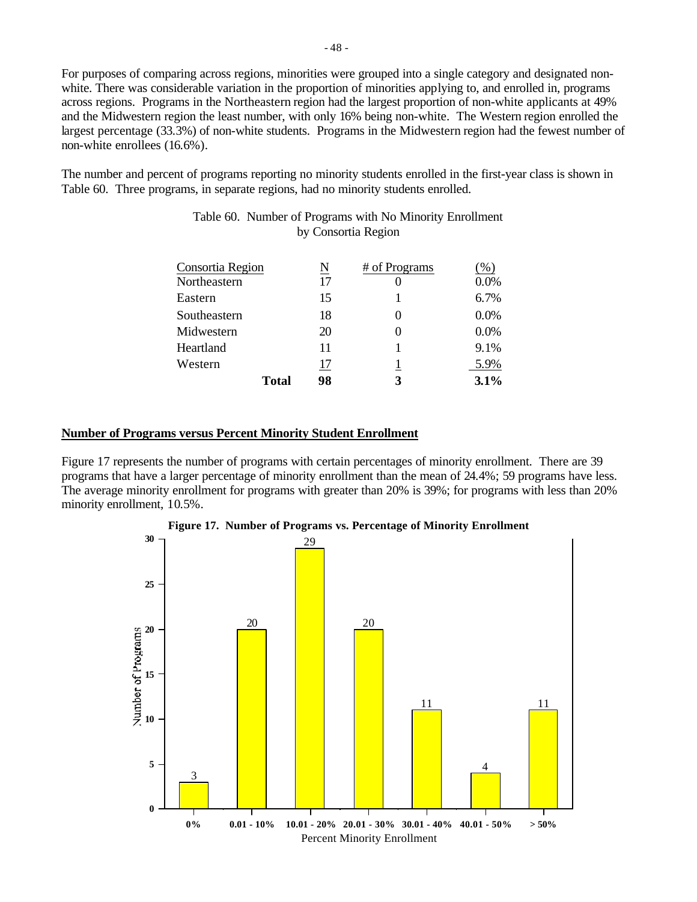For purposes of comparing across regions, minorities were grouped into a single category and designated non-white. There was considerable variation in the proportion of minorities applying to, and enrolled in, programs across regions. Programs in the Northeastern region had the largest proportion of non-white applicants at 49% and the Midwestern region the least number, with only 16% being non-white. The Western region enrolled the largest percentage (33.3%) of non-white students. Programs in the Midwestern region had the fewest number of non-white enrollees (16.6%).

The number and percent of programs reporting no minority students enrolled in the first-year class is shown in Table 60. Three programs, in separate regions, had no minority students enrolled.

Table 60. Number of Programs with No Minority Enrollment by Consortia Region

| Consortia Region | N | # of Programs | (%) |
|---|---|---|---|
| Northeastern | 17 | 0 | 0.0% |
| Eastern | 15 | 1 | 6.7% |
| Southeastern | 18 | 0 | 0.0% |
| Midwestern | 20 | 0 | 0.0% |
| Heartland | 11 | 1 | 9.1% |
| Western | 17 | 1 | 5.9% |
| **Total** | **98** | **3** | **3.1%** |

## Number of Programs versus Percent Minority Student Enrollment

Figure 17 represents the number of programs with certain percentages of minority enrollment. There are 39 programs that have a larger percentage of minority enrollment than the mean of 24.4%; 59 programs have less. The average minority enrollment for programs with greater than 20% is 39%; for programs with less than 20% minority enrollment, 10.5%.

**Figure 17. Number of Programs vs. Percentage of Minority Enrollment**

| Percent Minority Enrollment | Number of Programs |
|---|---|
| 0% | 3 |
| 0.01 - 10% | 20 |
| 10.01 - 20% | 29 |
| 20.01 - 30% | 20 |
| 30.01 - 40% | 11 |
| 40.01 - 50% | 4 |
| > 50% | 11 |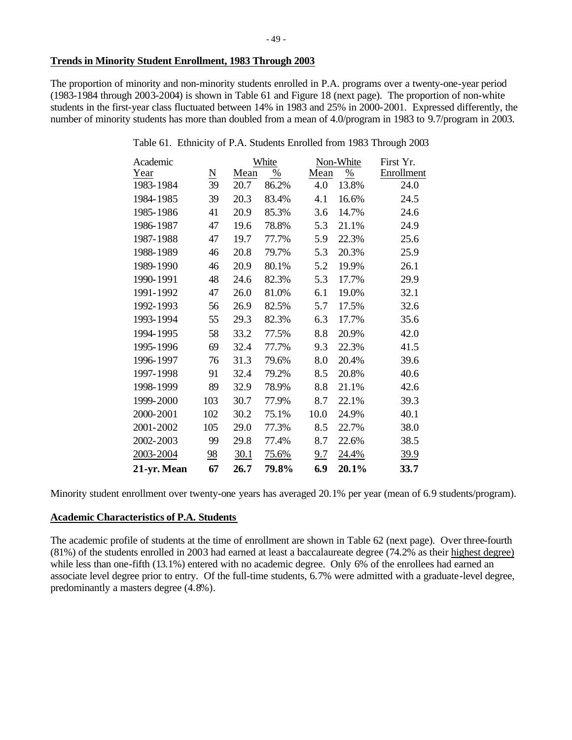**Trends in Minority Student Enrollment, 1983 Through 2003**

The proportion of minority and non-minority students enrolled in P.A. programs over a twenty-one-year period (1983-1984 through 2003-2004) is shown in Table 61 and Figure 18 (next page). The proportion of non-white students in the first-year class fluctuated between 14% in 1983 and 25% in 2000-2001. Expressed differently, the number of minority students has more than doubled from a mean of 4.0/program in 1983 to 9.7/program in 2003.

Table 61. Ethnicity of P.A. Students Enrolled from 1983 Through 2003

| Academic |  | White |  | Non-White |  | First Yr. |
|---|---|---|---|---|---|---|
| Year | N | Mean | % | Mean | % | Enrollment |
| 1983-1984 | 39 | 20.7 | 86.2% | 4.0 | 13.8% | 24.0 |
| 1984-1985 | 39 | 20.3 | 83.4% | 4.1 | 16.6% | 24.5 |
| 1985-1986 | 41 | 20.9 | 85.3% | 3.6 | 14.7% | 24.6 |
| 1986-1987 | 47 | 19.6 | 78.8% | 5.3 | 21.1% | 24.9 |
| 1987-1988 | 47 | 19.7 | 77.7% | 5.9 | 22.3% | 25.6 |
| 1988-1989 | 46 | 20.8 | 79.7% | 5.3 | 20.3% | 25.9 |
| 1989-1990 | 46 | 20.9 | 80.1% | 5.2 | 19.9% | 26.1 |
| 1990-1991 | 48 | 24.6 | 82.3% | 5.3 | 17.7% | 29.9 |
| 1991-1992 | 47 | 26.0 | 81.0% | 6.1 | 19.0% | 32.1 |
| 1992-1993 | 56 | 26.9 | 82.5% | 5.7 | 17.5% | 32.6 |
| 1993-1994 | 55 | 29.3 | 82.3% | 6.3 | 17.7% | 35.6 |
| 1994-1995 | 58 | 33.2 | 77.5% | 8.8 | 20.9% | 42.0 |
| 1995-1996 | 69 | 32.4 | 77.7% | 9.3 | 22.3% | 41.5 |
| 1996-1997 | 76 | 31.3 | 79.6% | 8.0 | 20.4% | 39.6 |
| 1997-1998 | 91 | 32.4 | 79.2% | 8.5 | 20.8% | 40.6 |
| 1998-1999 | 89 | 32.9 | 78.9% | 8.8 | 21.1% | 42.6 |
| 1999-2000 | 103 | 30.7 | 77.9% | 8.7 | 22.1% | 39.3 |
| 2000-2001 | 102 | 30.2 | 75.1% | 10.0 | 24.9% | 40.1 |
| 2001-2002 | 105 | 29.0 | 77.3% | 8.5 | 22.7% | 38.0 |
| 2002-2003 | 99 | 29.8 | 77.4% | 8.7 | 22.6% | 38.5 |
| 2003-2004 | 98 | 30.1 | 75.6% | 9.7 | 24.4% | 39.9 |
| **21-yr. Mean** | **67** | **26.7** | **79.8%** | **6.9** | **20.1%** | **33.7** |

Minority student enrollment over twenty-one years has averaged 20.1% per year (mean of 6.9 students/program).

**Academic Characteristics of P.A. Students**

The academic profile of students at the time of enrollment are shown in Table 62 (next page). Over three-fourth (81%) of the students enrolled in 2003 had earned at least a baccalaureate degree (74.2% as their highest degree) while less than one-fifth (13.1%) entered with no academic degree. Only 6% of the enrollees had earned an associate level degree prior to entry. Of the full-time students, 6.7% were admitted with a graduate-level degree, predominantly a masters degree (4.8%).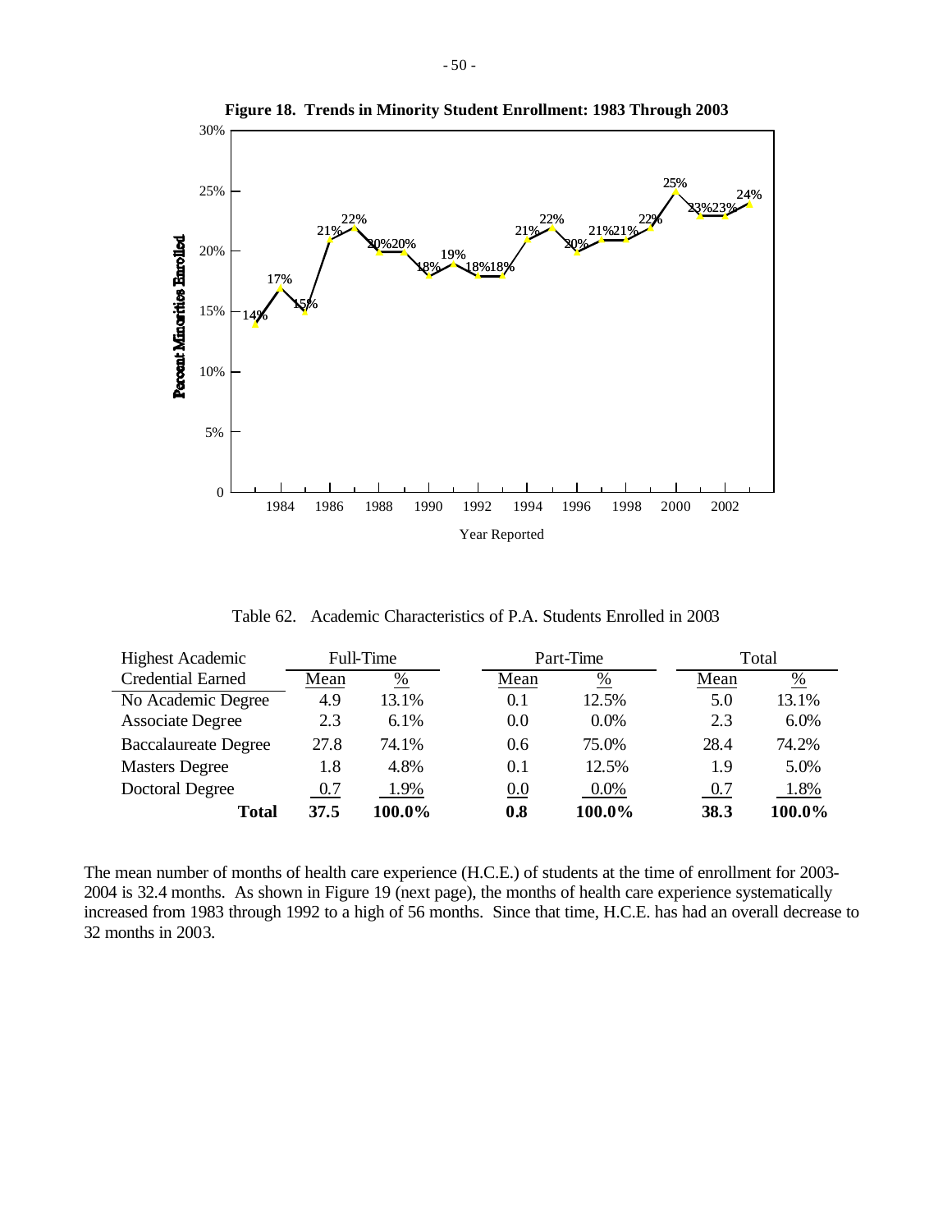**Figure 18. Trends in Minority Student Enrollment: 1983 Through 2003**

Table 62. Academic Characteristics of P.A. Students Enrolled in 2003

| Highest Academic Credential Earned | Full-Time Mean | Full-Time % | Part-Time Mean | Part-Time % | Total Mean | Total % |
|---|---|---|---|---|---|---|
| No Academic Degree | 4.9 | 13.1% | 0.1 | 12.5% | 5.0 | 13.1% |
| Associate Degree | 2.3 | 6.1% | 0.0 | 0.0% | 2.3 | 6.0% |
| Baccalaureate Degree | 27.8 | 74.1% | 0.6 | 75.0% | 28.4 | 74.2% |
| Masters Degree | 1.8 | 4.8% | 0.1 | 12.5% | 1.9 | 5.0% |
| Doctoral Degree | 0.7 | 1.9% | 0.0 | 0.0% | 0.7 | 1.8% |
| **Total** | **37.5** | **100.0%** | **0.8** | **100.0%** | **38.3** | **100.0%** |

The mean number of months of health care experience (H.C.E.) of students at the time of enrollment for 2003-2004 is 32.4 months. As shown in Figure 19 (next page), the months of health care experience systematically increased from 1983 through 1992 to a high of 56 months. Since that time, H.C.E. has had an overall decrease to 32 months in 2003.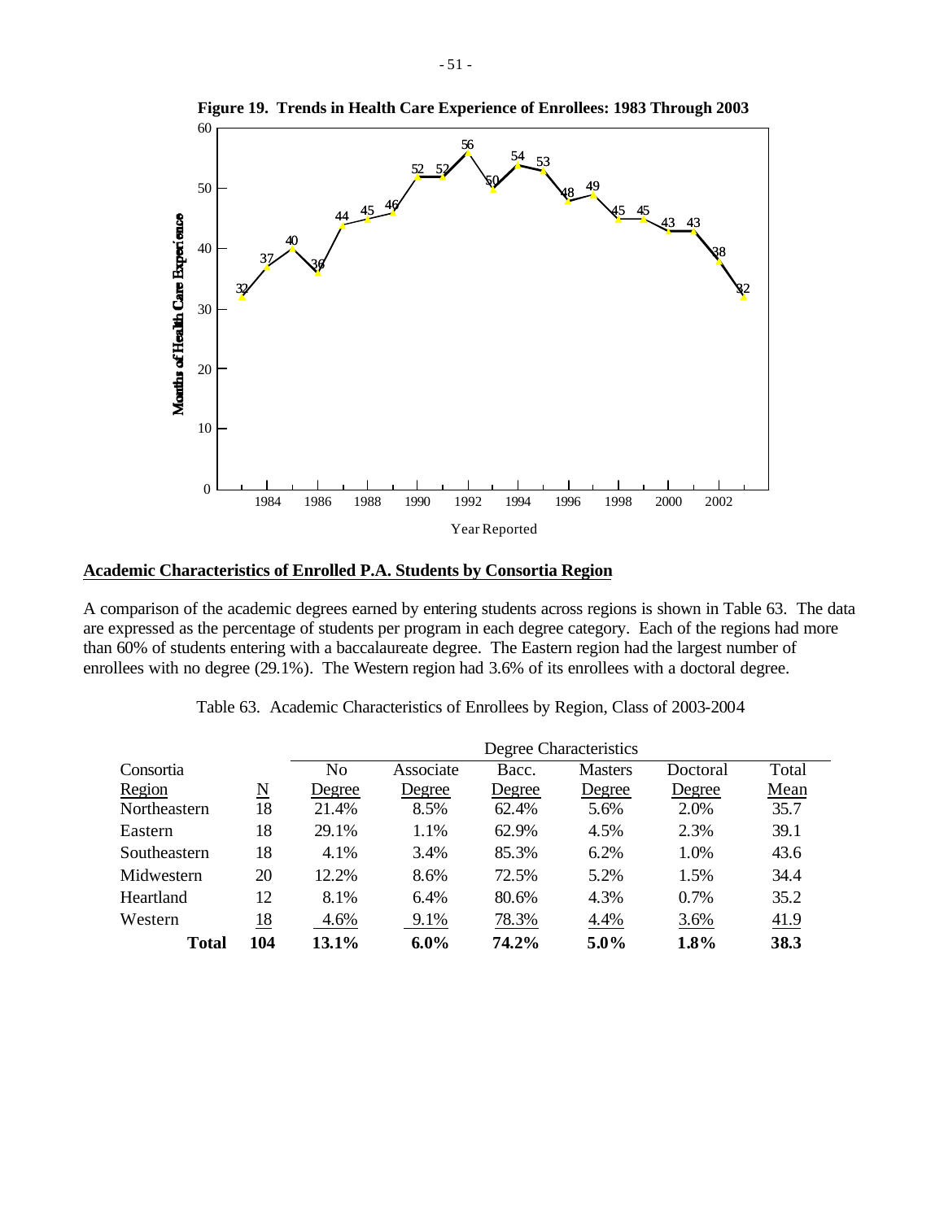**Figure 19. Trends in Health Care Experience of Enrollees: 1983 Through 2003**

## Academic Characteristics of Enrolled P.A. Students by Consortia Region

A comparison of the academic degrees earned by entering students across regions is shown in Table 63. The data are expressed as the percentage of students per program in each degree category. Each of the regions had more than 60% of students entering with a baccalaureate degree. The Eastern region had the largest number of enrollees with no degree (29.1%). The Western region had 3.6% of its enrollees with a doctoral degree.

Table 63. Academic Characteristics of Enrollees by Region, Class of 2003-2004

| Consortia Region | N | No Degree | Associate Degree | Bacc. Degree | Masters Degree | Doctoral Degree | Total Mean |
|---|---|---|---|---|---|---|---|
| Northeastern | 18 | 21.4% | 8.5% | 62.4% | 5.6% | 2.0% | 35.7 |
| Eastern | 18 | 29.1% | 1.1% | 62.9% | 4.5% | 2.3% | 39.1 |
| Southeastern | 18 | 4.1% | 3.4% | 85.3% | 6.2% | 1.0% | 43.6 |
| Midwestern | 20 | 12.2% | 8.6% | 72.5% | 5.2% | 1.5% | 34.4 |
| Heartland | 12 | 8.1% | 6.4% | 80.6% | 4.3% | 0.7% | 35.2 |
| Western | 18 | 4.6% | 9.1% | 78.3% | 4.4% | 3.6% | 41.9 |
| **Total** | **104** | **13.1%** | **6.0%** | **74.2%** | **5.0%** | **1.8%** | **38.3** |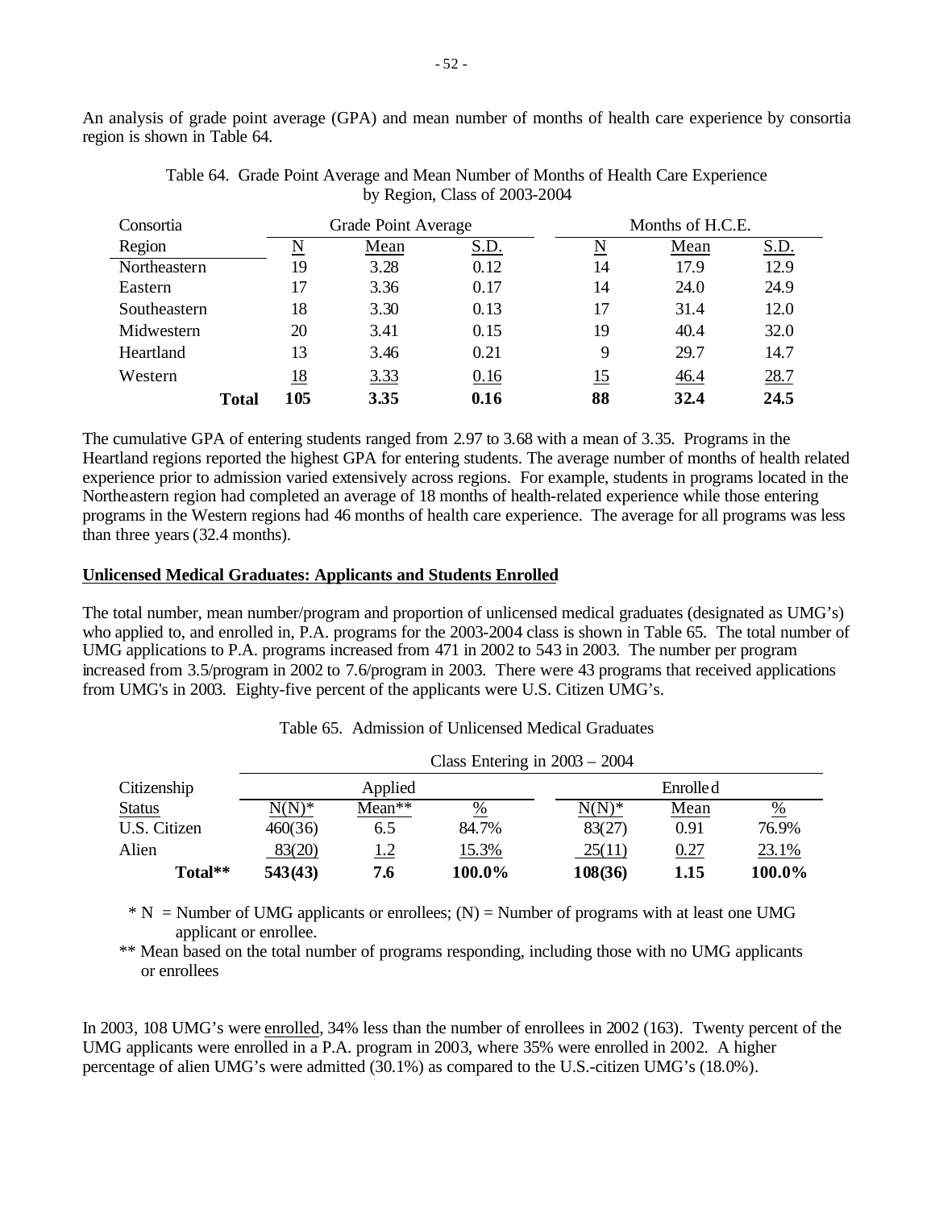An analysis of grade point average (GPA) and mean number of months of health care experience by consortia region is shown in Table 64.

Table 64. Grade Point Average and Mean Number of Months of Health Care Experience by Region, Class of 2003-2004

| Consortia | Grade Point Average | | | Months of H.C.E. | | |
|---|---|---|---|---|---|---|
| Region | N | Mean | S.D. | N | Mean | S.D. |
| Northeastern | 19 | 3.28 | 0.12 | 14 | 17.9 | 12.9 |
| Eastern | 17 | 3.36 | 0.17 | 14 | 24.0 | 24.9 |
| Southeastern | 18 | 3.30 | 0.13 | 17 | 31.4 | 12.0 |
| Midwestern | 20 | 3.41 | 0.15 | 19 | 40.4 | 32.0 |
| Heartland | 13 | 3.46 | 0.21 | 9 | 29.7 | 14.7 |
| Western | 18 | 3.33 | 0.16 | 15 | 46.4 | 28.7 |
| **Total** | **105** | **3.35** | **0.16** | **88** | **32.4** | **24.5** |

The cumulative GPA of entering students ranged from 2.97 to 3.68 with a mean of 3.35. Programs in the Heartland regions reported the highest GPA for entering students. The average number of months of health related experience prior to admission varied extensively across regions. For example, students in programs located in the Northeastern region had completed an average of 18 months of health-related experience while those entering programs in the Western regions had 46 months of health care experience. The average for all programs was less than three years (32.4 months).

**Unlicensed Medical Graduates: Applicants and Students Enrolled**

The total number, mean number/program and proportion of unlicensed medical graduates (designated as UMG's) who applied to, and enrolled in, P.A. programs for the 2003-2004 class is shown in Table 65. The total number of UMG applications to P.A. programs increased from 471 in 2002 to 543 in 2003. The number per program increased from 3.5/program in 2002 to 7.6/program in 2003. There were 43 programs that received applications from UMG's in 2003. Eighty-five percent of the applicants were U.S. Citizen UMG's.

Table 65. Admission of Unlicensed Medical Graduates

| | Class Entering in 2003 – 2004 | | | | | |
|---|---|---|---|---|---|---|
| Citizenship | Applied | | | Enrolled | | |
| Status | N(N)* | Mean** | % | N(N)* | Mean | % |
| U.S. Citizen | 460(36) | 6.5 | 84.7% | 83(27) | 0.91 | 76.9% |
| Alien | 83(20) | 1.2 | 15.3% | 25(11) | 0.27 | 23.1% |
| **Total**** | **543(43)** | **7.6** | **100.0%** | **108(36)** | **1.15** | **100.0%** |

\* N = Number of UMG applicants or enrollees; (N) = Number of programs with at least one UMG applicant or enrollee.

** Mean based on the total number of programs responding, including those with no UMG applicants or enrollees

In 2003, 108 UMG's were enrolled, 34% less than the number of enrollees in 2002 (163). Twenty percent of the UMG applicants were enrolled in a P.A. program in 2003, where 35% were enrolled in 2002. A higher percentage of alien UMG's were admitted (30.1%) as compared to the U.S.-citizen UMG's (18.0%).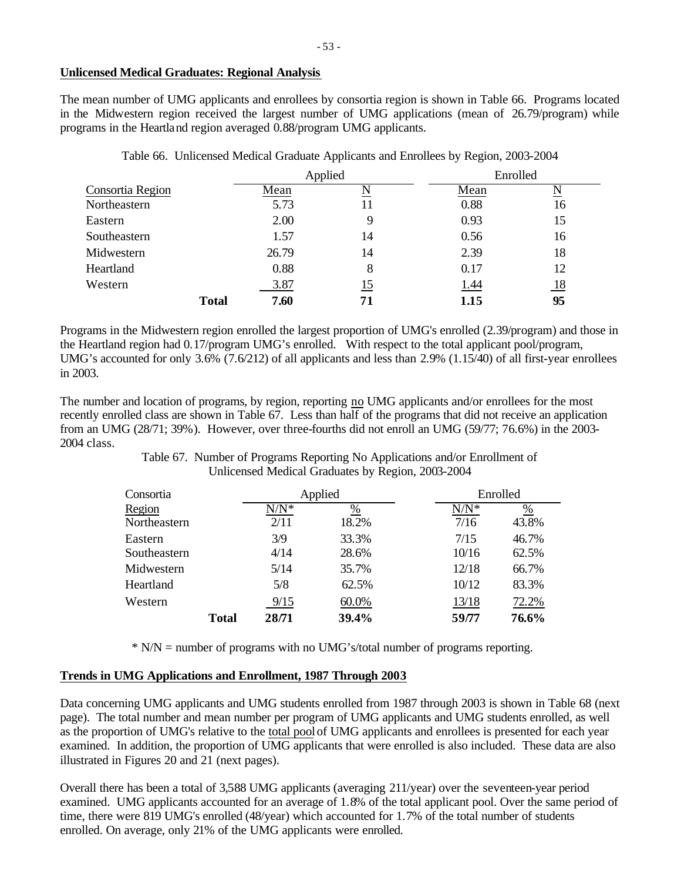## Unlicensed Medical Graduates: Regional Analysis

The mean number of UMG applicants and enrollees by consortia region is shown in Table 66. Programs located in the Midwestern region received the largest number of UMG applications (mean of 26.79/program) while programs in the Heartland region averaged 0.88/program UMG applicants.

Table 66. Unlicensed Medical Graduate Applicants and Enrollees by Region, 2003-2004

| | Applied | | Enrolled | |
|---|---|---|---|---|
| Consortia Region | Mean | N | Mean | N |
| Northeastern | 5.73 | 11 | 0.88 | 16 |
| Eastern | 2.00 | 9 | 0.93 | 15 |
| Southeastern | 1.57 | 14 | 0.56 | 16 |
| Midwestern | 26.79 | 14 | 2.39 | 18 |
| Heartland | 0.88 | 8 | 0.17 | 12 |
| Western | 3.87 | 15 | 1.44 | 18 |
| **Total** | **7.60** | **71** | **1.15** | **95** |

Programs in the Midwestern region enrolled the largest proportion of UMG's enrolled (2.39/program) and those in the Heartland region had 0.17/program UMG's enrolled. With respect to the total applicant pool/program, UMG's accounted for only 3.6% (7.6/212) of all applicants and less than 2.9% (1.15/40) of all first-year enrollees in 2003.

The number and location of programs, by region, reporting no UMG applicants and/or enrollees for the most recently enrolled class are shown in Table 67. Less than half of the programs that did not receive an application from an UMG (28/71; 39%). However, over three-fourths did not enroll an UMG (59/77; 76.6%) in the 2003-2004 class.

Table 67. Number of Programs Reporting No Applications and/or Enrollment of Unlicensed Medical Graduates by Region, 2003-2004

| Consortia | Applied | | Enrolled | |
|---|---|---|---|---|
| Region | N/N* | % | N/N* | % |
| Northeastern | 2/11 | 18.2% | 7/16 | 43.8% |
| Eastern | 3/9 | 33.3% | 7/15 | 46.7% |
| Southeastern | 4/14 | 28.6% | 10/16 | 62.5% |
| Midwestern | 5/14 | 35.7% | 12/18 | 66.7% |
| Heartland | 5/8 | 62.5% | 10/12 | 83.3% |
| Western | 9/15 | 60.0% | 13/18 | 72.2% |
| **Total** | **28/71** | **39.4%** | **59/77** | **76.6%** |

\* N/N = number of programs with no UMG's/total number of programs reporting.

## Trends in UMG Applications and Enrollment, 1987 Through 2003

Data concerning UMG applicants and UMG students enrolled from 1987 through 2003 is shown in Table 68 (next page). The total number and mean number per program of UMG applicants and UMG students enrolled, as well as the proportion of UMG's relative to the total pool of UMG applicants and enrollees is presented for each year examined. In addition, the proportion of UMG applicants that were enrolled is also included. These data are also illustrated in Figures 20 and 21 (next pages).

Overall there has been a total of 3,588 UMG applicants (averaging 211/year) over the seventeen-year period examined. UMG applicants accounted for an average of 1.8% of the total applicant pool. Over the same period of time, there were 819 UMG's enrolled (48/year) which accounted for 1.7% of the total number of students enrolled. On average, only 21% of the UMG applicants were enrolled.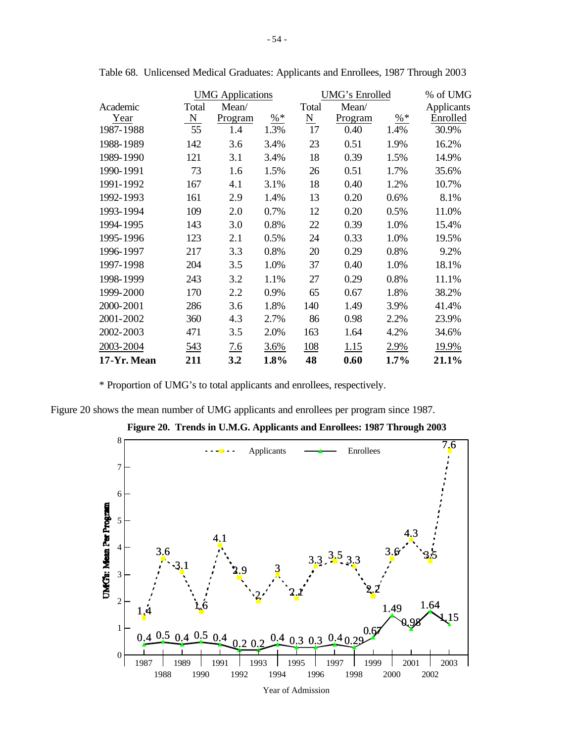Table 68. Unlicensed Medical Graduates: Applicants and Enrollees, 1987 Through 2003

| Academic Year | UMG Applications Total N | UMG Applications Mean/ Program | UMG Applications %* | UMG's Enrolled Total N | UMG's Enrolled Mean/ Program | UMG's Enrolled %* | % of UMG Applicants Enrolled |
|---|---|---|---|---|---|---|---|
| 1987-1988 | 55 | 1.4 | 1.3% | 17 | 0.40 | 1.4% | 30.9% |
| 1988-1989 | 142 | 3.6 | 3.4% | 23 | 0.51 | 1.9% | 16.2% |
| 1989-1990 | 121 | 3.1 | 3.4% | 18 | 0.39 | 1.5% | 14.9% |
| 1990-1991 | 73 | 1.6 | 1.5% | 26 | 0.51 | 1.7% | 35.6% |
| 1991-1992 | 167 | 4.1 | 3.1% | 18 | 0.40 | 1.2% | 10.7% |
| 1992-1993 | 161 | 2.9 | 1.4% | 13 | 0.20 | 0.6% | 8.1% |
| 1993-1994 | 109 | 2.0 | 0.7% | 12 | 0.20 | 0.5% | 11.0% |
| 1994-1995 | 143 | 3.0 | 0.8% | 22 | 0.39 | 1.0% | 15.4% |
| 1995-1996 | 123 | 2.1 | 0.5% | 24 | 0.33 | 1.0% | 19.5% |
| 1996-1997 | 217 | 3.3 | 0.8% | 20 | 0.29 | 0.8% | 9.2% |
| 1997-1998 | 204 | 3.5 | 1.0% | 37 | 0.40 | 1.0% | 18.1% |
| 1998-1999 | 243 | 3.2 | 1.1% | 27 | 0.29 | 0.8% | 11.1% |
| 1999-2000 | 170 | 2.2 | 0.9% | 65 | 0.67 | 1.8% | 38.2% |
| 2000-2001 | 286 | 3.6 | 1.8% | 140 | 1.49 | 3.9% | 41.4% |
| 2001-2002 | 360 | 4.3 | 2.7% | 86 | 0.98 | 2.2% | 23.9% |
| 2002-2003 | 471 | 3.5 | 2.0% | 163 | 1.64 | 4.2% | 34.6% |
| 2003-2004 | 543 | 7.6 | 3.6% | 108 | 1.15 | 2.9% | 19.9% |
| **17-Yr. Mean** | **211** | **3.2** | **1.8%** | **48** | **0.60** | **1.7%** | **21.1%** |

\* Proportion of UMG's to total applicants and enrollees, respectively.

Figure 20 shows the mean number of UMG applicants and enrollees per program since 1987.

**Figure 20. Trends in U.M.G. Applicants and Enrollees: 1987 Through 2003**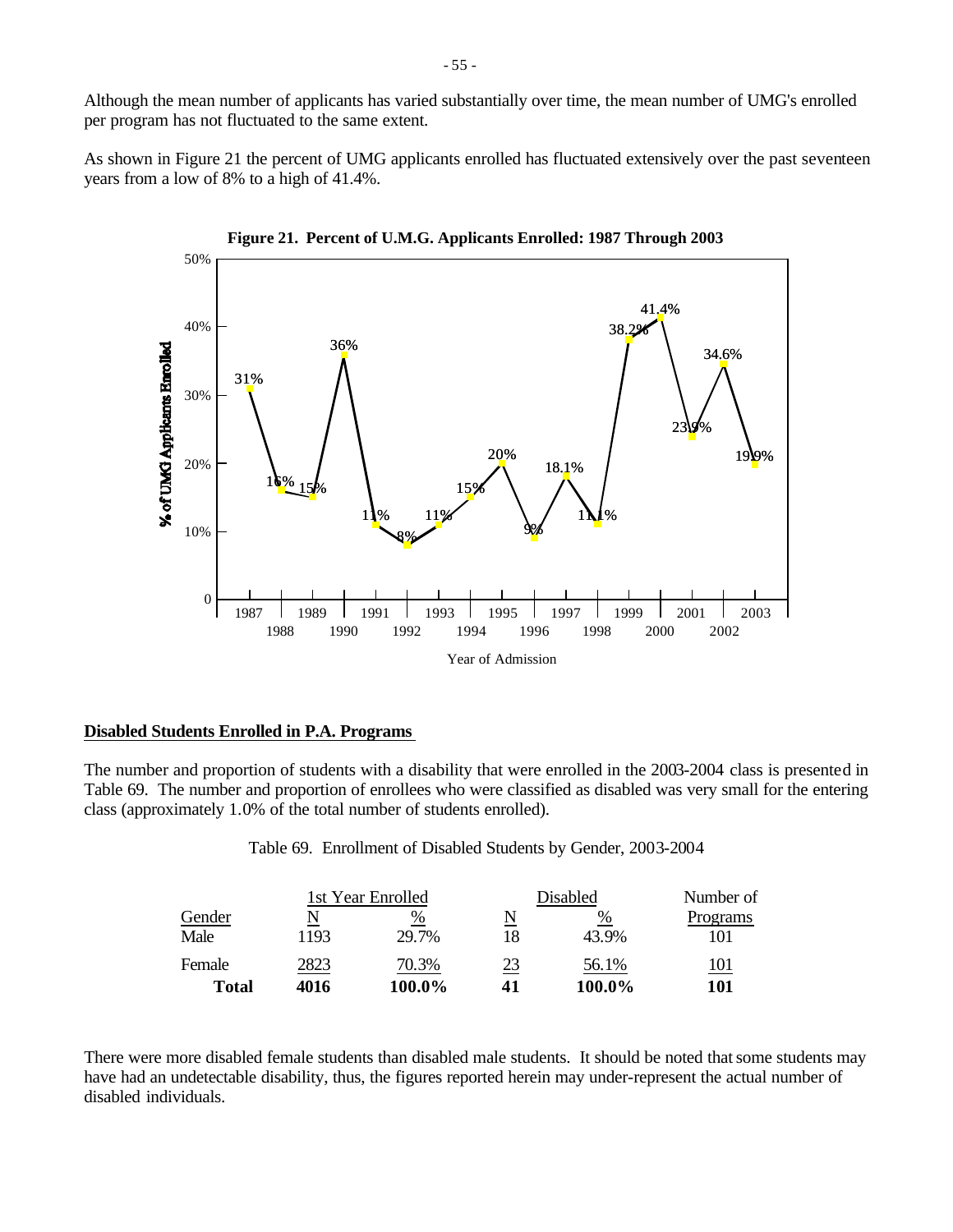Although the mean number of applicants has varied substantially over time, the mean number of UMG's enrolled per program has not fluctuated to the same extent.

As shown in Figure 21 the percent of UMG applicants enrolled has fluctuated extensively over the past seventeen years from a low of 8% to a high of 41.4%.

**Figure 21. Percent of U.M.G. Applicants Enrolled: 1987 Through 2003**

| Year of Admission | % of UMG Applicants Enrolled |
|---|---|
| 1987 | 31% |
| 1988 | 16% |
| 1989 | 15% |
| 1990 | 36% |
| 1991 | 11% |
| 1992 | 8% |
| 1993 | 11% |
| 1994 | 15% |
| 1995 | 20% |
| 1996 | 9% |
| 1997 | 18.1% |
| 1998 | 11.1% |
| 1999 | 38.2% |
| 2000 | 41.4% |
| 2001 | 23.9% |
| 2002 | 34.6% |
| 2003 | 19.9% |

## Disabled Students Enrolled in P.A. Programs

The number and proportion of students with a disability that were enrolled in the 2003-2004 class is presented in Table 69. The number and proportion of enrollees who were classified as disabled was very small for the entering class (approximately 1.0% of the total number of students enrolled).

Table 69. Enrollment of Disabled Students by Gender, 2003-2004

| | 1st Year Enrolled | | Disabled | | Number of |
|---|---|---|---|---|---|
| Gender | N | % | N | % | Programs |
| Male | 1193 | 29.7% | 18 | 43.9% | 101 |
| Female | 2823 | 70.3% | 23 | 56.1% | 101 |
| **Total** | **4016** | **100.0%** | **41** | **100.0%** | **101** |

There were more disabled female students than disabled male students. It should be noted that some students may have had an undetectable disability, thus, the figures reported herein may under-represent the actual number of disabled individuals.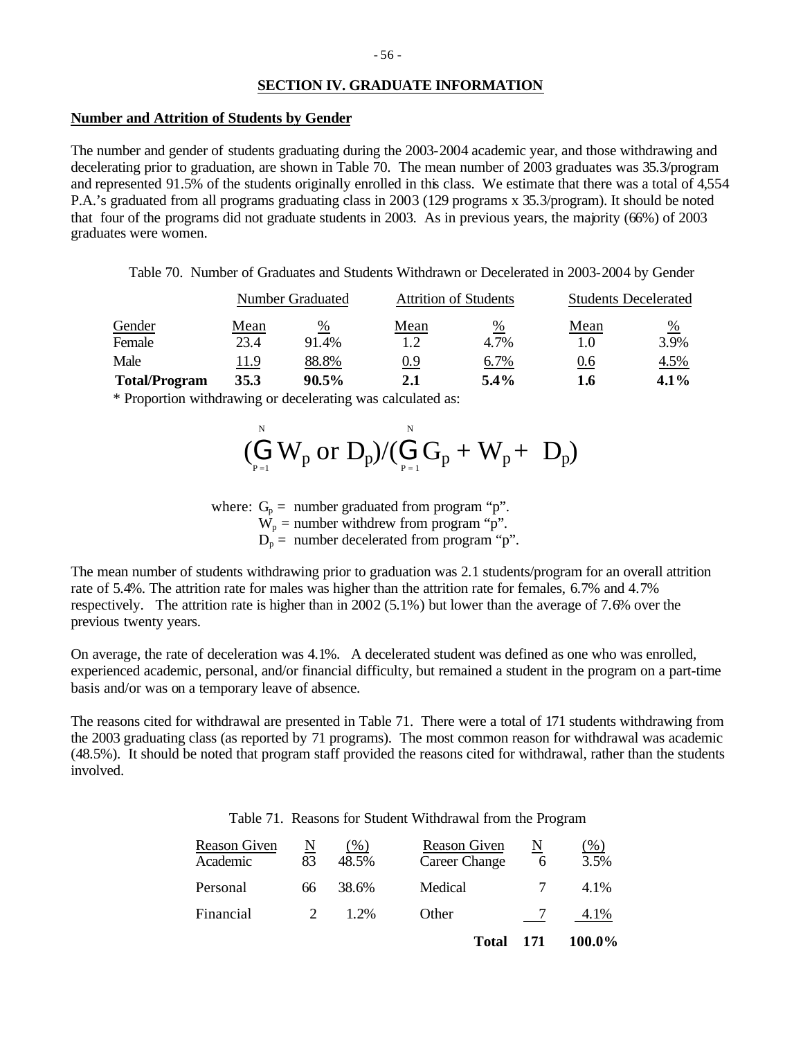## SECTION IV. GRADUATE INFORMATION

### Number and Attrition of Students by Gender

The number and gender of students graduating during the 2003-2004 academic year, and those withdrawing and decelerating prior to graduation, are shown in Table 70. The mean number of 2003 graduates was 35.3/program and represented 91.5% of the students originally enrolled in this class. We estimate that there was a total of 4,554 P.A.'s graduated from all programs graduating class in 2003 (129 programs x 35.3/program). It should be noted that four of the programs did not graduate students in 2003. As in previous years, the majority (66%) of 2003 graduates were women.

Table 70. Number of Graduates and Students Withdrawn or Decelerated in 2003-2004 by Gender

| | Number Graduated | | Attrition of Students | | Students Decelerated | |
|---|---|---|---|---|---|---|
| Gender | Mean | % | Mean | % | Mean | % |
| Female | 23.4 | 91.4% | 1.2 | 4.7% | 1.0 | 3.9% |
| Male | 11.9 | 88.8% | 0.9 | 6.7% | 0.6 | 4.5% |
| **Total/Program** | **35.3** | **90.5%** | **2.1** | **5.4%** | **1.6** | **4.1%** |

* Proportion withdrawing or decelerating was calculated as:

$$\left(\sum_{P=1}^{N} W_p \text{ or } D_p\right) / \left(\sum_{P=1}^{N} G_p + W_p + D_p\right)$$

where: $G_p$ = number graduated from program "p".
$W_p$ = number withdrew from program "p".
$D_p$ = number decelerated from program "p".

The mean number of students withdrawing prior to graduation was 2.1 students/program for an overall attrition rate of 5.4%. The attrition rate for males was higher than the attrition rate for females, 6.7% and 4.7% respectively. The attrition rate is higher than in 2002 (5.1%) but lower than the average of 7.6% over the previous twenty years.

On average, the rate of deceleration was 4.1%. A decelerated student was defined as one who was enrolled, experienced academic, personal, and/or financial difficulty, but remained a student in the program on a part-time basis and/or was on a temporary leave of absence.

The reasons cited for withdrawal are presented in Table 71. There were a total of 171 students withdrawing from the 2003 graduating class (as reported by 71 programs). The most common reason for withdrawal was academic (48.5%). It should be noted that program staff provided the reasons cited for withdrawal, rather than the students involved.

Table 71. Reasons for Student Withdrawal from the Program

| Reason Given | N | (%) | Reason Given | N | (%) |
|---|---|---|---|---|---|
| Academic | 83 | 48.5% | Career Change | 6 | 3.5% |
| Personal | 66 | 38.6% | Medical | 7 | 4.1% |
| Financial | 2 | 1.2% | Other | 7 | 4.1% |
| | | | **Total** | **171** | **100.0%** |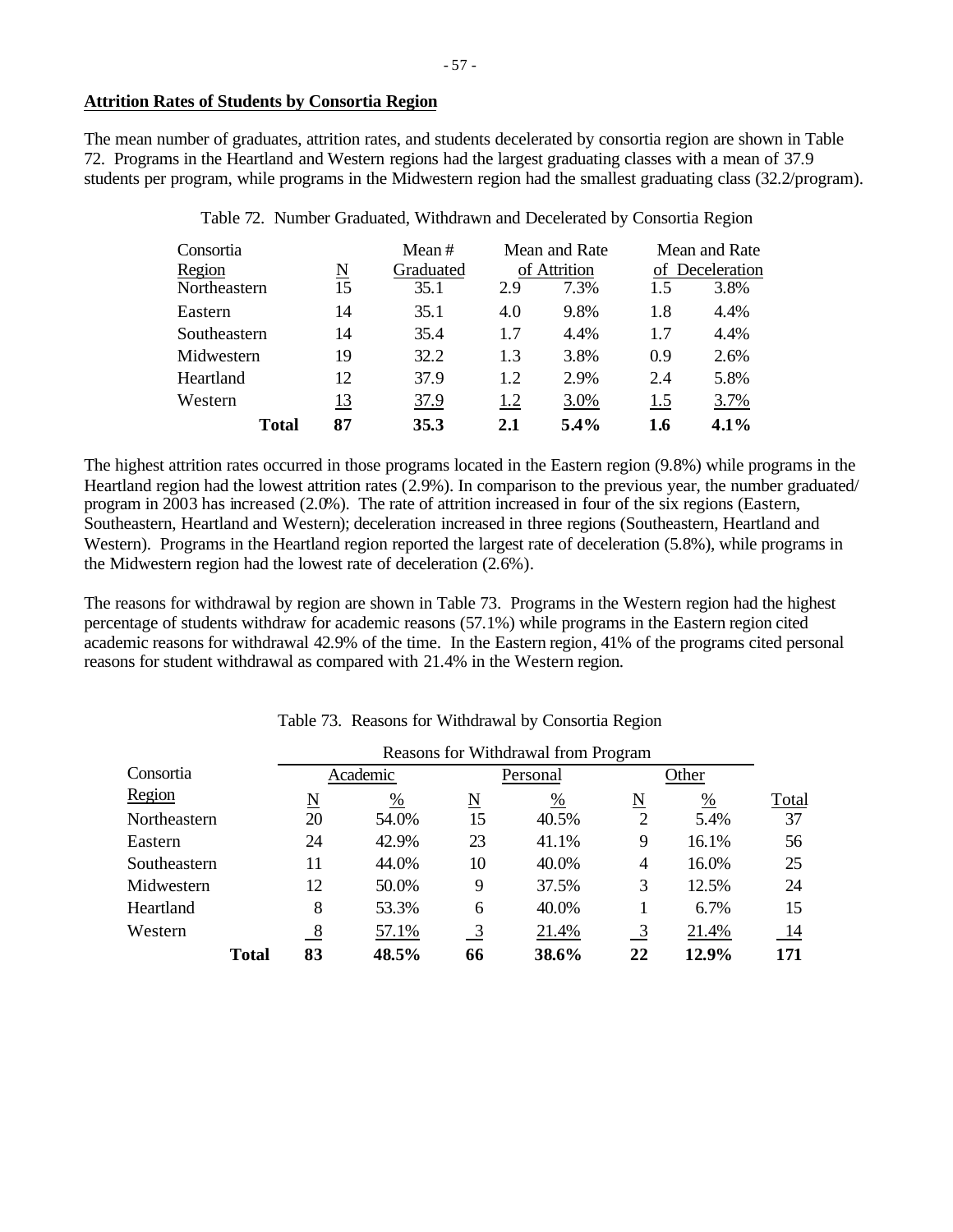## Attrition Rates of Students by Consortia Region

The mean number of graduates, attrition rates, and students decelerated by consortia region are shown in Table 72. Programs in the Heartland and Western regions had the largest graduating classes with a mean of 37.9 students per program, while programs in the Midwestern region had the smallest graduating class (32.2/program).

Table 72. Number Graduated, Withdrawn and Decelerated by Consortia Region

| Consortia Region | N | Mean # Graduated | Mean and Rate of Attrition | | Mean and Rate of Deceleration | |
|---|---|---|---|---|---|---|
| Northeastern | 15 | 35.1 | 2.9 | 7.3% | 1.5 | 3.8% |
| Eastern | 14 | 35.1 | 4.0 | 9.8% | 1.8 | 4.4% |
| Southeastern | 14 | 35.4 | 1.7 | 4.4% | 1.7 | 4.4% |
| Midwestern | 19 | 32.2 | 1.3 | 3.8% | 0.9 | 2.6% |
| Heartland | 12 | 37.9 | 1.2 | 2.9% | 2.4 | 5.8% |
| Western | 13 | 37.9 | 1.2 | 3.0% | 1.5 | 3.7% |
| **Total** | **87** | **35.3** | **2.1** | **5.4%** | **1.6** | **4.1%** |

The highest attrition rates occurred in those programs located in the Eastern region (9.8%) while programs in the Heartland region had the lowest attrition rates (2.9%). In comparison to the previous year, the number graduated/ program in 2003 has increased (2.0%). The rate of attrition increased in four of the six regions (Eastern, Southeastern, Heartland and Western); deceleration increased in three regions (Southeastern, Heartland and Western). Programs in the Heartland region reported the largest rate of deceleration (5.8%), while programs in the Midwestern region had the lowest rate of deceleration (2.6%).

The reasons for withdrawal by region are shown in Table 73. Programs in the Western region had the highest percentage of students withdraw for academic reasons (57.1%) while programs in the Eastern region cited academic reasons for withdrawal 42.9% of the time. In the Eastern region, 41% of the programs cited personal reasons for student withdrawal as compared with 21.4% in the Western region.

Table 73. Reasons for Withdrawal by Consortia Region

| Consortia Region | Reasons for Withdrawal from Program | | | | | | |
|---|---|---|---|---|---|---|---|
| | Academic | | Personal | | Other | | |
| | N | % | N | % | N | % | Total |
| Northeastern | 20 | 54.0% | 15 | 40.5% | 2 | 5.4% | 37 |
| Eastern | 24 | 42.9% | 23 | 41.1% | 9 | 16.1% | 56 |
| Southeastern | 11 | 44.0% | 10 | 40.0% | 4 | 16.0% | 25 |
| Midwestern | 12 | 50.0% | 9 | 37.5% | 3 | 12.5% | 24 |
| Heartland | 8 | 53.3% | 6 | 40.0% | 1 | 6.7% | 15 |
| Western | 8 | 57.1% | 3 | 21.4% | 3 | 21.4% | 14 |
| **Total** | **83** | **48.5%** | **66** | **38.6%** | **22** | **12.9%** | **171** |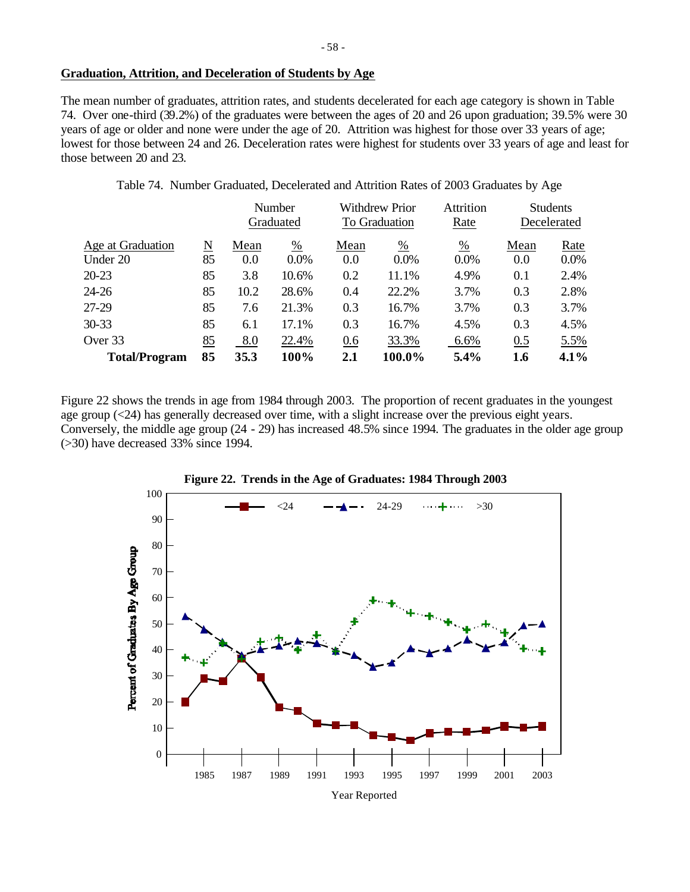## Graduation, Attrition, and Deceleration of Students by Age

The mean number of graduates, attrition rates, and students decelerated for each age category is shown in Table 74. Over one-third (39.2%) of the graduates were between the ages of 20 and 26 upon graduation; 39.5% were 30 years of age or older and none were under the age of 20. Attrition was highest for those over 33 years of age; lowest for those between 24 and 26. Deceleration rates were highest for students over 33 years of age and least for those between 20 and 23.

Table 74. Number Graduated, Decelerated and Attrition Rates of 2003 Graduates by Age

| | | Number Graduated | | Withdrew Prior To Graduation | | Attrition Rate | Students Decelerated | |
|---|---|---|---|---|---|---|---|---|
| Age at Graduation | N | Mean | % | Mean | % | % | Mean | Rate |
| Under 20 | 85 | 0.0 | 0.0% | 0.0 | 0.0% | 0.0% | 0.0 | 0.0% |
| 20-23 | 85 | 3.8 | 10.6% | 0.2 | 11.1% | 4.9% | 0.1 | 2.4% |
| 24-26 | 85 | 10.2 | 28.6% | 0.4 | 22.2% | 3.7% | 0.3 | 2.8% |
| 27-29 | 85 | 7.6 | 21.3% | 0.3 | 16.7% | 3.7% | 0.3 | 3.7% |
| 30-33 | 85 | 6.1 | 17.1% | 0.3 | 16.7% | 4.5% | 0.3 | 4.5% |
| Over 33 | 85 | 8.0 | 22.4% | 0.6 | 33.3% | 6.6% | 0.5 | 5.5% |
| **Total/Program** | **85** | **35.3** | **100%** | **2.1** | **100.0%** | **5.4%** | **1.6** | **4.1%** |

Figure 22 shows the trends in age from 1984 through 2003. The proportion of recent graduates in the youngest age group (<24) has generally decreased over time, with a slight increase over the previous eight years. Conversely, the middle age group (24 - 29) has increased 48.5% since 1994. The graduates in the older age group (>30) have decreased 33% since 1994.

**Figure 22. Trends in the Age of Graduates: 1984 Through 2003**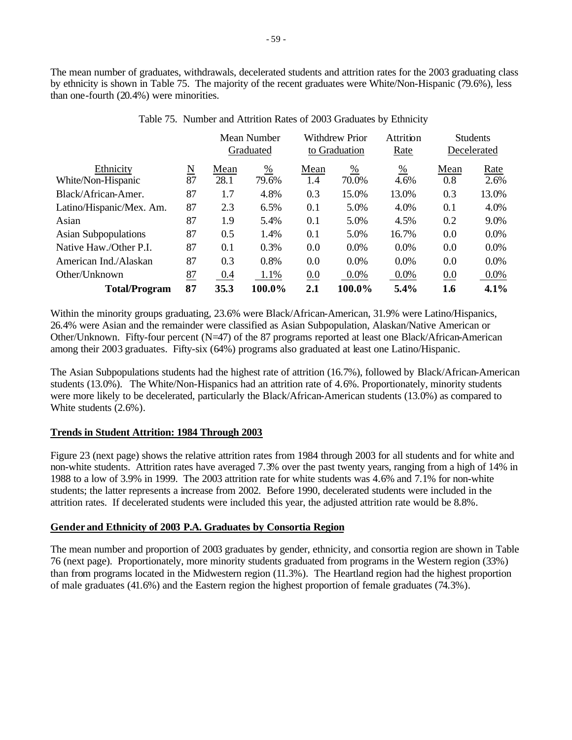The mean number of graduates, withdrawals, decelerated students and attrition rates for the 2003 graduating class by ethnicity is shown in Table 75. The majority of the recent graduates were White/Non-Hispanic (79.6%), less than one-fourth (20.4%) were minorities.

Table 75. Number and Attrition Rates of 2003 Graduates by Ethnicity

| | | Mean Number Graduated | | Withdrew Prior to Graduation | | Attrition Rate | Students Decelerated | |
|---|---|---|---|---|---|---|---|---|
| Ethnicity | N | Mean | % | Mean | % | % | Mean | Rate |
| White/Non-Hispanic | 87 | 28.1 | 79.6% | 1.4 | 70.0% | 4.6% | 0.8 | 2.6% |
| Black/African-Amer. | 87 | 1.7 | 4.8% | 0.3 | 15.0% | 13.0% | 0.3 | 13.0% |
| Latino/Hispanic/Mex. Am. | 87 | 2.3 | 6.5% | 0.1 | 5.0% | 4.0% | 0.1 | 4.0% |
| Asian | 87 | 1.9 | 5.4% | 0.1 | 5.0% | 4.5% | 0.2 | 9.0% |
| Asian Subpopulations | 87 | 0.5 | 1.4% | 0.1 | 5.0% | 16.7% | 0.0 | 0.0% |
| Native Haw./Other P.I. | 87 | 0.1 | 0.3% | 0.0 | 0.0% | 0.0% | 0.0 | 0.0% |
| American Ind./Alaskan | 87 | 0.3 | 0.8% | 0.0 | 0.0% | 0.0% | 0.0 | 0.0% |
| Other/Unknown | 87 | 0.4 | 1.1% | 0.0 | 0.0% | 0.0% | 0.0 | 0.0% |
| **Total/Program** | **87** | **35.3** | **100.0%** | **2.1** | **100.0%** | **5.4%** | **1.6** | **4.1%** |

Within the minority groups graduating, 23.6% were Black/African-American, 31.9% were Latino/Hispanics, 26.4% were Asian and the remainder were classified as Asian Subpopulation, Alaskan/Native American or Other/Unknown. Fifty-four percent (N=47) of the 87 programs reported at least one Black/African-American among their 2003 graduates. Fifty-six (64%) programs also graduated at least one Latino/Hispanic.

The Asian Subpopulations students had the highest rate of attrition (16.7%), followed by Black/African-American students (13.0%). The White/Non-Hispanics had an attrition rate of 4.6%. Proportionately, minority students were more likely to be decelerated, particularly the Black/African-American students (13.0%) as compared to White students (2.6%).

## Trends in Student Attrition: 1984 Through 2003

Figure 23 (next page) shows the relative attrition rates from 1984 through 2003 for all students and for white and non-white students. Attrition rates have averaged 7.3% over the past twenty years, ranging from a high of 14% in 1988 to a low of 3.9% in 1999. The 2003 attrition rate for white students was 4.6% and 7.1% for non-white students; the latter represents a increase from 2002. Before 1990, decelerated students were included in the attrition rates. If decelerated students were included this year, the adjusted attrition rate would be 8.8%.

## Gender and Ethnicity of 2003 P.A. Graduates by Consortia Region

The mean number and proportion of 2003 graduates by gender, ethnicity, and consortia region are shown in Table 76 (next page). Proportionately, more minority students graduated from programs in the Western region (33%) than from programs located in the Midwestern region (11.3%). The Heartland region had the highest proportion of male graduates (41.6%) and the Eastern region the highest proportion of female graduates (74.3%).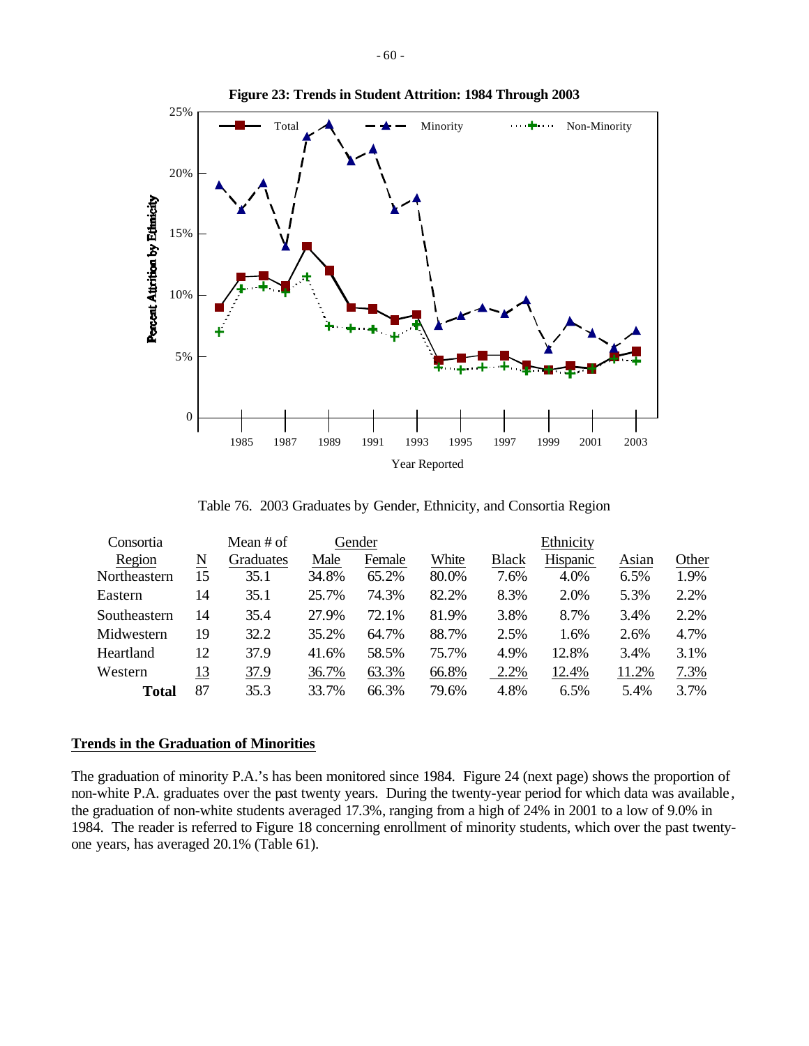**Figure 23: Trends in Student Attrition: 1984 Through 2003**

Table 76. 2003 Graduates by Gender, Ethnicity, and Consortia Region

| Consortia Region | N | Mean # of Graduates | Gender | | Ethnicity | | | | |
|---|---|---|---|---|---|---|---|---|---|
| | | | Male | Female | White | Black | Hispanic | Asian | Other |
| Northeastern | 15 | 35.1 | 34.8% | 65.2% | 80.0% | 7.6% | 4.0% | 6.5% | 1.9% |
| Eastern | 14 | 35.1 | 25.7% | 74.3% | 82.2% | 8.3% | 2.0% | 5.3% | 2.2% |
| Southeastern | 14 | 35.4 | 27.9% | 72.1% | 81.9% | 3.8% | 8.7% | 3.4% | 2.2% |
| Midwestern | 19 | 32.2 | 35.2% | 64.7% | 88.7% | 2.5% | 1.6% | 2.6% | 4.7% |
| Heartland | 12 | 37.9 | 41.6% | 58.5% | 75.7% | 4.9% | 12.8% | 3.4% | 3.1% |
| Western | 13 | 37.9 | 36.7% | 63.3% | 66.8% | 2.2% | 12.4% | 11.2% | 7.3% |
| **Total** | 87 | 35.3 | 33.7% | 66.3% | 79.6% | 4.8% | 6.5% | 5.4% | 3.7% |

## Trends in the Graduation of Minorities

The graduation of minority P.A.'s has been monitored since 1984. Figure 24 (next page) shows the proportion of non-white P.A. graduates over the past twenty years. During the twenty-year period for which data was available, the graduation of non-white students averaged 17.3%, ranging from a high of 24% in 2001 to a low of 9.0% in 1984. The reader is referred to Figure 18 concerning enrollment of minority students, which over the past twenty-one years, has averaged 20.1% (Table 61).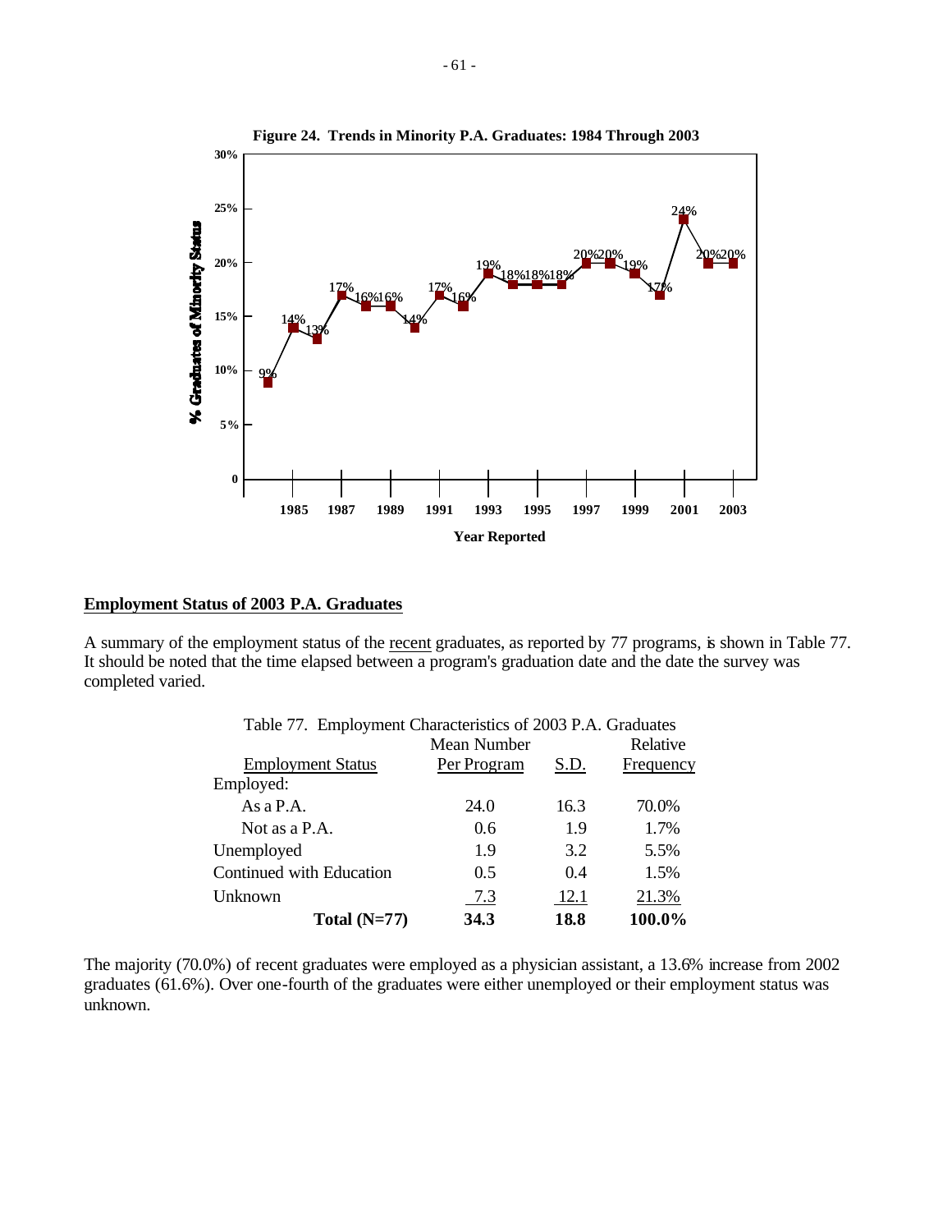**Figure 24. Trends in Minority P.A. Graduates: 1984 Through 2003**

## Employment Status of 2003 P.A. Graduates

A summary of the employment status of the recent graduates, as reported by 77 programs, is shown in Table 77. It should be noted that the time elapsed between a program's graduation date and the date the survey was completed varied.

Table 77. Employment Characteristics of 2003 P.A. Graduates

| Employment Status | Mean Number Per Program | S.D. | Relative Frequency |
|---|---|---|---|
| Employed: | | | |
| As a P.A. | 24.0 | 16.3 | 70.0% |
| Not as a P.A. | 0.6 | 1.9 | 1.7% |
| Unemployed | 1.9 | 3.2 | 5.5% |
| Continued with Education | 0.5 | 0.4 | 1.5% |
| Unknown | 7.3 | 12.1 | 21.3% |
| **Total (N=77)** | **34.3** | **18.8** | **100.0%** |

The majority (70.0%) of recent graduates were employed as a physician assistant, a 13.6% increase from 2002 graduates (61.6%). Over one-fourth of the graduates were either unemployed or their employment status was unknown.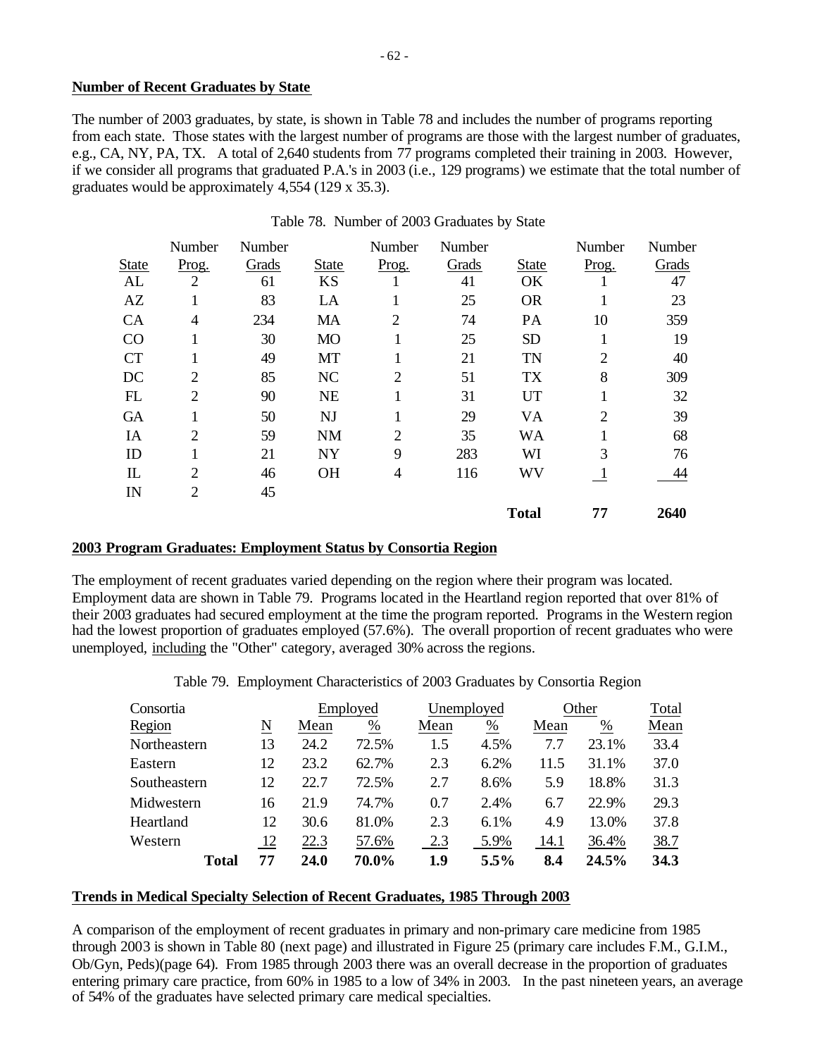**Number of Recent Graduates by State**

The number of 2003 graduates, by state, is shown in Table 78 and includes the number of programs reporting from each state. Those states with the largest number of programs are those with the largest number of graduates, e.g., CA, NY, PA, TX. A total of 2,640 students from 77 programs completed their training in 2003. However, if we consider all programs that graduated P.A.'s in 2003 (i.e., 129 programs) we estimate that the total number of graduates would be approximately 4,554 (129 x 35.3).

Table 78. Number of 2003 Graduates by State

| State | Number Prog. | Number Grads | State | Number Prog. | Number Grads | State | Number Prog. | Number Grads |
|---|---|---|---|---|---|---|---|---|
| AL | 2 | 61 | KS | 1 | 41 | OK | 1 | 47 |
| AZ | 1 | 83 | LA | 1 | 25 | OR | 1 | 23 |
| CA | 4 | 234 | MA | 2 | 74 | PA | 10 | 359 |
| CO | 1 | 30 | MO | 1 | 25 | SD | 1 | 19 |
| CT | 1 | 49 | MT | 1 | 21 | TN | 2 | 40 |
| DC | 2 | 85 | NC | 2 | 51 | TX | 8 | 309 |
| FL | 2 | 90 | NE | 1 | 31 | UT | 1 | 32 |
| GA | 1 | 50 | NJ | 1 | 29 | VA | 2 | 39 |
| IA | 2 | 59 | NM | 2 | 35 | WA | 1 | 68 |
| ID | 1 | 21 | NY | 9 | 283 | WI | 3 | 76 |
| IL | 2 | 46 | OH | 4 | 116 | WV | 1 | 44 |
| IN | 2 | 45 | | | | | | |
| | | | | | | **Total** | **77** | **2640** |

**2003 Program Graduates: Employment Status by Consortia Region**

The employment of recent graduates varied depending on the region where their program was located. Employment data are shown in Table 79. Programs located in the Heartland region reported that over 81% of their 2003 graduates had secured employment at the time the program reported. Programs in the Western region had the lowest proportion of graduates employed (57.6%). The overall proportion of recent graduates who were unemployed, including the "Other" category, averaged 30% across the regions.

Table 79. Employment Characteristics of 2003 Graduates by Consortia Region

| Consortia Region | N | Employed Mean | Employed % | Unemployed Mean | Unemployed % | Other Mean | Other % | Total Mean |
|---|---|---|---|---|---|---|---|---|
| Northeastern | 13 | 24.2 | 72.5% | 1.5 | 4.5% | 7.7 | 23.1% | 33.4 |
| Eastern | 12 | 23.2 | 62.7% | 2.3 | 6.2% | 11.5 | 31.1% | 37.0 |
| Southeastern | 12 | 22.7 | 72.5% | 2.7 | 8.6% | 5.9 | 18.8% | 31.3 |
| Midwestern | 16 | 21.9 | 74.7% | 0.7 | 2.4% | 6.7 | 22.9% | 29.3 |
| Heartland | 12 | 30.6 | 81.0% | 2.3 | 6.1% | 4.9 | 13.0% | 37.8 |
| Western | 12 | 22.3 | 57.6% | 2.3 | 5.9% | 14.1 | 36.4% | 38.7 |
| **Total** | **77** | **24.0** | **70.0%** | **1.9** | **5.5%** | **8.4** | **24.5%** | **34.3** |

**Trends in Medical Specialty Selection of Recent Graduates, 1985 Through 2003**

A comparison of the employment of recent graduates in primary and non-primary care medicine from 1985 through 2003 is shown in Table 80 (next page) and illustrated in Figure 25 (primary care includes F.M., G.I.M., Ob/Gyn, Peds)(page 64). From 1985 through 2003 there was an overall decrease in the proportion of graduates entering primary care practice, from 60% in 1985 to a low of 34% in 2003. In the past nineteen years, an average of 54% of the graduates have selected primary care medical specialties.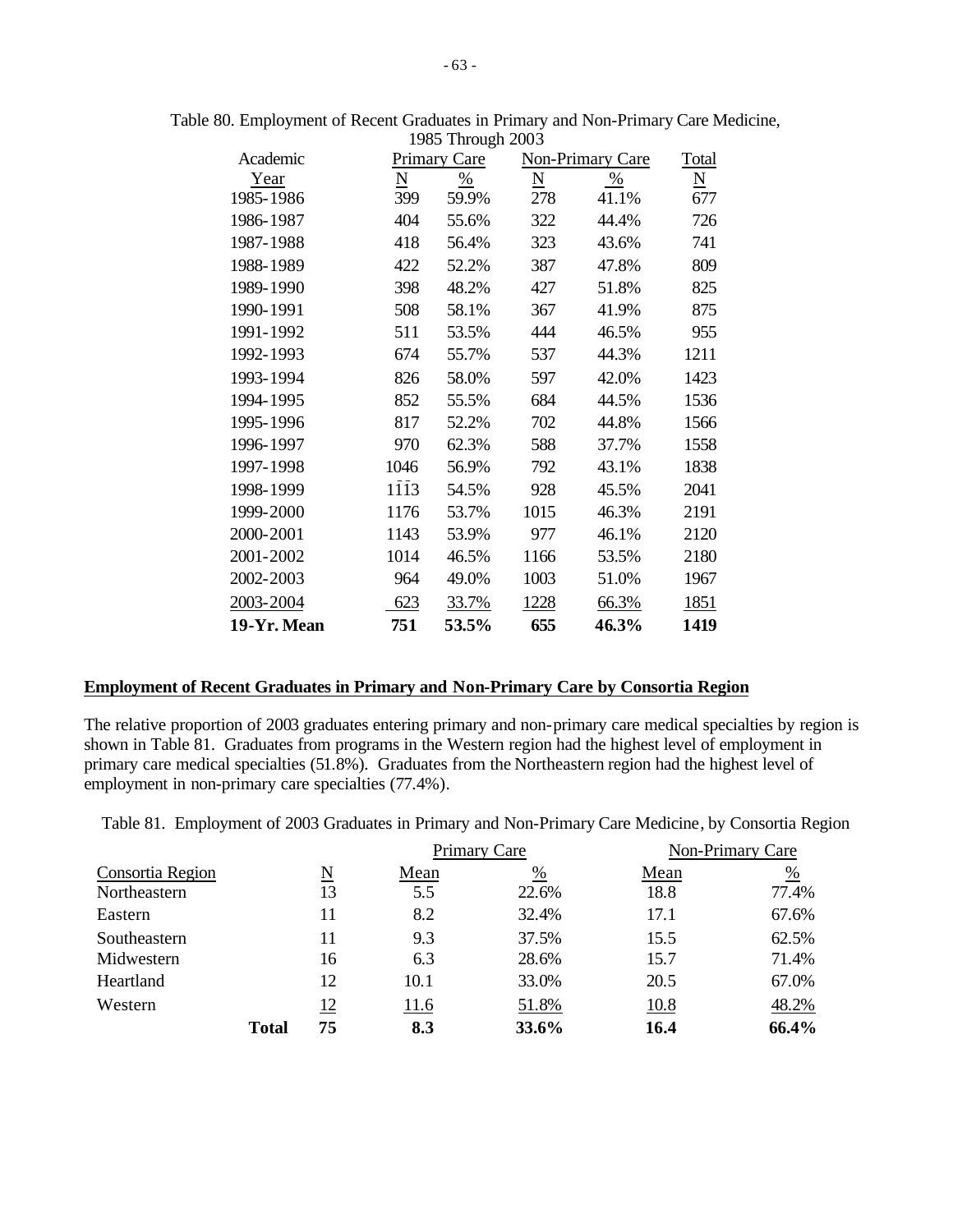Table 80. Employment of Recent Graduates in Primary and Non-Primary Care Medicine, 1985 Through 2003

| Academic Year | Primary Care N | Primary Care % | Non-Primary Care N | Non-Primary Care % | Total N |
|---|---|---|---|---|---|
| 1985-1986 | 399 | 59.9% | 278 | 41.1% | 677 |
| 1986-1987 | 404 | 55.6% | 322 | 44.4% | 726 |
| 1987-1988 | 418 | 56.4% | 323 | 43.6% | 741 |
| 1988-1989 | 422 | 52.2% | 387 | 47.8% | 809 |
| 1989-1990 | 398 | 48.2% | 427 | 51.8% | 825 |
| 1990-1991 | 508 | 58.1% | 367 | 41.9% | 875 |
| 1991-1992 | 511 | 53.5% | 444 | 46.5% | 955 |
| 1992-1993 | 674 | 55.7% | 537 | 44.3% | 1211 |
| 1993-1994 | 826 | 58.0% | 597 | 42.0% | 1423 |
| 1994-1995 | 852 | 55.5% | 684 | 44.5% | 1536 |
| 1995-1996 | 817 | 52.2% | 702 | 44.8% | 1566 |
| 1996-1997 | 970 | 62.3% | 588 | 37.7% | 1558 |
| 1997-1998 | 1046 | 56.9% | 792 | 43.1% | 1838 |
| 1998-1999 | 1113 | 54.5% | 928 | 45.5% | 2041 |
| 1999-2000 | 1176 | 53.7% | 1015 | 46.3% | 2191 |
| 2000-2001 | 1143 | 53.9% | 977 | 46.1% | 2120 |
| 2001-2002 | 1014 | 46.5% | 1166 | 53.5% | 2180 |
| 2002-2003 | 964 | 49.0% | 1003 | 51.0% | 1967 |
| 2003-2004 | 623 | 33.7% | 1228 | 66.3% | 1851 |
| **19-Yr. Mean** | **751** | **53.5%** | **655** | **46.3%** | **1419** |

## Employment of Recent Graduates in Primary and Non-Primary Care by Consortia Region

The relative proportion of 2003 graduates entering primary and non-primary care medical specialties by region is shown in Table 81. Graduates from programs in the Western region had the highest level of employment in primary care medical specialties (51.8%). Graduates from the Northeastern region had the highest level of employment in non-primary care specialties (77.4%).

Table 81. Employment of 2003 Graduates in Primary and Non-Primary Care Medicine, by Consortia Region

| | | Primary Care | | Non-Primary Care | |
|---|---|---|---|---|---|
| Consortia Region | N | Mean | % | Mean | % |
| Northeastern | 13 | 5.5 | 22.6% | 18.8 | 77.4% |
| Eastern | 11 | 8.2 | 32.4% | 17.1 | 67.6% |
| Southeastern | 11 | 9.3 | 37.5% | 15.5 | 62.5% |
| Midwestern | 16 | 6.3 | 28.6% | 15.7 | 71.4% |
| Heartland | 12 | 10.1 | 33.0% | 20.5 | 67.0% |
| Western | 12 | 11.6 | 51.8% | 10.8 | 48.2% |
| **Total** | **75** | **8.3** | **33.6%** | **16.4** | **66.4%** |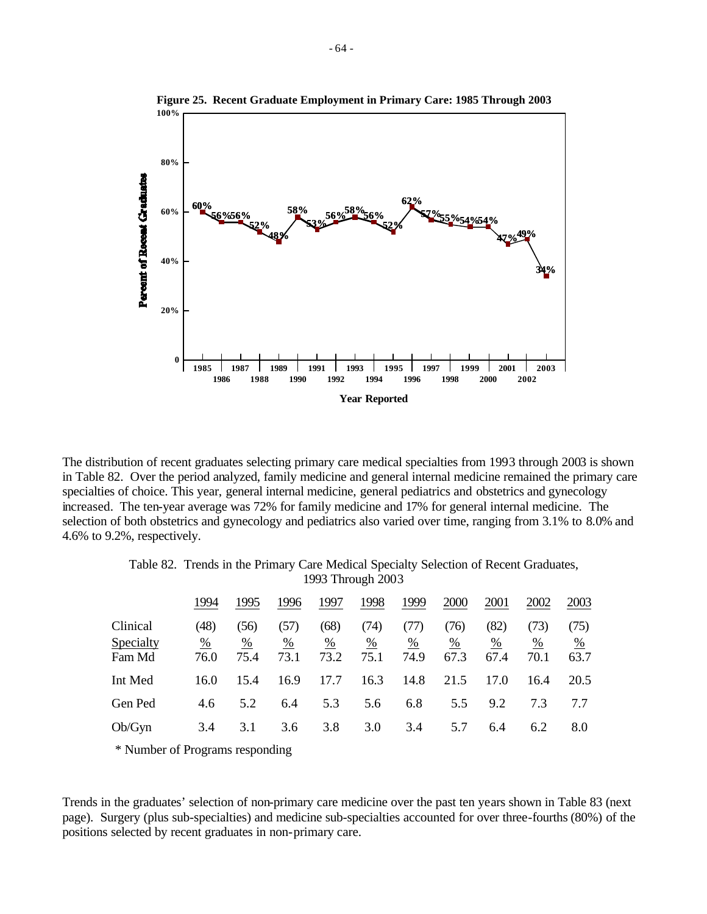**Figure 25. Recent Graduate Employment in Primary Care: 1985 Through 2003**

| Year Reported | Percent of Recent Graduates |
|---|---|
| 1985 | 60% |
| 1986 | 56% |
| 1987 | 56% |
| 1988 | 52% |
| 1989 | 48% |
| 1990 | 58% |
| 1991 | 53% |
| 1992 | 56% |
| 1993 | 58% |
| 1994 | 56% |
| 1995 | 52% |
| 1996 | 62% |
| 1997 | 57% |
| 1998 | 55% |
| 1999 | 54% |
| 2000 | 54% |
| 2001 | 47% |
| 2002 | 49% |
| 2003 | 34% |

The distribution of recent graduates selecting primary care medical specialties from 1993 through 2003 is shown in Table 82. Over the period analyzed, family medicine and general internal medicine remained the primary care specialties of choice. This year, general internal medicine, general pediatrics and obstetrics and gynecology increased. The ten-year average was 72% for family medicine and 17% for general internal medicine. The selection of both obstetrics and gynecology and pediatrics also varied over time, ranging from 3.1% to 8.0% and 4.6% to 9.2%, respectively.

Table 82. Trends in the Primary Care Medical Specialty Selection of Recent Graduates, 1993 Through 2003

| | 1994 | 1995 | 1996 | 1997 | 1998 | 1999 | 2000 | 2001 | 2002 | 2003 |
|---|---|---|---|---|---|---|---|---|---|---|
| Clinical | (48) | (56) | (57) | (68) | (74) | (77) | (76) | (82) | (73) | (75) |
| Specialty | % | % | % | % | % | % | % | % | % | % |
| Fam Md | 76.0 | 75.4 | 73.1 | 73.2 | 75.1 | 74.9 | 67.3 | 67.4 | 70.1 | 63.7 |
| Int Med | 16.0 | 15.4 | 16.9 | 17.7 | 16.3 | 14.8 | 21.5 | 17.0 | 16.4 | 20.5 |
| Gen Ped | 4.6 | 5.2 | 6.4 | 5.3 | 5.6 | 6.8 | 5.5 | 9.2 | 7.3 | 7.7 |
| Ob/Gyn | 3.4 | 3.1 | 3.6 | 3.8 | 3.0 | 3.4 | 5.7 | 6.4 | 6.2 | 8.0 |

\* Number of Programs responding

Trends in the graduates' selection of non-primary care medicine over the past ten years shown in Table 83 (next page). Surgery (plus sub-specialties) and medicine sub-specialties accounted for over three-fourths (80%) of the positions selected by recent graduates in non-primary care.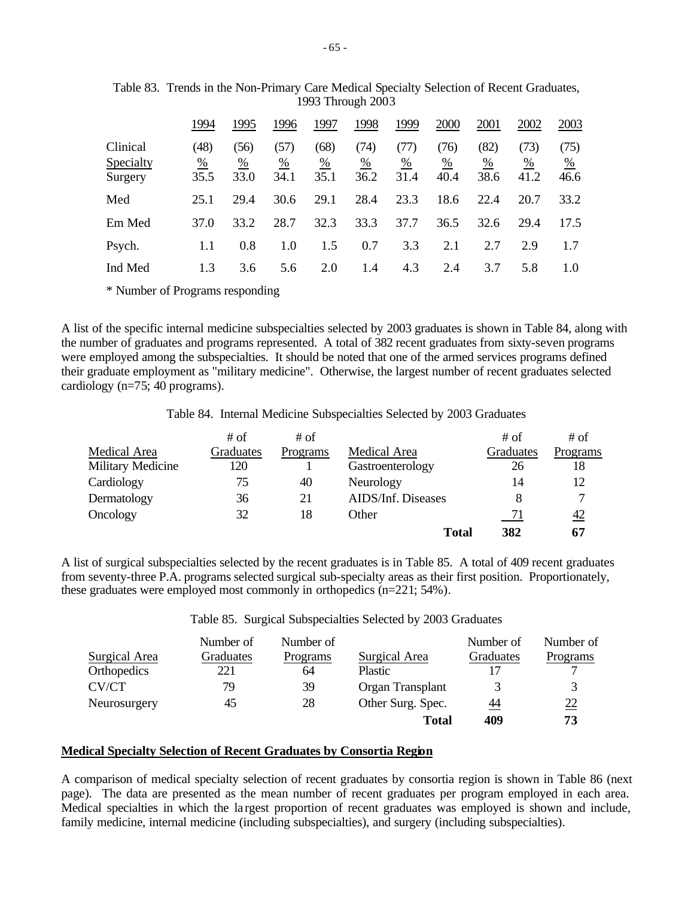Table 83. Trends in the Non-Primary Care Medical Specialty Selection of Recent Graduates, 1993 Through 2003

| Clinical Specialty | 1994 | 1995 | 1996 | 1997 | 1998 | 1999 | 2000 | 2001 | 2002 | 2003 |
|---|---|---|---|---|---|---|---|---|---|---|
| | (48) | (56) | (57) | (68) | (74) | (77) | (76) | (82) | (73) | (75) |
| | % | % | % | % | % | % | % | % | % | % |
| Surgery | 35.5 | 33.0 | 34.1 | 35.1 | 36.2 | 31.4 | 40.4 | 38.6 | 41.2 | 46.6 |
| Med | 25.1 | 29.4 | 30.6 | 29.1 | 28.4 | 23.3 | 18.6 | 22.4 | 20.7 | 33.2 |
| Em Med | 37.0 | 33.2 | 28.7 | 32.3 | 33.3 | 37.7 | 36.5 | 32.6 | 29.4 | 17.5 |
| Psych. | 1.1 | 0.8 | 1.0 | 1.5 | 0.7 | 3.3 | 2.1 | 2.7 | 2.9 | 1.7 |
| Ind Med | 1.3 | 3.6 | 5.6 | 2.0 | 1.4 | 4.3 | 2.4 | 3.7 | 5.8 | 1.0 |

* Number of Programs responding

A list of the specific internal medicine subspecialties selected by 2003 graduates is shown in Table 84, along with the number of graduates and programs represented. A total of 382 recent graduates from sixty-seven programs were employed among the subspecialties. It should be noted that one of the armed services programs defined their graduate employment as "military medicine". Otherwise, the largest number of recent graduates selected cardiology (n=75; 40 programs).

Table 84. Internal Medicine Subspecialties Selected by 2003 Graduates

| Medical Area | # of Graduates | # of Programs | Medical Area | # of Graduates | # of Programs |
|---|---|---|---|---|---|
| Military Medicine | 120 | 1 | Gastroenterology | 26 | 18 |
| Cardiology | 75 | 40 | Neurology | 14 | 12 |
| Dermatology | 36 | 21 | AIDS/Inf. Diseases | 8 | 7 |
| Oncology | 32 | 18 | Other | 71 | 42 |
| | | | **Total** | **382** | **67** |

A list of surgical subspecialties selected by the recent graduates is in Table 85. A total of 409 recent graduates from seventy-three P.A. programs selected surgical sub-specialty areas as their first position. Proportionately, these graduates were employed most commonly in orthopedics (n=221; 54%).

Table 85. Surgical Subspecialties Selected by 2003 Graduates

| Surgical Area | Number of Graduates | Number of Programs | Surgical Area | Number of Graduates | Number of Programs |
|---|---|---|---|---|---|
| Orthopedics | 221 | 64 | Plastic | 17 | 7 |
| CV/CT | 79 | 39 | Organ Transplant | 3 | 3 |
| Neurosurgery | 45 | 28 | Other Surg. Spec. | 44 | 22 |
| | | | **Total** | **409** | **73** |

**Medical Specialty Selection of Recent Graduates by Consortia Region**

A comparison of medical specialty selection of recent graduates by consortia region is shown in Table 86 (next page). The data are presented as the mean number of recent graduates per program employed in each area. Medical specialties in which the largest proportion of recent graduates was employed is shown and include, family medicine, internal medicine (including subspecialties), and surgery (including subspecialties).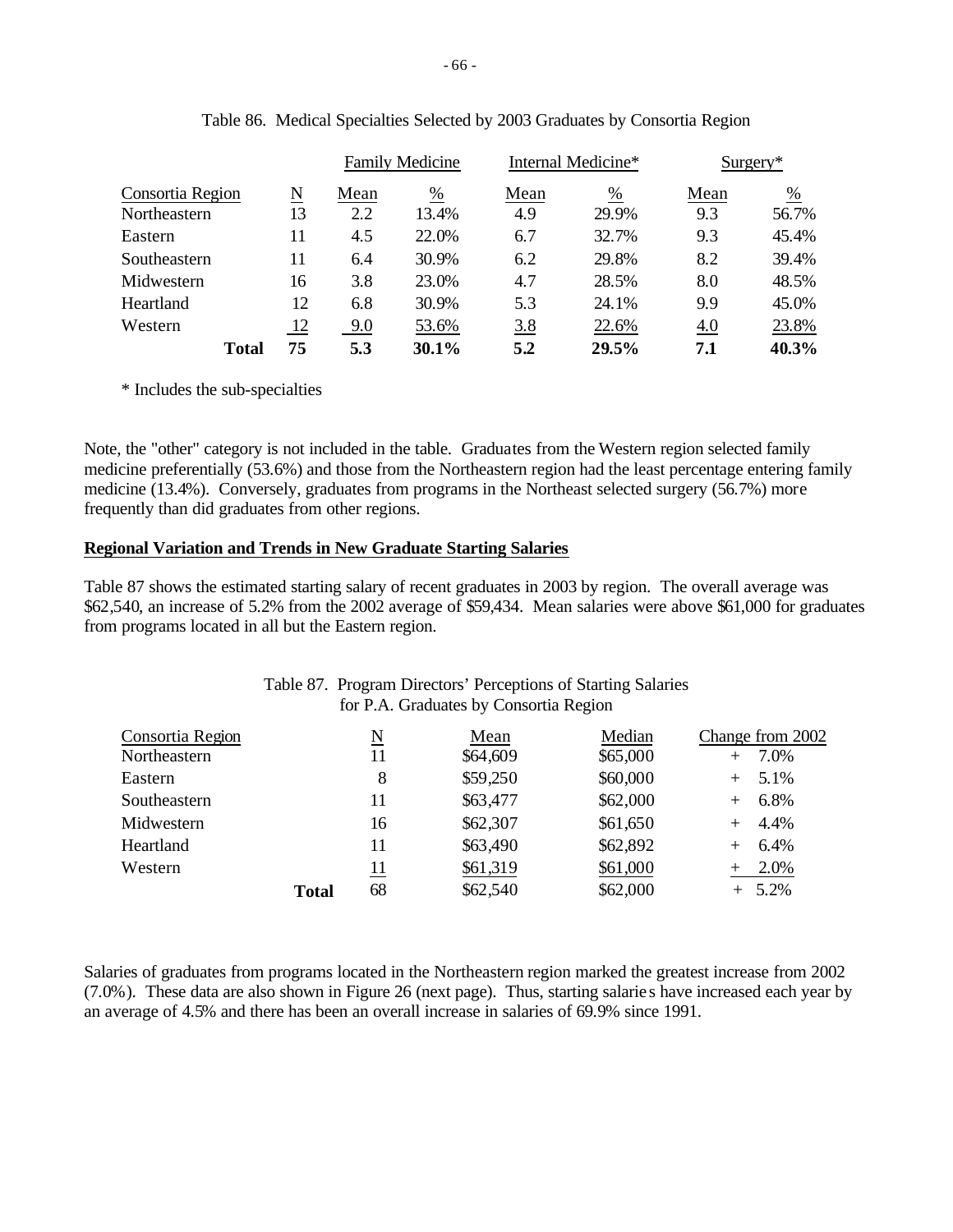Table 86. Medical Specialties Selected by 2003 Graduates by Consortia Region

| | | Family Medicine | | Internal Medicine* | | Surgery* | |
|---|---|---|---|---|---|---|---|
| Consortia Region | N | Mean | % | Mean | % | Mean | % |
| Northeastern | 13 | 2.2 | 13.4% | 4.9 | 29.9% | 9.3 | 56.7% |
| Eastern | 11 | 4.5 | 22.0% | 6.7 | 32.7% | 9.3 | 45.4% |
| Southeastern | 11 | 6.4 | 30.9% | 6.2 | 29.8% | 8.2 | 39.4% |
| Midwestern | 16 | 3.8 | 23.0% | 4.7 | 28.5% | 8.0 | 48.5% |
| Heartland | 12 | 6.8 | 30.9% | 5.3 | 24.1% | 9.9 | 45.0% |
| Western | 12 | 9.0 | 53.6% | 3.8 | 22.6% | 4.0 | 23.8% |
| **Total** | **75** | **5.3** | **30.1%** | **5.2** | **29.5%** | **7.1** | **40.3%** |

* Includes the sub-specialties

Note, the "other" category is not included in the table. Graduates from the Western region selected family medicine preferentially (53.6%) and those from the Northeastern region had the least percentage entering family medicine (13.4%). Conversely, graduates from programs in the Northeast selected surgery (56.7%) more frequently than did graduates from other regions.

**Regional Variation and Trends in New Graduate Starting Salaries**

Table 87 shows the estimated starting salary of recent graduates in 2003 by region. The overall average was $62,540, an increase of 5.2% from the 2002 average of $59,434. Mean salaries were above $61,000 for graduates from programs located in all but the Eastern region.

Table 87. Program Directors' Perceptions of Starting Salaries for P.A. Graduates by Consortia Region

| Consortia Region | N | Mean | Median | Change from 2002 |
|---|---|---|---|---|
| Northeastern | 11 | $64,609 | $65,000 | + 7.0% |
| Eastern | 8 | $59,250 | $60,000 | + 5.1% |
| Southeastern | 11 | $63,477 | $62,000 | + 6.8% |
| Midwestern | 16 | $62,307 | $61,650 | + 4.4% |
| Heartland | 11 | $63,490 | $62,892 | + 6.4% |
| Western | 11 | $61,319 | $61,000 | + 2.0% |
| **Total** | 68 | $62,540 | $62,000 | + 5.2% |

Salaries of graduates from programs located in the Northeastern region marked the greatest increase from 2002 (7.0%). These data are also shown in Figure 26 (next page). Thus, starting salaries have increased each year by an average of 4.5% and there has been an overall increase in salaries of 69.9% since 1991.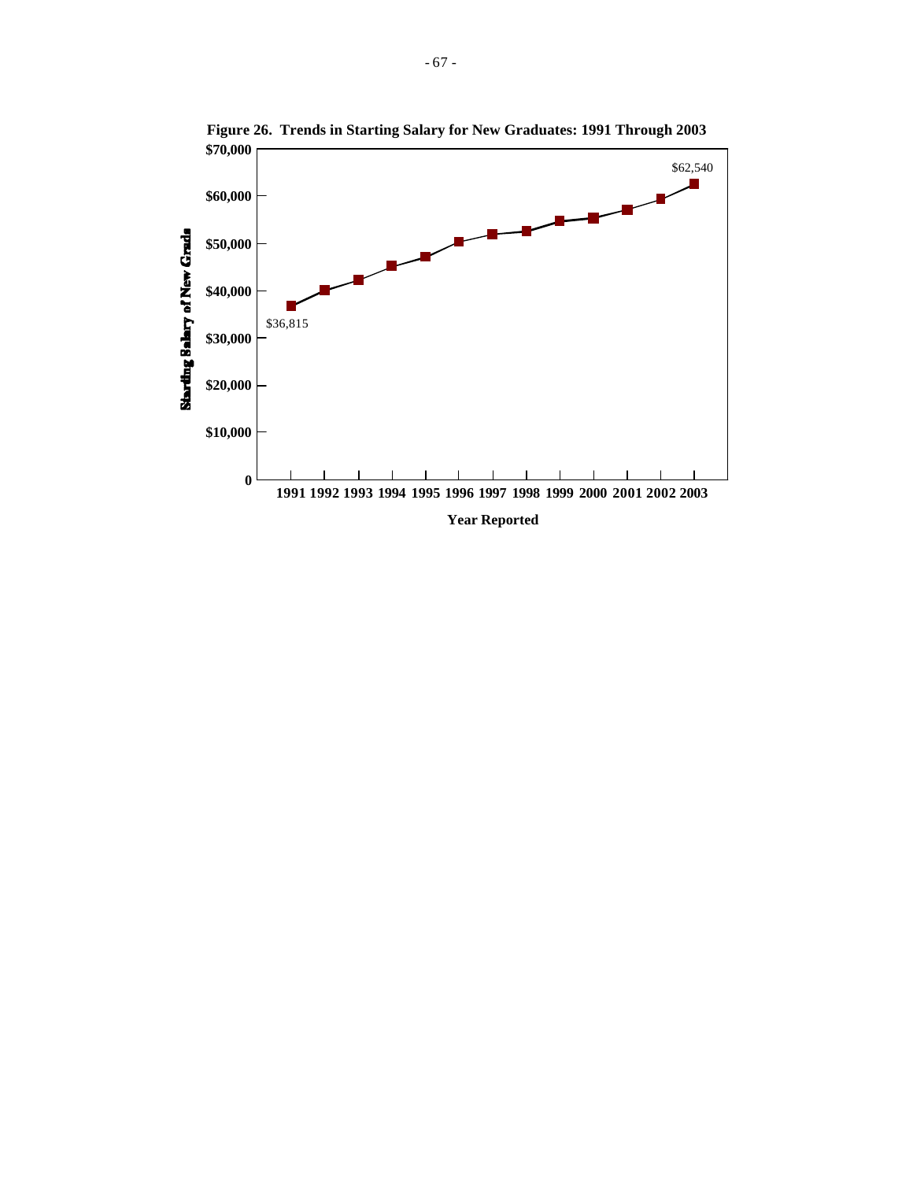**Figure 26. Trends in Starting Salary for New Graduates: 1991 Through 2003**

Starting Salary of New Grads

$70,000
$60,000
$50,000
$40,000
$30,000
$20,000
$10,000
0

$36,815

$62,540

1991 1992 1993 1994 1995 1996 1997 1998 1999 2000 2001 2002 2003

Year Reported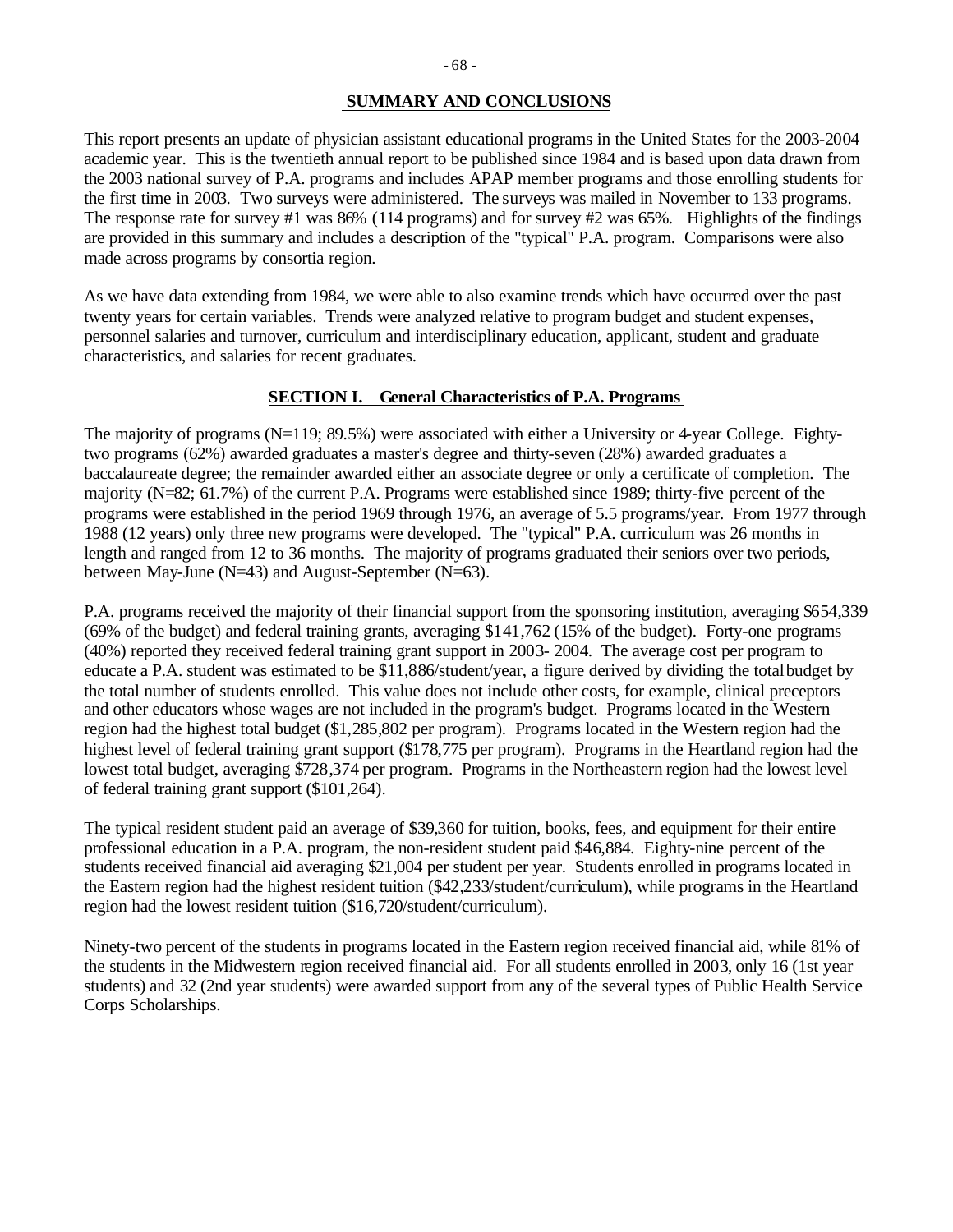## SUMMARY AND CONCLUSIONS

This report presents an update of physician assistant educational programs in the United States for the 2003-2004 academic year. This is the twentieth annual report to be published since 1984 and is based upon data drawn from the 2003 national survey of P.A. programs and includes APAP member programs and those enrolling students for the first time in 2003. Two surveys were administered. The surveys was mailed in November to 133 programs. The response rate for survey #1 was 86% (114 programs) and for survey #2 was 65%. Highlights of the findings are provided in this summary and includes a description of the "typical" P.A. program. Comparisons were also made across programs by consortia region.

As we have data extending from 1984, we were able to also examine trends which have occurred over the past twenty years for certain variables. Trends were analyzed relative to program budget and student expenses, personnel salaries and turnover, curriculum and interdisciplinary education, applicant, student and graduate characteristics, and salaries for recent graduates.

### SECTION I. General Characteristics of P.A. Programs

The majority of programs (N=119; 89.5%) were associated with either a University or 4-year College. Eighty-two programs (62%) awarded graduates a master's degree and thirty-seven (28%) awarded graduates a baccalaureate degree; the remainder awarded either an associate degree or only a certificate of completion. The majority (N=82; 61.7%) of the current P.A. Programs were established since 1989; thirty-five percent of the programs were established in the period 1969 through 1976, an average of 5.5 programs/year. From 1977 through 1988 (12 years) only three new programs were developed. The "typical" P.A. curriculum was 26 months in length and ranged from 12 to 36 months. The majority of programs graduated their seniors over two periods, between May-June (N=43) and August-September (N=63).

P.A. programs received the majority of their financial support from the sponsoring institution, averaging $654,339 (69% of the budget) and federal training grants, averaging $141,762 (15% of the budget). Forty-one programs (40%) reported they received federal training grant support in 2003- 2004. The average cost per program to educate a P.A. student was estimated to be $11,886/student/year, a figure derived by dividing the total budget by the total number of students enrolled. This value does not include other costs, for example, clinical preceptors and other educators whose wages are not included in the program's budget. Programs located in the Western region had the highest total budget ($1,285,802 per program). Programs located in the Western region had the highest level of federal training grant support ($178,775 per program). Programs in the Heartland region had the lowest total budget, averaging $728,374 per program. Programs in the Northeastern region had the lowest level of federal training grant support ($101,264).

The typical resident student paid an average of $39,360 for tuition, books, fees, and equipment for their entire professional education in a P.A. program, the non-resident student paid $46,884. Eighty-nine percent of the students received financial aid averaging $21,004 per student per year. Students enrolled in programs located in the Eastern region had the highest resident tuition ($42,233/student/curriculum), while programs in the Heartland region had the lowest resident tuition ($16,720/student/curriculum).

Ninety-two percent of the students in programs located in the Eastern region received financial aid, while 81% of the students in the Midwestern region received financial aid. For all students enrolled in 2003, only 16 (1st year students) and 32 (2nd year students) were awarded support from any of the several types of Public Health Service Corps Scholarships.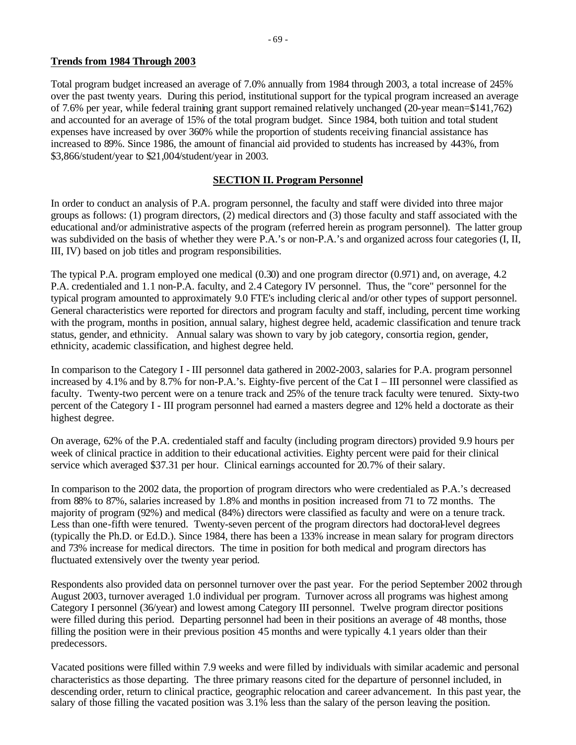**Trends from 1984 Through 2003**

Total program budget increased an average of 7.0% annually from 1984 through 2003, a total increase of 245% over the past twenty years. During this period, institutional support for the typical program increased an average of 7.6% per year, while federal training grant support remained relatively unchanged (20-year mean=$141,762) and accounted for an average of 15% of the total program budget. Since 1984, both tuition and total student expenses have increased by over 360% while the proportion of students receiving financial assistance has increased to 89%. Since 1986, the amount of financial aid provided to students has increased by 443%, from $3,866/student/year to $21,004/student/year in 2003.

## SECTION II. Program Personnel

In order to conduct an analysis of P.A. program personnel, the faculty and staff were divided into three major groups as follows: (1) program directors, (2) medical directors and (3) those faculty and staff associated with the educational and/or administrative aspects of the program (referred herein as program personnel). The latter group was subdivided on the basis of whether they were P.A.'s or non-P.A.'s and organized across four categories (I, II, III, IV) based on job titles and program responsibilities.

The typical P.A. program employed one medical (0.30) and one program director (0.971) and, on average, 4.2 P.A. credentialed and 1.1 non-P.A. faculty, and 2.4 Category IV personnel. Thus, the "core" personnel for the typical program amounted to approximately 9.0 FTE's including clerical and/or other types of support personnel. General characteristics were reported for directors and program faculty and staff, including, percent time working with the program, months in position, annual salary, highest degree held, academic classification and tenure track status, gender, and ethnicity. Annual salary was shown to vary by job category, consortia region, gender, ethnicity, academic classification, and highest degree held.

In comparison to the Category I - III personnel data gathered in 2002-2003, salaries for P.A. program personnel increased by 4.1% and by 8.7% for non-P.A.'s. Eighty-five percent of the Cat I – III personnel were classified as faculty. Twenty-two percent were on a tenure track and 25% of the tenure track faculty were tenured. Sixty-two percent of the Category I - III program personnel had earned a masters degree and 12% held a doctorate as their highest degree.

On average, 62% of the P.A. credentialed staff and faculty (including program directors) provided 9.9 hours per week of clinical practice in addition to their educational activities. Eighty percent were paid for their clinical service which averaged $37.31 per hour. Clinical earnings accounted for 20.7% of their salary.

In comparison to the 2002 data, the proportion of program directors who were credentialed as P.A.'s decreased from 88% to 87%, salaries increased by 1.8% and months in position increased from 71 to 72 months. The majority of program (92%) and medical (84%) directors were classified as faculty and were on a tenure track. Less than one-fifth were tenured. Twenty-seven percent of the program directors had doctoral-level degrees (typically the Ph.D. or Ed.D.). Since 1984, there has been a 133% increase in mean salary for program directors and 73% increase for medical directors. The time in position for both medical and program directors has fluctuated extensively over the twenty year period.

Respondents also provided data on personnel turnover over the past year. For the period September 2002 through August 2003, turnover averaged 1.0 individual per program. Turnover across all programs was highest among Category I personnel (36/year) and lowest among Category III personnel. Twelve program director positions were filled during this period. Departing personnel had been in their positions an average of 48 months, those filling the position were in their previous position 45 months and were typically 4.1 years older than their predecessors.

Vacated positions were filled within 7.9 weeks and were filled by individuals with similar academic and personal characteristics as those departing. The three primary reasons cited for the departure of personnel included, in descending order, return to clinical practice, geographic relocation and career advancement. In this past year, the salary of those filling the vacated position was 3.1% less than the salary of the person leaving the position.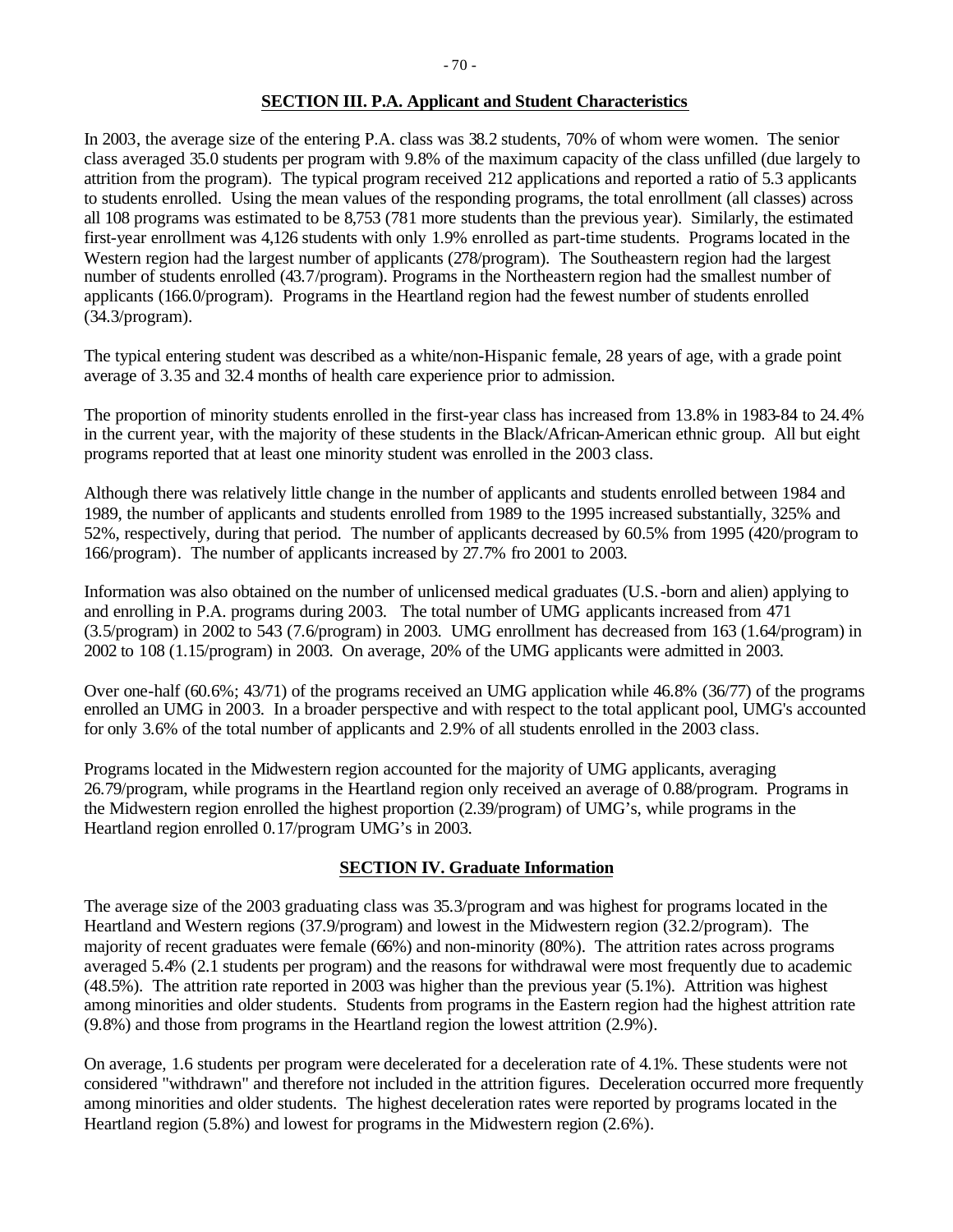## SECTION III. P.A. Applicant and Student Characteristics

In 2003, the average size of the entering P.A. class was 38.2 students, 70% of whom were women. The senior class averaged 35.0 students per program with 9.8% of the maximum capacity of the class unfilled (due largely to attrition from the program). The typical program received 212 applications and reported a ratio of 5.3 applicants to students enrolled. Using the mean values of the responding programs, the total enrollment (all classes) across all 108 programs was estimated to be 8,753 (781 more students than the previous year). Similarly, the estimated first-year enrollment was 4,126 students with only 1.9% enrolled as part-time students. Programs located in the Western region had the largest number of applicants (278/program). The Southeastern region had the largest number of students enrolled (43.7/program). Programs in the Northeastern region had the smallest number of applicants (166.0/program). Programs in the Heartland region had the fewest number of students enrolled (34.3/program).

The typical entering student was described as a white/non-Hispanic female, 28 years of age, with a grade point average of 3.35 and 32.4 months of health care experience prior to admission.

The proportion of minority students enrolled in the first-year class has increased from 13.8% in 1983-84 to 24.4% in the current year, with the majority of these students in the Black/African-American ethnic group. All but eight programs reported that at least one minority student was enrolled in the 2003 class.

Although there was relatively little change in the number of applicants and students enrolled between 1984 and 1989, the number of applicants and students enrolled from 1989 to the 1995 increased substantially, 325% and 52%, respectively, during that period. The number of applicants decreased by 60.5% from 1995 (420/program to 166/program). The number of applicants increased by 27.7% fro 2001 to 2003.

Information was also obtained on the number of unlicensed medical graduates (U.S.-born and alien) applying to and enrolling in P.A. programs during 2003. The total number of UMG applicants increased from 471 (3.5/program) in 2002 to 543 (7.6/program) in 2003. UMG enrollment has decreased from 163 (1.64/program) in 2002 to 108 (1.15/program) in 2003. On average, 20% of the UMG applicants were admitted in 2003.

Over one-half (60.6%; 43/71) of the programs received an UMG application while 46.8% (36/77) of the programs enrolled an UMG in 2003. In a broader perspective and with respect to the total applicant pool, UMG's accounted for only 3.6% of the total number of applicants and 2.9% of all students enrolled in the 2003 class.

Programs located in the Midwestern region accounted for the majority of UMG applicants, averaging 26.79/program, while programs in the Heartland region only received an average of 0.88/program. Programs in the Midwestern region enrolled the highest proportion (2.39/program) of UMG's, while programs in the Heartland region enrolled 0.17/program UMG's in 2003.

## SECTION IV. Graduate Information

The average size of the 2003 graduating class was 35.3/program and was highest for programs located in the Heartland and Western regions (37.9/program) and lowest in the Midwestern region (32.2/program). The majority of recent graduates were female (66%) and non-minority (80%). The attrition rates across programs averaged 5.4% (2.1 students per program) and the reasons for withdrawal were most frequently due to academic (48.5%). The attrition rate reported in 2003 was higher than the previous year (5.1%). Attrition was highest among minorities and older students. Students from programs in the Eastern region had the highest attrition rate (9.8%) and those from programs in the Heartland region the lowest attrition (2.9%).

On average, 1.6 students per program were decelerated for a deceleration rate of 4.1%. These students were not considered "withdrawn" and therefore not included in the attrition figures. Deceleration occurred more frequently among minorities and older students. The highest deceleration rates were reported by programs located in the Heartland region (5.8%) and lowest for programs in the Midwestern region (2.6%).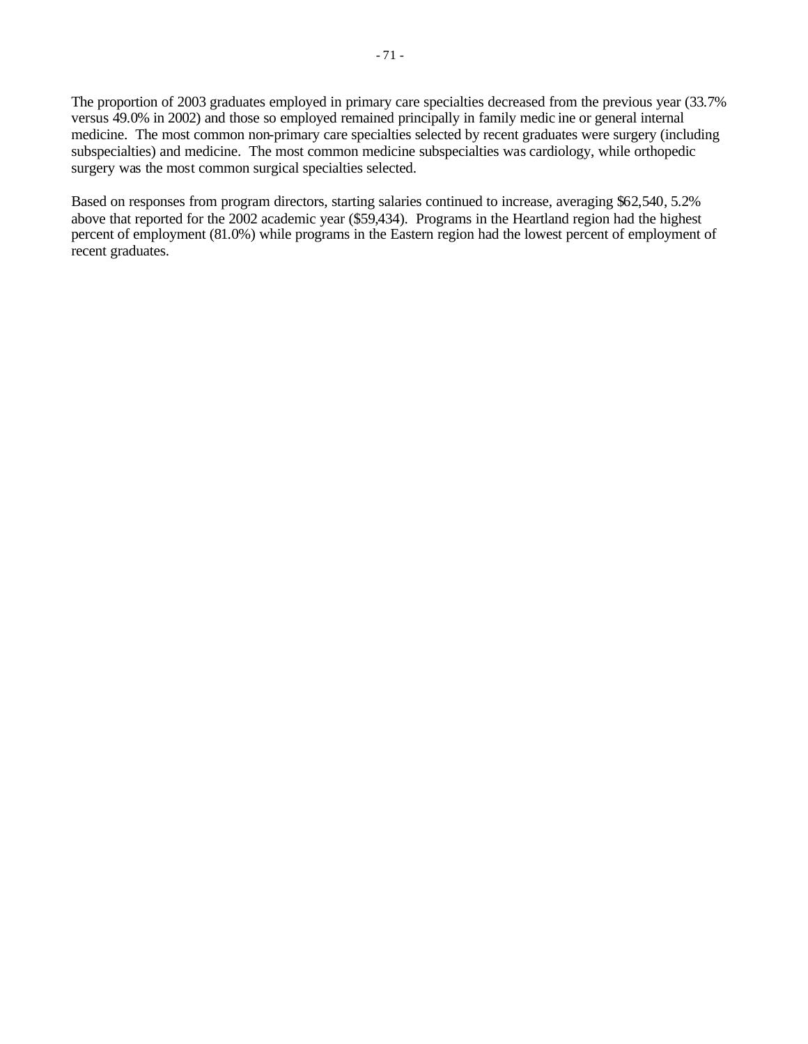The proportion of 2003 graduates employed in primary care specialties decreased from the previous year (33.7% versus 49.0% in 2002) and those so employed remained principally in family medicine or general internal medicine. The most common non-primary care specialties selected by recent graduates were surgery (including subspecialties) and medicine. The most common medicine subspecialties was cardiology, while orthopedic surgery was the most common surgical specialties selected.

Based on responses from program directors, starting salaries continued to increase, averaging $62,540, 5.2% above that reported for the 2002 academic year ($59,434). Programs in the Heartland region had the highest percent of employment (81.0%) while programs in the Eastern region had the lowest percent of employment of recent graduates.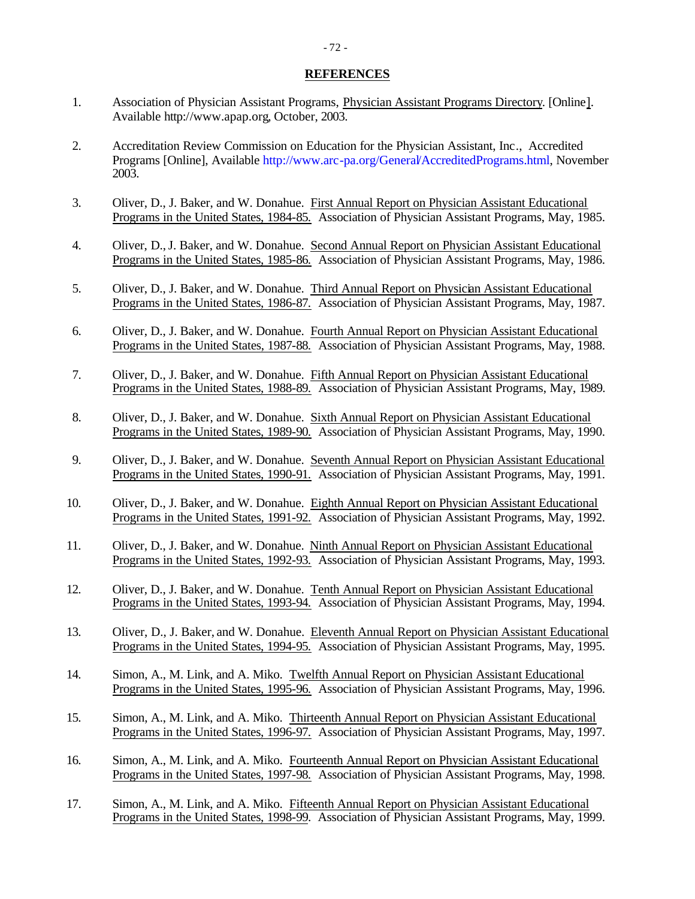## REFERENCES

1. Association of Physician Assistant Programs, Physician Assistant Programs Directory. [Online]. Available http://www.apap.org, October, 2003.

2. Accreditation Review Commission on Education for the Physician Assistant, Inc., Accredited Programs [Online], Available http://www.arc-pa.org/General/AccreditedPrograms.html, November 2003.

3. Oliver, D., J. Baker, and W. Donahue. First Annual Report on Physician Assistant Educational Programs in the United States, 1984-85. Association of Physician Assistant Programs, May, 1985.

4. Oliver, D., J. Baker, and W. Donahue. Second Annual Report on Physician Assistant Educational Programs in the United States, 1985-86. Association of Physician Assistant Programs, May, 1986.

5. Oliver, D., J. Baker, and W. Donahue. Third Annual Report on Physician Assistant Educational Programs in the United States, 1986-87. Association of Physician Assistant Programs, May, 1987.

6. Oliver, D., J. Baker, and W. Donahue. Fourth Annual Report on Physician Assistant Educational Programs in the United States, 1987-88. Association of Physician Assistant Programs, May, 1988.

7. Oliver, D., J. Baker, and W. Donahue. Fifth Annual Report on Physician Assistant Educational Programs in the United States, 1988-89. Association of Physician Assistant Programs, May, 1989.

8. Oliver, D., J. Baker, and W. Donahue. Sixth Annual Report on Physician Assistant Educational Programs in the United States, 1989-90. Association of Physician Assistant Programs, May, 1990.

9. Oliver, D., J. Baker, and W. Donahue. Seventh Annual Report on Physician Assistant Educational Programs in the United States, 1990-91. Association of Physician Assistant Programs, May, 1991.

10. Oliver, D., J. Baker, and W. Donahue. Eighth Annual Report on Physician Assistant Educational Programs in the United States, 1991-92. Association of Physician Assistant Programs, May, 1992.

11. Oliver, D., J. Baker, and W. Donahue. Ninth Annual Report on Physician Assistant Educational Programs in the United States, 1992-93. Association of Physician Assistant Programs, May, 1993.

12. Oliver, D., J. Baker, and W. Donahue. Tenth Annual Report on Physician Assistant Educational Programs in the United States, 1993-94. Association of Physician Assistant Programs, May, 1994.

13. Oliver, D., J. Baker, and W. Donahue. Eleventh Annual Report on Physician Assistant Educational Programs in the United States, 1994-95. Association of Physician Assistant Programs, May, 1995.

14. Simon, A., M. Link, and A. Miko. Twelfth Annual Report on Physician Assistant Educational Programs in the United States, 1995-96. Association of Physician Assistant Programs, May, 1996.

15. Simon, A., M. Link, and A. Miko. Thirteenth Annual Report on Physician Assistant Educational Programs in the United States, 1996-97. Association of Physician Assistant Programs, May, 1997.

16. Simon, A., M. Link, and A. Miko. Fourteenth Annual Report on Physician Assistant Educational Programs in the United States, 1997-98. Association of Physician Assistant Programs, May, 1998.

17. Simon, A., M. Link, and A. Miko. Fifteenth Annual Report on Physician Assistant Educational Programs in the United States, 1998-99. Association of Physician Assistant Programs, May, 1999.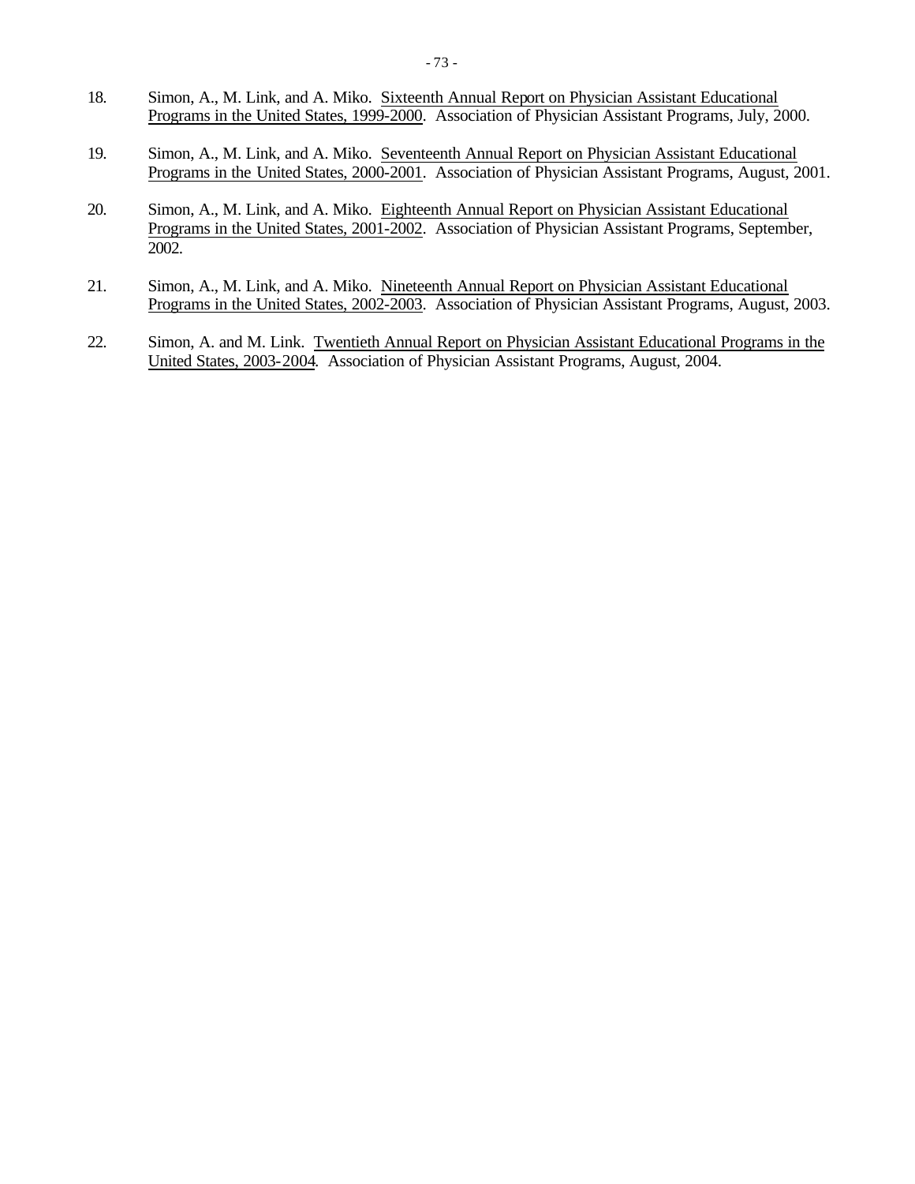18. Simon, A., M. Link, and A. Miko. Sixteenth Annual Report on Physician Assistant Educational Programs in the United States, 1999-2000. Association of Physician Assistant Programs, July, 2000.

19. Simon, A., M. Link, and A. Miko. Seventeenth Annual Report on Physician Assistant Educational Programs in the United States, 2000-2001. Association of Physician Assistant Programs, August, 2001.

20. Simon, A., M. Link, and A. Miko. Eighteenth Annual Report on Physician Assistant Educational Programs in the United States, 2001-2002. Association of Physician Assistant Programs, September, 2002.

21. Simon, A., M. Link, and A. Miko. Nineteenth Annual Report on Physician Assistant Educational Programs in the United States, 2002-2003. Association of Physician Assistant Programs, August, 2003.

22. Simon, A. and M. Link. Twentieth Annual Report on Physician Assistant Educational Programs in the United States, 2003-2004. Association of Physician Assistant Programs, August, 2004.